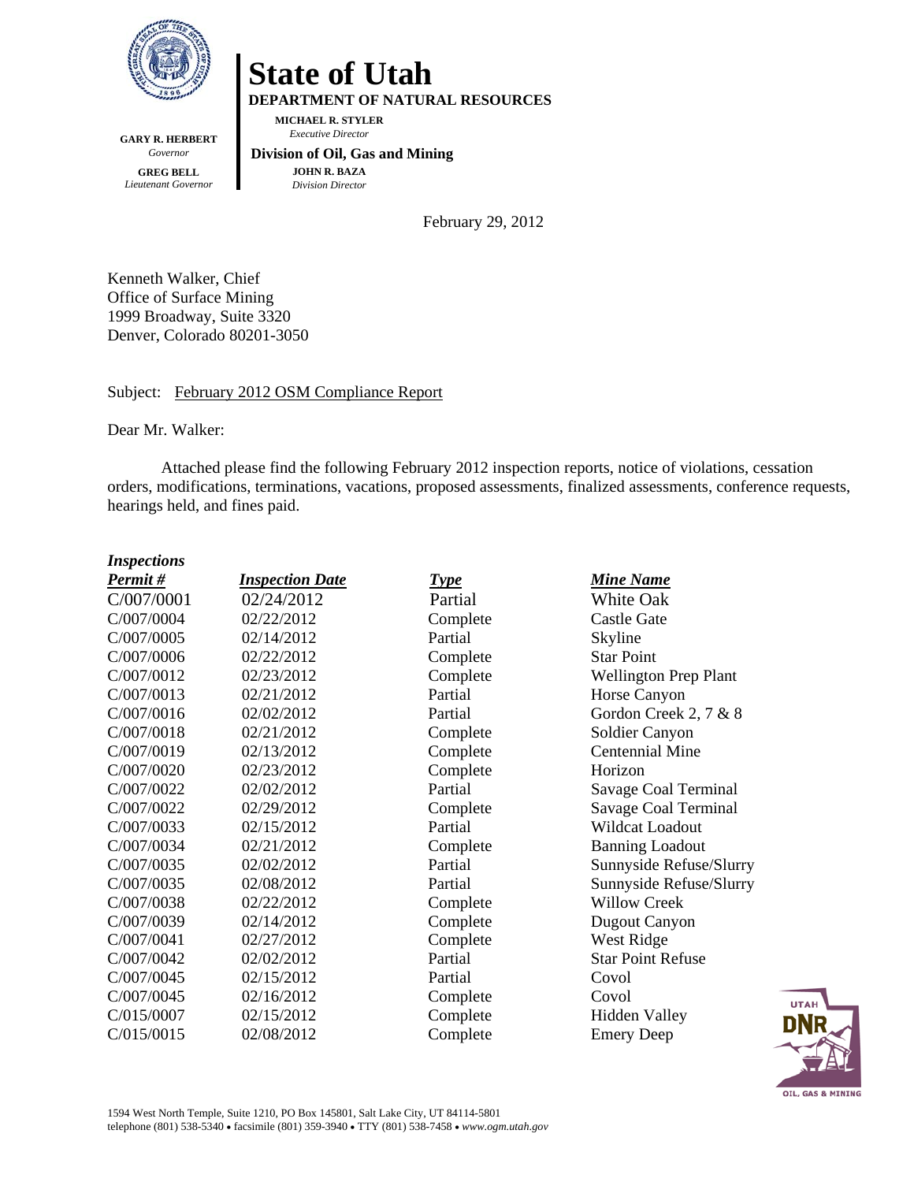# State of Utah

**DEPARTMENT OF NATURAL RESOURCES**

**MICHAEL R. STYLER**
*Executive Director*

**Division of Oil, Gas and Mining**

**JOHN R. BAZA**
*Division Director*

**GARY R. HERBERT**
*Governor*

**GREG BELL**
*Lieutenant Governor*

February 29, 2012

Kenneth Walker, Chief
Office of Surface Mining
1999 Broadway, Suite 3320
Denver, Colorado 80201-3050

Subject: February 2012 OSM Compliance Report

Dear Mr. Walker:

Attached please find the following February 2012 inspection reports, notice of violations, cessation orders, modifications, terminations, vacations, proposed assessments, finalized assessments, conference requests, hearings held, and fines paid.

***Inspections***

| ***Permit #*** | ***Inspection Date*** | ***Type*** | ***Mine Name*** |
|---|---|---|---|
| C/007/0001 | 02/24/2012 | Partial | White Oak |
| C/007/0004 | 02/22/2012 | Complete | Castle Gate |
| C/007/0005 | 02/14/2012 | Partial | Skyline |
| C/007/0006 | 02/22/2012 | Complete | Star Point |
| C/007/0012 | 02/23/2012 | Complete | Wellington Prep Plant |
| C/007/0013 | 02/21/2012 | Partial | Horse Canyon |
| C/007/0016 | 02/02/2012 | Partial | Gordon Creek 2, 7 & 8 |
| C/007/0018 | 02/21/2012 | Complete | Soldier Canyon |
| C/007/0019 | 02/13/2012 | Complete | Centennial Mine |
| C/007/0020 | 02/23/2012 | Complete | Horizon |
| C/007/0022 | 02/02/2012 | Partial | Savage Coal Terminal |
| C/007/0022 | 02/29/2012 | Complete | Savage Coal Terminal |
| C/007/0033 | 02/15/2012 | Partial | Wildcat Loadout |
| C/007/0034 | 02/21/2012 | Complete | Banning Loadout |
| C/007/0035 | 02/02/2012 | Partial | Sunnyside Refuse/Slurry |
| C/007/0035 | 02/08/2012 | Partial | Sunnyside Refuse/Slurry |
| C/007/0038 | 02/22/2012 | Complete | Willow Creek |
| C/007/0039 | 02/14/2012 | Complete | Dugout Canyon |
| C/007/0041 | 02/27/2012 | Complete | West Ridge |
| C/007/0042 | 02/02/2012 | Partial | Star Point Refuse |
| C/007/0045 | 02/15/2012 | Partial | Covol |
| C/007/0045 | 02/16/2012 | Complete | Covol |
| C/015/0007 | 02/15/2012 | Complete | Hidden Valley |
| C/015/0015 | 02/08/2012 | Complete | Emery Deep |

1594 West North Temple, Suite 1210, PO Box 145801, Salt Lake City, UT 84114-5801
telephone (801) 538-5340 • facsimile (801) 359-3940 • TTY (801) 538-7458 • *www.ogm.utah.gov*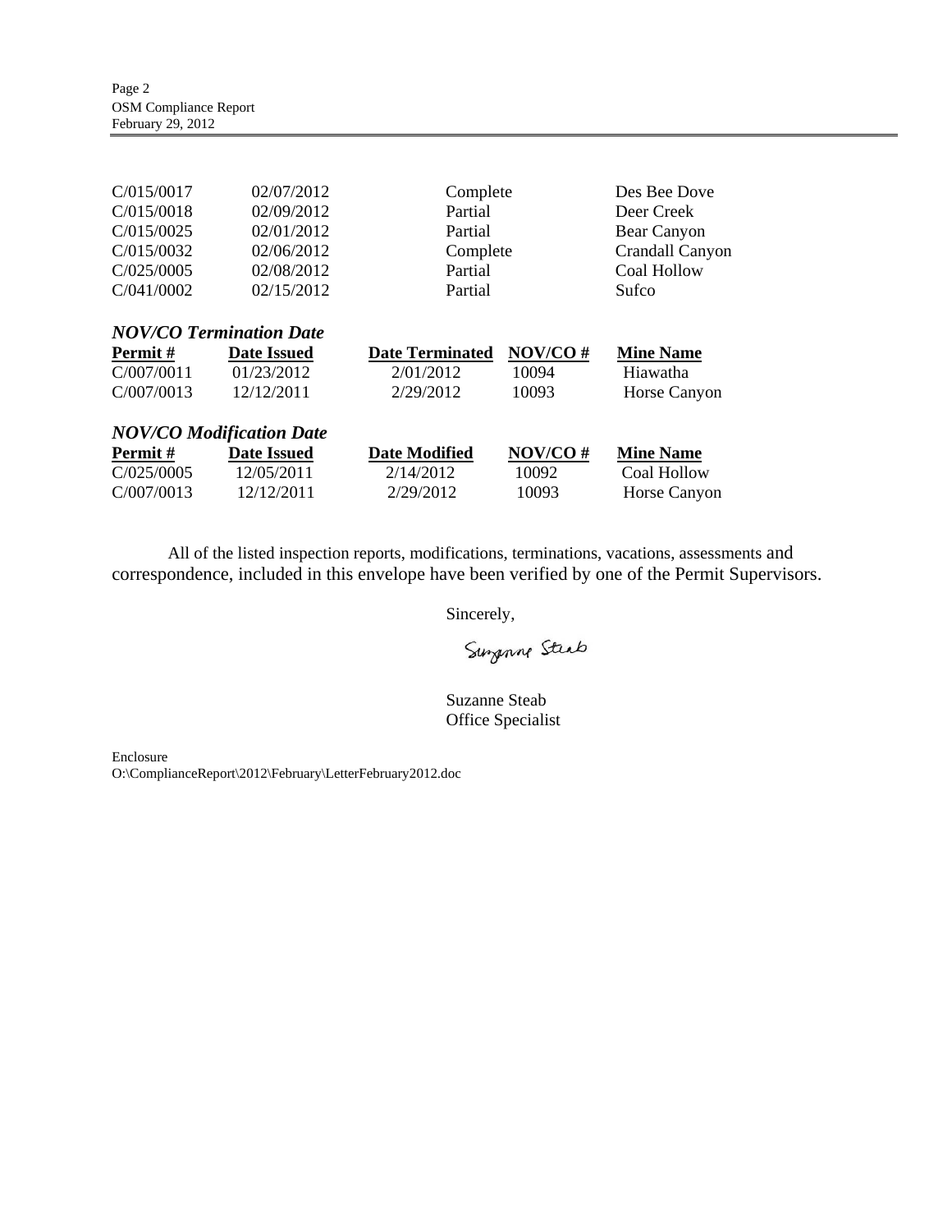| | | | |
|---|---|---|---|
| C/015/0017 | 02/07/2012 | Complete | Des Bee Dove |
| C/015/0018 | 02/09/2012 | Partial | Deer Creek |
| C/015/0025 | 02/01/2012 | Partial | Bear Canyon |
| C/015/0032 | 02/06/2012 | Complete | Crandall Canyon |
| C/025/0005 | 02/08/2012 | Partial | Coal Hollow |
| C/041/0002 | 02/15/2012 | Partial | Sufco |

***NOV/CO Termination Date***

| Permit # | Date Issued | Date Terminated | NOV/CO # | Mine Name |
|---|---|---|---|---|
| C/007/0011 | 01/23/2012 | 2/01/2012 | 10094 | Hiawatha |
| C/007/0013 | 12/12/2011 | 2/29/2012 | 10093 | Horse Canyon |

***NOV/CO Modification Date***

| Permit # | Date Issued | Date Modified | NOV/CO # | Mine Name |
|---|---|---|---|---|
| C/025/0005 | 12/05/2011 | 2/14/2012 | 10092 | Coal Hollow |
| C/007/0013 | 12/12/2011 | 2/29/2012 | 10093 | Horse Canyon |

All of the listed inspection reports, modifications, terminations, vacations, assessments and correspondence, included in this envelope have been verified by one of the Permit Supervisors.

Sincerely,

Suzanne Steab

Suzanne Steab
Office Specialist

Enclosure
O:\ComplianceReport\2012\February\LetterFebruary2012.doc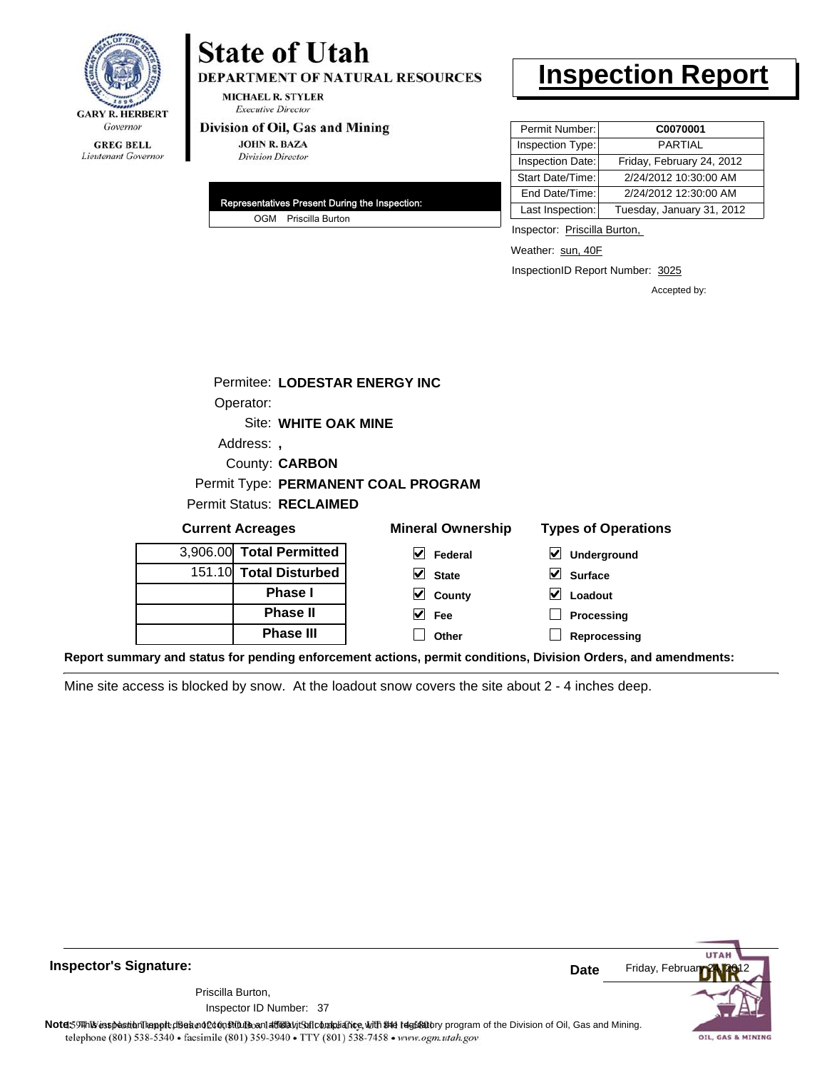**State of Utah**
**DEPARTMENT OF NATURAL RESOURCES**

MICHAEL R. STYLER
*Executive Director*

**Division of Oil, Gas and Mining**

JOHN R. BAZA
*Division Director*

GARY R. HERBERT
*Governor*

GREG BELL
*Lieutenant Governor*

# Inspection Report

| | |
|---|---|
| Permit Number: | **C0070001** |
| Inspection Type: | PARTIAL |
| Inspection Date: | Friday, February 24, 2012 |
| Start Date/Time: | 2/24/2012 10:30:00 AM |
| End Date/Time: | 2/24/2012 12:30:00 AM |
| Last Inspection: | Tuesday, January 31, 2012 |

**Representatives Present During the Inspection:**

OGM Priscilla Burton

Inspector: Priscilla Burton,

Weather: sun, 40F

InspectionID Report Number: 3025

Accepted by:

Permitee: **LODESTAR ENERGY INC**
Operator:
Site: **WHITE OAK MINE**
Address: **,**
County: **CARBON**
Permit Type: **PERMANENT COAL PROGRAM**
Permit Status: **RECLAIMED**

**Current Acreages**

| | |
|---|---|
| 3,906.00 | **Total Permitted** |
| 151.10 | **Total Disturbed** |
| | **Phase I** |
| | **Phase II** |
| | **Phase III** |

**Mineral Ownership**

- [x] Federal
- [x] State
- [x] County
- [x] Fee
- [ ] Other

**Types of Operations**

- [x] Underground
- [x] Surface
- [x] Loadout
- [ ] Processing
- [ ] Reprocessing

**Report summary and status for pending enforcement actions, permit conditions, Division Orders, and amendments:**

Mine site access is blocked by snow. At the loadout snow covers the site about 2 - 4 inches deep.

**Inspector's Signature:**

Priscilla Burton,
Inspector ID Number: 37

**Date** Friday, February 24, 2012

**Note:** This inspection report does not constitute an affidavit of compliance with the regulatory program of the Division of Oil, Gas and Mining.

1594 West North Temple, Suite 1210, PO Box 145801, Salt Lake City, UT 84114-5801
telephone (801) 538-5340 • facsimile (801) 359-3940 • TTY (801) 538-7458 • www.ogm.utah.gov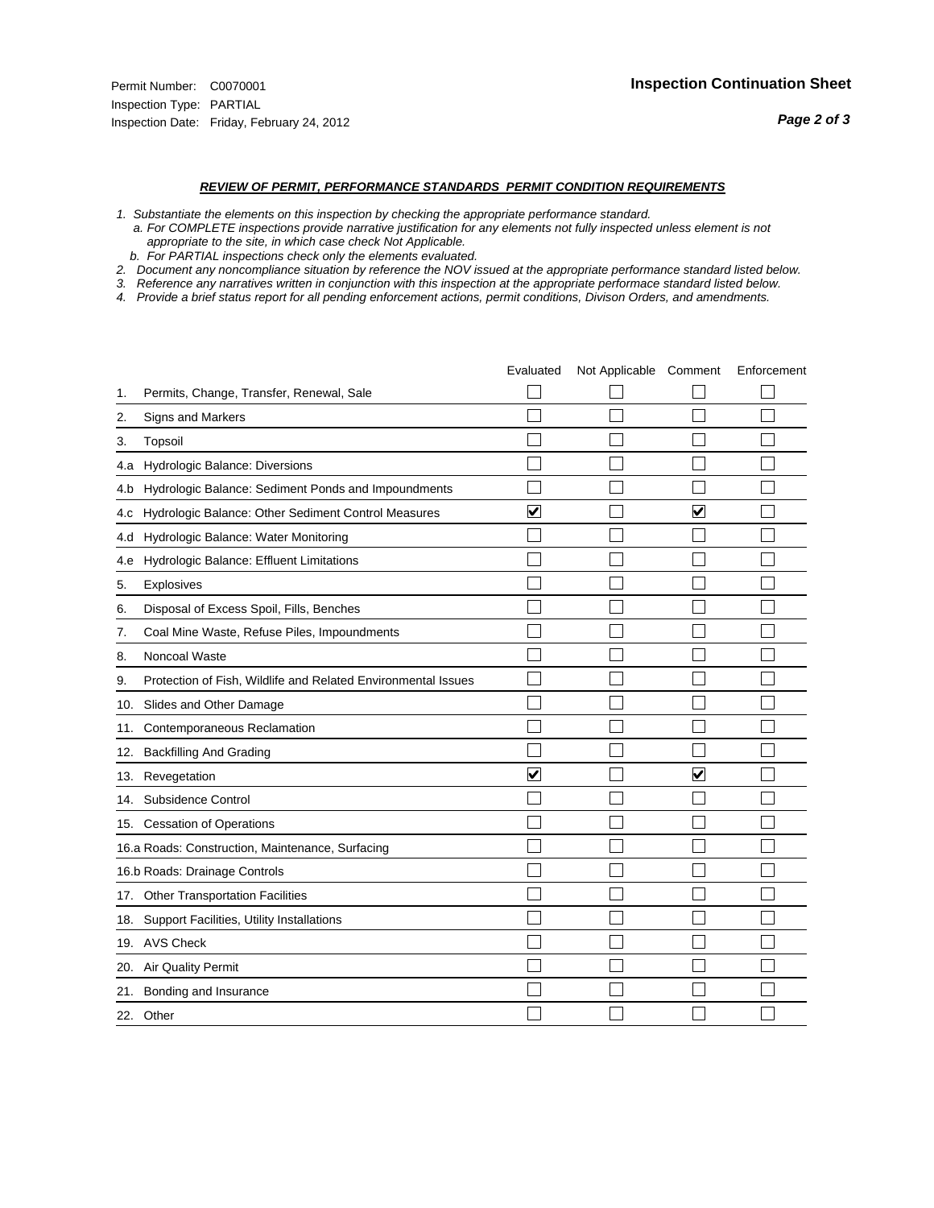Permit Number: C0070001
Inspection Type: PARTIAL
Inspection Date: Friday, February 24, 2012

**Inspection Continuation Sheet**

***REVIEW OF PERMIT, PERFORMANCE STANDARDS PERMIT CONDITION REQUIREMENTS***

*1. Substantiate the elements on this inspection by checking the appropriate performance standard.*
*a. For COMPLETE inspections provide narrative justification for any elements not fully inspected unless element is not appropriate to the site, in which case check Not Applicable.*
*b. For PARTIAL inspections check only the elements evaluated.*
*2. Document any noncompliance situation by reference the NOV issued at the appropriate performance standard listed below.*
*3. Reference any narratives written in conjunction with this inspection at the appropriate performace standard listed below.*
*4. Provide a brief status report for all pending enforcement actions, permit conditions, Divison Orders, and amendments.*

| | Evaluated | Not Applicable | Comment | Enforcement |
|---|---|---|---|---|
| 1. Permits, Change, Transfer, Renewal, Sale | ☐ | ☐ | ☐ | ☐ |
| 2. Signs and Markers | ☐ | ☐ | ☐ | ☐ |
| 3. Topsoil | ☐ | ☐ | ☐ | ☐ |
| 4.a Hydrologic Balance: Diversions | ☐ | ☐ | ☐ | ☐ |
| 4.b Hydrologic Balance: Sediment Ponds and Impoundments | ☐ | ☐ | ☐ | ☐ |
| 4.c Hydrologic Balance: Other Sediment Control Measures | ☑ | ☐ | ☑ | ☐ |
| 4.d Hydrologic Balance: Water Monitoring | ☐ | ☐ | ☐ | ☐ |
| 4.e Hydrologic Balance: Effluent Limitations | ☐ | ☐ | ☐ | ☐ |
| 5. Explosives | ☐ | ☐ | ☐ | ☐ |
| 6. Disposal of Excess Spoil, Fills, Benches | ☐ | ☐ | ☐ | ☐ |
| 7. Coal Mine Waste, Refuse Piles, Impoundments | ☐ | ☐ | ☐ | ☐ |
| 8. Noncoal Waste | ☐ | ☐ | ☐ | ☐ |
| 9. Protection of Fish, Wildlife and Related Environmental Issues | ☐ | ☐ | ☐ | ☐ |
| 10. Slides and Other Damage | ☐ | ☐ | ☐ | ☐ |
| 11. Contemporaneous Reclamation | ☐ | ☐ | ☐ | ☐ |
| 12. Backfilling And Grading | ☐ | ☐ | ☐ | ☐ |
| 13. Revegetation | ☑ | ☐ | ☑ | ☐ |
| 14. Subsidence Control | ☐ | ☐ | ☐ | ☐ |
| 15. Cessation of Operations | ☐ | ☐ | ☐ | ☐ |
| 16.a Roads: Construction, Maintenance, Surfacing | ☐ | ☐ | ☐ | ☐ |
| 16.b Roads: Drainage Controls | ☐ | ☐ | ☐ | ☐ |
| 17. Other Transportation Facilities | ☐ | ☐ | ☐ | ☐ |
| 18. Support Facilities, Utility Installations | ☐ | ☐ | ☐ | ☐ |
| 19. AVS Check | ☐ | ☐ | ☐ | ☐ |
| 20. Air Quality Permit | ☐ | ☐ | ☐ | ☐ |
| 21. Bonding and Insurance | ☐ | ☐ | ☐ | ☐ |
| 22. Other | ☐ | ☐ | ☐ | ☐ |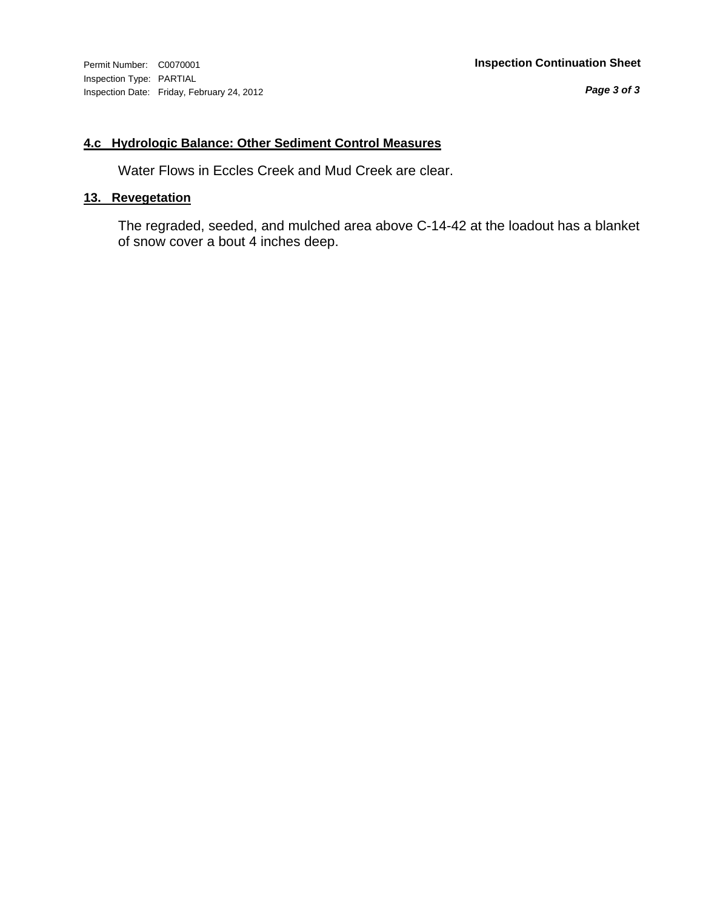Permit Number: C0070001
Inspection Type: PARTIAL
Inspection Date: Friday, February 24, 2012

**Inspection Continuation Sheet**

**4.c Hydrologic Balance: Other Sediment Control Measures**

Water Flows in Eccles Creek and Mud Creek are clear.

**13. Revegetation**

The regraded, seeded, and mulched area above C-14-42 at the loadout has a blanket of snow cover a bout 4 inches deep.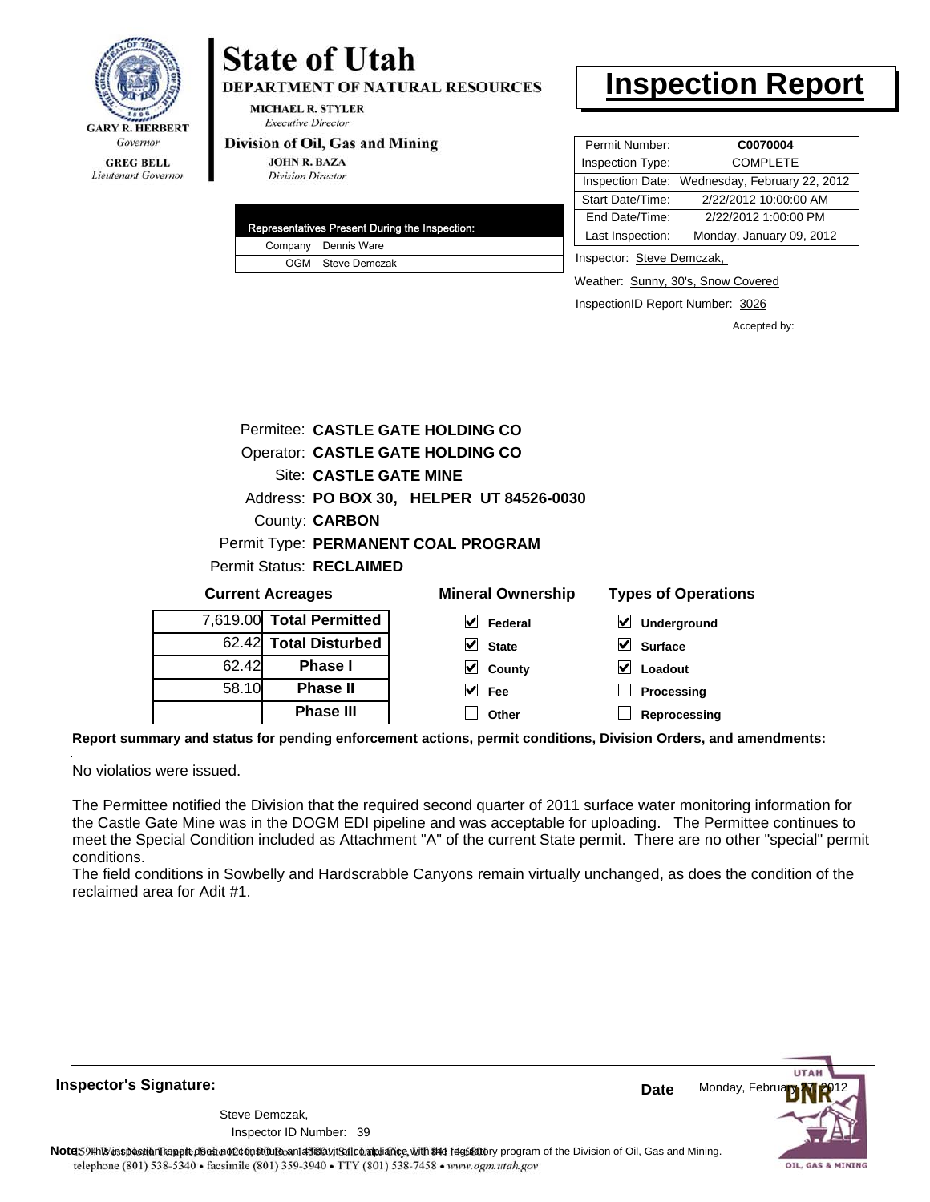GARY R. HERBERT
*Governor*

GREG BELL
*Lieutenant Governor*

# State of Utah

**DEPARTMENT OF NATURAL RESOURCES**

MICHAEL R. STYLER
*Executive Director*

**Division of Oil, Gas and Mining**

JOHN R. BAZA
*Division Director*

# Inspection Report

| Permit Number: | **C0070004** |
|---|---|
| Inspection Type: | COMPLETE |
| Inspection Date: | Wednesday, February 22, 2012 |
| Start Date/Time: | 2/22/2012 10:00:00 AM |
| End Date/Time: | 2/22/2012 1:00:00 PM |
| Last Inspection: | Monday, January 09, 2012 |

Inspector: Steve Demczak,

Weather: Sunny, 30's, Snow Covered

InspectionID Report Number: 3026

Accepted by:

| Representatives Present During the Inspection: | |
|---|---|
| Company | Dennis Ware |
| OGM | Steve Demczak |

Permitee: **CASTLE GATE HOLDING CO**
Operator: **CASTLE GATE HOLDING CO**
Site: **CASTLE GATE MINE**
Address: **PO BOX 30, HELPER UT 84526-0030**
County: **CARBON**
Permit Type: **PERMANENT COAL PROGRAM**
Permit Status: **RECLAIMED**

**Current Acreages**

| | |
|---|---|
| 7,619.00 | **Total Permitted** |
| 62.42 | **Total Disturbed** |
| 62.42 | **Phase I** |
| 58.10 | **Phase II** |
| | **Phase III** |

**Mineral Ownership**

- [x] Federal
- [x] State
- [x] County
- [x] Fee
- [ ] Other

**Types of Operations**

- [x] Underground
- [x] Surface
- [x] Loadout
- [ ] Processing
- [ ] Reprocessing

**Report summary and status for pending enforcement actions, permit conditions, Division Orders, and amendments:**

No violatios were issued.

The Permittee notified the Division that the required second quarter of 2011 surface water monitoring information for the Castle Gate Mine was in the DOGM EDI pipeline and was acceptable for uploading. The Permittee continues to meet the Special Condition included as Attachment "A" of the current State permit. There are no other "special" permit conditions.

The field conditions in Sowbelly and Hardscrabble Canyons remain virtually unchanged, as does the condition of the reclaimed area for Adit #1.

**Inspector's Signature:**

Steve Demczak,
Inspector ID Number: 39

**Date** Monday, February 27, 2012

**Note:** This inspection report does not constitute an affidavit of compliance with the regulatory program of the Division of Oil, Gas and Mining.

telephone (801) 538-5340 • facsimile (801) 359-3940 • TTY (801) 538-7458 • www.ogm.utah.gov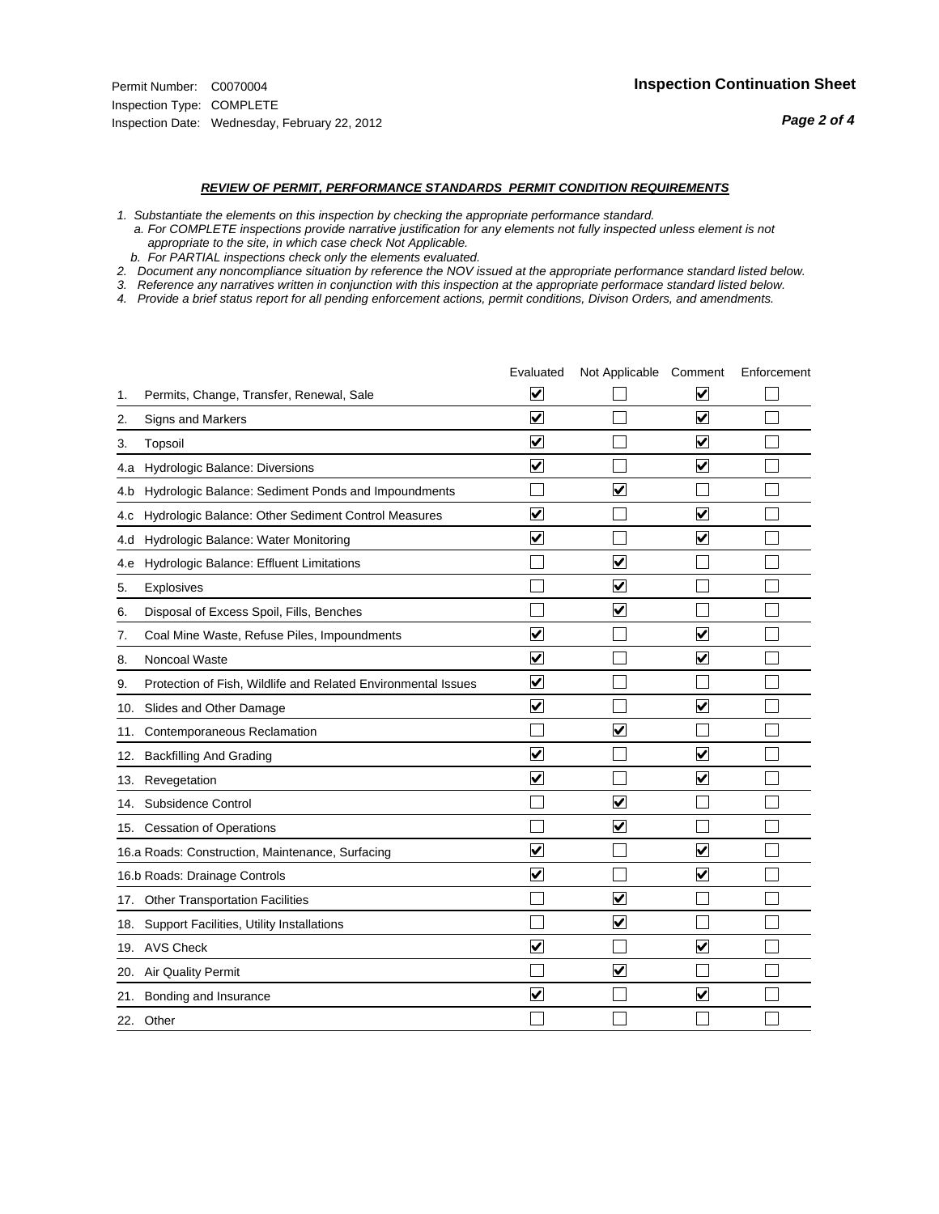Permit Number: C0070004
Inspection Type: COMPLETE
Inspection Date: Wednesday, February 22, 2012

## Inspection Continuation Sheet

### *REVIEW OF PERMIT, PERFORMANCE STANDARDS PERMIT CONDITION REQUIREMENTS*

*1. Substantiate the elements on this inspection by checking the appropriate performance standard.*
*a. For COMPLETE inspections provide narrative justification for any elements not fully inspected unless element is not appropriate to the site, in which case check Not Applicable.*
*b. For PARTIAL inspections check only the elements evaluated.*
*2. Document any noncompliance situation by reference the NOV issued at the appropriate performance standard listed below.*
*3. Reference any narratives written in conjunction with this inspection at the appropriate performace standard listed below.*
*4. Provide a brief status report for all pending enforcement actions, permit conditions, Divison Orders, and amendments.*

| | Evaluated | Not Applicable | Comment | Enforcement |
|---|---|---|---|---|
| 1. Permits, Change, Transfer, Renewal, Sale | ☑ | ☐ | ☑ | ☐ |
| 2. Signs and Markers | ☑ | ☐ | ☑ | ☐ |
| 3. Topsoil | ☑ | ☐ | ☑ | ☐ |
| 4.a Hydrologic Balance: Diversions | ☑ | ☐ | ☑ | ☐ |
| 4.b Hydrologic Balance: Sediment Ponds and Impoundments | ☐ | ☑ | ☐ | ☐ |
| 4.c Hydrologic Balance: Other Sediment Control Measures | ☑ | ☐ | ☑ | ☐ |
| 4.d Hydrologic Balance: Water Monitoring | ☑ | ☐ | ☑ | ☐ |
| 4.e Hydrologic Balance: Effluent Limitations | ☐ | ☑ | ☐ | ☐ |
| 5. Explosives | ☐ | ☑ | ☐ | ☐ |
| 6. Disposal of Excess Spoil, Fills, Benches | ☐ | ☑ | ☐ | ☐ |
| 7. Coal Mine Waste, Refuse Piles, Impoundments | ☑ | ☐ | ☑ | ☐ |
| 8. Noncoal Waste | ☑ | ☐ | ☑ | ☐ |
| 9. Protection of Fish, Wildlife and Related Environmental Issues | ☑ | ☐ | ☐ | ☐ |
| 10. Slides and Other Damage | ☑ | ☐ | ☑ | ☐ |
| 11. Contemporaneous Reclamation | ☐ | ☑ | ☐ | ☐ |
| 12. Backfilling And Grading | ☑ | ☐ | ☑ | ☐ |
| 13. Revegetation | ☑ | ☐ | ☑ | ☐ |
| 14. Subsidence Control | ☐ | ☑ | ☐ | ☐ |
| 15. Cessation of Operations | ☐ | ☑ | ☐ | ☐ |
| 16.a Roads: Construction, Maintenance, Surfacing | ☑ | ☐ | ☑ | ☐ |
| 16.b Roads: Drainage Controls | ☑ | ☐ | ☑ | ☐ |
| 17. Other Transportation Facilities | ☐ | ☑ | ☐ | ☐ |
| 18. Support Facilities, Utility Installations | ☐ | ☑ | ☐ | ☐ |
| 19. AVS Check | ☑ | ☐ | ☑ | ☐ |
| 20. Air Quality Permit | ☐ | ☑ | ☐ | ☐ |
| 21. Bonding and Insurance | ☑ | ☐ | ☑ | ☐ |
| 22. Other | ☐ | ☐ | ☐ | ☐ |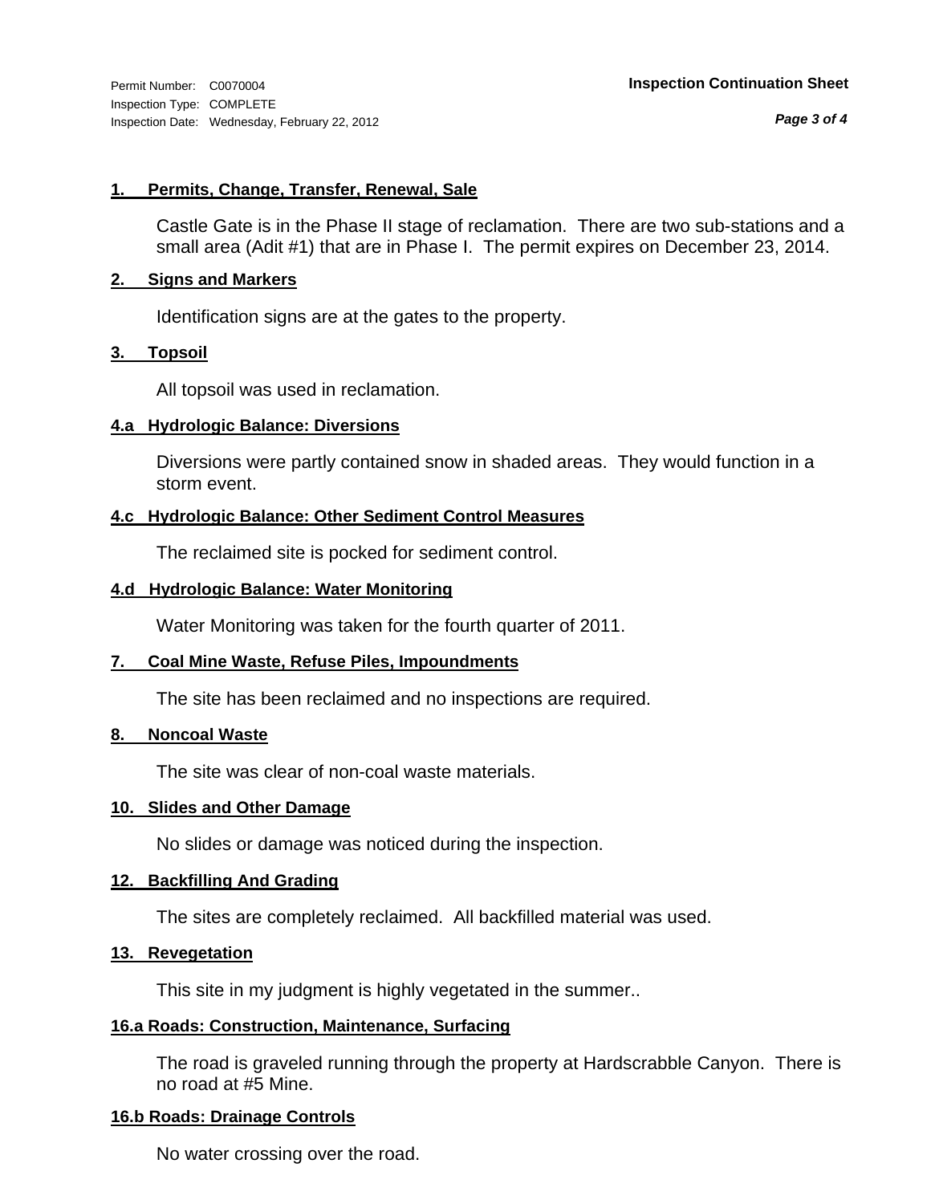Permit Number: C0070004
Inspection Type: COMPLETE
Inspection Date: Wednesday, February 22, 2012

**Inspection Continuation Sheet**

### 1. Permits, Change, Transfer, Renewal, Sale

Castle Gate is in the Phase II stage of reclamation. There are two sub-stations and a small area (Adit #1) that are in Phase I. The permit expires on December 23, 2014.

### 2. Signs and Markers

Identification signs are at the gates to the property.

### 3. Topsoil

All topsoil was used in reclamation.

### 4.a Hydrologic Balance: Diversions

Diversions were partly contained snow in shaded areas. They would function in a storm event.

### 4.c Hydrologic Balance: Other Sediment Control Measures

The reclaimed site is pocked for sediment control.

### 4.d Hydrologic Balance: Water Monitoring

Water Monitoring was taken for the fourth quarter of 2011.

### 7. Coal Mine Waste, Refuse Piles, Impoundments

The site has been reclaimed and no inspections are required.

### 8. Noncoal Waste

The site was clear of non-coal waste materials.

### 10. Slides and Other Damage

No slides or damage was noticed during the inspection.

### 12. Backfilling And Grading

The sites are completely reclaimed. All backfilled material was used.

### 13. Revegetation

This site in my judgment is highly vegetated in the summer..

### 16.a Roads: Construction, Maintenance, Surfacing

The road is graveled running through the property at Hardscrabble Canyon. There is no road at #5 Mine.

### 16.b Roads: Drainage Controls

No water crossing over the road.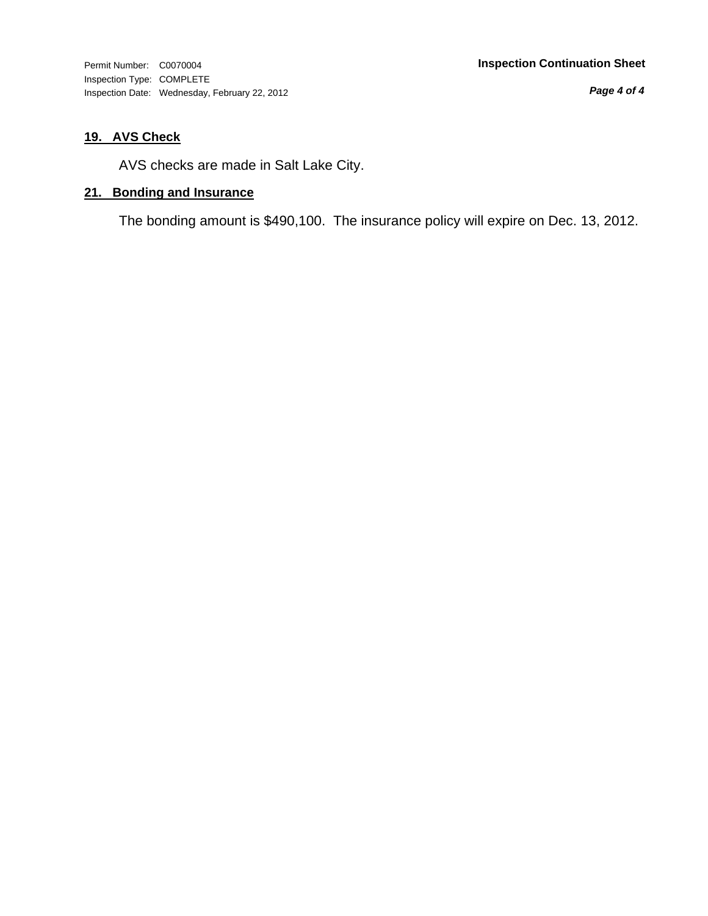Permit Number: C0070004
Inspection Type: COMPLETE
Inspection Date: Wednesday, February 22, 2012

**Inspection Continuation Sheet**

## 19. AVS Check

AVS checks are made in Salt Lake City.

## 21. Bonding and Insurance

The bonding amount is $490,100. The insurance policy will expire on Dec. 13, 2012.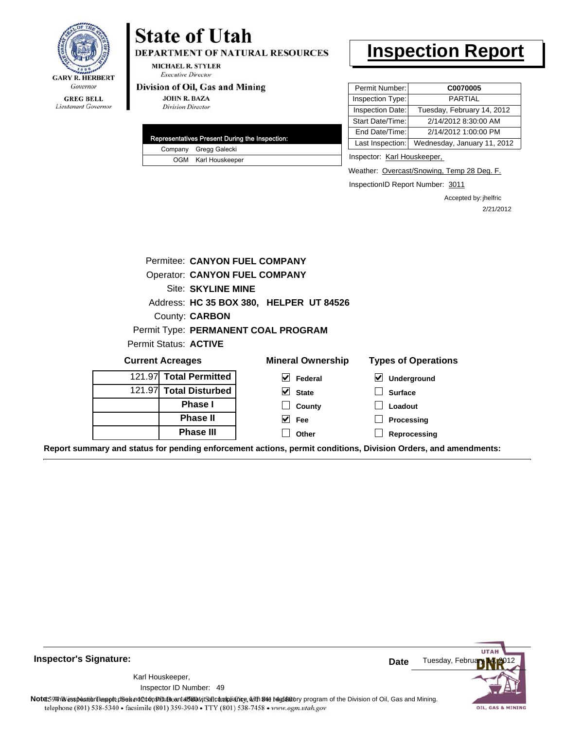GARY R. HERBERT
*Governor*

GREG BELL
*Lieutenant Governor*

# State of Utah

**DEPARTMENT OF NATURAL RESOURCES**

MICHAEL R. STYLER
*Executive Director*

**Division of Oil, Gas and Mining**

JOHN R. BAZA
*Division Director*

# Inspection Report

| | |
|---|---|
| Permit Number: | **C0070005** |
| Inspection Type: | PARTIAL |
| Inspection Date: | Tuesday, February 14, 2012 |
| Start Date/Time: | 2/14/2012 8:30:00 AM |
| End Date/Time: | 2/14/2012 1:00:00 PM |
| Last Inspection: | Wednesday, January 11, 2012 |

| Representatives Present During the Inspection: | |
|---|---|
| Company | Gregg Galecki |
| OGM | Karl Houskeeper |

Inspector: Karl Houskeeper,

Weather: Overcast/Snowing, Temp 28 Deg. F.

InspectionID Report Number: 3011

Accepted by: jhelfric
2/21/2012

Permitee: **CANYON FUEL COMPANY**
Operator: **CANYON FUEL COMPANY**
Site: **SKYLINE MINE**
Address: **HC 35 BOX 380, HELPER UT 84526**
County: **CARBON**
Permit Type: **PERMANENT COAL PROGRAM**
Permit Status: **ACTIVE**

**Current Acreages**

| | |
|---|---|
| 121.97 | **Total Permitted** |
| 121.97 | **Total Disturbed** |
| | **Phase I** |
| | **Phase II** |
| | **Phase III** |

**Mineral Ownership**

- [x] Federal
- [x] State
- [ ] County
- [x] Fee
- [ ] Other

**Types of Operations**

- [x] Underground
- [ ] Surface
- [ ] Loadout
- [ ] Processing
- [ ] Reprocessing

**Report summary and status for pending enforcement actions, permit conditions, Division Orders, and amendments:**

---

**Inspector's Signature:**

Karl Houskeeper,
Inspector ID Number: 49

**Date** Tuesday, February 14, 2012

**Note:** This inspection report does not constitute an affidavit of compliance with the regulatory program of the Division of Oil, Gas and Mining.

1594 West North Temple, Suite 1210, Box 145801, Salt Lake City, UT 84114-5801
telephone (801) 538-5340 • facsimile (801) 359-3940 • TTY (801) 538-7458 • www.ogm.utah.gov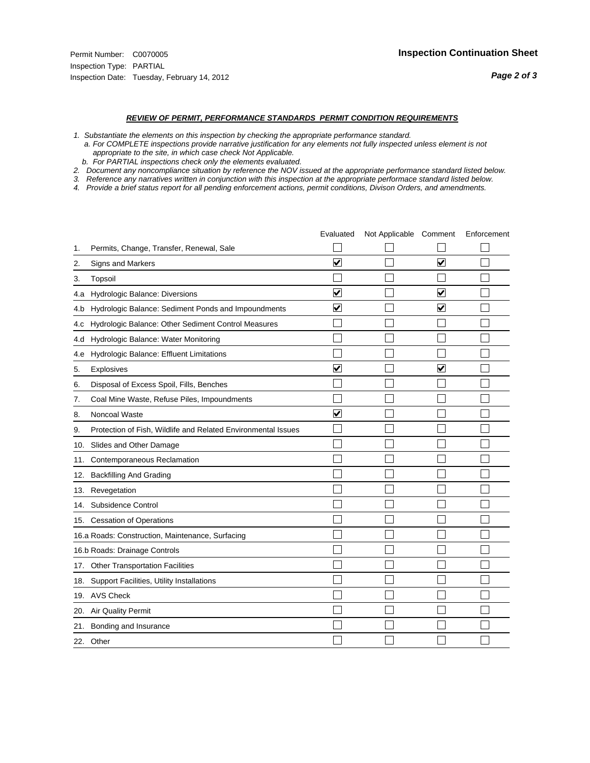Permit Number: C0070005
Inspection Type: PARTIAL
Inspection Date: Tuesday, February 14, 2012

## Inspection Continuation Sheet

### *REVIEW OF PERMIT, PERFORMANCE STANDARDS PERMIT CONDITION REQUIREMENTS*

*1. Substantiate the elements on this inspection by checking the appropriate performance standard.*
*a. For COMPLETE inspections provide narrative justification for any elements not fully inspected unless element is not appropriate to the site, in which case check Not Applicable.*
*b. For PARTIAL inspections check only the elements evaluated.*
*2. Document any noncompliance situation by reference the NOV issued at the appropriate performance standard listed below.*
*3. Reference any narratives written in conjunction with this inspection at the appropriate performace standard listed below.*
*4. Provide a brief status report for all pending enforcement actions, permit conditions, Divison Orders, and amendments.*

| | Evaluated | Not Applicable | Comment | Enforcement |
|---|---|---|---|---|
| 1. Permits, Change, Transfer, Renewal, Sale | ☐ | ☐ | ☐ | ☐ |
| 2. Signs and Markers | ☑ | ☐ | ☑ | ☐ |
| 3. Topsoil | ☐ | ☐ | ☐ | ☐ |
| 4.a Hydrologic Balance: Diversions | ☑ | ☐ | ☑ | ☐ |
| 4.b Hydrologic Balance: Sediment Ponds and Impoundments | ☑ | ☐ | ☑ | ☐ |
| 4.c Hydrologic Balance: Other Sediment Control Measures | ☐ | ☐ | ☐ | ☐ |
| 4.d Hydrologic Balance: Water Monitoring | ☐ | ☐ | ☐ | ☐ |
| 4.e Hydrologic Balance: Effluent Limitations | ☐ | ☐ | ☐ | ☐ |
| 5. Explosives | ☑ | ☐ | ☑ | ☐ |
| 6. Disposal of Excess Spoil, Fills, Benches | ☐ | ☐ | ☐ | ☐ |
| 7. Coal Mine Waste, Refuse Piles, Impoundments | ☐ | ☐ | ☐ | ☐ |
| 8. Noncoal Waste | ☑ | ☐ | ☐ | ☐ |
| 9. Protection of Fish, Wildlife and Related Environmental Issues | ☐ | ☐ | ☐ | ☐ |
| 10. Slides and Other Damage | ☐ | ☐ | ☐ | ☐ |
| 11. Contemporaneous Reclamation | ☐ | ☐ | ☐ | ☐ |
| 12. Backfilling And Grading | ☐ | ☐ | ☐ | ☐ |
| 13. Revegetation | ☐ | ☐ | ☐ | ☐ |
| 14. Subsidence Control | ☐ | ☐ | ☐ | ☐ |
| 15. Cessation of Operations | ☐ | ☐ | ☐ | ☐ |
| 16.a Roads: Construction, Maintenance, Surfacing | ☐ | ☐ | ☐ | ☐ |
| 16.b Roads: Drainage Controls | ☐ | ☐ | ☐ | ☐ |
| 17. Other Transportation Facilities | ☐ | ☐ | ☐ | ☐ |
| 18. Support Facilities, Utility Installations | ☐ | ☐ | ☐ | ☐ |
| 19. AVS Check | ☐ | ☐ | ☐ | ☐ |
| 20. Air Quality Permit | ☐ | ☐ | ☐ | ☐ |
| 21. Bonding and Insurance | ☐ | ☐ | ☐ | ☐ |
| 22. Other | ☐ | ☐ | ☐ | ☐ |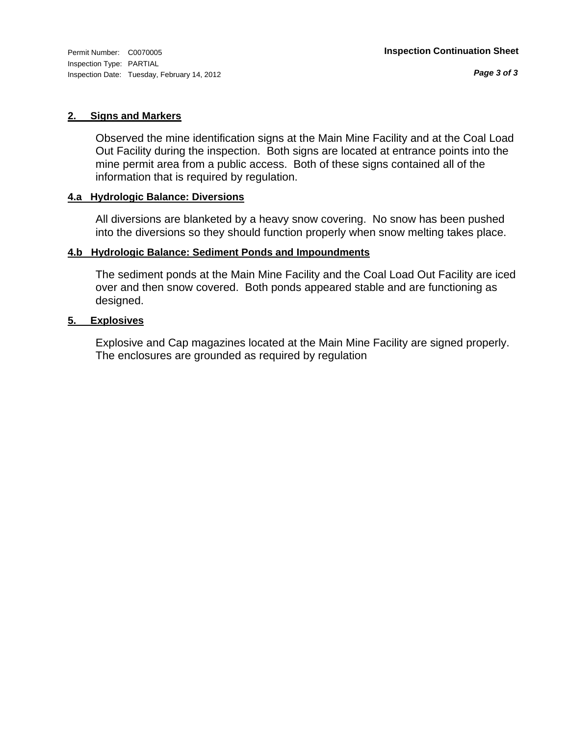## 2. Signs and Markers

Observed the mine identification signs at the Main Mine Facility and at the Coal Load Out Facility during the inspection. Both signs are located at entrance points into the mine permit area from a public access. Both of these signs contained all of the information that is required by regulation.

## 4.a Hydrologic Balance: Diversions

All diversions are blanketed by a heavy snow covering. No snow has been pushed into the diversions so they should function properly when snow melting takes place.

## 4.b Hydrologic Balance: Sediment Ponds and Impoundments

The sediment ponds at the Main Mine Facility and the Coal Load Out Facility are iced over and then snow covered. Both ponds appeared stable and are functioning as designed.

## 5. Explosives

Explosive and Cap magazines located at the Main Mine Facility are signed properly. The enclosures are grounded as required by regulation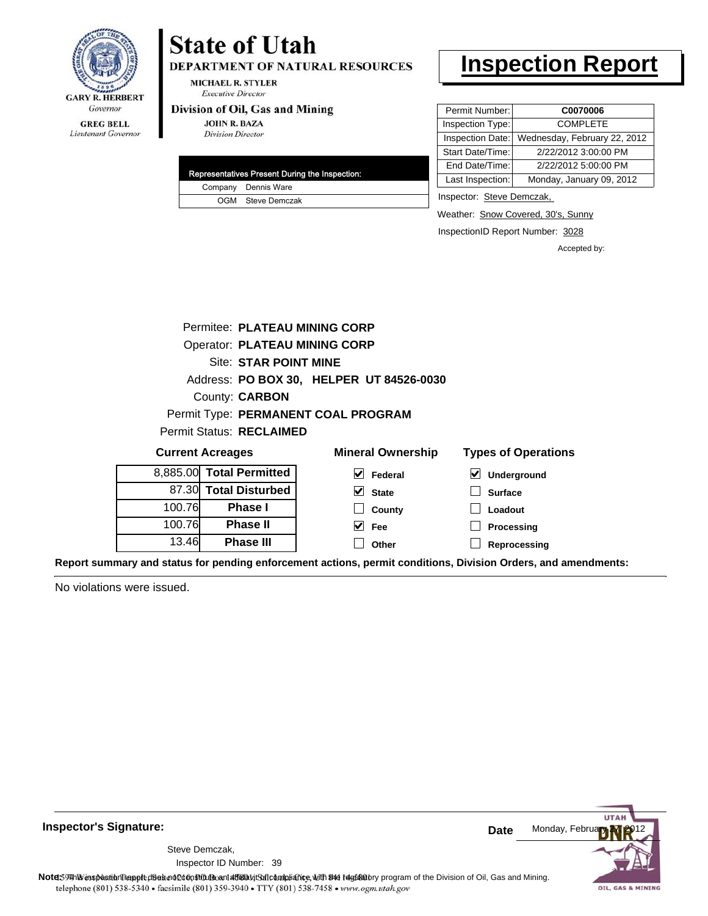GARY R. HERBERT
*Governor*

GREG BELL
*Lieutenant Governor*

# State of Utah

**DEPARTMENT OF NATURAL RESOURCES**

MICHAEL R. STYLER
*Executive Director*

**Division of Oil, Gas and Mining**

JOHN R. BAZA
*Division Director*

# Inspection Report

| Permit Number: | C0070006 |
|---|---|
| Inspection Type: | COMPLETE |
| Inspection Date: | Wednesday, February 22, 2012 |
| Start Date/Time: | 2/22/2012 3:00:00 PM |
| End Date/Time: | 2/22/2012 5:00:00 PM |
| Last Inspection: | Monday, January 09, 2012 |

| Representatives Present During the Inspection: | |
|---|---|
| Company | Dennis Ware |
| OGM | Steve Demczak |

Inspector: Steve Demczak,

Weather: Snow Covered, 30's, Sunny

InspectionID Report Number: 3028

Accepted by:

Permitee: **PLATEAU MINING CORP**
Operator: **PLATEAU MINING CORP**
Site: **STAR POINT MINE**
Address: **PO BOX 30, HELPER UT 84526-0030**
County: **CARBON**
Permit Type: **PERMANENT COAL PROGRAM**
Permit Status: **RECLAIMED**

**Current Acreages**

| | |
|---|---|
| 8,885.00 | **Total Permitted** |
| 87.30 | **Total Disturbed** |
| 100.76 | **Phase I** |
| 100.76 | **Phase II** |
| 13.46 | **Phase III** |

**Mineral Ownership**

- [x] Federal
- [x] State
- [ ] County
- [x] Fee
- [ ] Other

**Types of Operations**

- [x] Underground
- [ ] Surface
- [ ] Loadout
- [ ] Processing
- [ ] Reprocessing

**Report summary and status for pending enforcement actions, permit conditions, Division Orders, and amendments:**

No violations were issued.

**Inspector's Signature:**

Steve Demczak,
Inspector ID Number: 39

**Date** Monday, February 27, 2012

**Note:** This inspection report does not constitute an affidavit of compliance with the regulatory program of the Division of Oil, Gas and Mining.

telephone (801) 538-5340 • facsimile (801) 359-3940 • TTY (801) 538-7458 • www.ogm.utah.gov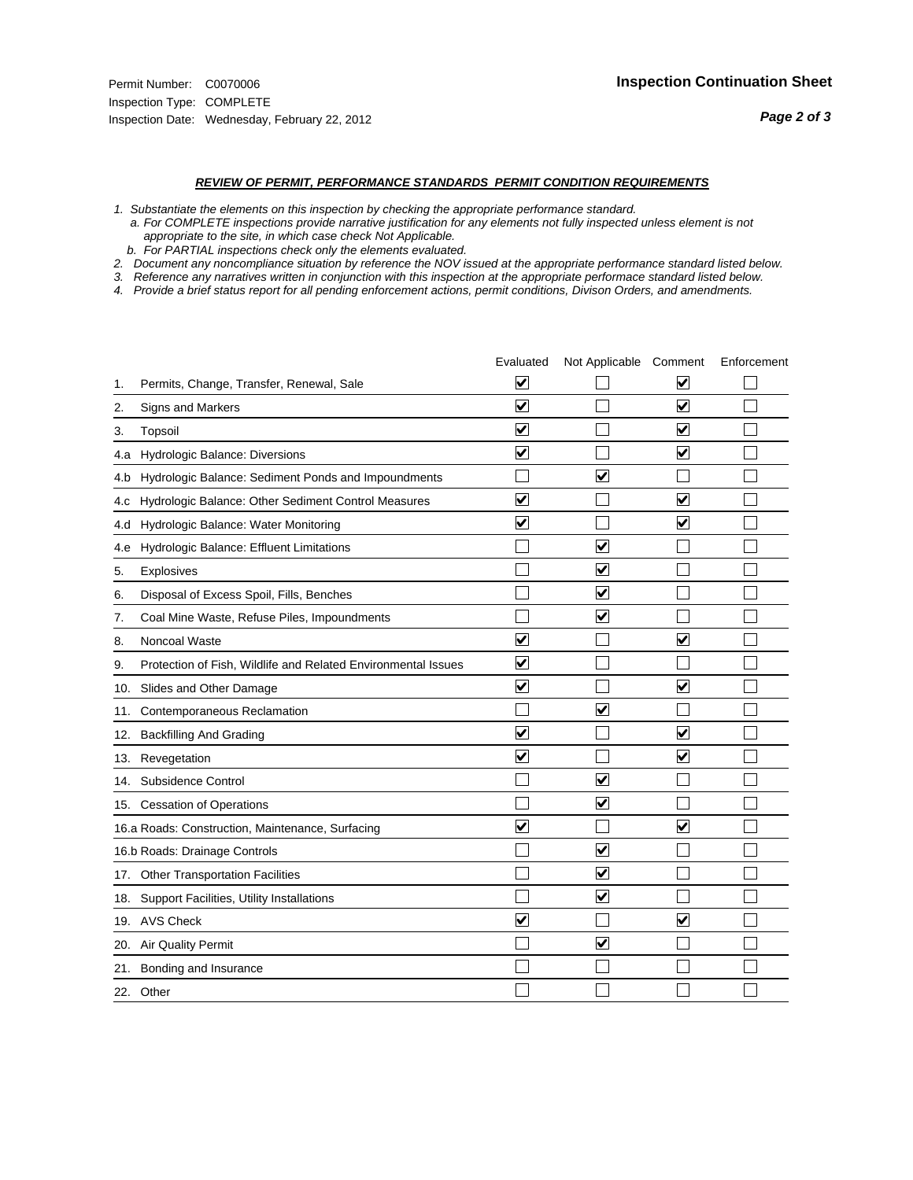Permit Number: C0070006
Inspection Type: COMPLETE
Inspection Date: Wednesday, February 22, 2012

**Inspection Continuation Sheet**

***REVIEW OF PERMIT, PERFORMANCE STANDARDS PERMIT CONDITION REQUIREMENTS***

*1. Substantiate the elements on this inspection by checking the appropriate performance standard.*
*a. For COMPLETE inspections provide narrative justification for any elements not fully inspected unless element is not appropriate to the site, in which case check Not Applicable.*
*b. For PARTIAL inspections check only the elements evaluated.*
*2. Document any noncompliance situation by reference the NOV issued at the appropriate performance standard listed below.*
*3. Reference any narratives written in conjunction with this inspection at the appropriate performace standard listed below.*
*4. Provide a brief status report for all pending enforcement actions, permit conditions, Divison Orders, and amendments.*

| | Evaluated | Not Applicable | Comment | Enforcement |
|---|---|---|---|---|
| 1. Permits, Change, Transfer, Renewal, Sale | ☑ | ☐ | ☑ | ☐ |
| 2. Signs and Markers | ☑ | ☐ | ☑ | ☐ |
| 3. Topsoil | ☑ | ☐ | ☑ | ☐ |
| 4.a Hydrologic Balance: Diversions | ☑ | ☐ | ☑ | ☐ |
| 4.b Hydrologic Balance: Sediment Ponds and Impoundments | ☐ | ☑ | ☐ | ☐ |
| 4.c Hydrologic Balance: Other Sediment Control Measures | ☑ | ☐ | ☑ | ☐ |
| 4.d Hydrologic Balance: Water Monitoring | ☑ | ☐ | ☑ | ☐ |
| 4.e Hydrologic Balance: Effluent Limitations | ☐ | ☑ | ☐ | ☐ |
| 5. Explosives | ☐ | ☑ | ☐ | ☐ |
| 6. Disposal of Excess Spoil, Fills, Benches | ☐ | ☑ | ☐ | ☐ |
| 7. Coal Mine Waste, Refuse Piles, Impoundments | ☐ | ☑ | ☐ | ☐ |
| 8. Noncoal Waste | ☑ | ☐ | ☑ | ☐ |
| 9. Protection of Fish, Wildlife and Related Environmental Issues | ☑ | ☐ | ☐ | ☐ |
| 10. Slides and Other Damage | ☑ | ☐ | ☑ | ☐ |
| 11. Contemporaneous Reclamation | ☐ | ☑ | ☐ | ☐ |
| 12. Backfilling And Grading | ☑ | ☐ | ☑ | ☐ |
| 13. Revegetation | ☑ | ☐ | ☑ | ☐ |
| 14. Subsidence Control | ☐ | ☑ | ☐ | ☐ |
| 15. Cessation of Operations | ☐ | ☑ | ☐ | ☐ |
| 16.a Roads: Construction, Maintenance, Surfacing | ☑ | ☐ | ☑ | ☐ |
| 16.b Roads: Drainage Controls | ☐ | ☑ | ☐ | ☐ |
| 17. Other Transportation Facilities | ☐ | ☑ | ☐ | ☐ |
| 18. Support Facilities, Utility Installations | ☐ | ☑ | ☐ | ☐ |
| 19. AVS Check | ☑ | ☐ | ☑ | ☐ |
| 20. Air Quality Permit | ☐ | ☑ | ☐ | ☐ |
| 21. Bonding and Insurance | ☐ | ☐ | ☐ | ☐ |
| 22. Other | ☐ | ☐ | ☐ | ☐ |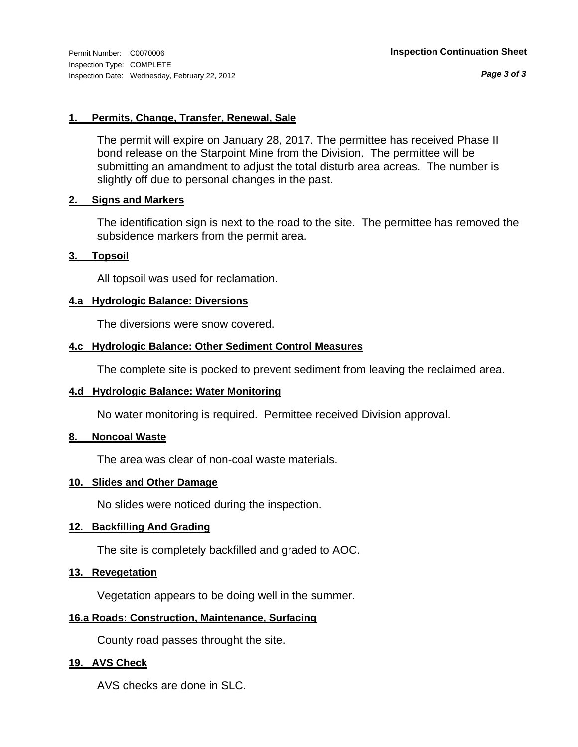Permit Number: C0070006
Inspection Type: COMPLETE
Inspection Date: Wednesday, February 22, 2012

**Inspection Continuation Sheet**

### 1. Permits, Change, Transfer, Renewal, Sale

The permit will expire on January 28, 2017. The permittee has received Phase II bond release on the Starpoint Mine from the Division. The permittee will be submitting an amandment to adjust the total disturb area acreas. The number is slightly off due to personal changes in the past.

### 2. Signs and Markers

The identification sign is next to the road to the site. The permittee has removed the subsidence markers from the permit area.

### 3. Topsoil

All topsoil was used for reclamation.

### 4.a Hydrologic Balance: Diversions

The diversions were snow covered.

### 4.c Hydrologic Balance: Other Sediment Control Measures

The complete site is pocked to prevent sediment from leaving the reclaimed area.

### 4.d Hydrologic Balance: Water Monitoring

No water monitoring is required. Permittee received Division approval.

### 8. Noncoal Waste

The area was clear of non-coal waste materials.

### 10. Slides and Other Damage

No slides were noticed during the inspection.

### 12. Backfilling And Grading

The site is completely backfilled and graded to AOC.

### 13. Revegetation

Vegetation appears to be doing well in the summer.

### 16.a Roads: Construction, Maintenance, Surfacing

County road passes throught the site.

### 19. AVS Check

AVS checks are done in SLC.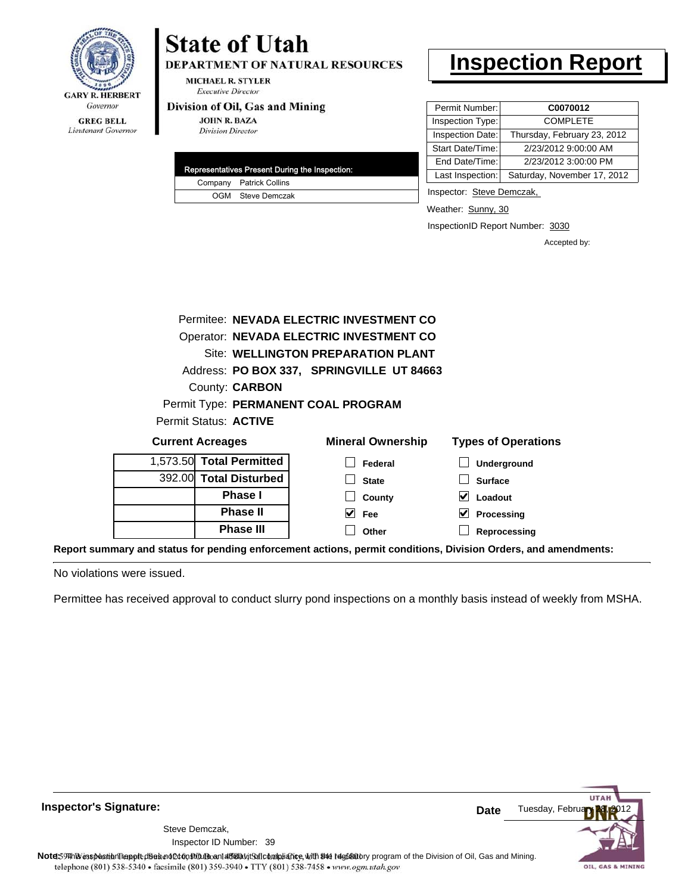GARY R. HERBERT
*Governor*

GREG BELL
*Lieutenant Governor*

# State of Utah

**DEPARTMENT OF NATURAL RESOURCES**

MICHAEL R. STYLER
*Executive Director*

**Division of Oil, Gas and Mining**

JOHN R. BAZA
*Division Director*

# Inspection Report

| Permit Number: | **C0070012** |
|---|---|
| Inspection Type: | COMPLETE |
| Inspection Date: | Thursday, February 23, 2012 |
| Start Date/Time: | 2/23/2012 9:00:00 AM |
| End Date/Time: | 2/23/2012 3:00:00 PM |
| Last Inspection: | Saturday, November 17, 2012 |

| Representatives Present During the Inspection: | |
|---|---|
| Company | Patrick Collins |
| OGM | Steve Demczak |

Inspector: Steve Demczak,

Weather: Sunny, 30

InspectionID Report Number: 3030

Accepted by:

Permitee: **NEVADA ELECTRIC INVESTMENT CO**
Operator: **NEVADA ELECTRIC INVESTMENT CO**
Site: **WELLINGTON PREPARATION PLANT**
Address: **PO BOX 337, SPRINGVILLE UT 84663**
County: **CARBON**
Permit Type: **PERMANENT COAL PROGRAM**
Permit Status: **ACTIVE**

**Current Acreages**

| | |
|---|---|
| 1,573.50 | **Total Permitted** |
| 392.00 | **Total Disturbed** |
| | **Phase I** |
| | **Phase II** |
| | **Phase III** |

**Mineral Ownership**

- [ ] Federal
- [ ] State
- [ ] County
- [x] Fee
- [ ] Other

**Types of Operations**

- [ ] Underground
- [ ] Surface
- [x] Loadout
- [x] Processing
- [ ] Reprocessing

**Report summary and status for pending enforcement actions, permit conditions, Division Orders, and amendments:**

No violations were issued.

Permittee has received approval to conduct slurry pond inspections on a monthly basis instead of weekly from MSHA.

**Inspector's Signature:**

Steve Demczak,
Inspector ID Number: 39

**Date** Tuesday, February 28, 2012

**Note:** This inspection report does not constitute an affidavit of compliance with the regulatory program of the Division of Oil, Gas and Mining.

telephone (801) 538-5340 • facsimile (801) 359-3940 • TTY (801) 538-7458 • www.ogm.utah.gov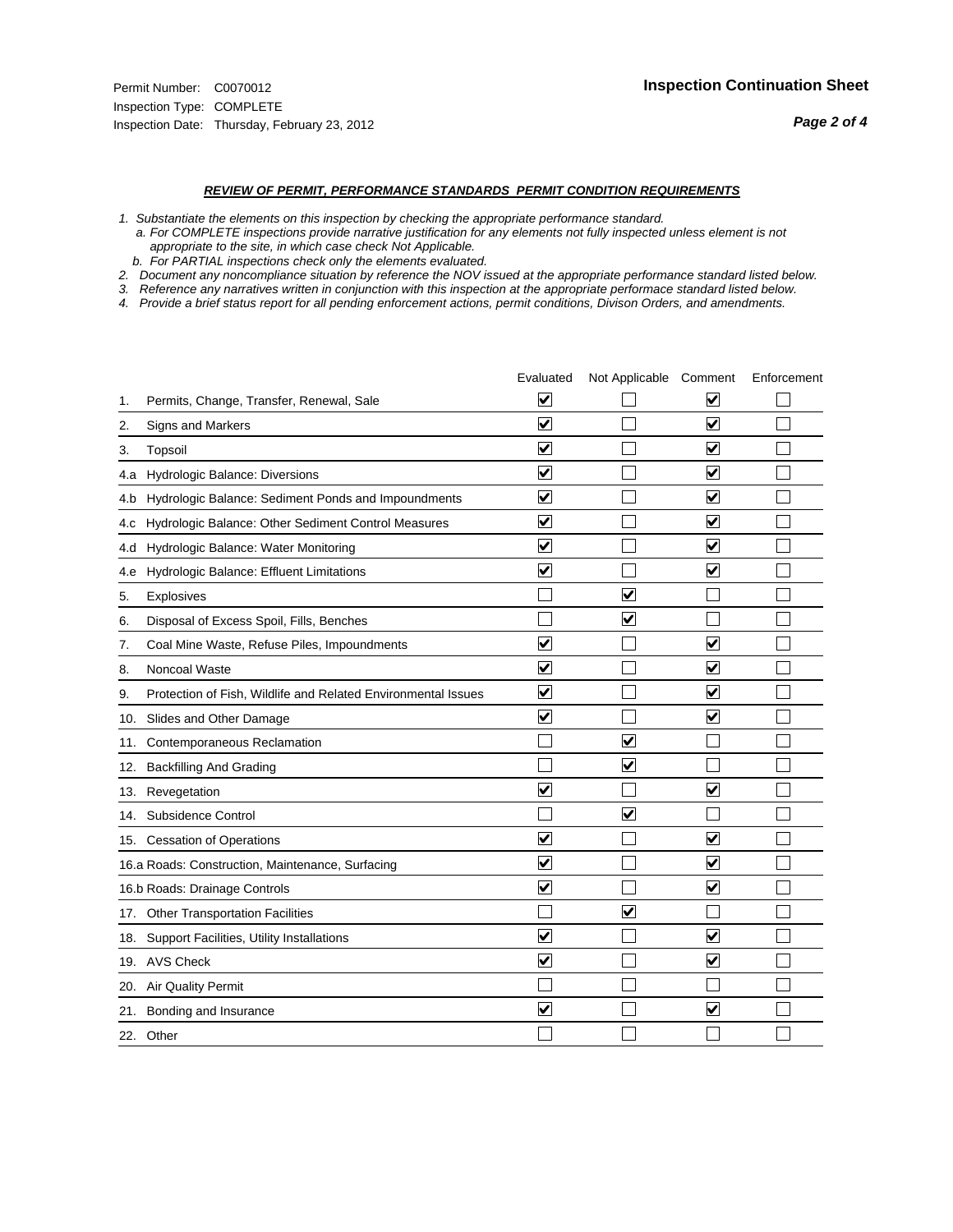Permit Number: C0070012
Inspection Type: COMPLETE
Inspection Date: Thursday, February 23, 2012

**Inspection Continuation Sheet**

***REVIEW OF PERMIT, PERFORMANCE STANDARDS PERMIT CONDITION REQUIREMENTS***

*1. Substantiate the elements on this inspection by checking the appropriate performance standard.*
*a. For COMPLETE inspections provide narrative justification for any elements not fully inspected unless element is not appropriate to the site, in which case check Not Applicable.*
*b. For PARTIAL inspections check only the elements evaluated.*
*2. Document any noncompliance situation by reference the NOV issued at the appropriate performance standard listed below.*
*3. Reference any narratives written in conjunction with this inspection at the appropriate performace standard listed below.*
*4. Provide a brief status report for all pending enforcement actions, permit conditions, Divison Orders, and amendments.*

| | Evaluated | Not Applicable | Comment | Enforcement |
|---|---|---|---|---|
| 1. Permits, Change, Transfer, Renewal, Sale | ☑ | ☐ | ☑ | ☐ |
| 2. Signs and Markers | ☑ | ☐ | ☑ | ☐ |
| 3. Topsoil | ☑ | ☐ | ☑ | ☐ |
| 4.a Hydrologic Balance: Diversions | ☑ | ☐ | ☑ | ☐ |
| 4.b Hydrologic Balance: Sediment Ponds and Impoundments | ☑ | ☐ | ☑ | ☐ |
| 4.c Hydrologic Balance: Other Sediment Control Measures | ☑ | ☐ | ☑ | ☐ |
| 4.d Hydrologic Balance: Water Monitoring | ☑ | ☐ | ☑ | ☐ |
| 4.e Hydrologic Balance: Effluent Limitations | ☑ | ☐ | ☑ | ☐ |
| 5. Explosives | ☐ | ☑ | ☐ | ☐ |
| 6. Disposal of Excess Spoil, Fills, Benches | ☐ | ☑ | ☐ | ☐ |
| 7. Coal Mine Waste, Refuse Piles, Impoundments | ☑ | ☐ | ☑ | ☐ |
| 8. Noncoal Waste | ☑ | ☐ | ☑ | ☐ |
| 9. Protection of Fish, Wildlife and Related Environmental Issues | ☑ | ☐ | ☑ | ☐ |
| 10. Slides and Other Damage | ☑ | ☐ | ☑ | ☐ |
| 11. Contemporaneous Reclamation | ☐ | ☑ | ☐ | ☐ |
| 12. Backfilling And Grading | ☐ | ☑ | ☐ | ☐ |
| 13. Revegetation | ☑ | ☐ | ☑ | ☐ |
| 14. Subsidence Control | ☐ | ☑ | ☐ | ☐ |
| 15. Cessation of Operations | ☑ | ☐ | ☑ | ☐ |
| 16.a Roads: Construction, Maintenance, Surfacing | ☑ | ☐ | ☑ | ☐ |
| 16.b Roads: Drainage Controls | ☑ | ☐ | ☑ | ☐ |
| 17. Other Transportation Facilities | ☐ | ☑ | ☐ | ☐ |
| 18. Support Facilities, Utility Installations | ☑ | ☐ | ☑ | ☐ |
| 19. AVS Check | ☑ | ☐ | ☑ | ☐ |
| 20. Air Quality Permit | ☐ | ☐ | ☐ | ☐ |
| 21. Bonding and Insurance | ☑ | ☐ | ☑ | ☐ |
| 22. Other | ☐ | ☐ | ☐ | ☐ |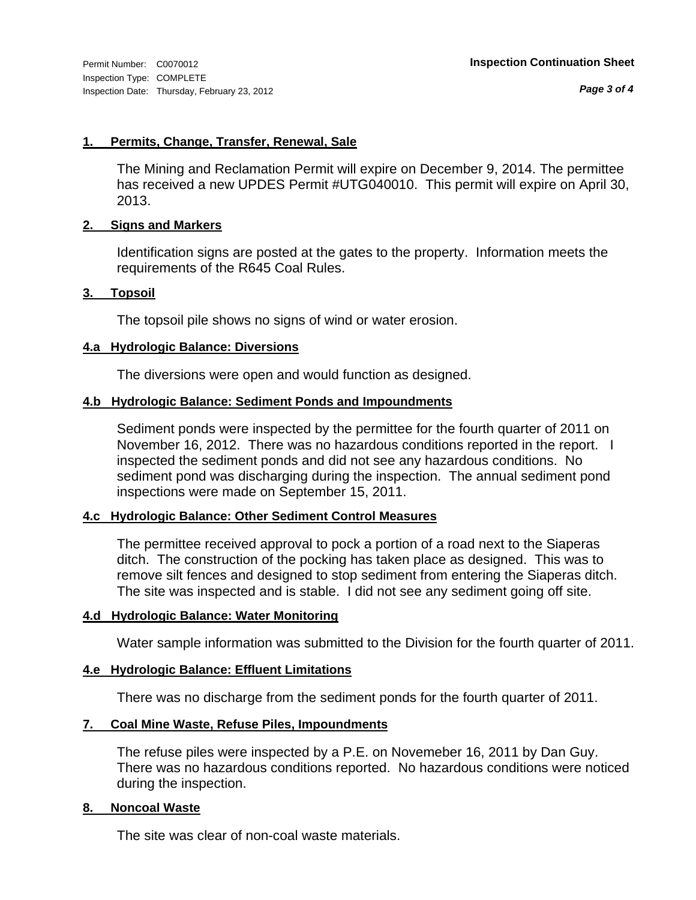Permit Number: C0070012
Inspection Type: COMPLETE
Inspection Date: Thursday, February 23, 2012

**Inspection Continuation Sheet**

### 1. Permits, Change, Transfer, Renewal, Sale

The Mining and Reclamation Permit will expire on December 9, 2014. The permittee has received a new UPDES Permit #UTG040010. This permit will expire on April 30, 2013.

### 2. Signs and Markers

Identification signs are posted at the gates to the property. Information meets the requirements of the R645 Coal Rules.

### 3. Topsoil

The topsoil pile shows no signs of wind or water erosion.

### 4.a Hydrologic Balance: Diversions

The diversions were open and would function as designed.

### 4.b Hydrologic Balance: Sediment Ponds and Impoundments

Sediment ponds were inspected by the permittee for the fourth quarter of 2011 on November 16, 2012. There was no hazardous conditions reported in the report. I inspected the sediment ponds and did not see any hazardous conditions. No sediment pond was discharging during the inspection. The annual sediment pond inspections were made on September 15, 2011.

### 4.c Hydrologic Balance: Other Sediment Control Measures

The permittee received approval to pock a portion of a road next to the Siaperas ditch. The construction of the pocking has taken place as designed. This was to remove silt fences and designed to stop sediment from entering the Siaperas ditch. The site was inspected and is stable. I did not see any sediment going off site.

### 4.d Hydrologic Balance: Water Monitoring

Water sample information was submitted to the Division for the fourth quarter of 2011.

### 4.e Hydrologic Balance: Effluent Limitations

There was no discharge from the sediment ponds for the fourth quarter of 2011.

### 7. Coal Mine Waste, Refuse Piles, Impoundments

The refuse piles were inspected by a P.E. on Novemeber 16, 2011 by Dan Guy. There was no hazardous conditions reported. No hazardous conditions were noticed during the inspection.

### 8. Noncoal Waste

The site was clear of non-coal waste materials.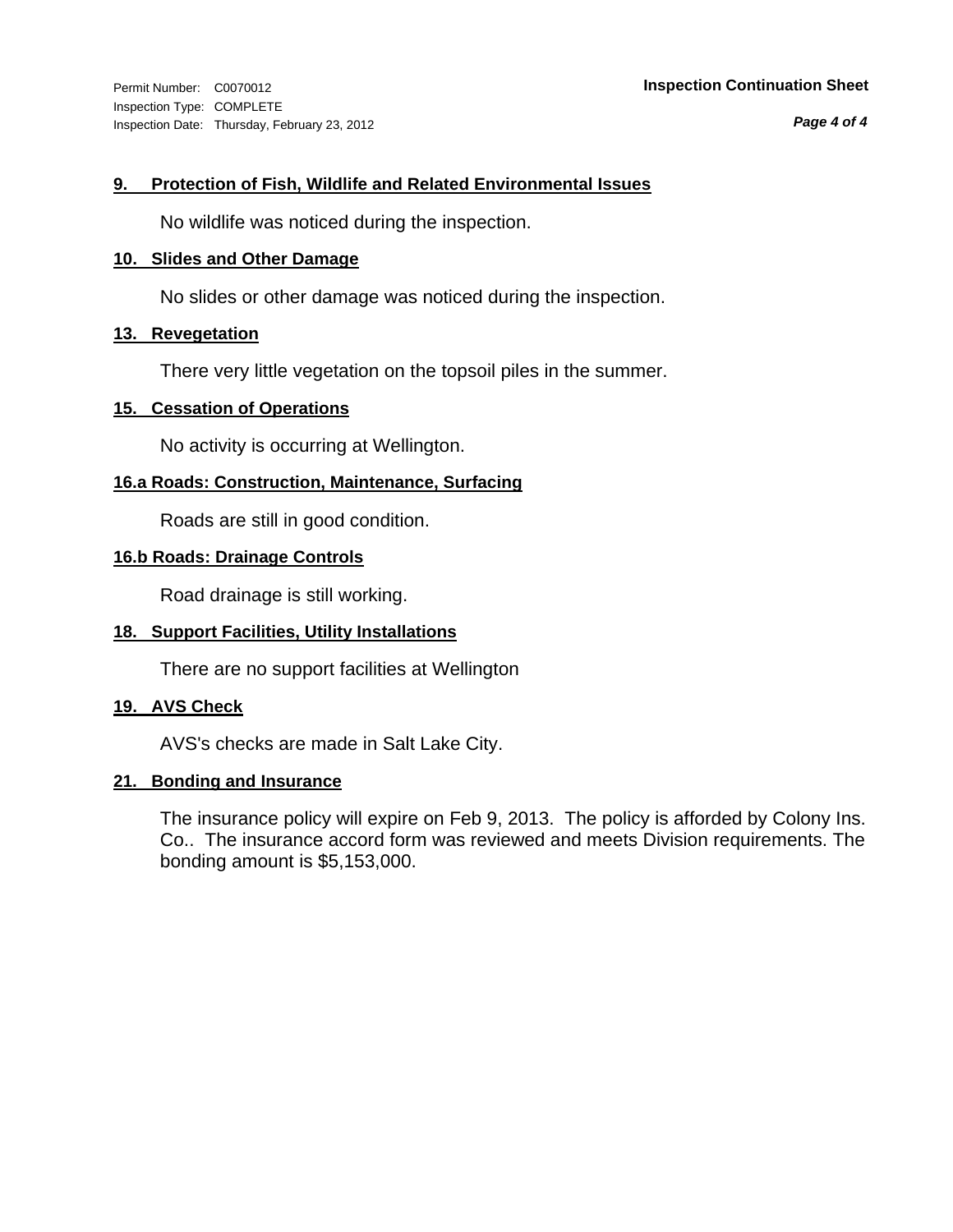Permit Number: C0070012
Inspection Type: COMPLETE
Inspection Date: Thursday, February 23, 2012

**Inspection Continuation Sheet**

### 9. Protection of Fish, Wildlife and Related Environmental Issues

No wildlife was noticed during the inspection.

### 10. Slides and Other Damage

No slides or other damage was noticed during the inspection.

### 13. Revegetation

There very little vegetation on the topsoil piles in the summer.

### 15. Cessation of Operations

No activity is occurring at Wellington.

### 16.a Roads: Construction, Maintenance, Surfacing

Roads are still in good condition.

### 16.b Roads: Drainage Controls

Road drainage is still working.

### 18. Support Facilities, Utility Installations

There are no support facilities at Wellington

### 19. AVS Check

AVS's checks are made in Salt Lake City.

### 21. Bonding and Insurance

The insurance policy will expire on Feb 9, 2013. The policy is afforded by Colony Ins. Co.. The insurance accord form was reviewed and meets Division requirements. The bonding amount is $5,153,000.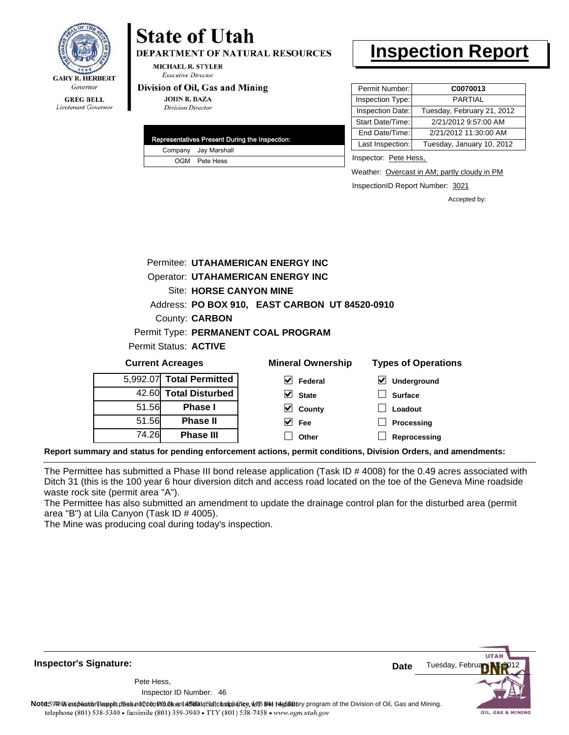GARY R. HERBERT
*Governor*

GREG BELL
*Lieutenant Governor*

# State of Utah

**DEPARTMENT OF NATURAL RESOURCES**

MICHAEL R. STYLER
*Executive Director*

**Division of Oil, Gas and Mining**

JOHN R. BAZA
*Division Director*

# Inspection Report

| | |
|---|---|
| Permit Number: | **C0070013** |
| Inspection Type: | PARTIAL |
| Inspection Date: | Tuesday, February 21, 2012 |
| Start Date/Time: | 2/21/2012 9:57:00 AM |
| End Date/Time: | 2/21/2012 11:30:00 AM |
| Last Inspection: | Tuesday, January 10, 2012 |

| Representatives Present During the Inspection: | |
|---|---|
| Company | Jay Marshall |
| OGM | Pete Hess |

Inspector: Pete Hess,

Weather: Overcast in AM; partly cloudy in PM

InspectionID Report Number: 3021

Accepted by:

Permitee: **UTAHAMERICAN ENERGY INC**
Operator: **UTAHAMERICAN ENERGY INC**
Site: **HORSE CANYON MINE**
Address: **PO BOX 910, EAST CARBON UT 84520-0910**
County: **CARBON**
Permit Type: **PERMANENT COAL PROGRAM**
Permit Status: **ACTIVE**

**Current Acreages**

| | |
|---|---|
| 5,992.07 | **Total Permitted** |
| 42.60 | **Total Disturbed** |
| 51.56 | **Phase I** |
| 51.56 | **Phase II** |
| 74.26 | **Phase III** |

**Mineral Ownership**

- [x] Federal
- [x] State
- [x] County
- [x] Fee
- [ ] Other

**Types of Operations**

- [x] Underground
- [ ] Surface
- [ ] Loadout
- [ ] Processing
- [ ] Reprocessing

**Report summary and status for pending enforcement actions, permit conditions, Division Orders, and amendments:**

The Permittee has submitted a Phase III bond release application (Task ID # 4008) for the 0.49 acres associated with Ditch 31 (this is the 100 year 6 hour diversion ditch and access road located on the toe of the Geneva Mine roadside waste rock site (permit area "A").
The Permittee has also submitted an amendment to update the drainage control plan for the disturbed area (permit area "B") at Lila Canyon (Task ID # 4005).
The Mine was producing coal during today's inspection.

**Inspector's Signature:**

Pete Hess,
Inspector ID Number: 46

**Date** Tuesday, February 21, 2012

**Note:** This inspection report does not constitute an affidavit of compliance with the regulatory program of the Division of Oil, Gas and Mining.
telephone (801) 538-5340 • facsimile (801) 359-3940 • TTY (801) 538-7458 • www.ogm.utah.gov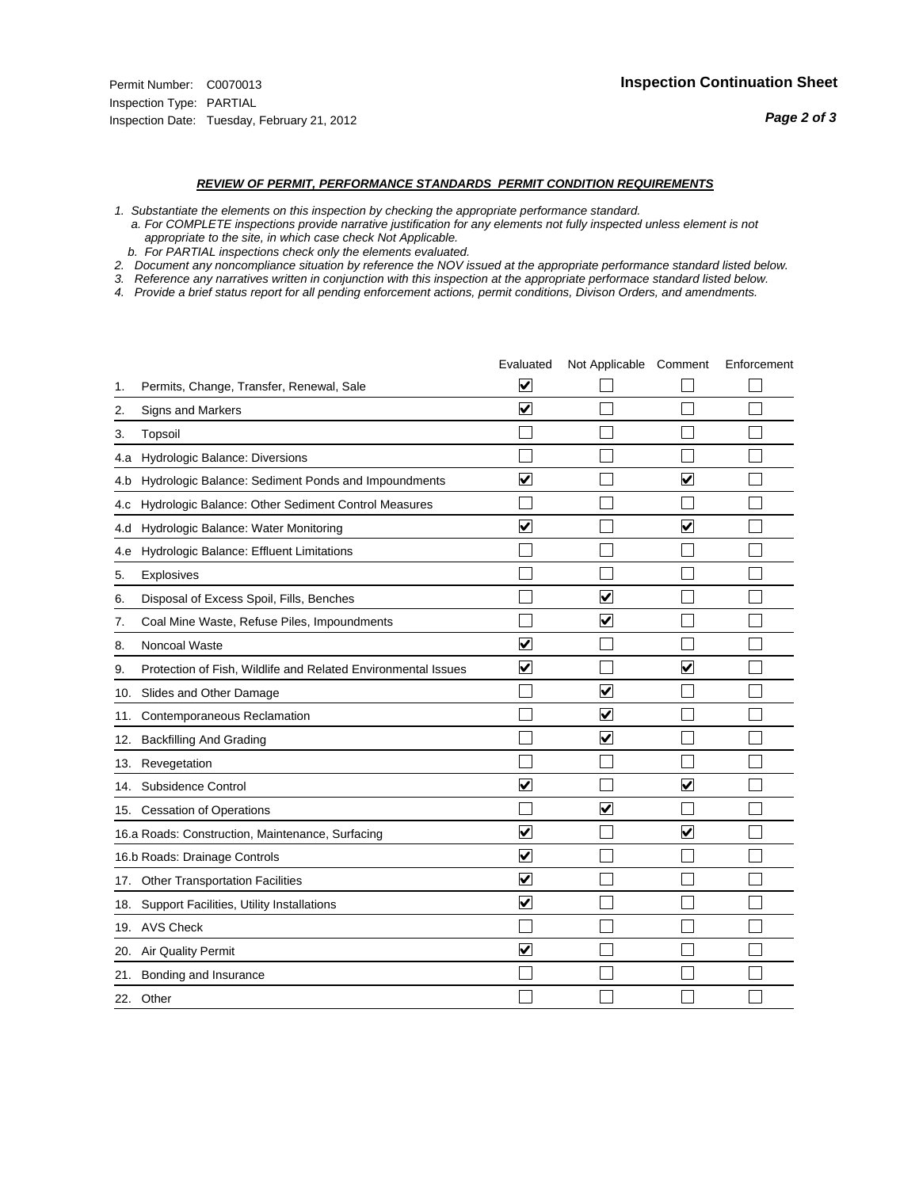Permit Number: C0070013
Inspection Type: PARTIAL
Inspection Date: Tuesday, February 21, 2012

**Inspection Continuation Sheet**

***REVIEW OF PERMIT, PERFORMANCE STANDARDS PERMIT CONDITION REQUIREMENTS***

*1. Substantiate the elements on this inspection by checking the appropriate performance standard.*
*a. For COMPLETE inspections provide narrative justification for any elements not fully inspected unless element is not appropriate to the site, in which case check Not Applicable.*
*b. For PARTIAL inspections check only the elements evaluated.*
*2. Document any noncompliance situation by reference the NOV issued at the appropriate performance standard listed below.*
*3. Reference any narratives written in conjunction with this inspection at the appropriate performace standard listed below.*
*4. Provide a brief status report for all pending enforcement actions, permit conditions, Divison Orders, and amendments.*

| | | Evaluated | Not Applicable | Comment | Enforcement |
|---|---|---|---|---|---|
| 1. | Permits, Change, Transfer, Renewal, Sale | ☑ | ☐ | ☐ | ☐ |
| 2. | Signs and Markers | ☑ | ☐ | ☐ | ☐ |
| 3. | Topsoil | ☐ | ☐ | ☐ | ☐ |
| 4.a | Hydrologic Balance: Diversions | ☐ | ☐ | ☐ | ☐ |
| 4.b | Hydrologic Balance: Sediment Ponds and Impoundments | ☑ | ☐ | ☑ | ☐ |
| 4.c | Hydrologic Balance: Other Sediment Control Measures | ☐ | ☐ | ☐ | ☐ |
| 4.d | Hydrologic Balance: Water Monitoring | ☑ | ☐ | ☑ | ☐ |
| 4.e | Hydrologic Balance: Effluent Limitations | ☐ | ☐ | ☐ | ☐ |
| 5. | Explosives | ☐ | ☐ | ☐ | ☐ |
| 6. | Disposal of Excess Spoil, Fills, Benches | ☐ | ☑ | ☐ | ☐ |
| 7. | Coal Mine Waste, Refuse Piles, Impoundments | ☐ | ☑ | ☐ | ☐ |
| 8. | Noncoal Waste | ☑ | ☐ | ☐ | ☐ |
| 9. | Protection of Fish, Wildlife and Related Environmental Issues | ☑ | ☐ | ☑ | ☐ |
| 10. | Slides and Other Damage | ☐ | ☑ | ☐ | ☐ |
| 11. | Contemporaneous Reclamation | ☐ | ☑ | ☐ | ☐ |
| 12. | Backfilling And Grading | ☐ | ☑ | ☐ | ☐ |
| 13. | Revegetation | ☐ | ☐ | ☐ | ☐ |
| 14. | Subsidence Control | ☑ | ☐ | ☑ | ☐ |
| 15. | Cessation of Operations | ☐ | ☑ | ☐ | ☐ |
| 16.a | Roads: Construction, Maintenance, Surfacing | ☑ | ☐ | ☑ | ☐ |
| 16.b | Roads: Drainage Controls | ☑ | ☐ | ☐ | ☐ |
| 17. | Other Transportation Facilities | ☑ | ☐ | ☐ | ☐ |
| 18. | Support Facilities, Utility Installations | ☑ | ☐ | ☐ | ☐ |
| 19. | AVS Check | ☐ | ☐ | ☐ | ☐ |
| 20. | Air Quality Permit | ☑ | ☐ | ☐ | ☐ |
| 21. | Bonding and Insurance | ☐ | ☐ | ☐ | ☐ |
| 22. | Other | ☐ | ☐ | ☐ | ☐ |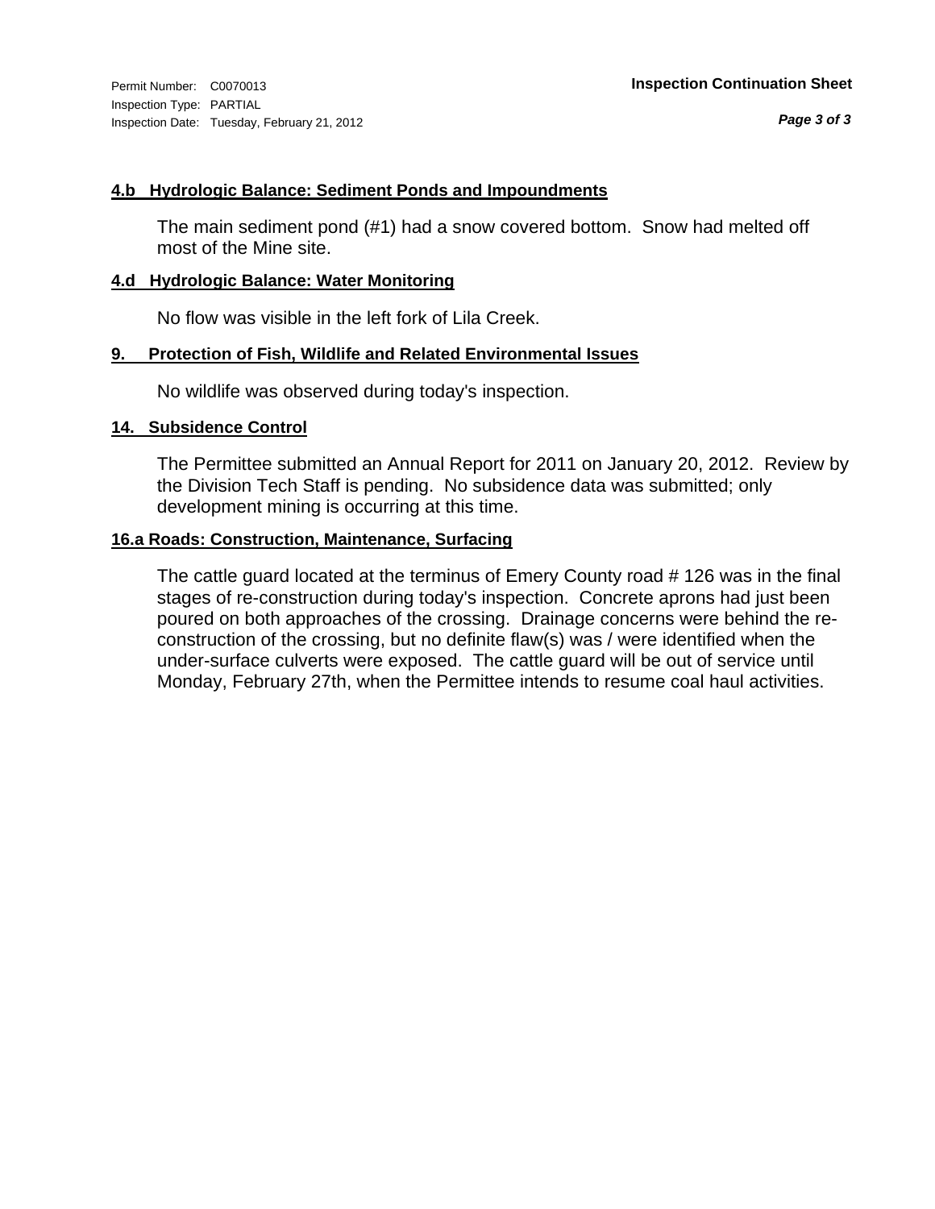Permit Number: C0070013
Inspection Type: PARTIAL
Inspection Date: Tuesday, February 21, 2012

**Inspection Continuation Sheet**

### 4.b Hydrologic Balance: Sediment Ponds and Impoundments

The main sediment pond (#1) had a snow covered bottom. Snow had melted off most of the Mine site.

### 4.d Hydrologic Balance: Water Monitoring

No flow was visible in the left fork of Lila Creek.

### 9. Protection of Fish, Wildlife and Related Environmental Issues

No wildlife was observed during today's inspection.

### 14. Subsidence Control

The Permittee submitted an Annual Report for 2011 on January 20, 2012. Review by the Division Tech Staff is pending. No subsidence data was submitted; only development mining is occurring at this time.

### 16.a Roads: Construction, Maintenance, Surfacing

The cattle guard located at the terminus of Emery County road # 126 was in the final stages of re-construction during today's inspection. Concrete aprons had just been poured on both approaches of the crossing. Drainage concerns were behind the re-construction of the crossing, but no definite flaw(s) was / were identified when the under-surface culverts were exposed. The cattle guard will be out of service until Monday, February 27th, when the Permittee intends to resume coal haul activities.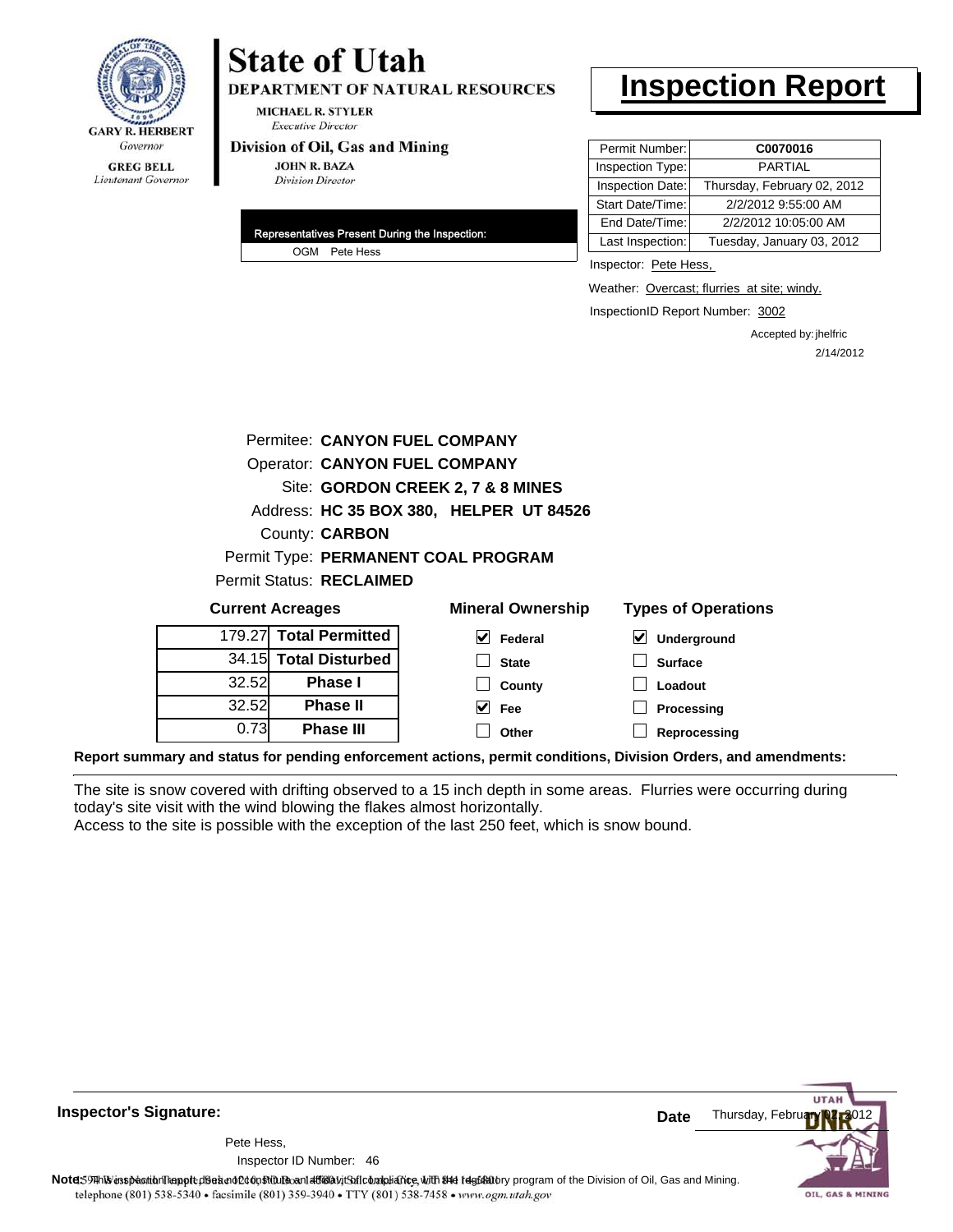GARY R. HERBERT
Governor

GREG BELL
Lieutenant Governor

# State of Utah

**DEPARTMENT OF NATURAL RESOURCES**

MICHAEL R. STYLER
*Executive Director*

**Division of Oil, Gas and Mining**

JOHN R. BAZA
*Division Director*

# Inspection Report

| Permit Number: | **C0070016** |
|---|---|
| Inspection Type: | PARTIAL |
| Inspection Date: | Thursday, February 02, 2012 |
| Start Date/Time: | 2/2/2012 9:55:00 AM |
| End Date/Time: | 2/2/2012 10:05:00 AM |
| Last Inspection: | Tuesday, January 03, 2012 |

**Representatives Present During the Inspection:**

OGM Pete Hess

Inspector: Pete Hess,

Weather: Overcast; flurries at site; windy.

InspectionID Report Number: 3002

Accepted by: jhelfric
2/14/2012

Permitee: **CANYON FUEL COMPANY**
Operator: **CANYON FUEL COMPANY**
Site: **GORDON CREEK 2, 7 & 8 MINES**
Address: **HC 35 BOX 380, HELPER UT 84526**
County: **CARBON**
Permit Type: **PERMANENT COAL PROGRAM**
Permit Status: **RECLAIMED**

**Current Acreages**

| | |
|---|---|
| 179.27 | **Total Permitted** |
| 34.15 | **Total Disturbed** |
| 32.52 | **Phase I** |
| 32.52 | **Phase II** |
| 0.73 | **Phase III** |

**Mineral Ownership**

- [x] Federal
- [ ] State
- [ ] County
- [x] Fee
- [ ] Other

**Types of Operations**

- [x] Underground
- [ ] Surface
- [ ] Loadout
- [ ] Processing
- [ ] Reprocessing

**Report summary and status for pending enforcement actions, permit conditions, Division Orders, and amendments:**

The site is snow covered with drifting observed to a 15 inch depth in some areas. Flurries were occurring during today's site visit with the wind blowing the flakes almost horizontally.
Access to the site is possible with the exception of the last 250 feet, which is snow bound.

**Inspector's Signature:**

Pete Hess,
Inspector ID Number: 46

**Date** Thursday, February 02, 2012

**Note:** This inspection report does not constitute an affidavit of compliance with the regulatory program of the Division of Oil, Gas and Mining.
telephone (801) 538-5340 • facsimile (801) 359-3940 • TTY (801) 538-7458 • www.ogm.utah.gov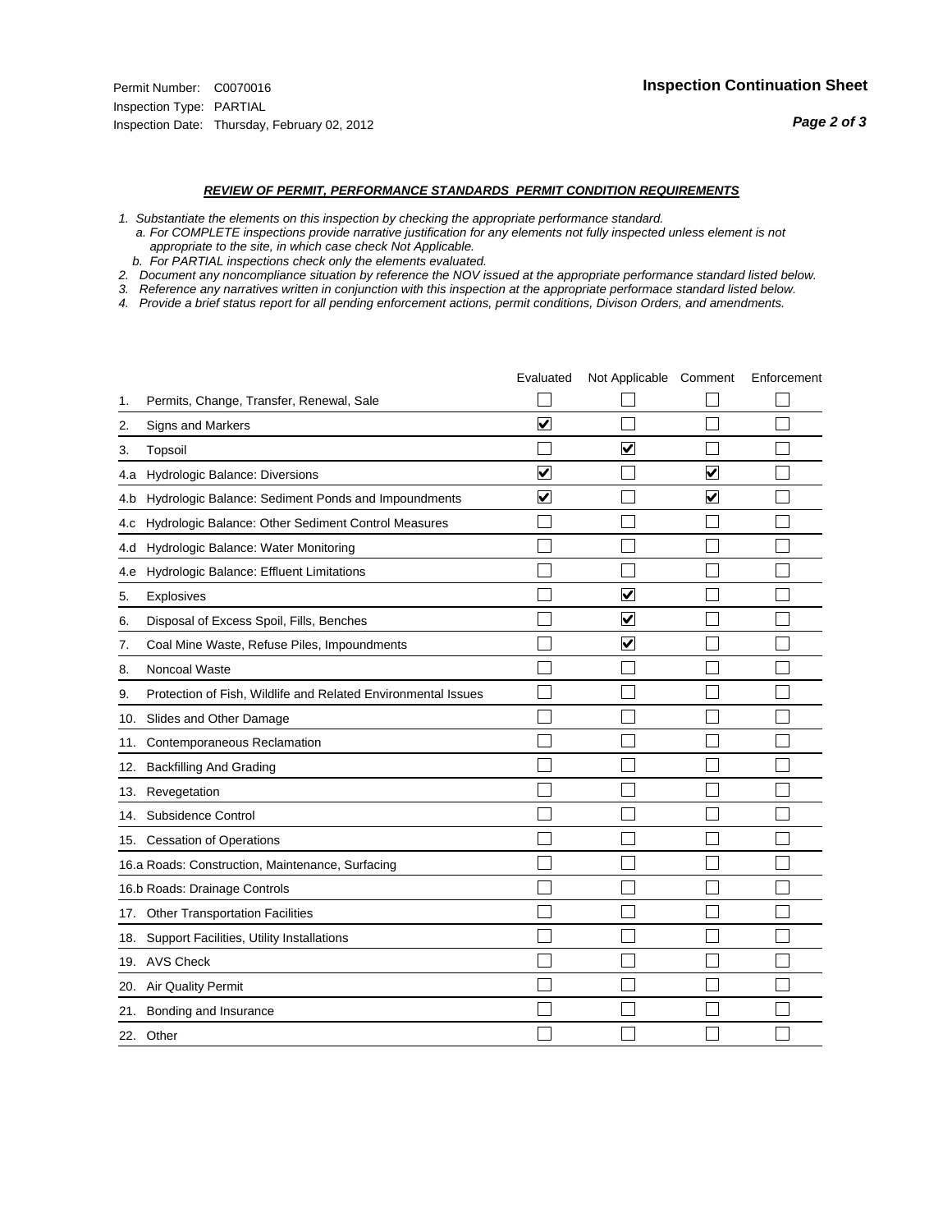Permit Number: C0070016
Inspection Type: PARTIAL
Inspection Date: Thursday, February 02, 2012

**Inspection Continuation Sheet**

***REVIEW OF PERMIT, PERFORMANCE STANDARDS PERMIT CONDITION REQUIREMENTS***

*1. Substantiate the elements on this inspection by checking the appropriate performance standard.*
*a. For COMPLETE inspections provide narrative justification for any elements not fully inspected unless element is not appropriate to the site, in which case check Not Applicable.*
*b. For PARTIAL inspections check only the elements evaluated.*
*2. Document any noncompliance situation by reference the NOV issued at the appropriate performance standard listed below.*
*3. Reference any narratives written in conjunction with this inspection at the appropriate performace standard listed below.*
*4. Provide a brief status report for all pending enforcement actions, permit conditions, Divison Orders, and amendments.*

| | Evaluated | Not Applicable | Comment | Enforcement |
|---|---|---|---|---|
| 1. Permits, Change, Transfer, Renewal, Sale | ☐ | ☐ | ☐ | ☐ |
| 2. Signs and Markers | ☑ | ☐ | ☐ | ☐ |
| 3. Topsoil | ☐ | ☑ | ☐ | ☐ |
| 4.a Hydrologic Balance: Diversions | ☑ | ☐ | ☑ | ☐ |
| 4.b Hydrologic Balance: Sediment Ponds and Impoundments | ☑ | ☐ | ☑ | ☐ |
| 4.c Hydrologic Balance: Other Sediment Control Measures | ☐ | ☐ | ☐ | ☐ |
| 4.d Hydrologic Balance: Water Monitoring | ☐ | ☐ | ☐ | ☐ |
| 4.e Hydrologic Balance: Effluent Limitations | ☐ | ☐ | ☐ | ☐ |
| 5. Explosives | ☐ | ☑ | ☐ | ☐ |
| 6. Disposal of Excess Spoil, Fills, Benches | ☐ | ☑ | ☐ | ☐ |
| 7. Coal Mine Waste, Refuse Piles, Impoundments | ☐ | ☑ | ☐ | ☐ |
| 8. Noncoal Waste | ☐ | ☐ | ☐ | ☐ |
| 9. Protection of Fish, Wildlife and Related Environmental Issues | ☐ | ☐ | ☐ | ☐ |
| 10. Slides and Other Damage | ☐ | ☐ | ☐ | ☐ |
| 11. Contemporaneous Reclamation | ☐ | ☐ | ☐ | ☐ |
| 12. Backfilling And Grading | ☐ | ☐ | ☐ | ☐ |
| 13. Revegetation | ☐ | ☐ | ☐ | ☐ |
| 14. Subsidence Control | ☐ | ☐ | ☐ | ☐ |
| 15. Cessation of Operations | ☐ | ☐ | ☐ | ☐ |
| 16.a Roads: Construction, Maintenance, Surfacing | ☐ | ☐ | ☐ | ☐ |
| 16.b Roads: Drainage Controls | ☐ | ☐ | ☐ | ☐ |
| 17. Other Transportation Facilities | ☐ | ☐ | ☐ | ☐ |
| 18. Support Facilities, Utility Installations | ☐ | ☐ | ☐ | ☐ |
| 19. AVS Check | ☐ | ☐ | ☐ | ☐ |
| 20. Air Quality Permit | ☐ | ☐ | ☐ | ☐ |
| 21. Bonding and Insurance | ☐ | ☐ | ☐ | ☐ |
| 22. Other | ☐ | ☐ | ☐ | ☐ |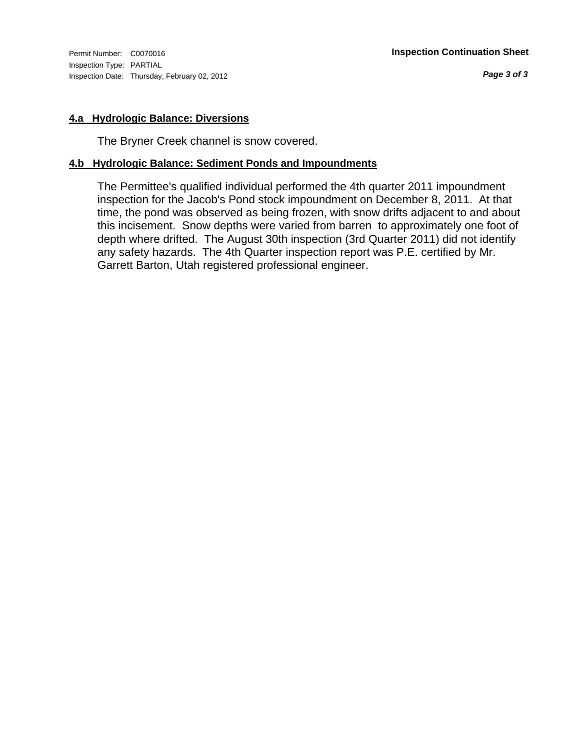#### 4.a Hydrologic Balance: Diversions

The Bryner Creek channel is snow covered.

#### 4.b Hydrologic Balance: Sediment Ponds and Impoundments

The Permittee's qualified individual performed the 4th quarter 2011 impoundment inspection for the Jacob's Pond stock impoundment on December 8, 2011. At that time, the pond was observed as being frozen, with snow drifts adjacent to and about this incisement. Snow depths were varied from barren to approximately one foot of depth where drifted. The August 30th inspection (3rd Quarter 2011) did not identify any safety hazards. The 4th Quarter inspection report was P.E. certified by Mr. Garrett Barton, Utah registered professional engineer.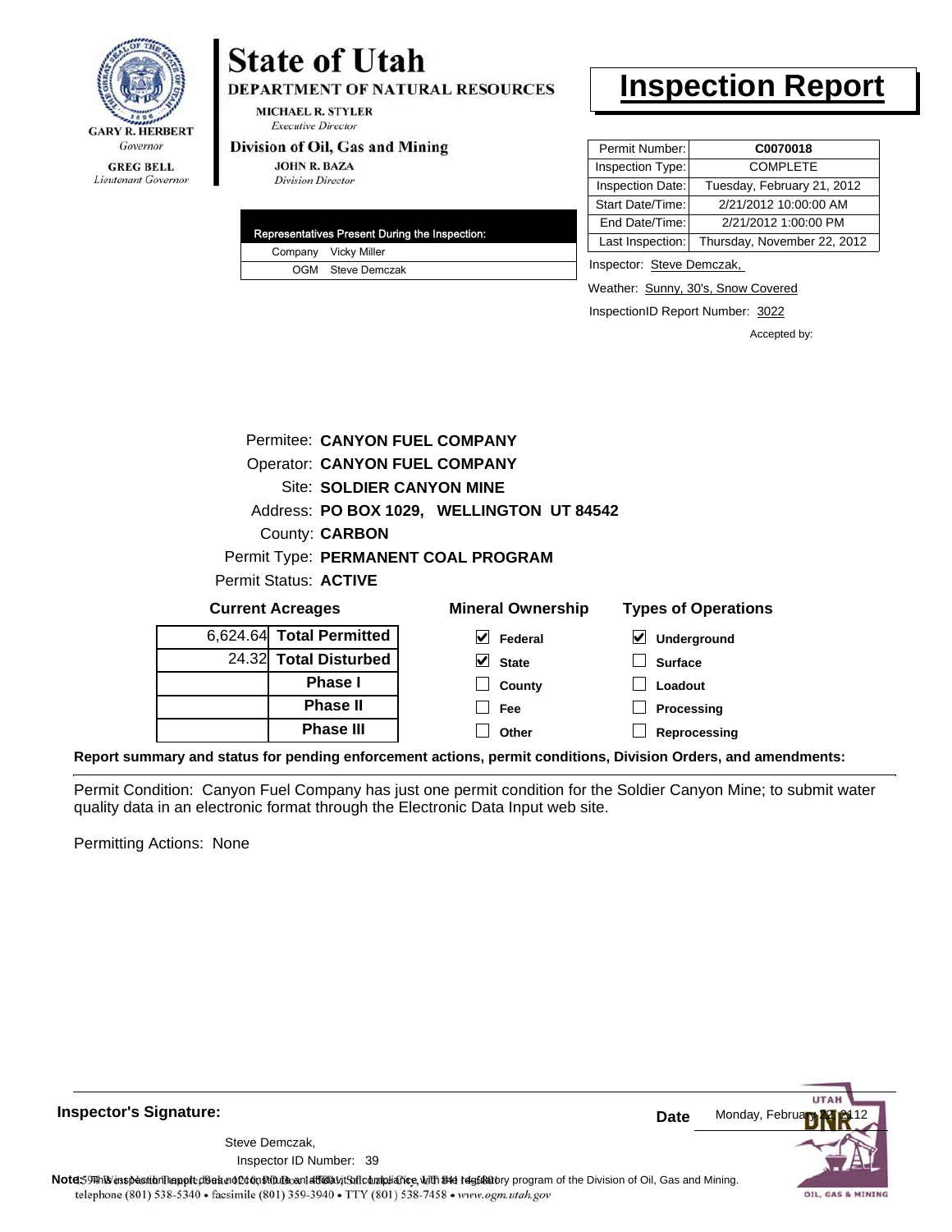GARY R. HERBERT
*Governor*

GREG BELL
*Lieutenant Governor*

# State of Utah

**DEPARTMENT OF NATURAL RESOURCES**

MICHAEL R. STYLER
*Executive Director*

**Division of Oil, Gas and Mining**

JOHN R. BAZA
*Division Director*

# Inspection Report

| Permit Number: | C0070018 |
|---|---|
| Inspection Type: | COMPLETE |
| Inspection Date: | Tuesday, February 21, 2012 |
| Start Date/Time: | 2/21/2012 10:00:00 AM |
| End Date/Time: | 2/21/2012 1:00:00 PM |
| Last Inspection: | Thursday, November 22, 2012 |

| Representatives Present During the Inspection: | |
|---|---|
| Company | Vicky Miller |
| OGM | Steve Demczak |

Inspector: Steve Demczak,

Weather: Sunny, 30's, Snow Covered

InspectionID Report Number: 3022

Accepted by:

Permitee: **CANYON FUEL COMPANY**
Operator: **CANYON FUEL COMPANY**
Site: **SOLDIER CANYON MINE**
Address: **PO BOX 1029, WELLINGTON UT 84542**
County: **CARBON**
Permit Type: **PERMANENT COAL PROGRAM**
Permit Status: **ACTIVE**

**Current Acreages**

| | |
|---|---|
| 6,624.64 | **Total Permitted** |
| 24.32 | **Total Disturbed** |
| | **Phase I** |
| | **Phase II** |
| | **Phase III** |

**Mineral Ownership**

- [x] Federal
- [x] State
- [ ] County
- [ ] Fee
- [ ] Other

**Types of Operations**

- [x] Underground
- [ ] Surface
- [ ] Loadout
- [ ] Processing
- [ ] Reprocessing

**Report summary and status for pending enforcement actions, permit conditions, Division Orders, and amendments:**

Permit Condition: Canyon Fuel Company has just one permit condition for the Soldier Canyon Mine; to submit water quality data in an electronic format through the Electronic Data Input web site.

Permitting Actions: None

**Inspector's Signature:**

Steve Demczak,
Inspector ID Number: 39

**Date** Monday, February 27, 2012

**Note:** This inspection report does not constitute an affidavit of compliance with the regulatory program of the Division of Oil, Gas and Mining.

telephone (801) 538-5340 • facsimile (801) 359-3940 • TTY (801) 538-7458 • www.ogm.utah.gov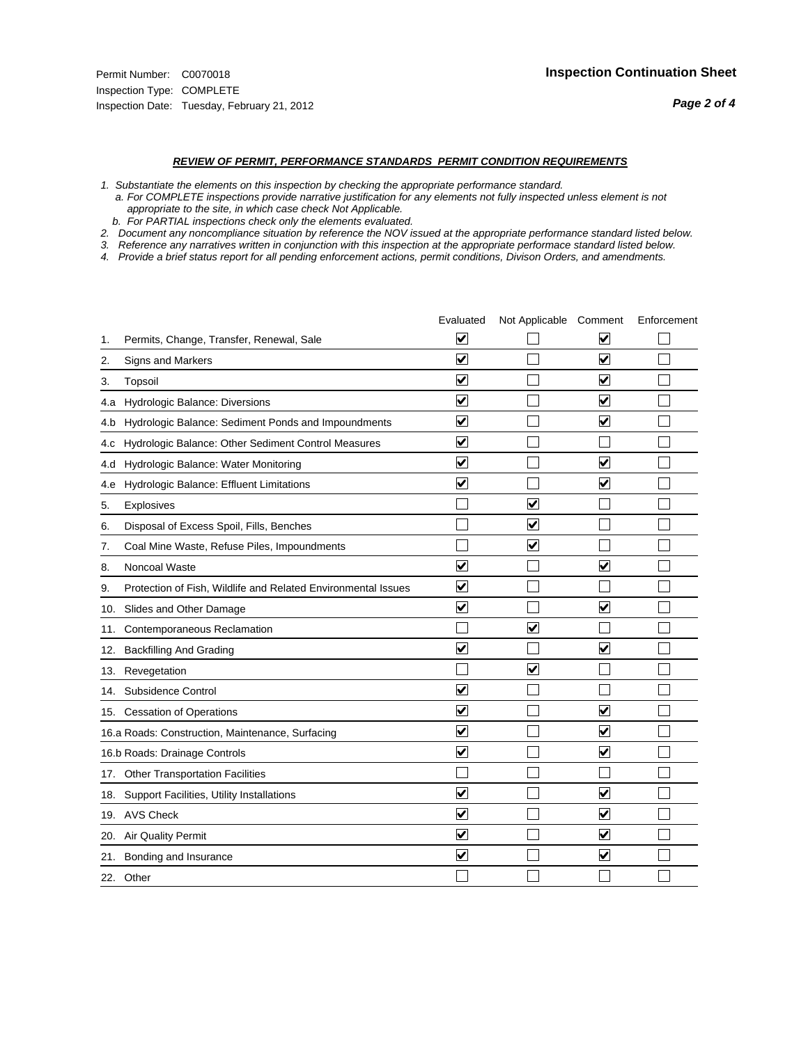Permit Number: C0070018
Inspection Type: COMPLETE
Inspection Date: Tuesday, February 21, 2012

**Inspection Continuation Sheet**

***REVIEW OF PERMIT, PERFORMANCE STANDARDS PERMIT CONDITION REQUIREMENTS***

*1. Substantiate the elements on this inspection by checking the appropriate performance standard.*
*a. For COMPLETE inspections provide narrative justification for any elements not fully inspected unless element is not appropriate to the site, in which case check Not Applicable.*
*b. For PARTIAL inspections check only the elements evaluated.*
*2. Document any noncompliance situation by reference the NOV issued at the appropriate performance standard listed below.*
*3. Reference any narratives written in conjunction with this inspection at the appropriate performace standard listed below.*
*4. Provide a brief status report for all pending enforcement actions, permit conditions, Divison Orders, and amendments.*

| | Evaluated | Not Applicable | Comment | Enforcement |
|---|---|---|---|---|
| 1. Permits, Change, Transfer, Renewal, Sale | ☑ | ☐ | ☑ | ☐ |
| 2. Signs and Markers | ☑ | ☐ | ☑ | ☐ |
| 3. Topsoil | ☑ | ☐ | ☑ | ☐ |
| 4.a Hydrologic Balance: Diversions | ☑ | ☐ | ☑ | ☐ |
| 4.b Hydrologic Balance: Sediment Ponds and Impoundments | ☑ | ☐ | ☑ | ☐ |
| 4.c Hydrologic Balance: Other Sediment Control Measures | ☑ | ☐ | ☐ | ☐ |
| 4.d Hydrologic Balance: Water Monitoring | ☑ | ☐ | ☑ | ☐ |
| 4.e Hydrologic Balance: Effluent Limitations | ☑ | ☐ | ☑ | ☐ |
| 5. Explosives | ☐ | ☑ | ☐ | ☐ |
| 6. Disposal of Excess Spoil, Fills, Benches | ☐ | ☑ | ☐ | ☐ |
| 7. Coal Mine Waste, Refuse Piles, Impoundments | ☐ | ☑ | ☐ | ☐ |
| 8. Noncoal Waste | ☑ | ☐ | ☑ | ☐ |
| 9. Protection of Fish, Wildlife and Related Environmental Issues | ☑ | ☐ | ☐ | ☐ |
| 10. Slides and Other Damage | ☑ | ☐ | ☑ | ☐ |
| 11. Contemporaneous Reclamation | ☐ | ☑ | ☐ | ☐ |
| 12. Backfilling And Grading | ☑ | ☐ | ☑ | ☐ |
| 13. Revegetation | ☐ | ☑ | ☐ | ☐ |
| 14. Subsidence Control | ☑ | ☐ | ☐ | ☐ |
| 15. Cessation of Operations | ☑ | ☐ | ☑ | ☐ |
| 16.a Roads: Construction, Maintenance, Surfacing | ☑ | ☐ | ☑ | ☐ |
| 16.b Roads: Drainage Controls | ☑ | ☐ | ☑ | ☐ |
| 17. Other Transportation Facilities | ☐ | ☐ | ☐ | ☐ |
| 18. Support Facilities, Utility Installations | ☑ | ☐ | ☑ | ☐ |
| 19. AVS Check | ☑ | ☐ | ☑ | ☐ |
| 20. Air Quality Permit | ☑ | ☐ | ☑ | ☐ |
| 21. Bonding and Insurance | ☑ | ☐ | ☑ | ☐ |
| 22. Other | ☐ | ☐ | ☐ | ☐ |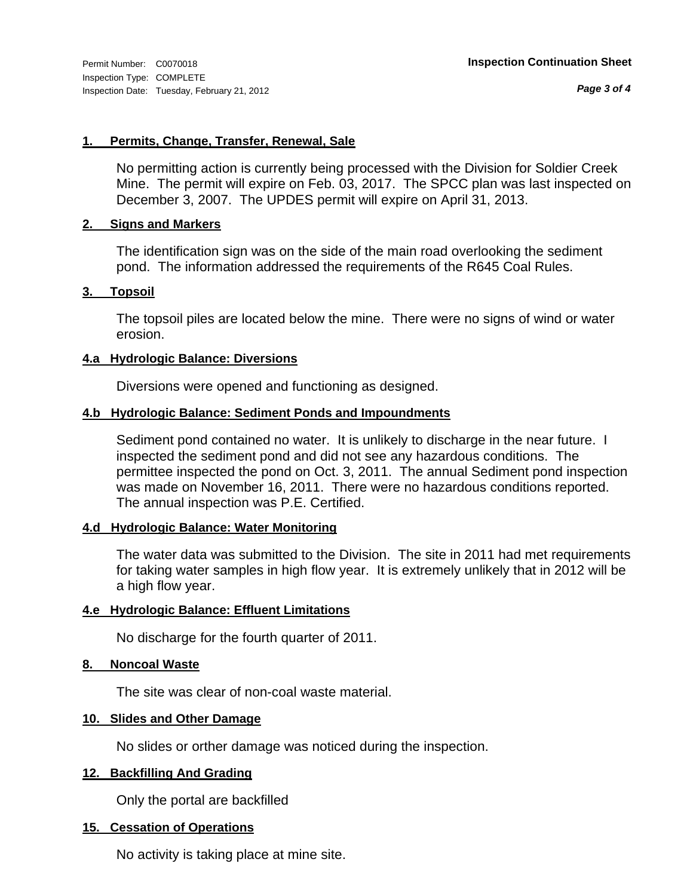Permit Number: C0070018
Inspection Type: COMPLETE
Inspection Date: Tuesday, February 21, 2012

**Inspection Continuation Sheet**

**1. Permits, Change, Transfer, Renewal, Sale**

No permitting action is currently being processed with the Division for Soldier Creek Mine. The permit will expire on Feb. 03, 2017. The SPCC plan was last inspected on December 3, 2007. The UPDES permit will expire on April 31, 2013.

**2. Signs and Markers**

The identification sign was on the side of the main road overlooking the sediment pond. The information addressed the requirements of the R645 Coal Rules.

**3. Topsoil**

The topsoil piles are located below the mine. There were no signs of wind or water erosion.

**4.a Hydrologic Balance: Diversions**

Diversions were opened and functioning as designed.

**4.b Hydrologic Balance: Sediment Ponds and Impoundments**

Sediment pond contained no water. It is unlikely to discharge in the near future. I inspected the sediment pond and did not see any hazardous conditions. The permittee inspected the pond on Oct. 3, 2011. The annual Sediment pond inspection was made on November 16, 2011. There were no hazardous conditions reported. The annual inspection was P.E. Certified.

**4.d Hydrologic Balance: Water Monitoring**

The water data was submitted to the Division. The site in 2011 had met requirements for taking water samples in high flow year. It is extremely unlikely that in 2012 will be a high flow year.

**4.e Hydrologic Balance: Effluent Limitations**

No discharge for the fourth quarter of 2011.

**8. Noncoal Waste**

The site was clear of non-coal waste material.

**10. Slides and Other Damage**

No slides or orther damage was noticed during the inspection.

**12. Backfilling And Grading**

Only the portal are backfilled

**15. Cessation of Operations**

No activity is taking place at mine site.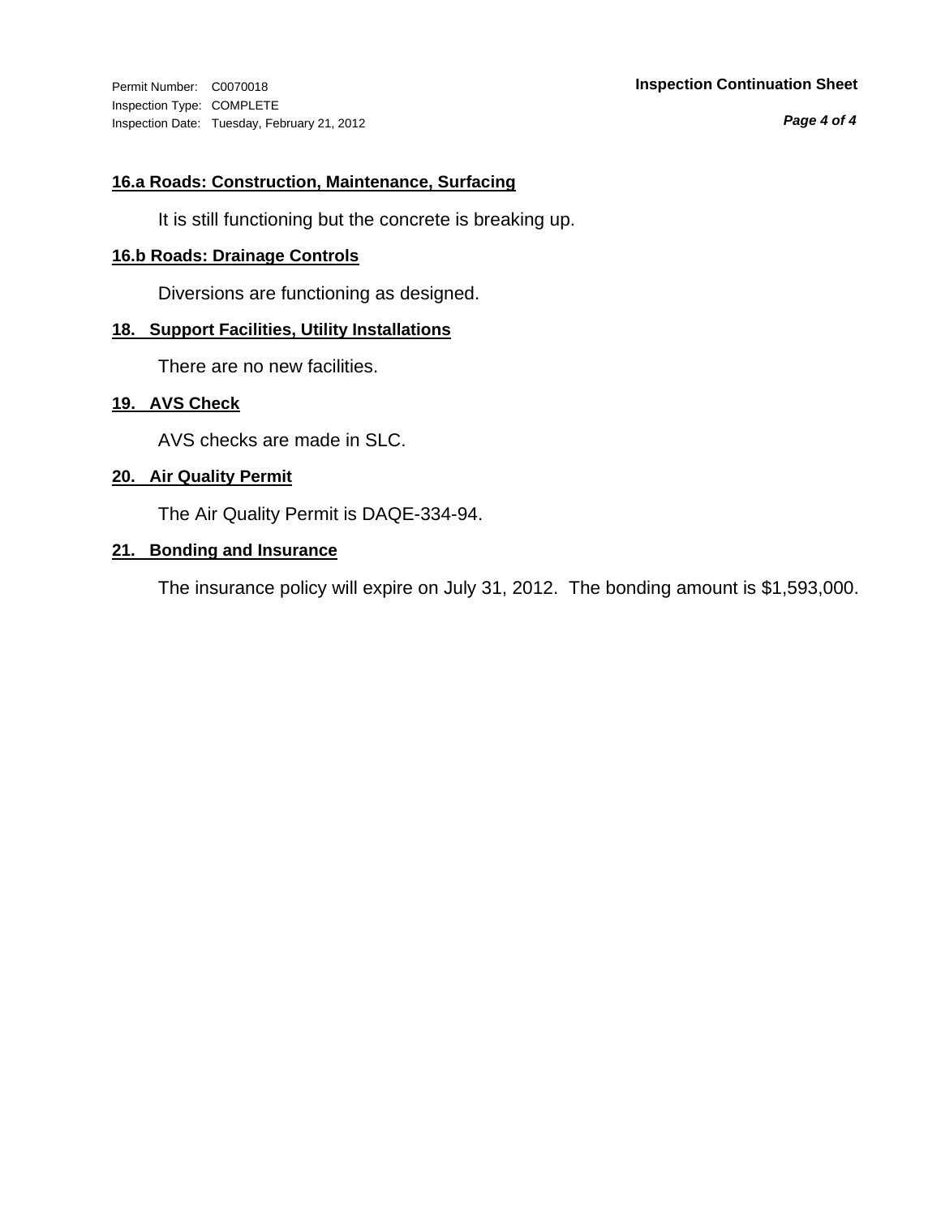Permit Number: C0070018
Inspection Type: COMPLETE
Inspection Date: Tuesday, February 21, 2012

**Inspection Continuation Sheet**

### 16.a Roads: Construction, Maintenance, Surfacing

It is still functioning but the concrete is breaking up.

### 16.b Roads: Drainage Controls

Diversions are functioning as designed.

### 18. Support Facilities, Utility Installations

There are no new facilities.

### 19. AVS Check

AVS checks are made in SLC.

### 20. Air Quality Permit

The Air Quality Permit is DAQE-334-94.

### 21. Bonding and Insurance

The insurance policy will expire on July 31, 2012. The bonding amount is $1,593,000.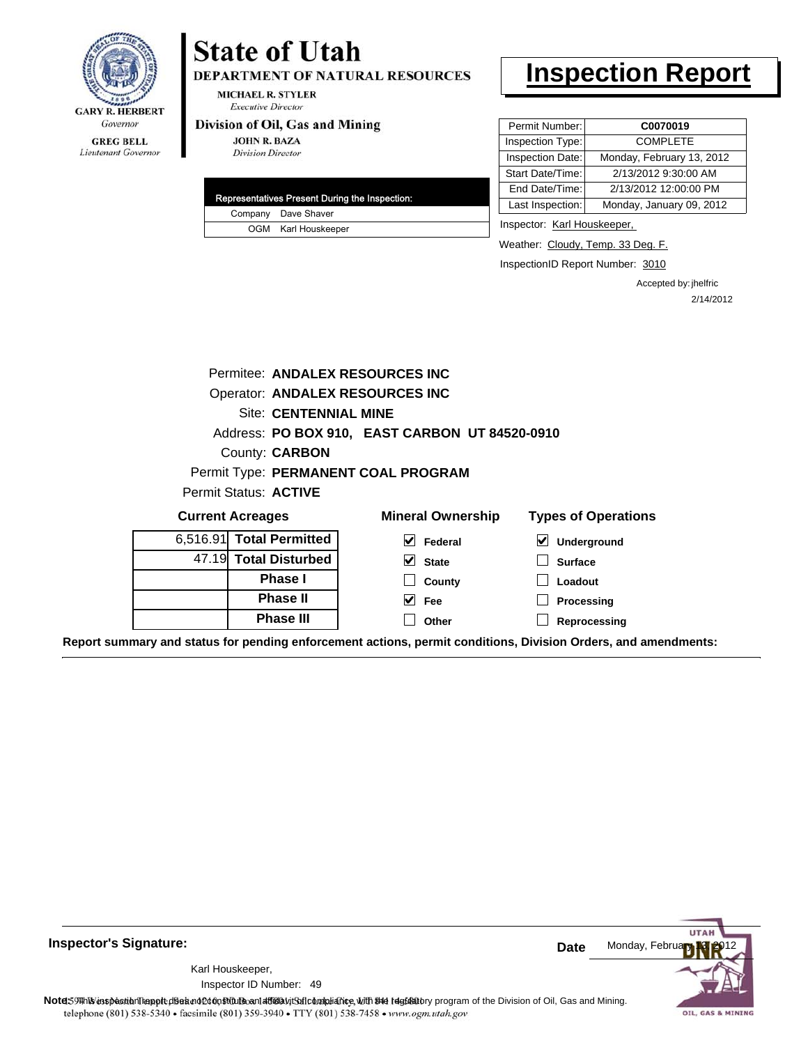**State of Utah**

**DEPARTMENT OF NATURAL RESOURCES**

MICHAEL R. STYLER
*Executive Director*

**Division of Oil, Gas and Mining**

JOHN R. BAZA
*Division Director*

GARY R. HERBERT
*Governor*

GREG BELL
*Lieutenant Governor*

# Inspection Report

| | |
|---|---|
| Permit Number: | **C0070019** |
| Inspection Type: | COMPLETE |
| Inspection Date: | Monday, February 13, 2012 |
| Start Date/Time: | 2/13/2012 9:30:00 AM |
| End Date/Time: | 2/13/2012 12:00:00 PM |
| Last Inspection: | Monday, January 09, 2012 |

| Representatives Present During the Inspection: | |
|---|---|
| Company | Dave Shaver |
| OGM | Karl Houskeeper |

Inspector: Karl Houskeeper,

Weather: Cloudy, Temp. 33 Deg. F.

InspectionID Report Number: 3010

Accepted by: jhelfric
2/14/2012

Permitee: **ANDALEX RESOURCES INC**
Operator: **ANDALEX RESOURCES INC**
Site: **CENTENNIAL MINE**
Address: **PO BOX 910, EAST CARBON UT 84520-0910**
County: **CARBON**
Permit Type: **PERMANENT COAL PROGRAM**
Permit Status: **ACTIVE**

**Current Acreages**

| | |
|---|---|
| 6,516.91 | **Total Permitted** |
| 47.19 | **Total Disturbed** |
| | **Phase I** |
| | **Phase II** |
| | **Phase III** |

**Mineral Ownership**

- [x] Federal
- [x] State
- [ ] County
- [x] Fee
- [ ] Other

**Types of Operations**

- [x] Underground
- [ ] Surface
- [ ] Loadout
- [ ] Processing
- [ ] Reprocessing

**Report summary and status for pending enforcement actions, permit conditions, Division Orders, and amendments:**

**Inspector's Signature:**

Karl Houskeeper,
Inspector ID Number: 49

**Date** Monday, February 13, 2012

**Note:** This inspection report does not constitute an affidavit of compliance with the regulatory program of the Division of Oil, Gas and Mining.

1594 West North Temple, Suite 1210, PO Box 145801, Salt Lake City, UT 84114-5801
telephone (801) 538-5340 • facsimile (801) 359-3940 • TTY (801) 538-7458 • www.ogm.utah.gov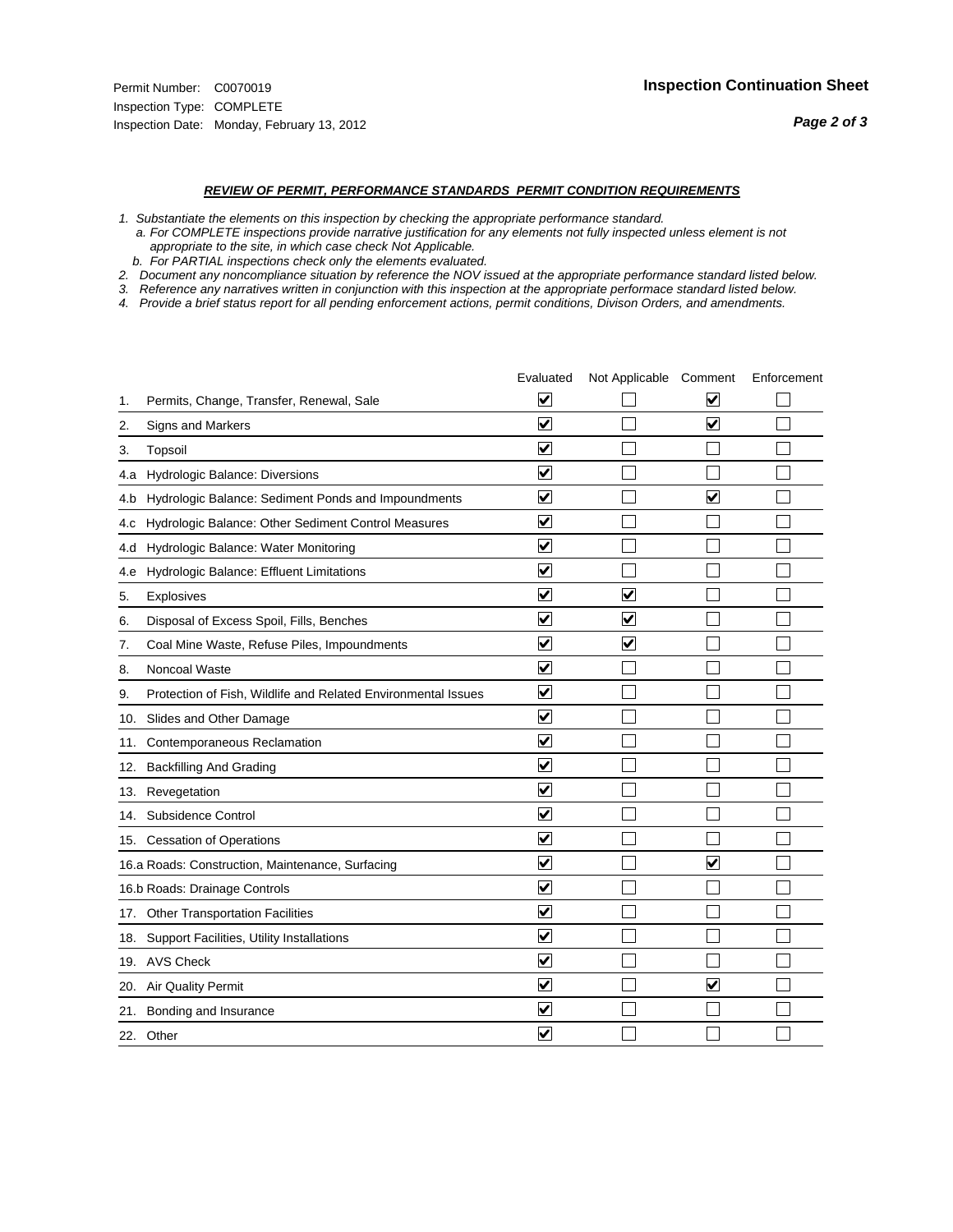Permit Number: C0070019
Inspection Type: COMPLETE
Inspection Date: Monday, February 13, 2012

**Inspection Continuation Sheet**

***REVIEW OF PERMIT, PERFORMANCE STANDARDS PERMIT CONDITION REQUIREMENTS***

*1. Substantiate the elements on this inspection by checking the appropriate performance standard.*
*a. For COMPLETE inspections provide narrative justification for any elements not fully inspected unless element is not appropriate to the site, in which case check Not Applicable.*
*b. For PARTIAL inspections check only the elements evaluated.*
*2. Document any noncompliance situation by reference the NOV issued at the appropriate performance standard listed below.*
*3. Reference any narratives written in conjunction with this inspection at the appropriate performace standard listed below.*
*4. Provide a brief status report for all pending enforcement actions, permit conditions, Divison Orders, and amendments.*

| | Evaluated | Not Applicable | Comment | Enforcement |
|---|---|---|---|---|
| 1. Permits, Change, Transfer, Renewal, Sale | ☑ | ☐ | ☑ | ☐ |
| 2. Signs and Markers | ☑ | ☐ | ☑ | ☐ |
| 3. Topsoil | ☑ | ☐ | ☐ | ☐ |
| 4.a Hydrologic Balance: Diversions | ☑ | ☐ | ☐ | ☐ |
| 4.b Hydrologic Balance: Sediment Ponds and Impoundments | ☑ | ☐ | ☑ | ☐ |
| 4.c Hydrologic Balance: Other Sediment Control Measures | ☑ | ☐ | ☐ | ☐ |
| 4.d Hydrologic Balance: Water Monitoring | ☑ | ☐ | ☐ | ☐ |
| 4.e Hydrologic Balance: Effluent Limitations | ☑ | ☐ | ☐ | ☐ |
| 5. Explosives | ☑ | ☑ | ☐ | ☐ |
| 6. Disposal of Excess Spoil, Fills, Benches | ☑ | ☑ | ☐ | ☐ |
| 7. Coal Mine Waste, Refuse Piles, Impoundments | ☑ | ☑ | ☐ | ☐ |
| 8. Noncoal Waste | ☑ | ☐ | ☐ | ☐ |
| 9. Protection of Fish, Wildlife and Related Environmental Issues | ☑ | ☐ | ☐ | ☐ |
| 10. Slides and Other Damage | ☑ | ☐ | ☐ | ☐ |
| 11. Contemporaneous Reclamation | ☑ | ☐ | ☐ | ☐ |
| 12. Backfilling And Grading | ☑ | ☐ | ☐ | ☐ |
| 13. Revegetation | ☑ | ☐ | ☐ | ☐ |
| 14. Subsidence Control | ☑ | ☐ | ☐ | ☐ |
| 15. Cessation of Operations | ☑ | ☐ | ☐ | ☐ |
| 16.a Roads: Construction, Maintenance, Surfacing | ☑ | ☐ | ☑ | ☐ |
| 16.b Roads: Drainage Controls | ☑ | ☐ | ☐ | ☐ |
| 17. Other Transportation Facilities | ☑ | ☐ | ☐ | ☐ |
| 18. Support Facilities, Utility Installations | ☑ | ☐ | ☐ | ☐ |
| 19. AVS Check | ☑ | ☐ | ☐ | ☐ |
| 20. Air Quality Permit | ☑ | ☐ | ☑ | ☐ |
| 21. Bonding and Insurance | ☑ | ☐ | ☐ | ☐ |
| 22. Other | ☑ | ☐ | ☐ | ☐ |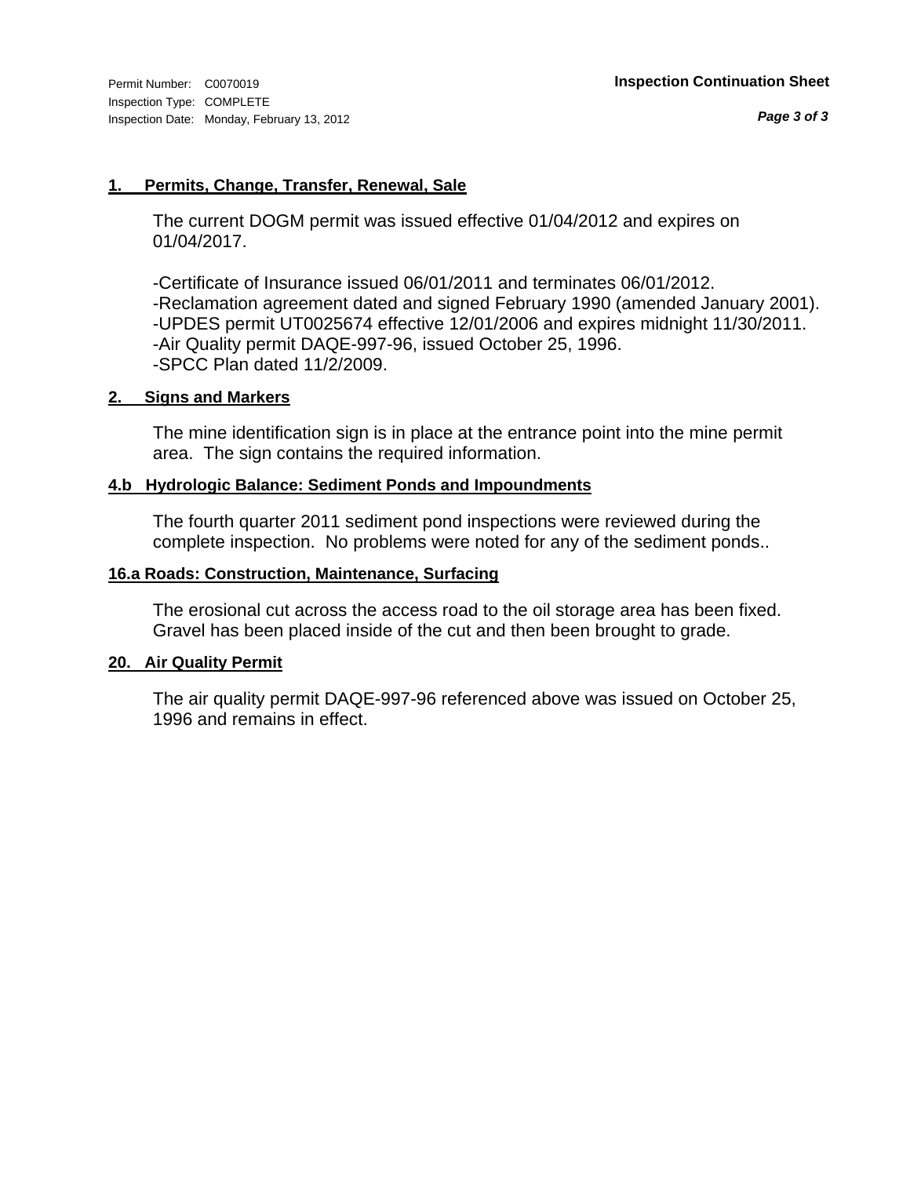Permit Number: C0070019
Inspection Type: COMPLETE
Inspection Date: Monday, February 13, 2012

**Inspection Continuation Sheet**

### 1. Permits, Change, Transfer, Renewal, Sale

The current DOGM permit was issued effective 01/04/2012 and expires on 01/04/2017.

-Certificate of Insurance issued 06/01/2011 and terminates 06/01/2012.
-Reclamation agreement dated and signed February 1990 (amended January 2001).
-UPDES permit UT0025674 effective 12/01/2006 and expires midnight 11/30/2011.
-Air Quality permit DAQE-997-96, issued October 25, 1996.
-SPCC Plan dated 11/2/2009.

### 2. Signs and Markers

The mine identification sign is in place at the entrance point into the mine permit area. The sign contains the required information.

### 4.b Hydrologic Balance: Sediment Ponds and Impoundments

The fourth quarter 2011 sediment pond inspections were reviewed during the complete inspection. No problems were noted for any of the sediment ponds..

### 16.a Roads: Construction, Maintenance, Surfacing

The erosional cut across the access road to the oil storage area has been fixed. Gravel has been placed inside of the cut and then been brought to grade.

### 20. Air Quality Permit

The air quality permit DAQE-997-96 referenced above was issued on October 25, 1996 and remains in effect.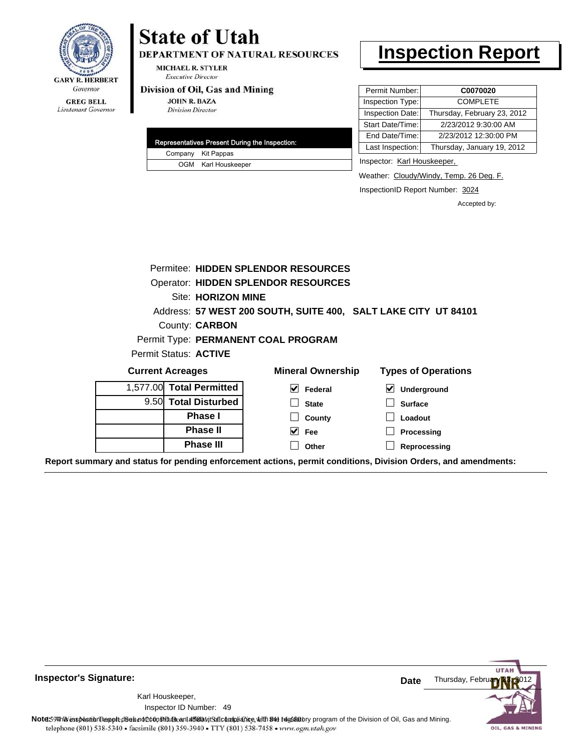GARY R. HERBERT
*Governor*

GREG BELL
*Lieutenant Governor*

# State of Utah

**DEPARTMENT OF NATURAL RESOURCES**

MICHAEL R. STYLER
*Executive Director*

**Division of Oil, Gas and Mining**

JOHN R. BAZA
*Division Director*

# Inspection Report

| Permit Number: | **C0070020** |
|---|---|
| Inspection Type: | COMPLETE |
| Inspection Date: | Thursday, February 23, 2012 |
| Start Date/Time: | 2/23/2012 9:30:00 AM |
| End Date/Time: | 2/23/2012 12:30:00 PM |
| Last Inspection: | Thursday, January 19, 2012 |

| Representatives Present During the Inspection: | |
|---|---|
| Company | Kit Pappas |
| OGM | Karl Houskeeper |

Inspector: Karl Houskeeper,

Weather: Cloudy/Windy, Temp. 26 Deg. F.

InspectionID Report Number: 3024

Accepted by:

Permitee: **HIDDEN SPLENDOR RESOURCES**
Operator: **HIDDEN SPLENDOR RESOURCES**
Site: **HORIZON MINE**
Address: **57 WEST 200 SOUTH, SUITE 400, SALT LAKE CITY UT 84101**
County: **CARBON**
Permit Type: **PERMANENT COAL PROGRAM**
Permit Status: **ACTIVE**

**Current Acreages**

| | |
|---|---|
| 1,577.00 | **Total Permitted** |
| 9.50 | **Total Disturbed** |
| | **Phase I** |
| | **Phase II** |
| | **Phase III** |

**Mineral Ownership**

- [x] Federal
- [ ] State
- [ ] County
- [x] Fee
- [ ] Other

**Types of Operations**

- [x] Underground
- [ ] Surface
- [ ] Loadout
- [ ] Processing
- [ ] Reprocessing

**Report summary and status for pending enforcement actions, permit conditions, Division Orders, and amendments:**

**Inspector's Signature:**

Karl Houskeeper,
Inspector ID Number: 49

**Date** Thursday, February 23, 2012

**Note:** This inspection report does not constitute an affidavit of compliance with the regulatory program of the Division of Oil, Gas and Mining.

1594 West North Temple, Suite 1210, PO Box 145801, Salt Lake City, UT 84114-5801
telephone (801) 538-5340 • facsimile (801) 359-3940 • TTY (801) 538-7458 • www.ogm.utah.gov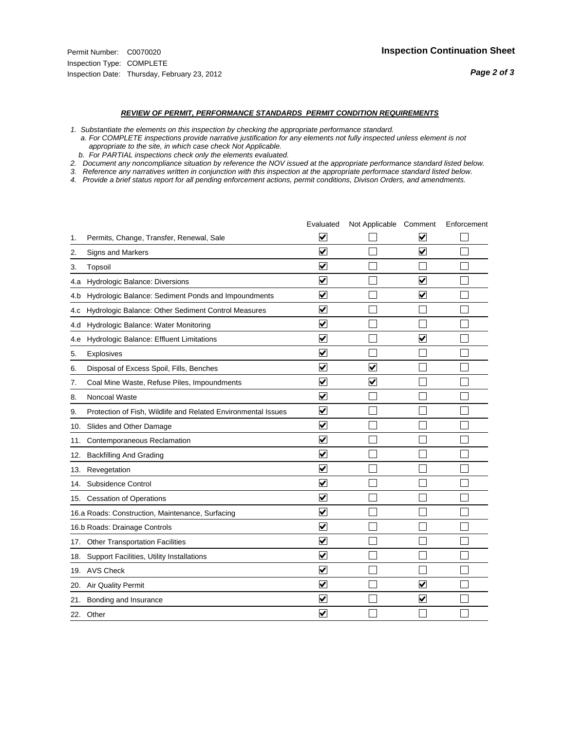Permit Number: C0070020
Inspection Type: COMPLETE
Inspection Date: Thursday, February 23, 2012

## Inspection Continuation Sheet

### REVIEW OF PERMIT, PERFORMANCE STANDARDS PERMIT CONDITION REQUIREMENTS

*1. Substantiate the elements on this inspection by checking the appropriate performance standard.*
*a. For COMPLETE inspections provide narrative justification for any elements not fully inspected unless element is not appropriate to the site, in which case check Not Applicable.*
*b. For PARTIAL inspections check only the elements evaluated.*
*2. Document any noncompliance situation by reference the NOV issued at the appropriate performance standard listed below.*
*3. Reference any narratives written in conjunction with this inspection at the appropriate performace standard listed below.*
*4. Provide a brief status report for all pending enforcement actions, permit conditions, Divison Orders, and amendments.*

| | | Evaluated | Not Applicable | Comment | Enforcement |
|---|---|---|---|---|---|
| 1. | Permits, Change, Transfer, Renewal, Sale | ☑ | ☐ | ☑ | ☐ |
| 2. | Signs and Markers | ☑ | ☐ | ☑ | ☐ |
| 3. | Topsoil | ☑ | ☐ | ☐ | ☐ |
| 4.a | Hydrologic Balance: Diversions | ☑ | ☐ | ☑ | ☐ |
| 4.b | Hydrologic Balance: Sediment Ponds and Impoundments | ☑ | ☐ | ☑ | ☐ |
| 4.c | Hydrologic Balance: Other Sediment Control Measures | ☑ | ☐ | ☐ | ☐ |
| 4.d | Hydrologic Balance: Water Monitoring | ☑ | ☐ | ☐ | ☐ |
| 4.e | Hydrologic Balance: Effluent Limitations | ☑ | ☐ | ☑ | ☐ |
| 5. | Explosives | ☑ | ☐ | ☐ | ☐ |
| 6. | Disposal of Excess Spoil, Fills, Benches | ☑ | ☑ | ☐ | ☐ |
| 7. | Coal Mine Waste, Refuse Piles, Impoundments | ☑ | ☑ | ☐ | ☐ |
| 8. | Noncoal Waste | ☑ | ☐ | ☐ | ☐ |
| 9. | Protection of Fish, Wildlife and Related Environmental Issues | ☑ | ☐ | ☐ | ☐ |
| 10. | Slides and Other Damage | ☑ | ☐ | ☐ | ☐ |
| 11. | Contemporaneous Reclamation | ☑ | ☐ | ☐ | ☐ |
| 12. | Backfilling And Grading | ☑ | ☐ | ☐ | ☐ |
| 13. | Revegetation | ☑ | ☐ | ☐ | ☐ |
| 14. | Subsidence Control | ☑ | ☐ | ☐ | ☐ |
| 15. | Cessation of Operations | ☑ | ☐ | ☐ | ☐ |
| 16.a | Roads: Construction, Maintenance, Surfacing | ☑ | ☐ | ☐ | ☐ |
| 16.b | Roads: Drainage Controls | ☑ | ☐ | ☐ | ☐ |
| 17. | Other Transportation Facilities | ☑ | ☐ | ☐ | ☐ |
| 18. | Support Facilities, Utility Installations | ☑ | ☐ | ☐ | ☐ |
| 19. | AVS Check | ☑ | ☐ | ☐ | ☐ |
| 20. | Air Quality Permit | ☑ | ☐ | ☑ | ☐ |
| 21. | Bonding and Insurance | ☑ | ☐ | ☑ | ☐ |
| 22. | Other | ☑ | ☐ | ☐ | ☐ |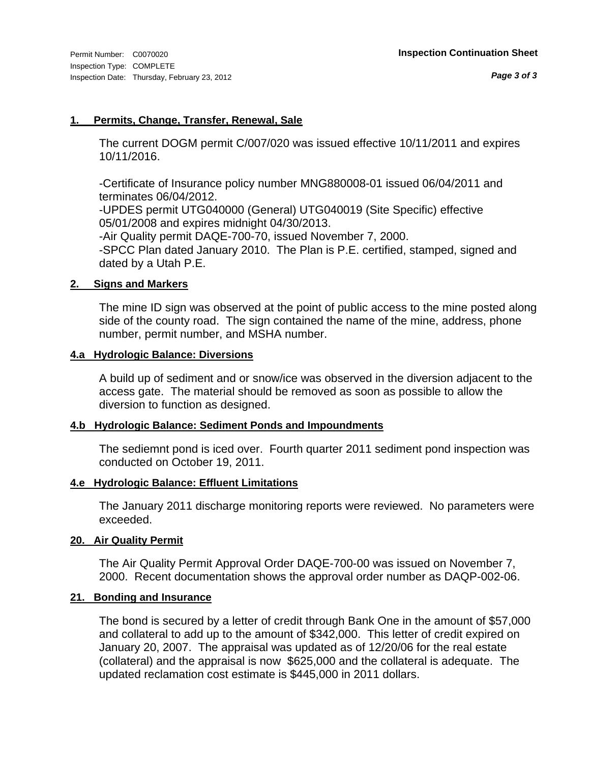Permit Number: C0070020
Inspection Type: COMPLETE
Inspection Date: Thursday, February 23, 2012

**Inspection Continuation Sheet**

### 1. Permits, Change, Transfer, Renewal, Sale

The current DOGM permit C/007/020 was issued effective 10/11/2011 and expires 10/11/2016.

-Certificate of Insurance policy number MNG880008-01 issued 06/04/2011 and terminates 06/04/2012.
-UPDES permit UTG040000 (General) UTG040019 (Site Specific) effective 05/01/2008 and expires midnight 04/30/2013.
-Air Quality permit DAQE-700-70, issued November 7, 2000.
-SPCC Plan dated January 2010. The Plan is P.E. certified, stamped, signed and dated by a Utah P.E.

### 2. Signs and Markers

The mine ID sign was observed at the point of public access to the mine posted along side of the county road. The sign contained the name of the mine, address, phone number, permit number, and MSHA number.

### 4.a Hydrologic Balance: Diversions

A build up of sediment and or snow/ice was observed in the diversion adjacent to the access gate. The material should be removed as soon as possible to allow the diversion to function as designed.

### 4.b Hydrologic Balance: Sediment Ponds and Impoundments

The sediemnt pond is iced over. Fourth quarter 2011 sediment pond inspection was conducted on October 19, 2011.

### 4.e Hydrologic Balance: Effluent Limitations

The January 2011 discharge monitoring reports were reviewed. No parameters were exceeded.

### 20. Air Quality Permit

The Air Quality Permit Approval Order DAQE-700-00 was issued on November 7, 2000. Recent documentation shows the approval order number as DAQP-002-06.

### 21. Bonding and Insurance

The bond is secured by a letter of credit through Bank One in the amount of $57,000 and collateral to add up to the amount of $342,000. This letter of credit expired on January 20, 2007. The appraisal was updated as of 12/20/06 for the real estate (collateral) and the appraisal is now $625,000 and the collateral is adequate. The updated reclamation cost estimate is $445,000 in 2011 dollars.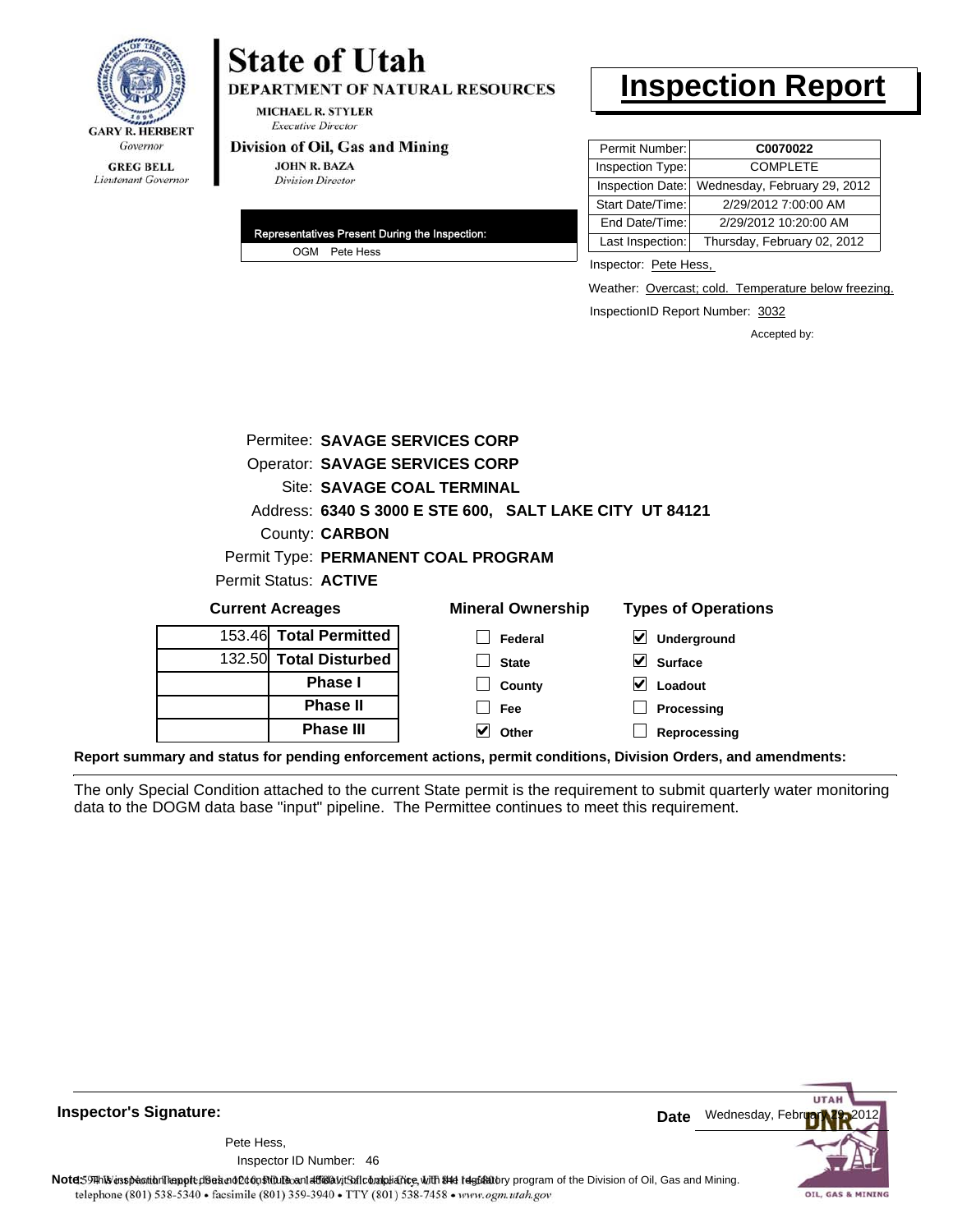GARY R. HERBERT
*Governor*

GREG BELL
*Lieutenant Governor*

# State of Utah

**DEPARTMENT OF NATURAL RESOURCES**

MICHAEL R. STYLER
*Executive Director*

**Division of Oil, Gas and Mining**

JOHN R. BAZA
*Division Director*

# Inspection Report

| Permit Number: | C0070022 |
|---|---|
| Inspection Type: | COMPLETE |
| Inspection Date: | Wednesday, February 29, 2012 |
| Start Date/Time: | 2/29/2012 7:00:00 AM |
| End Date/Time: | 2/29/2012 10:20:00 AM |
| Last Inspection: | Thursday, February 02, 2012 |

**Representatives Present During the Inspection:**

OGM Pete Hess

Inspector: Pete Hess,

Weather: Overcast; cold. Temperature below freezing.

InspectionID Report Number: 3032

Accepted by:

Permitee: **SAVAGE SERVICES CORP**
Operator: **SAVAGE SERVICES CORP**
Site: **SAVAGE COAL TERMINAL**
Address: **6340 S 3000 E STE 600, SALT LAKE CITY UT 84121**
County: **CARBON**
Permit Type: **PERMANENT COAL PROGRAM**
Permit Status: **ACTIVE**

**Current Acreages**

| | |
|---|---|
| 153.46 | **Total Permitted** |
| 132.50 | **Total Disturbed** |
| | **Phase I** |
| | **Phase II** |
| | **Phase III** |

**Mineral Ownership**

- [ ] Federal
- [ ] State
- [ ] County
- [ ] Fee
- [x] Other

**Types of Operations**

- [x] Underground
- [x] Surface
- [x] Loadout
- [ ] Processing
- [ ] Reprocessing

**Report summary and status for pending enforcement actions, permit conditions, Division Orders, and amendments:**

The only Special Condition attached to the current State permit is the requirement to submit quarterly water monitoring data to the DOGM data base "input" pipeline. The Permittee continues to meet this requirement.

**Inspector's Signature:**

Pete Hess,
Inspector ID Number: 46

**Date** Wednesday, February 29, 2012

**Note:** This inspection report does not constitute an affidavit of compliance with the regulatory program of the Division of Oil, Gas and Mining.

1594 West North Temple, Suite 1210, PO Box 145801, Salt Lake City, UT 84114-5801
telephone (801) 538-5340 • facsimile (801) 359-3940 • TTY (801) 538-7458 • www.ogm.utah.gov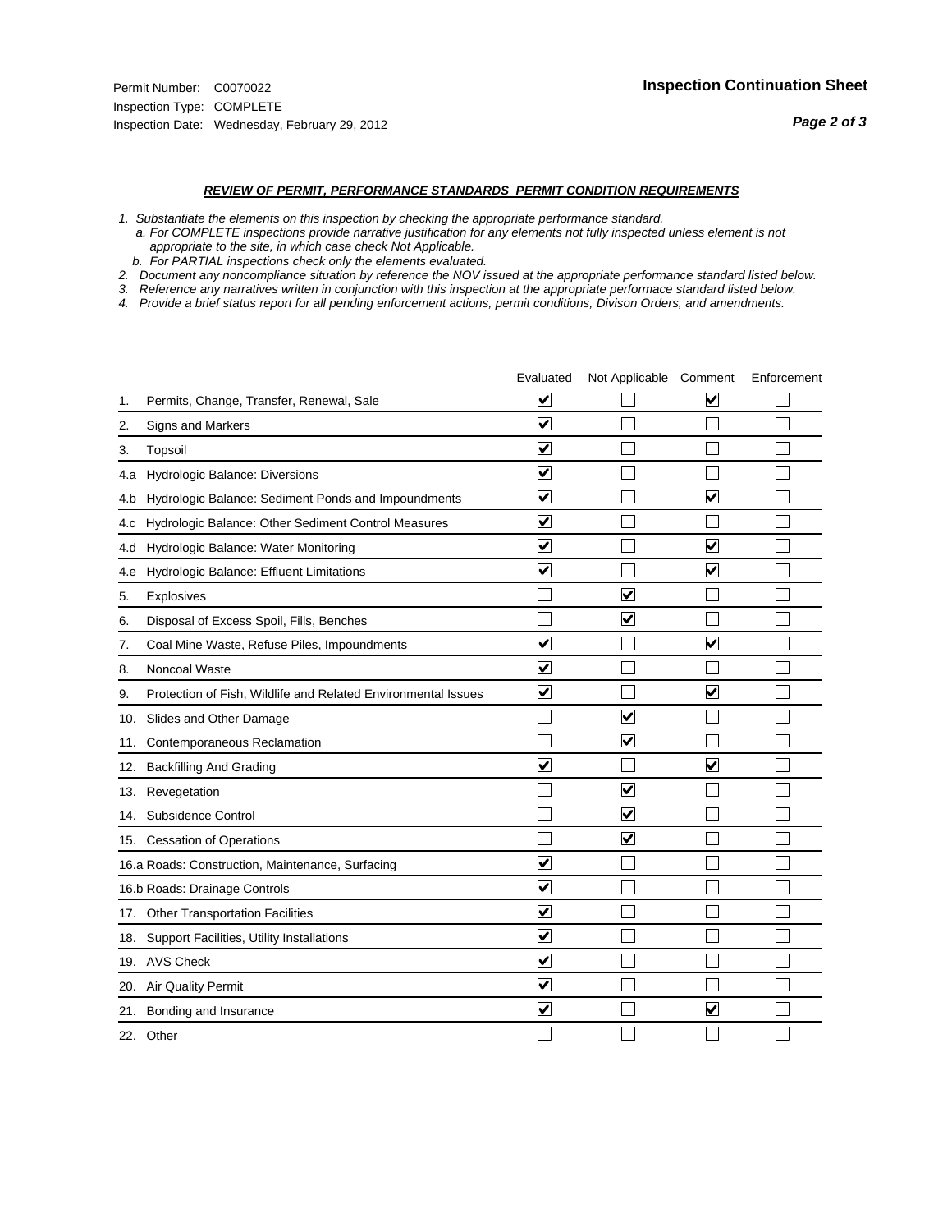Permit Number: C0070022
Inspection Type: COMPLETE
Inspection Date: Wednesday, February 29, 2012

**Inspection Continuation Sheet**

***REVIEW OF PERMIT, PERFORMANCE STANDARDS PERMIT CONDITION REQUIREMENTS***

*1. Substantiate the elements on this inspection by checking the appropriate performance standard.*
*a. For COMPLETE inspections provide narrative justification for any elements not fully inspected unless element is not appropriate to the site, in which case check Not Applicable.*
*b. For PARTIAL inspections check only the elements evaluated.*
*2. Document any noncompliance situation by reference the NOV issued at the appropriate performance standard listed below.*
*3. Reference any narratives written in conjunction with this inspection at the appropriate performace standard listed below.*
*4. Provide a brief status report for all pending enforcement actions, permit conditions, Divison Orders, and amendments.*

| | | Evaluated | Not Applicable | Comment | Enforcement |
|---|---|---|---|---|---|
| 1. | Permits, Change, Transfer, Renewal, Sale | ☑ | ☐ | ☑ | ☐ |
| 2. | Signs and Markers | ☑ | ☐ | ☐ | ☐ |
| 3. | Topsoil | ☑ | ☐ | ☐ | ☐ |
| 4.a | Hydrologic Balance: Diversions | ☑ | ☐ | ☐ | ☐ |
| 4.b | Hydrologic Balance: Sediment Ponds and Impoundments | ☑ | ☐ | ☑ | ☐ |
| 4.c | Hydrologic Balance: Other Sediment Control Measures | ☑ | ☐ | ☐ | ☐ |
| 4.d | Hydrologic Balance: Water Monitoring | ☑ | ☐ | ☑ | ☐ |
| 4.e | Hydrologic Balance: Effluent Limitations | ☑ | ☐ | ☑ | ☐ |
| 5. | Explosives | ☐ | ☑ | ☐ | ☐ |
| 6. | Disposal of Excess Spoil, Fills, Benches | ☐ | ☑ | ☐ | ☐ |
| 7. | Coal Mine Waste, Refuse Piles, Impoundments | ☑ | ☐ | ☑ | ☐ |
| 8. | Noncoal Waste | ☑ | ☐ | ☐ | ☐ |
| 9. | Protection of Fish, Wildlife and Related Environmental Issues | ☑ | ☐ | ☑ | ☐ |
| 10. | Slides and Other Damage | ☐ | ☑ | ☐ | ☐ |
| 11. | Contemporaneous Reclamation | ☐ | ☑ | ☐ | ☐ |
| 12. | Backfilling And Grading | ☑ | ☐ | ☑ | ☐ |
| 13. | Revegetation | ☐ | ☑ | ☐ | ☐ |
| 14. | Subsidence Control | ☐ | ☑ | ☐ | ☐ |
| 15. | Cessation of Operations | ☐ | ☑ | ☐ | ☐ |
| 16.a | Roads: Construction, Maintenance, Surfacing | ☑ | ☐ | ☐ | ☐ |
| 16.b | Roads: Drainage Controls | ☑ | ☐ | ☐ | ☐ |
| 17. | Other Transportation Facilities | ☑ | ☐ | ☐ | ☐ |
| 18. | Support Facilities, Utility Installations | ☑ | ☐ | ☐ | ☐ |
| 19. | AVS Check | ☑ | ☐ | ☐ | ☐ |
| 20. | Air Quality Permit | ☑ | ☐ | ☐ | ☐ |
| 21. | Bonding and Insurance | ☑ | ☐ | ☑ | ☐ |
| 22. | Other | ☐ | ☐ | ☐ | ☐ |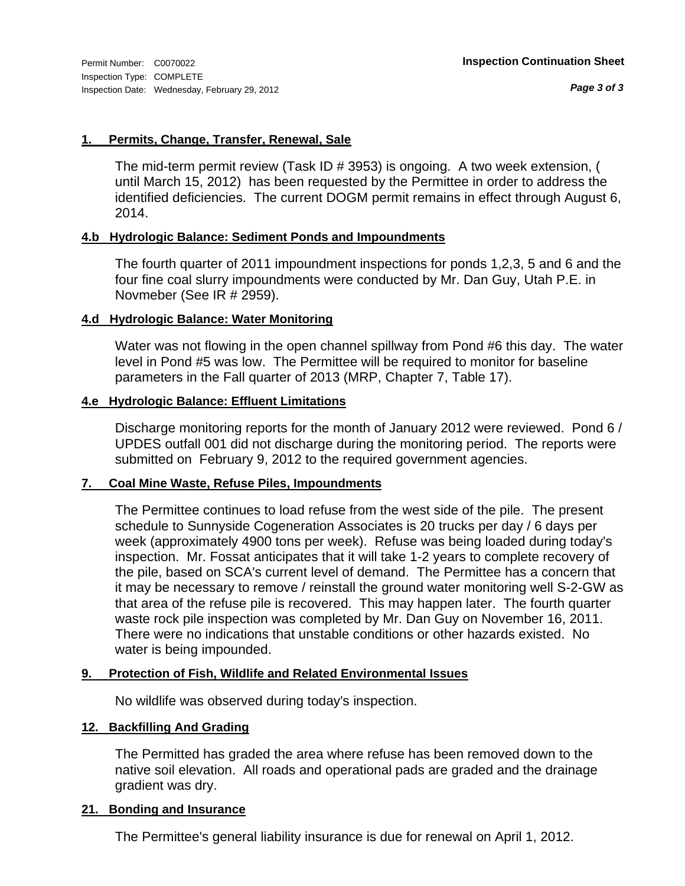Permit Number: C0070022
Inspection Type: COMPLETE
Inspection Date: Wednesday, February 29, 2012

**Inspection Continuation Sheet**

## 1. Permits, Change, Transfer, Renewal, Sale

The mid-term permit review (Task ID # 3953) is ongoing. A two week extension, ( until March 15, 2012) has been requested by the Permittee in order to address the identified deficiencies. The current DOGM permit remains in effect through August 6, 2014.

## 4.b Hydrologic Balance: Sediment Ponds and Impoundments

The fourth quarter of 2011 impoundment inspections for ponds 1,2,3, 5 and 6 and the four fine coal slurry impoundments were conducted by Mr. Dan Guy, Utah P.E. in Novmeber (See IR # 2959).

## 4.d Hydrologic Balance: Water Monitoring

Water was not flowing in the open channel spillway from Pond #6 this day. The water level in Pond #5 was low. The Permittee will be required to monitor for baseline parameters in the Fall quarter of 2013 (MRP, Chapter 7, Table 17).

## 4.e Hydrologic Balance: Effluent Limitations

Discharge monitoring reports for the month of January 2012 were reviewed. Pond 6 / UPDES outfall 001 did not discharge during the monitoring period. The reports were submitted on February 9, 2012 to the required government agencies.

## 7. Coal Mine Waste, Refuse Piles, Impoundments

The Permittee continues to load refuse from the west side of the pile. The present schedule to Sunnyside Cogeneration Associates is 20 trucks per day / 6 days per week (approximately 4900 tons per week). Refuse was being loaded during today's inspection. Mr. Fossat anticipates that it will take 1-2 years to complete recovery of the pile, based on SCA's current level of demand. The Permittee has a concern that it may be necessary to remove / reinstall the ground water monitoring well S-2-GW as that area of the refuse pile is recovered. This may happen later. The fourth quarter waste rock pile inspection was completed by Mr. Dan Guy on November 16, 2011. There were no indications that unstable conditions or other hazards existed. No water is being impounded.

## 9. Protection of Fish, Wildlife and Related Environmental Issues

No wildlife was observed during today's inspection.

## 12. Backfilling And Grading

The Permitted has graded the area where refuse has been removed down to the native soil elevation. All roads and operational pads are graded and the drainage gradient was dry.

## 21. Bonding and Insurance

The Permittee's general liability insurance is due for renewal on April 1, 2012.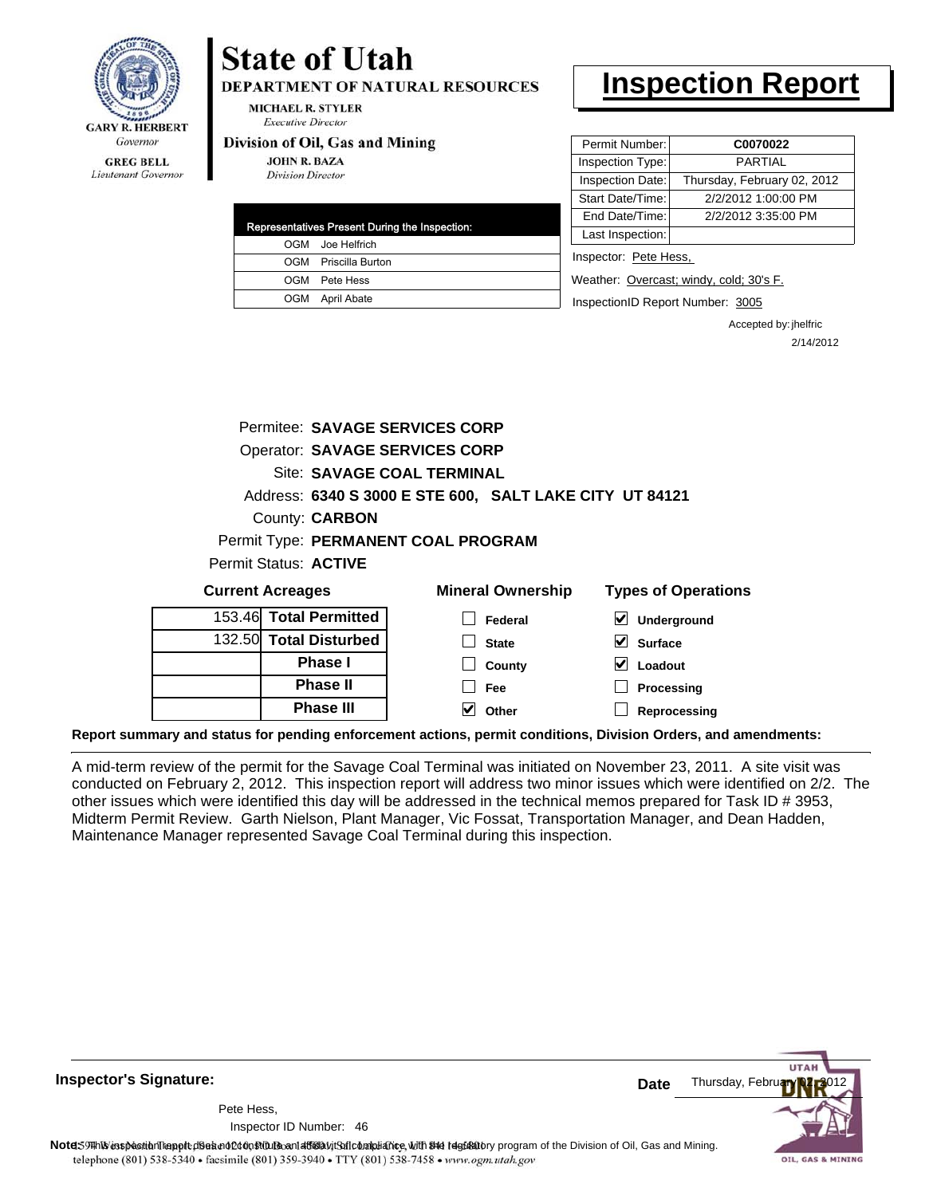GARY R. HERBERT
*Governor*

GREG BELL
*Lieutenant Governor*

# State of Utah

**DEPARTMENT OF NATURAL RESOURCES**

MICHAEL R. STYLER
*Executive Director*

**Division of Oil, Gas and Mining**

JOHN R. BAZA
*Division Director*

# Inspection Report

| Permit Number: | C0070022 |
|---|---|
| Inspection Type: | PARTIAL |
| Inspection Date: | Thursday, February 02, 2012 |
| Start Date/Time: | 2/2/2012 1:00:00 PM |
| End Date/Time: | 2/2/2012 3:35:00 PM |
| Last Inspection: | |

| Representatives Present During the Inspection: | |
|---|---|
| OGM | Joe Helfrich |
| OGM | Priscilla Burton |
| OGM | Pete Hess |
| OGM | April Abate |

Inspector: Pete Hess,

Weather: Overcast; windy, cold; 30's F.

InspectionID Report Number: 3005

Accepted by: jhelfric
2/14/2012

Permitee: **SAVAGE SERVICES CORP**
Operator: **SAVAGE SERVICES CORP**
Site: **SAVAGE COAL TERMINAL**
Address: **6340 S 3000 E STE 600, SALT LAKE CITY UT 84121**
County: **CARBON**
Permit Type: **PERMANENT COAL PROGRAM**
Permit Status: **ACTIVE**

**Current Acreages**

| | |
|---|---|
| 153.46 | **Total Permitted** |
| 132.50 | **Total Disturbed** |
| | **Phase I** |
| | **Phase II** |
| | **Phase III** |

**Mineral Ownership**

- [ ] Federal
- [ ] State
- [ ] County
- [ ] Fee
- [x] Other

**Types of Operations**

- [x] Underground
- [x] Surface
- [x] Loadout
- [ ] Processing
- [ ] Reprocessing

**Report summary and status for pending enforcement actions, permit conditions, Division Orders, and amendments:**

A mid-term review of the permit for the Savage Coal Terminal was initiated on November 23, 2011. A site visit was conducted on February 2, 2012. This inspection report will address two minor issues which were identified on 2/2. The other issues which were identified this day will be addressed in the technical memos prepared for Task ID # 3953, Midterm Permit Review. Garth Nielson, Plant Manager, Vic Fossat, Transportation Manager, and Dean Hadden, Maintenance Manager represented Savage Coal Terminal during this inspection.

**Inspector's Signature:**

Pete Hess,
Inspector ID Number: 46

**Date** Thursday, February 02, 2012

**Note:** This inspection report does not constitute an affidavit of compliance with the regulatory program of the Division of Oil, Gas and Mining.
telephone (801) 538-5340 • facsimile (801) 359-3940 • TTY (801) 538-7458 • www.ogm.utah.gov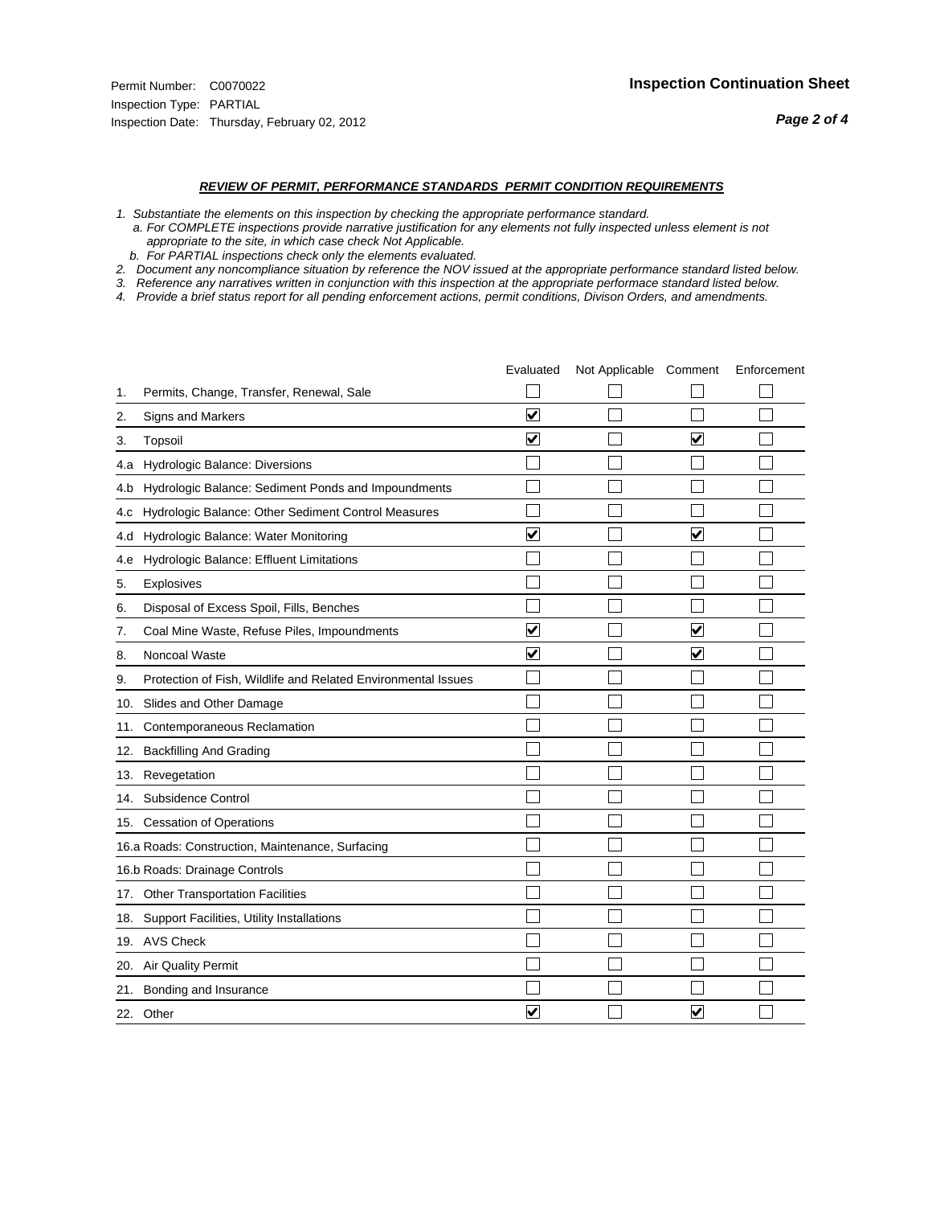Permit Number: C0070022
Inspection Type: PARTIAL
Inspection Date: Thursday, February 02, 2012

## Inspection Continuation Sheet

### *REVIEW OF PERMIT, PERFORMANCE STANDARDS PERMIT CONDITION REQUIREMENTS*

*1. Substantiate the elements on this inspection by checking the appropriate performance standard.*
*a. For COMPLETE inspections provide narrative justification for any elements not fully inspected unless element is not appropriate to the site, in which case check Not Applicable.*
*b. For PARTIAL inspections check only the elements evaluated.*
*2. Document any noncompliance situation by reference the NOV issued at the appropriate performance standard listed below.*
*3. Reference any narratives written in conjunction with this inspection at the appropriate performace standard listed below.*
*4. Provide a brief status report for all pending enforcement actions, permit conditions, Divison Orders, and amendments.*

| | Evaluated | Not Applicable | Comment | Enforcement |
|---|---|---|---|---|
| 1. Permits, Change, Transfer, Renewal, Sale | ☐ | ☐ | ☐ | ☐ |
| 2. Signs and Markers | ☑ | ☐ | ☐ | ☐ |
| 3. Topsoil | ☑ | ☐ | ☑ | ☐ |
| 4.a Hydrologic Balance: Diversions | ☐ | ☐ | ☐ | ☐ |
| 4.b Hydrologic Balance: Sediment Ponds and Impoundments | ☐ | ☐ | ☐ | ☐ |
| 4.c Hydrologic Balance: Other Sediment Control Measures | ☐ | ☐ | ☐ | ☐ |
| 4.d Hydrologic Balance: Water Monitoring | ☑ | ☐ | ☑ | ☐ |
| 4.e Hydrologic Balance: Effluent Limitations | ☐ | ☐ | ☐ | ☐ |
| 5. Explosives | ☐ | ☐ | ☐ | ☐ |
| 6. Disposal of Excess Spoil, Fills, Benches | ☐ | ☐ | ☐ | ☐ |
| 7. Coal Mine Waste, Refuse Piles, Impoundments | ☑ | ☐ | ☑ | ☐ |
| 8. Noncoal Waste | ☑ | ☐ | ☑ | ☐ |
| 9. Protection of Fish, Wildlife and Related Environmental Issues | ☐ | ☐ | ☐ | ☐ |
| 10. Slides and Other Damage | ☐ | ☐ | ☐ | ☐ |
| 11. Contemporaneous Reclamation | ☐ | ☐ | ☐ | ☐ |
| 12. Backfilling And Grading | ☐ | ☐ | ☐ | ☐ |
| 13. Revegetation | ☐ | ☐ | ☐ | ☐ |
| 14. Subsidence Control | ☐ | ☐ | ☐ | ☐ |
| 15. Cessation of Operations | ☐ | ☐ | ☐ | ☐ |
| 16.a Roads: Construction, Maintenance, Surfacing | ☐ | ☐ | ☐ | ☐ |
| 16.b Roads: Drainage Controls | ☐ | ☐ | ☐ | ☐ |
| 17. Other Transportation Facilities | ☐ | ☐ | ☐ | ☐ |
| 18. Support Facilities, Utility Installations | ☐ | ☐ | ☐ | ☐ |
| 19. AVS Check | ☐ | ☐ | ☐ | ☐ |
| 20. Air Quality Permit | ☐ | ☐ | ☐ | ☐ |
| 21. Bonding and Insurance | ☐ | ☐ | ☐ | ☐ |
| 22. Other | ☑ | ☐ | ☑ | ☐ |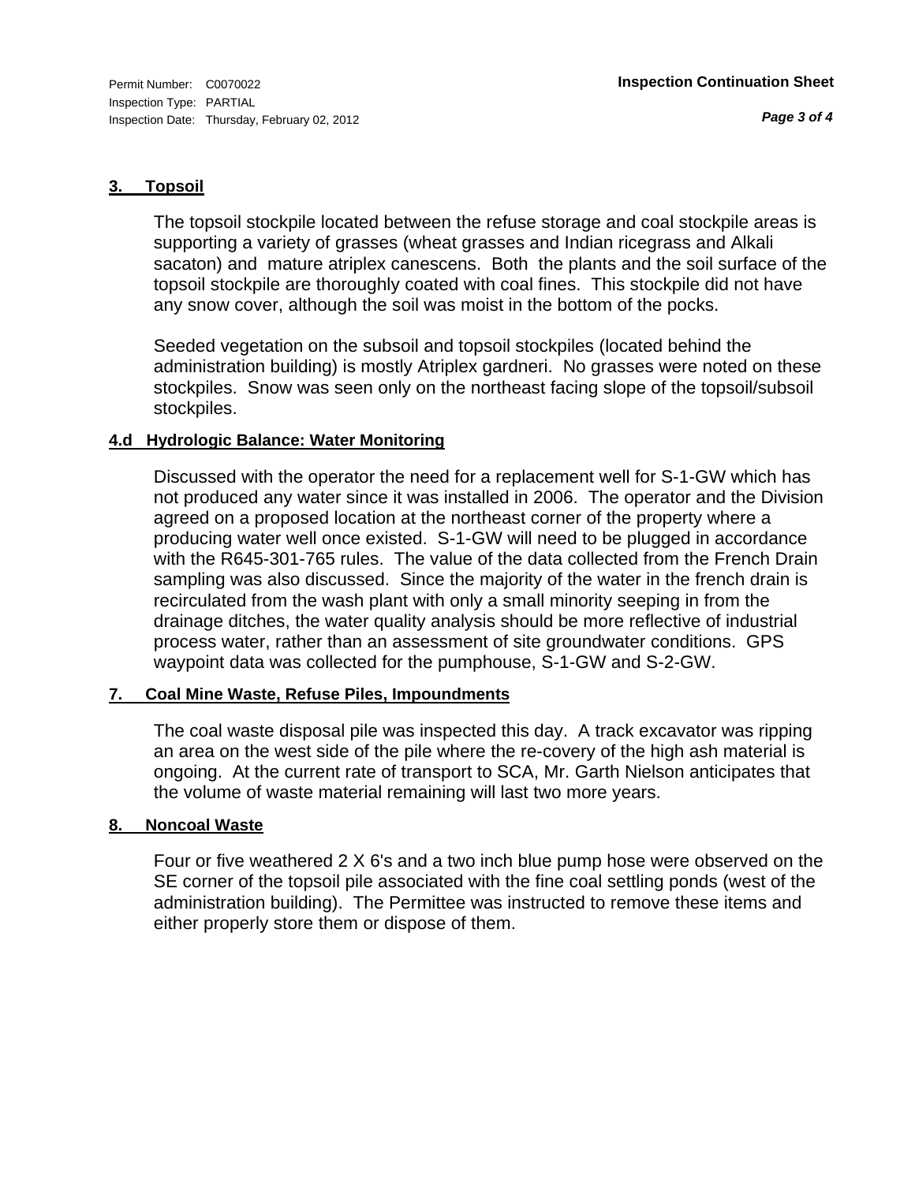## 3. Topsoil

The topsoil stockpile located between the refuse storage and coal stockpile areas is supporting a variety of grasses (wheat grasses and Indian ricegrass and Alkali sacaton) and mature atriplex canescens. Both the plants and the soil surface of the topsoil stockpile are thoroughly coated with coal fines. This stockpile did not have any snow cover, although the soil was moist in the bottom of the pocks.

Seeded vegetation on the subsoil and topsoil stockpiles (located behind the administration building) is mostly Atriplex gardneri. No grasses were noted on these stockpiles. Snow was seen only on the northeast facing slope of the topsoil/subsoil stockpiles.

## 4.d Hydrologic Balance: Water Monitoring

Discussed with the operator the need for a replacement well for S-1-GW which has not produced any water since it was installed in 2006. The operator and the Division agreed on a proposed location at the northeast corner of the property where a producing water well once existed. S-1-GW will need to be plugged in accordance with the R645-301-765 rules. The value of the data collected from the French Drain sampling was also discussed. Since the majority of the water in the french drain is recirculated from the wash plant with only a small minority seeping in from the drainage ditches, the water quality analysis should be more reflective of industrial process water, rather than an assessment of site groundwater conditions. GPS waypoint data was collected for the pumphouse, S-1-GW and S-2-GW.

## 7. Coal Mine Waste, Refuse Piles, Impoundments

The coal waste disposal pile was inspected this day. A track excavator was ripping an area on the west side of the pile where the re-covery of the high ash material is ongoing. At the current rate of transport to SCA, Mr. Garth Nielson anticipates that the volume of waste material remaining will last two more years.

## 8. Noncoal Waste

Four or five weathered 2 X 6's and a two inch blue pump hose were observed on the SE corner of the topsoil pile associated with the fine coal settling ponds (west of the administration building). The Permittee was instructed to remove these items and either properly store them or dispose of them.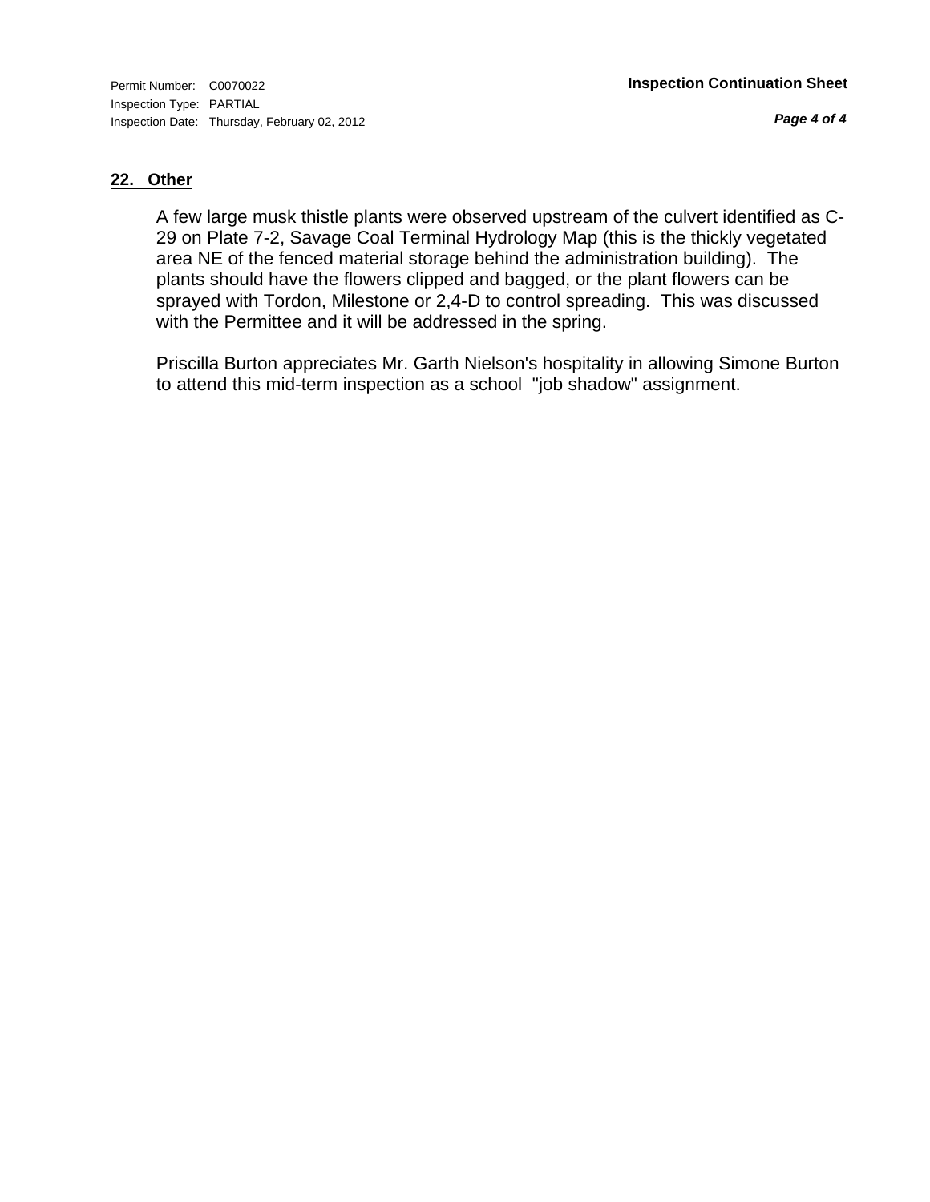## 22. Other

A few large musk thistle plants were observed upstream of the culvert identified as C-29 on Plate 7-2, Savage Coal Terminal Hydrology Map (this is the thickly vegetated area NE of the fenced material storage behind the administration building). The plants should have the flowers clipped and bagged, or the plant flowers can be sprayed with Tordon, Milestone or 2,4-D to control spreading. This was discussed with the Permittee and it will be addressed in the spring.

Priscilla Burton appreciates Mr. Garth Nielson's hospitality in allowing Simone Burton to attend this mid-term inspection as a school "job shadow" assignment.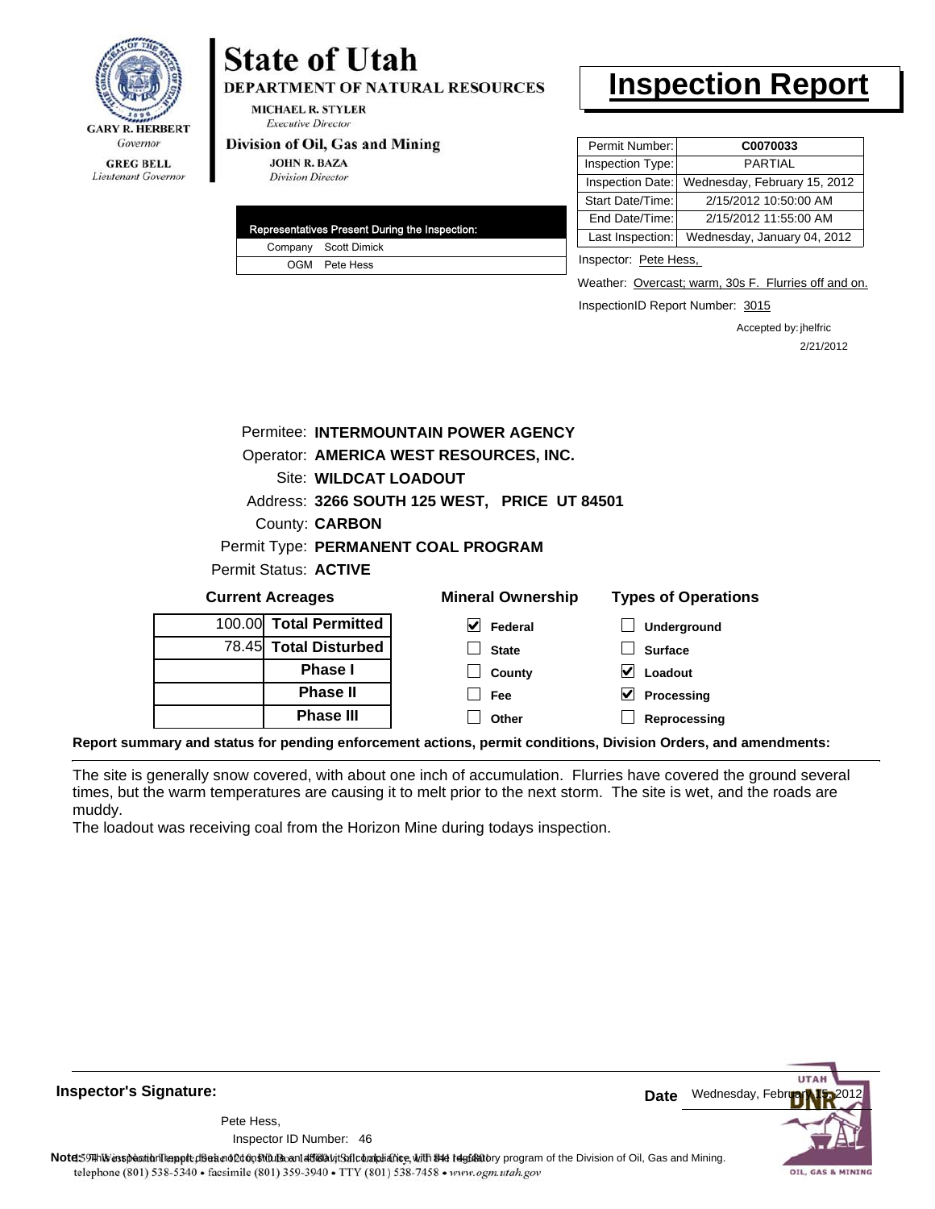GARY R. HERBERT
*Governor*

GREG BELL
*Lieutenant Governor*

# State of Utah

**DEPARTMENT OF NATURAL RESOURCES**

MICHAEL R. STYLER
*Executive Director*

**Division of Oil, Gas and Mining**

JOHN R. BAZA
*Division Director*

# Inspection Report

| Permit Number: | **C0070033** |
|---|---|
| Inspection Type: | PARTIAL |
| Inspection Date: | Wednesday, February 15, 2012 |
| Start Date/Time: | 2/15/2012 10:50:00 AM |
| End Date/Time: | 2/15/2012 11:55:00 AM |
| Last Inspection: | Wednesday, January 04, 2012 |

| Representatives Present During the Inspection: | |
|---|---|
| Company | Scott Dimick |
| OGM | Pete Hess |

Inspector: Pete Hess,

Weather: Overcast; warm, 30s F. Flurries off and on.

InspectionID Report Number: 3015

Accepted by: jhelfric
2/21/2012

Permitee: **INTERMOUNTAIN POWER AGENCY**
Operator: **AMERICA WEST RESOURCES, INC.**
Site: **WILDCAT LOADOUT**
Address: **3266 SOUTH 125 WEST, PRICE UT 84501**
County: **CARBON**
Permit Type: **PERMANENT COAL PROGRAM**
Permit Status: **ACTIVE**

**Current Acreages**

| | |
|---|---|
| 100.00 | **Total Permitted** |
| 78.45 | **Total Disturbed** |
| | **Phase I** |
| | **Phase II** |
| | **Phase III** |

**Mineral Ownership**

- [x] Federal
- [ ] State
- [ ] County
- [ ] Fee
- [ ] Other

**Types of Operations**

- [ ] Underground
- [ ] Surface
- [x] Loadout
- [x] Processing
- [ ] Reprocessing

**Report summary and status for pending enforcement actions, permit conditions, Division Orders, and amendments:**

The site is generally snow covered, with about one inch of accumulation. Flurries have covered the ground several times, but the warm temperatures are causing it to melt prior to the next storm. The site is wet, and the roads are muddy.
The loadout was receiving coal from the Horizon Mine during todays inspection.

**Inspector's Signature:**

Pete Hess,
Inspector ID Number: 46

**Date** Wednesday, February 15, 2012

**Note:** This inspection report does not constitute an affidavit of compliance with the regulatory program of the Division of Oil, Gas and Mining.
telephone (801) 538-5340 • facsimile (801) 359-3940 • TTY (801) 538-7458 • www.ogm.utah.gov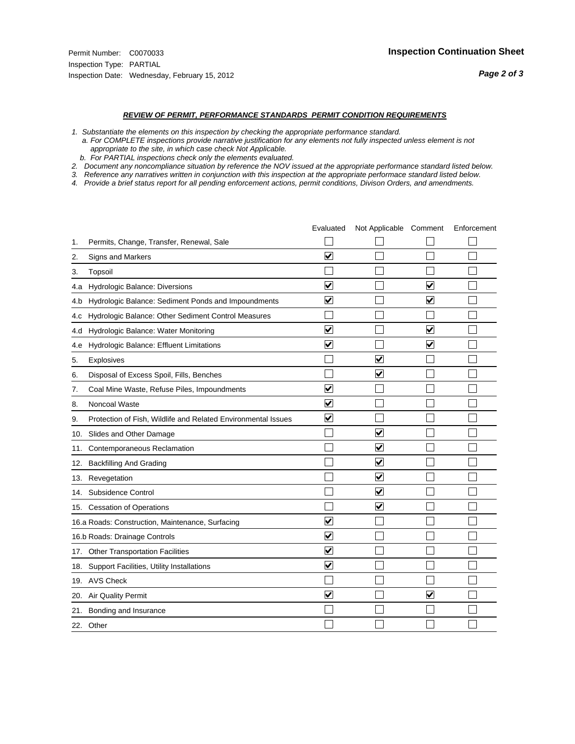Permit Number: C0070033
Inspection Type: PARTIAL
Inspection Date: Wednesday, February 15, 2012

**Inspection Continuation Sheet**

***REVIEW OF PERMIT, PERFORMANCE STANDARDS PERMIT CONDITION REQUIREMENTS***

*1. Substantiate the elements on this inspection by checking the appropriate performance standard.*
*a. For COMPLETE inspections provide narrative justification for any elements not fully inspected unless element is not appropriate to the site, in which case check Not Applicable.*
*b. For PARTIAL inspections check only the elements evaluated.*
*2. Document any noncompliance situation by reference the NOV issued at the appropriate performance standard listed below.*
*3. Reference any narratives written in conjunction with this inspection at the appropriate performace standard listed below.*
*4. Provide a brief status report for all pending enforcement actions, permit conditions, Divison Orders, and amendments.*

| | | Evaluated | Not Applicable | Comment | Enforcement |
|---|---|---|---|---|---|
| 1. | Permits, Change, Transfer, Renewal, Sale | ☐ | ☐ | ☐ | ☐ |
| 2. | Signs and Markers | ☑ | ☐ | ☐ | ☐ |
| 3. | Topsoil | ☐ | ☐ | ☐ | ☐ |
| 4.a | Hydrologic Balance: Diversions | ☑ | ☐ | ☑ | ☐ |
| 4.b | Hydrologic Balance: Sediment Ponds and Impoundments | ☑ | ☐ | ☑ | ☐ |
| 4.c | Hydrologic Balance: Other Sediment Control Measures | ☐ | ☐ | ☐ | ☐ |
| 4.d | Hydrologic Balance: Water Monitoring | ☑ | ☐ | ☑ | ☐ |
| 4.e | Hydrologic Balance: Effluent Limitations | ☑ | ☐ | ☑ | ☐ |
| 5. | Explosives | ☐ | ☑ | ☐ | ☐ |
| 6. | Disposal of Excess Spoil, Fills, Benches | ☐ | ☑ | ☐ | ☐ |
| 7. | Coal Mine Waste, Refuse Piles, Impoundments | ☑ | ☐ | ☐ | ☐ |
| 8. | Noncoal Waste | ☑ | ☐ | ☐ | ☐ |
| 9. | Protection of Fish, Wildlife and Related Environmental Issues | ☑ | ☐ | ☐ | ☐ |
| 10. | Slides and Other Damage | ☐ | ☑ | ☐ | ☐ |
| 11. | Contemporaneous Reclamation | ☐ | ☑ | ☐ | ☐ |
| 12. | Backfilling And Grading | ☐ | ☑ | ☐ | ☐ |
| 13. | Revegetation | ☐ | ☑ | ☐ | ☐ |
| 14. | Subsidence Control | ☐ | ☑ | ☐ | ☐ |
| 15. | Cessation of Operations | ☐ | ☑ | ☐ | ☐ |
| 16.a | Roads: Construction, Maintenance, Surfacing | ☑ | ☐ | ☐ | ☐ |
| 16.b | Roads: Drainage Controls | ☑ | ☐ | ☐ | ☐ |
| 17. | Other Transportation Facilities | ☑ | ☐ | ☐ | ☐ |
| 18. | Support Facilities, Utility Installations | ☑ | ☐ | ☐ | ☐ |
| 19. | AVS Check | ☐ | ☐ | ☐ | ☐ |
| 20. | Air Quality Permit | ☑ | ☐ | ☑ | ☐ |
| 21. | Bonding and Insurance | ☐ | ☐ | ☐ | ☐ |
| 22. | Other | ☐ | ☐ | ☐ | ☐ |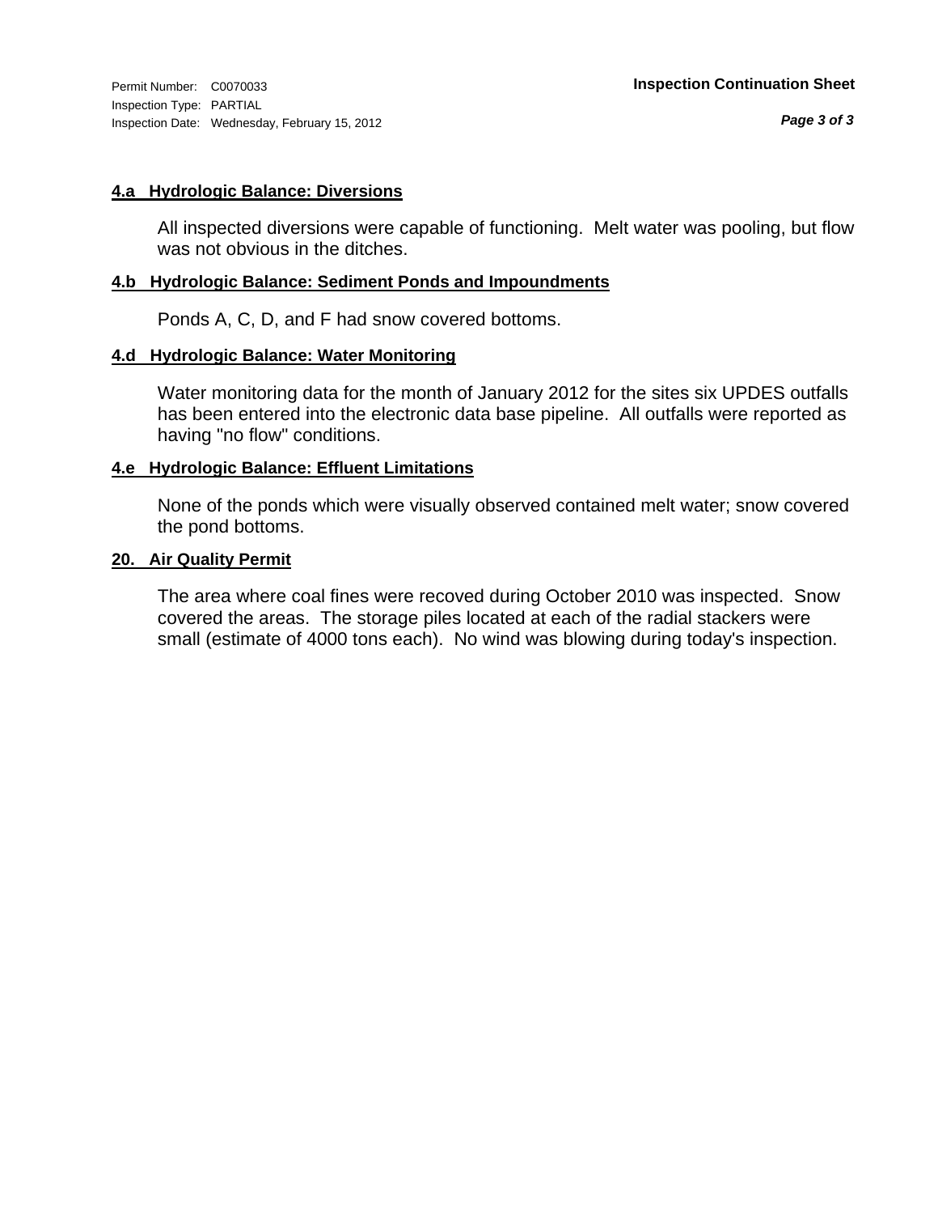Permit Number: C0070033
Inspection Type: PARTIAL
Inspection Date: Wednesday, February 15, 2012

**Inspection Continuation Sheet**

## 4.a Hydrologic Balance: Diversions

All inspected diversions were capable of functioning. Melt water was pooling, but flow was not obvious in the ditches.

## 4.b Hydrologic Balance: Sediment Ponds and Impoundments

Ponds A, C, D, and F had snow covered bottoms.

## 4.d Hydrologic Balance: Water Monitoring

Water monitoring data for the month of January 2012 for the sites six UPDES outfalls has been entered into the electronic data base pipeline. All outfalls were reported as having "no flow" conditions.

## 4.e Hydrologic Balance: Effluent Limitations

None of the ponds which were visually observed contained melt water; snow covered the pond bottoms.

## 20. Air Quality Permit

The area where coal fines were recoved during October 2010 was inspected. Snow covered the areas. The storage piles located at each of the radial stackers were small (estimate of 4000 tons each). No wind was blowing during today's inspection.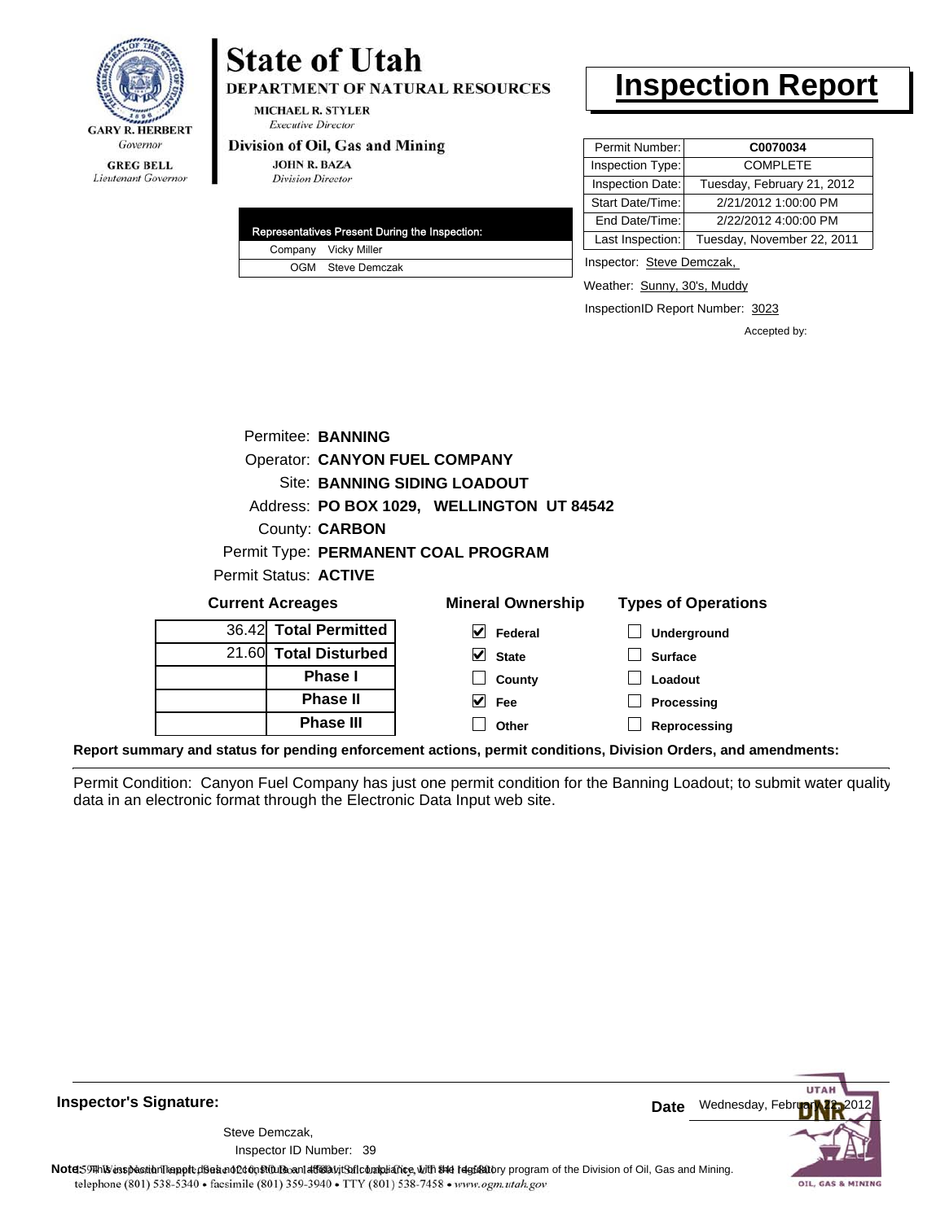# State of Utah

**DEPARTMENT OF NATURAL RESOURCES**

MICHAEL R. STYLER
*Executive Director*

**Division of Oil, Gas and Mining**

JOHN R. BAZA
*Division Director*

GARY R. HERBERT
*Governor*

GREG BELL
*Lieutenant Governor*

# Inspection Report

| | |
|---|---|
| Permit Number: | **C0070034** |
| Inspection Type: | COMPLETE |
| Inspection Date: | Tuesday, February 21, 2012 |
| Start Date/Time: | 2/21/2012 1:00:00 PM |
| End Date/Time: | 2/22/2012 4:00:00 PM |
| Last Inspection: | Tuesday, November 22, 2011 |

| Representatives Present During the Inspection: | |
|---|---|
| Company | Vicky Miller |
| OGM | Steve Demczak |

Inspector: Steve Demczak,

Weather: Sunny, 30's, Muddy

InspectionID Report Number: 3023

Accepted by:

Permitee: **BANNING**
Operator: **CANYON FUEL COMPANY**
Site: **BANNING SIDING LOADOUT**
Address: **PO BOX 1029, WELLINGTON UT 84542**
County: **CARBON**
Permit Type: **PERMANENT COAL PROGRAM**
Permit Status: **ACTIVE**

**Current Acreages**

| | |
|---|---|
| 36.42 | **Total Permitted** |
| 21.60 | **Total Disturbed** |
| | **Phase I** |
| | **Phase II** |
| | **Phase III** |

**Mineral Ownership**

- [x] Federal
- [x] State
- [ ] County
- [x] Fee
- [ ] Other

**Types of Operations**

- [ ] Underground
- [ ] Surface
- [ ] Loadout
- [ ] Processing
- [ ] Reprocessing

**Report summary and status for pending enforcement actions, permit conditions, Division Orders, and amendments:**

Permit Condition: Canyon Fuel Company has just one permit condition for the Banning Loadout; to submit water quality data in an electronic format through the Electronic Data Input web site.

**Inspector's Signature:**

Steve Demczak,
Inspector ID Number: 39

**Date** Wednesday, February 22, 2012

**Note:** This inspection report does not constitute an affidavit of compliance with the regulatory program of the Division of Oil, Gas and Mining.

1594 West North Temple, Suite 1210, PO Box 145801, Salt Lake City, UT 84114-5801
telephone (801) 538-5340 • facsimile (801) 359-3940 • TTY (801) 538-7458 • www.ogm.utah.gov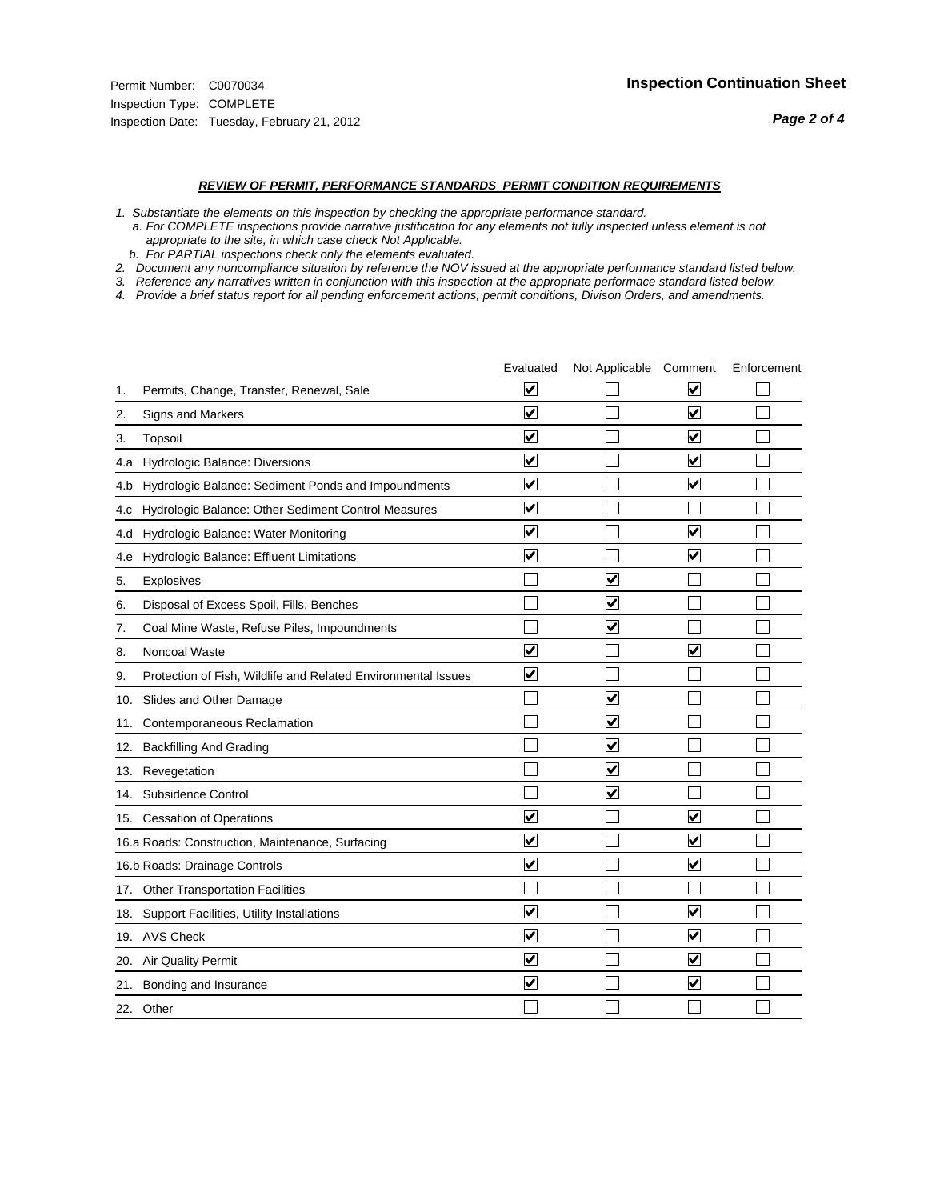Permit Number: C0070034
Inspection Type: COMPLETE
Inspection Date: Tuesday, February 21, 2012

**Inspection Continuation Sheet**

***REVIEW OF PERMIT, PERFORMANCE STANDARDS PERMIT CONDITION REQUIREMENTS***

*1. Substantiate the elements on this inspection by checking the appropriate performance standard.*
*a. For COMPLETE inspections provide narrative justification for any elements not fully inspected unless element is not appropriate to the site, in which case check Not Applicable.*
*b. For PARTIAL inspections check only the elements evaluated.*
*2. Document any noncompliance situation by reference the NOV issued at the appropriate performance standard listed below.*
*3. Reference any narratives written in conjunction with this inspection at the appropriate performace standard listed below.*
*4. Provide a brief status report for all pending enforcement actions, permit conditions, Divison Orders, and amendments.*

| | | Evaluated | Not Applicable | Comment | Enforcement |
|---|---|---|---|---|---|
| 1. | Permits, Change, Transfer, Renewal, Sale | ☑ | ☐ | ☑ | ☐ |
| 2. | Signs and Markers | ☑ | ☐ | ☑ | ☐ |
| 3. | Topsoil | ☑ | ☐ | ☑ | ☐ |
| 4.a | Hydrologic Balance: Diversions | ☑ | ☐ | ☑ | ☐ |
| 4.b | Hydrologic Balance: Sediment Ponds and Impoundments | ☑ | ☐ | ☑ | ☐ |
| 4.c | Hydrologic Balance: Other Sediment Control Measures | ☑ | ☐ | ☐ | ☐ |
| 4.d | Hydrologic Balance: Water Monitoring | ☑ | ☐ | ☑ | ☐ |
| 4.e | Hydrologic Balance: Effluent Limitations | ☑ | ☐ | ☑ | ☐ |
| 5. | Explosives | ☐ | ☑ | ☐ | ☐ |
| 6. | Disposal of Excess Spoil, Fills, Benches | ☐ | ☑ | ☐ | ☐ |
| 7. | Coal Mine Waste, Refuse Piles, Impoundments | ☐ | ☑ | ☐ | ☐ |
| 8. | Noncoal Waste | ☑ | ☐ | ☑ | ☐ |
| 9. | Protection of Fish, Wildlife and Related Environmental Issues | ☑ | ☐ | ☐ | ☐ |
| 10. | Slides and Other Damage | ☐ | ☑ | ☐ | ☐ |
| 11. | Contemporaneous Reclamation | ☐ | ☑ | ☐ | ☐ |
| 12. | Backfilling And Grading | ☐ | ☑ | ☐ | ☐ |
| 13. | Revegetation | ☐ | ☑ | ☐ | ☐ |
| 14. | Subsidence Control | ☐ | ☑ | ☐ | ☐ |
| 15. | Cessation of Operations | ☑ | ☐ | ☑ | ☐ |
| 16.a | Roads: Construction, Maintenance, Surfacing | ☑ | ☐ | ☑ | ☐ |
| 16.b | Roads: Drainage Controls | ☑ | ☐ | ☑ | ☐ |
| 17. | Other Transportation Facilities | ☐ | ☐ | ☐ | ☐ |
| 18. | Support Facilities, Utility Installations | ☑ | ☐ | ☑ | ☐ |
| 19. | AVS Check | ☑ | ☐ | ☑ | ☐ |
| 20. | Air Quality Permit | ☑ | ☐ | ☑ | ☐ |
| 21. | Bonding and Insurance | ☑ | ☐ | ☑ | ☐ |
| 22. | Other | ☐ | ☐ | ☐ | ☐ |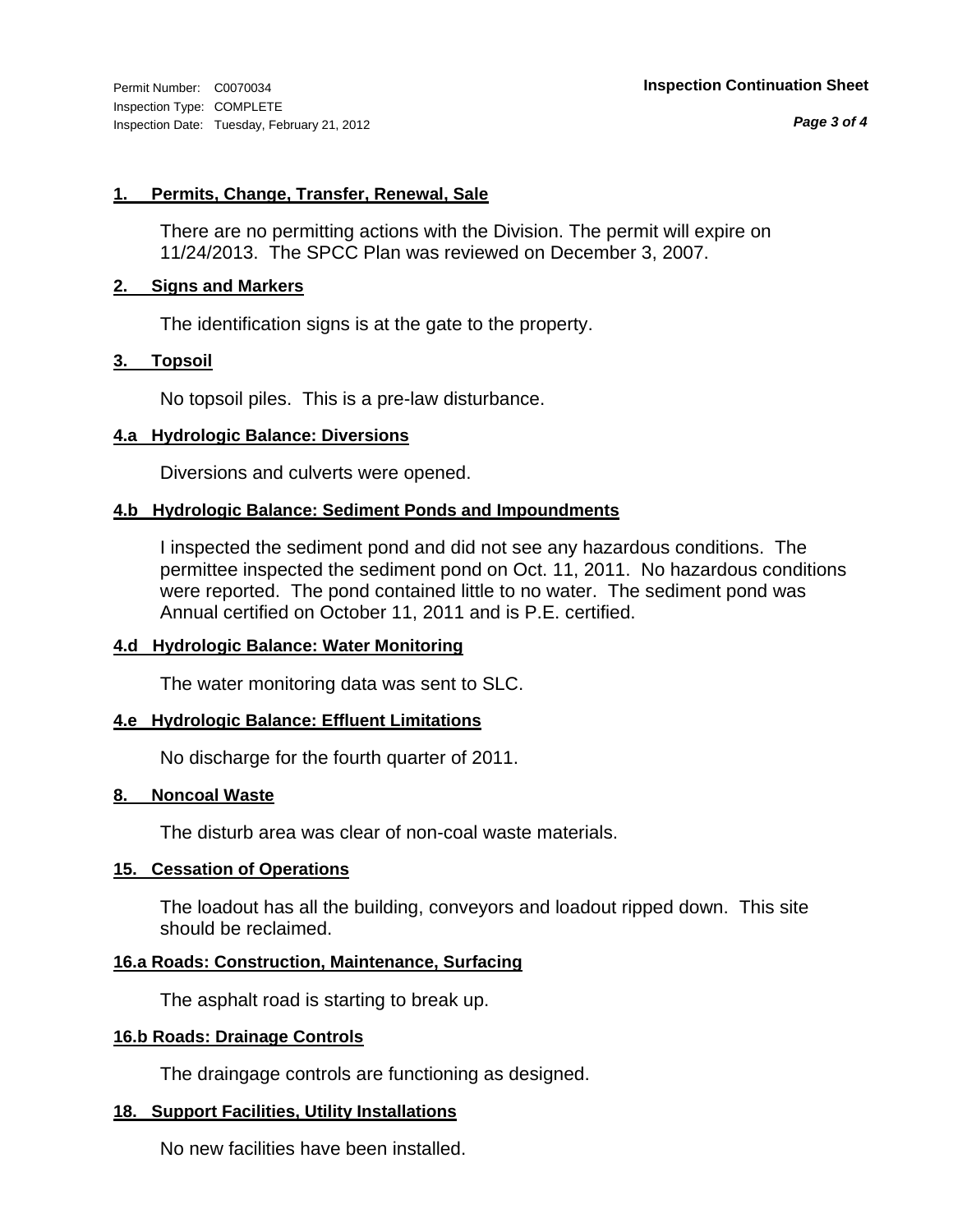Permit Number: C0070034
Inspection Type: COMPLETE
Inspection Date: Tuesday, February 21, 2012

**Inspection Continuation Sheet**

## 1. Permits, Change, Transfer, Renewal, Sale

There are no permitting actions with the Division. The permit will expire on 11/24/2013. The SPCC Plan was reviewed on December 3, 2007.

## 2. Signs and Markers

The identification signs is at the gate to the property.

## 3. Topsoil

No topsoil piles. This is a pre-law disturbance.

## 4.a Hydrologic Balance: Diversions

Diversions and culverts were opened.

## 4.b Hydrologic Balance: Sediment Ponds and Impoundments

I inspected the sediment pond and did not see any hazardous conditions. The permittee inspected the sediment pond on Oct. 11, 2011. No hazardous conditions were reported. The pond contained little to no water. The sediment pond was Annual certified on October 11, 2011 and is P.E. certified.

## 4.d Hydrologic Balance: Water Monitoring

The water monitoring data was sent to SLC.

## 4.e Hydrologic Balance: Effluent Limitations

No discharge for the fourth quarter of 2011.

## 8. Noncoal Waste

The disturb area was clear of non-coal waste materials.

## 15. Cessation of Operations

The loadout has all the building, conveyors and loadout ripped down. This site should be reclaimed.

## 16.a Roads: Construction, Maintenance, Surfacing

The asphalt road is starting to break up.

## 16.b Roads: Drainage Controls

The draingage controls are functioning as designed.

## 18. Support Facilities, Utility Installations

No new facilities have been installed.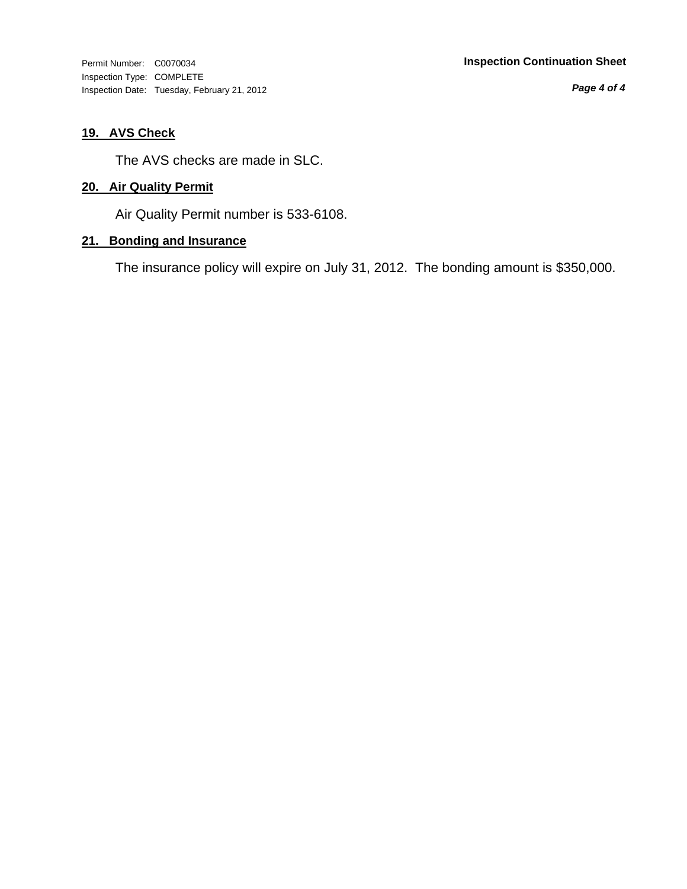## 19. AVS Check

The AVS checks are made in SLC.

## 20. Air Quality Permit

Air Quality Permit number is 533-6108.

## 21. Bonding and Insurance

The insurance policy will expire on July 31, 2012. The bonding amount is $350,000.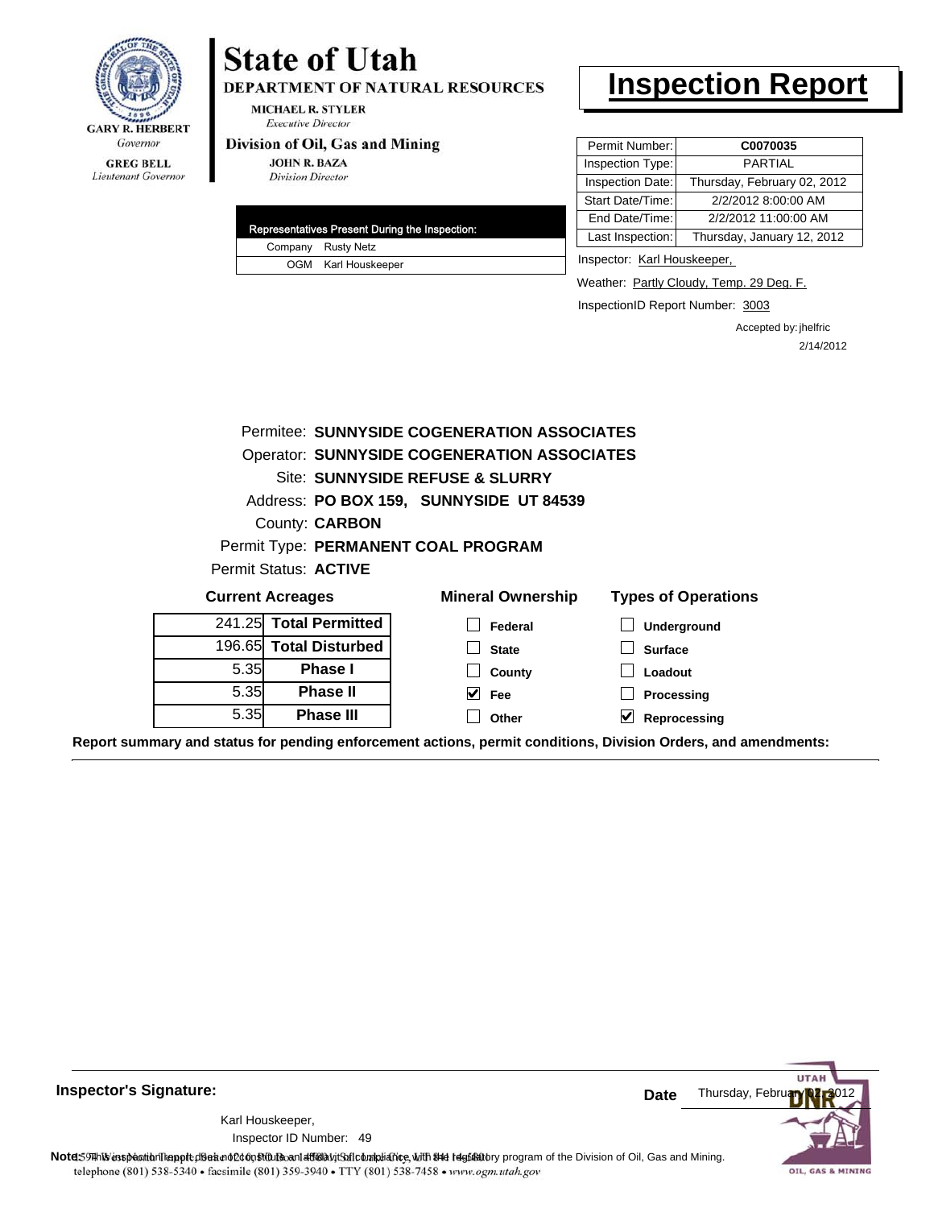GARY R. HERBERT
*Governor*

GREG BELL
*Lieutenant Governor*

# State of Utah

**DEPARTMENT OF NATURAL RESOURCES**

MICHAEL R. STYLER
*Executive Director*

**Division of Oil, Gas and Mining**

JOHN R. BAZA
*Division Director*

# Inspection Report

| Permit Number: | C0070035 |
|---|---|
| Inspection Type: | PARTIAL |
| Inspection Date: | Thursday, February 02, 2012 |
| Start Date/Time: | 2/2/2012 8:00:00 AM |
| End Date/Time: | 2/2/2012 11:00:00 AM |
| Last Inspection: | Thursday, January 12, 2012 |

| Representatives Present During the Inspection: | |
|---|---|
| Company | Rusty Netz |
| OGM | Karl Houskeeper |

Inspector: Karl Houskeeper,

Weather: Partly Cloudy, Temp. 29 Deg. F.

InspectionID Report Number: 3003

Accepted by: jhelfric
2/14/2012

Permitee: **SUNNYSIDE COGENERATION ASSOCIATES**
Operator: **SUNNYSIDE COGENERATION ASSOCIATES**
Site: **SUNNYSIDE REFUSE & SLURRY**
Address: **PO BOX 159, SUNNYSIDE UT 84539**
County: **CARBON**
Permit Type: **PERMANENT COAL PROGRAM**
Permit Status: **ACTIVE**

**Current Acreages**

| | |
|---|---|
| 241.25 | **Total Permitted** |
| 196.65 | **Total Disturbed** |
| 5.35 | **Phase I** |
| 5.35 | **Phase II** |
| 5.35 | **Phase III** |

**Mineral Ownership**

- [ ] Federal
- [ ] State
- [ ] County
- [x] Fee
- [ ] Other

**Types of Operations**

- [ ] Underground
- [ ] Surface
- [ ] Loadout
- [ ] Processing
- [x] Reprocessing

**Report summary and status for pending enforcement actions, permit conditions, Division Orders, and amendments:**

**Inspector's Signature:**

Karl Houskeeper,
Inspector ID Number: 49

**Date** Thursday, February 02, 2012

**Note:** This inspection report does not constitute an affidavit of compliance with the regulatory program of the Division of Oil, Gas and Mining.
telephone (801) 538-5340 • facsimile (801) 359-3940 • TTY (801) 538-7458 • www.ogm.utah.gov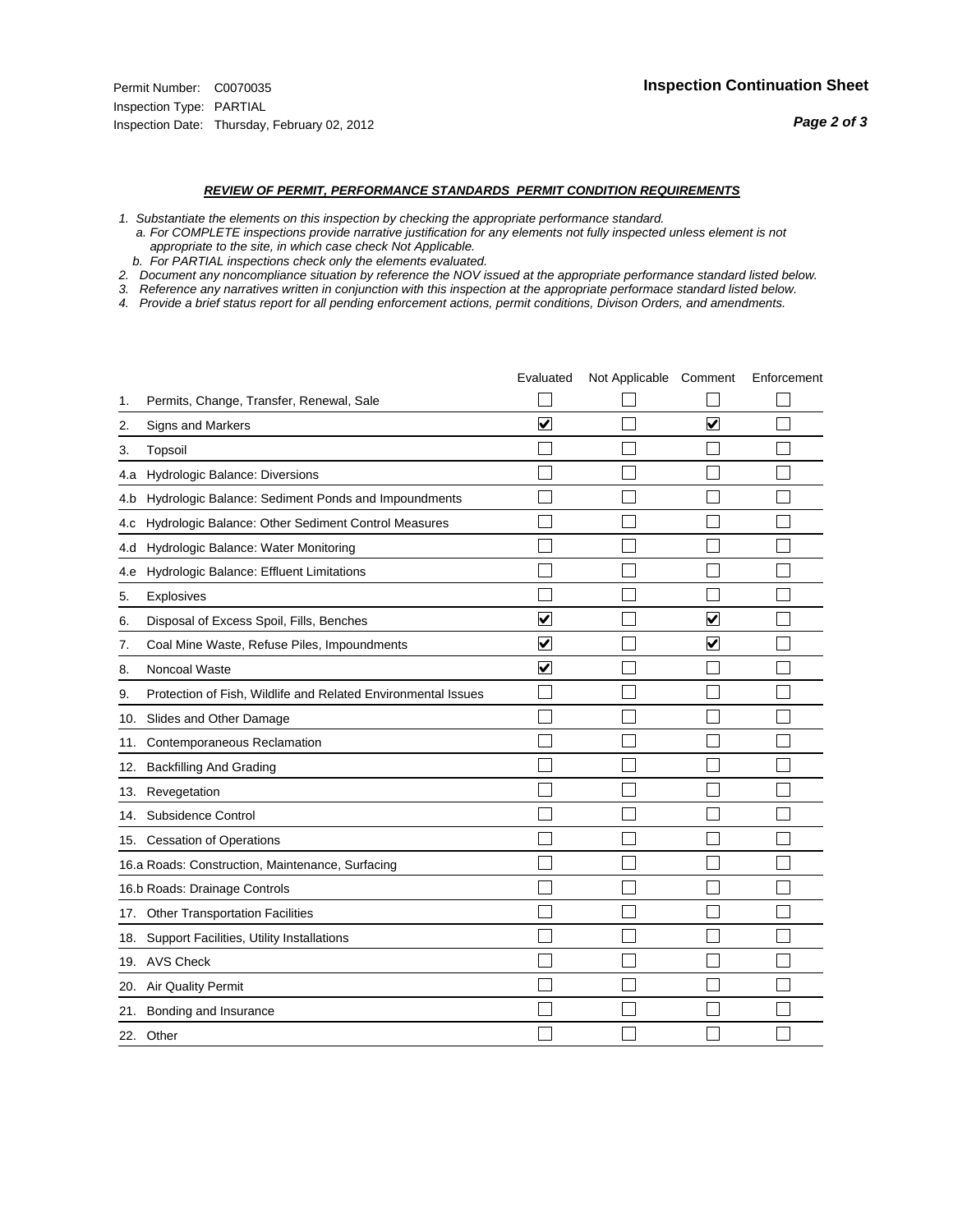Permit Number: C0070035
Inspection Type: PARTIAL
Inspection Date: Thursday, February 02, 2012

## Inspection Continuation Sheet

### *REVIEW OF PERMIT, PERFORMANCE STANDARDS PERMIT CONDITION REQUIREMENTS*

*1. Substantiate the elements on this inspection by checking the appropriate performance standard.*
*a. For COMPLETE inspections provide narrative justification for any elements not fully inspected unless element is not appropriate to the site, in which case check Not Applicable.*
*b. For PARTIAL inspections check only the elements evaluated.*
*2. Document any noncompliance situation by reference the NOV issued at the appropriate performance standard listed below.*
*3. Reference any narratives written in conjunction with this inspection at the appropriate performace standard listed below.*
*4. Provide a brief status report for all pending enforcement actions, permit conditions, Divison Orders, and amendments.*

| | | Evaluated | Not Applicable | Comment | Enforcement |
|---|---|---|---|---|---|
| 1. | Permits, Change, Transfer, Renewal, Sale | ☐ | ☐ | ☐ | ☐ |
| 2. | Signs and Markers | ☑ | ☐ | ☑ | ☐ |
| 3. | Topsoil | ☐ | ☐ | ☐ | ☐ |
| 4.a | Hydrologic Balance: Diversions | ☐ | ☐ | ☐ | ☐ |
| 4.b | Hydrologic Balance: Sediment Ponds and Impoundments | ☐ | ☐ | ☐ | ☐ |
| 4.c | Hydrologic Balance: Other Sediment Control Measures | ☐ | ☐ | ☐ | ☐ |
| 4.d | Hydrologic Balance: Water Monitoring | ☐ | ☐ | ☐ | ☐ |
| 4.e | Hydrologic Balance: Effluent Limitations | ☐ | ☐ | ☐ | ☐ |
| 5. | Explosives | ☐ | ☐ | ☐ | ☐ |
| 6. | Disposal of Excess Spoil, Fills, Benches | ☑ | ☐ | ☑ | ☐ |
| 7. | Coal Mine Waste, Refuse Piles, Impoundments | ☑ | ☐ | ☑ | ☐ |
| 8. | Noncoal Waste | ☑ | ☐ | ☐ | ☐ |
| 9. | Protection of Fish, Wildlife and Related Environmental Issues | ☐ | ☐ | ☐ | ☐ |
| 10. | Slides and Other Damage | ☐ | ☐ | ☐ | ☐ |
| 11. | Contemporaneous Reclamation | ☐ | ☐ | ☐ | ☐ |
| 12. | Backfilling And Grading | ☐ | ☐ | ☐ | ☐ |
| 13. | Revegetation | ☐ | ☐ | ☐ | ☐ |
| 14. | Subsidence Control | ☐ | ☐ | ☐ | ☐ |
| 15. | Cessation of Operations | ☐ | ☐ | ☐ | ☐ |
| 16.a | Roads: Construction, Maintenance, Surfacing | ☐ | ☐ | ☐ | ☐ |
| 16.b | Roads: Drainage Controls | ☐ | ☐ | ☐ | ☐ |
| 17. | Other Transportation Facilities | ☐ | ☐ | ☐ | ☐ |
| 18. | Support Facilities, Utility Installations | ☐ | ☐ | ☐ | ☐ |
| 19. | AVS Check | ☐ | ☐ | ☐ | ☐ |
| 20. | Air Quality Permit | ☐ | ☐ | ☐ | ☐ |
| 21. | Bonding and Insurance | ☐ | ☐ | ☐ | ☐ |
| 22. | Other | ☐ | ☐ | ☐ | ☐ |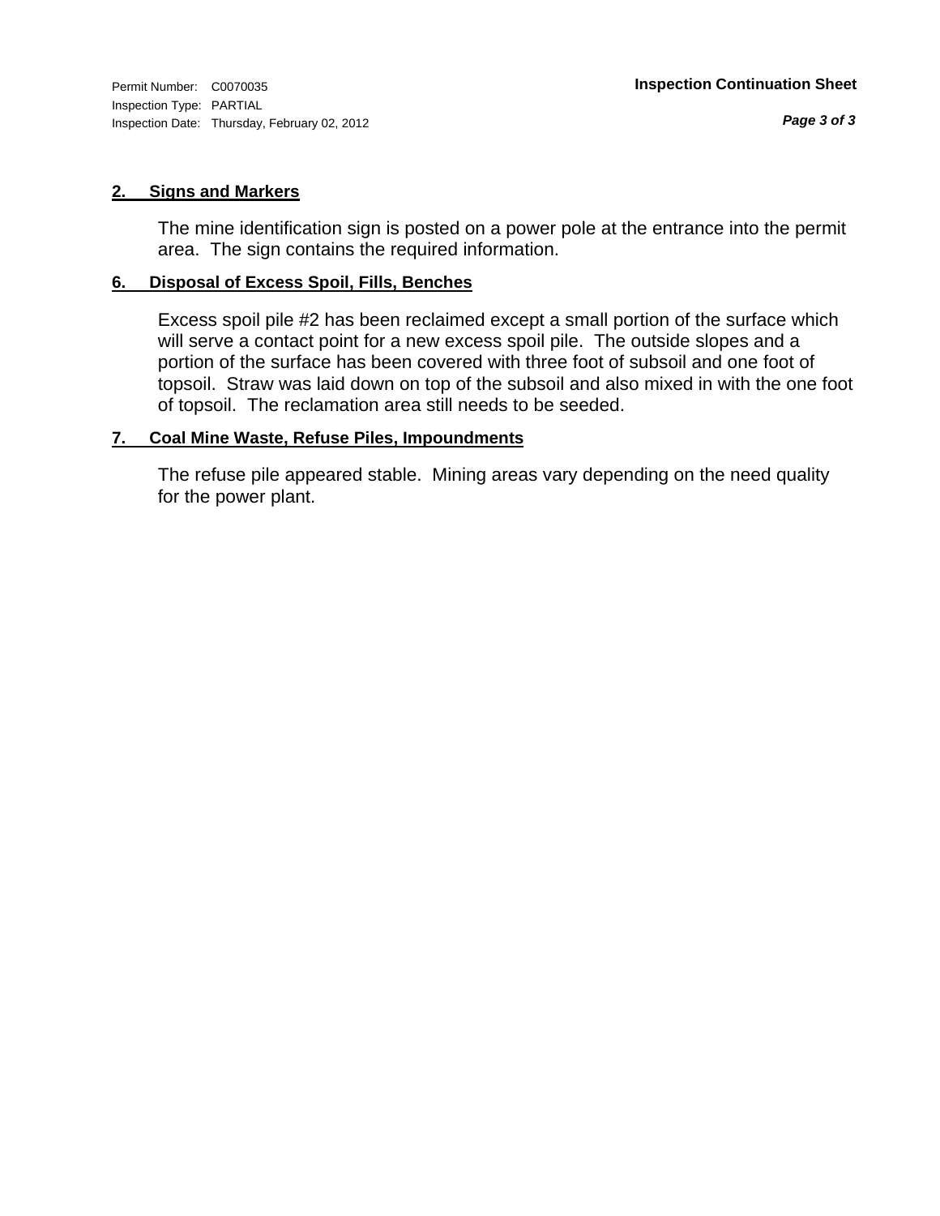Permit Number: C0070035
Inspection Type: PARTIAL
Inspection Date: Thursday, February 02, 2012

**Inspection Continuation Sheet**

### 2. Signs and Markers

The mine identification sign is posted on a power pole at the entrance into the permit area. The sign contains the required information.

### 6. Disposal of Excess Spoil, Fills, Benches

Excess spoil pile #2 has been reclaimed except a small portion of the surface which will serve a contact point for a new excess spoil pile. The outside slopes and a portion of the surface has been covered with three foot of subsoil and one foot of topsoil. Straw was laid down on top of the subsoil and also mixed in with the one foot of topsoil. The reclamation area still needs to be seeded.

### 7. Coal Mine Waste, Refuse Piles, Impoundments

The refuse pile appeared stable. Mining areas vary depending on the need quality for the power plant.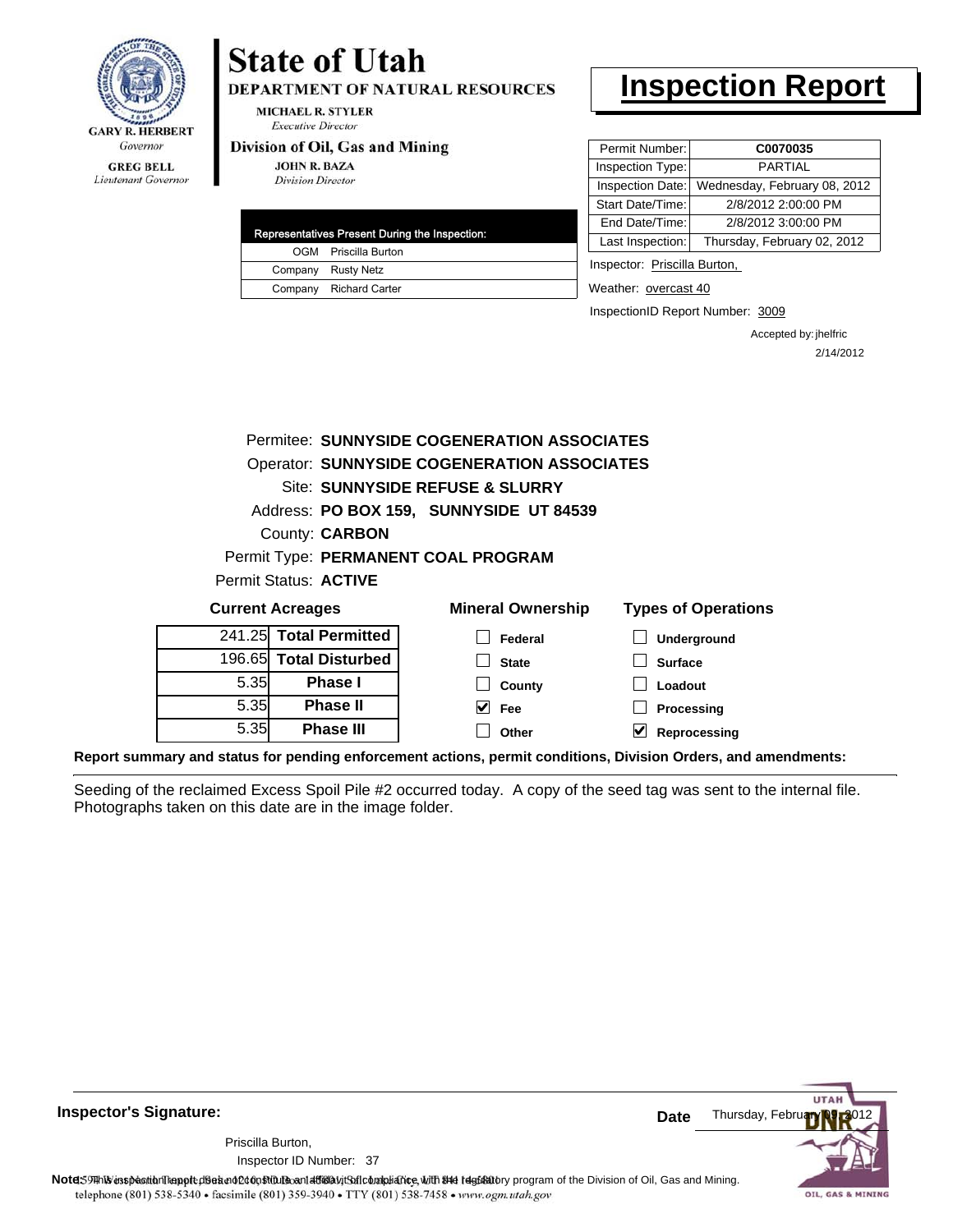GARY R. HERBERT
*Governor*

GREG BELL
*Lieutenant Governor*

# State of Utah

**DEPARTMENT OF NATURAL RESOURCES**

MICHAEL R. STYLER
*Executive Director*

**Division of Oil, Gas and Mining**

JOHN R. BAZA
*Division Director*

# Inspection Report

| Permit Number: | **C0070035** |
|---|---|
| Inspection Type: | PARTIAL |
| Inspection Date: | Wednesday, February 08, 2012 |
| Start Date/Time: | 2/8/2012 2:00:00 PM |
| End Date/Time: | 2/8/2012 3:00:00 PM |
| Last Inspection: | Thursday, February 02, 2012 |

| Representatives Present During the Inspection: | |
|---|---|
| OGM | Priscilla Burton |
| Company | Rusty Netz |
| Company | Richard Carter |

Inspector: Priscilla Burton,

Weather: overcast 40

InspectionID Report Number: 3009

Accepted by: jhelfric
2/14/2012

Permitee: **SUNNYSIDE COGENERATION ASSOCIATES**
Operator: **SUNNYSIDE COGENERATION ASSOCIATES**
Site: **SUNNYSIDE REFUSE & SLURRY**
Address: **PO BOX 159, SUNNYSIDE UT 84539**
County: **CARBON**
Permit Type: **PERMANENT COAL PROGRAM**
Permit Status: **ACTIVE**

**Current Acreages**

| | |
|---|---|
| 241.25 | **Total Permitted** |
| 196.65 | **Total Disturbed** |
| 5.35 | **Phase I** |
| 5.35 | **Phase II** |
| 5.35 | **Phase III** |

**Mineral Ownership**

- [ ] Federal
- [ ] State
- [ ] County
- [x] Fee
- [ ] Other

**Types of Operations**

- [ ] Underground
- [ ] Surface
- [ ] Loadout
- [ ] Processing
- [x] Reprocessing

**Report summary and status for pending enforcement actions, permit conditions, Division Orders, and amendments:**

Seeding of the reclaimed Excess Spoil Pile #2 occurred today. A copy of the seed tag was sent to the internal file. Photographs taken on this date are in the image folder.

**Inspector's Signature:**

Priscilla Burton,
Inspector ID Number: 37

**Date** Thursday, February 09, 2012

**Note:** This inspection report does not constitute an affidavit of compliance with the regulatory program of the Division of Oil, Gas and Mining.
telephone (801) 538-5340 • facsimile (801) 359-3940 • TTY (801) 538-7458 • www.ogm.utah.gov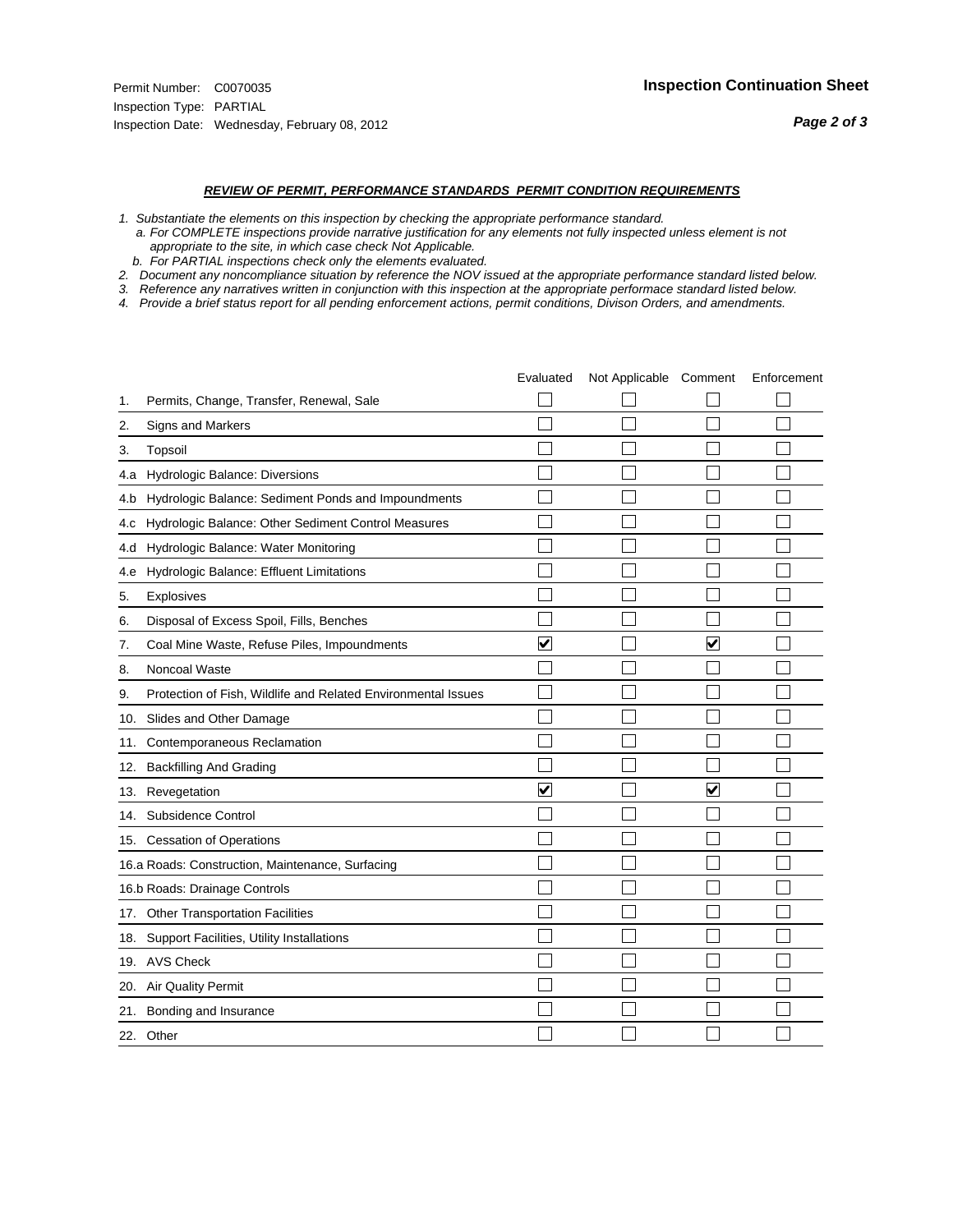Permit Number: C0070035
Inspection Type: PARTIAL
Inspection Date: Wednesday, February 08, 2012

**Inspection Continuation Sheet**

***REVIEW OF PERMIT, PERFORMANCE STANDARDS PERMIT CONDITION REQUIREMENTS***

*1. Substantiate the elements on this inspection by checking the appropriate performance standard.*
*a. For COMPLETE inspections provide narrative justification for any elements not fully inspected unless element is not appropriate to the site, in which case check Not Applicable.*
*b. For PARTIAL inspections check only the elements evaluated.*
*2. Document any noncompliance situation by reference the NOV issued at the appropriate performance standard listed below.*
*3. Reference any narratives written in conjunction with this inspection at the appropriate performace standard listed below.*
*4. Provide a brief status report for all pending enforcement actions, permit conditions, Divison Orders, and amendments.*

| | Evaluated | Not Applicable | Comment | Enforcement |
|---|---|---|---|---|
| 1. Permits, Change, Transfer, Renewal, Sale | ☐ | ☐ | ☐ | ☐ |
| 2. Signs and Markers | ☐ | ☐ | ☐ | ☐ |
| 3. Topsoil | ☐ | ☐ | ☐ | ☐ |
| 4.a Hydrologic Balance: Diversions | ☐ | ☐ | ☐ | ☐ |
| 4.b Hydrologic Balance: Sediment Ponds and Impoundments | ☐ | ☐ | ☐ | ☐ |
| 4.c Hydrologic Balance: Other Sediment Control Measures | ☐ | ☐ | ☐ | ☐ |
| 4.d Hydrologic Balance: Water Monitoring | ☐ | ☐ | ☐ | ☐ |
| 4.e Hydrologic Balance: Effluent Limitations | ☐ | ☐ | ☐ | ☐ |
| 5. Explosives | ☐ | ☐ | ☐ | ☐ |
| 6. Disposal of Excess Spoil, Fills, Benches | ☐ | ☐ | ☐ | ☐ |
| 7. Coal Mine Waste, Refuse Piles, Impoundments | ☑ | ☐ | ☑ | ☐ |
| 8. Noncoal Waste | ☐ | ☐ | ☐ | ☐ |
| 9. Protection of Fish, Wildlife and Related Environmental Issues | ☐ | ☐ | ☐ | ☐ |
| 10. Slides and Other Damage | ☐ | ☐ | ☐ | ☐ |
| 11. Contemporaneous Reclamation | ☐ | ☐ | ☐ | ☐ |
| 12. Backfilling And Grading | ☐ | ☐ | ☐ | ☐ |
| 13. Revegetation | ☑ | ☐ | ☑ | ☐ |
| 14. Subsidence Control | ☐ | ☐ | ☐ | ☐ |
| 15. Cessation of Operations | ☐ | ☐ | ☐ | ☐ |
| 16.a Roads: Construction, Maintenance, Surfacing | ☐ | ☐ | ☐ | ☐ |
| 16.b Roads: Drainage Controls | ☐ | ☐ | ☐ | ☐ |
| 17. Other Transportation Facilities | ☐ | ☐ | ☐ | ☐ |
| 18. Support Facilities, Utility Installations | ☐ | ☐ | ☐ | ☐ |
| 19. AVS Check | ☐ | ☐ | ☐ | ☐ |
| 20. Air Quality Permit | ☐ | ☐ | ☐ | ☐ |
| 21. Bonding and Insurance | ☐ | ☐ | ☐ | ☐ |
| 22. Other | ☐ | ☐ | ☐ | ☐ |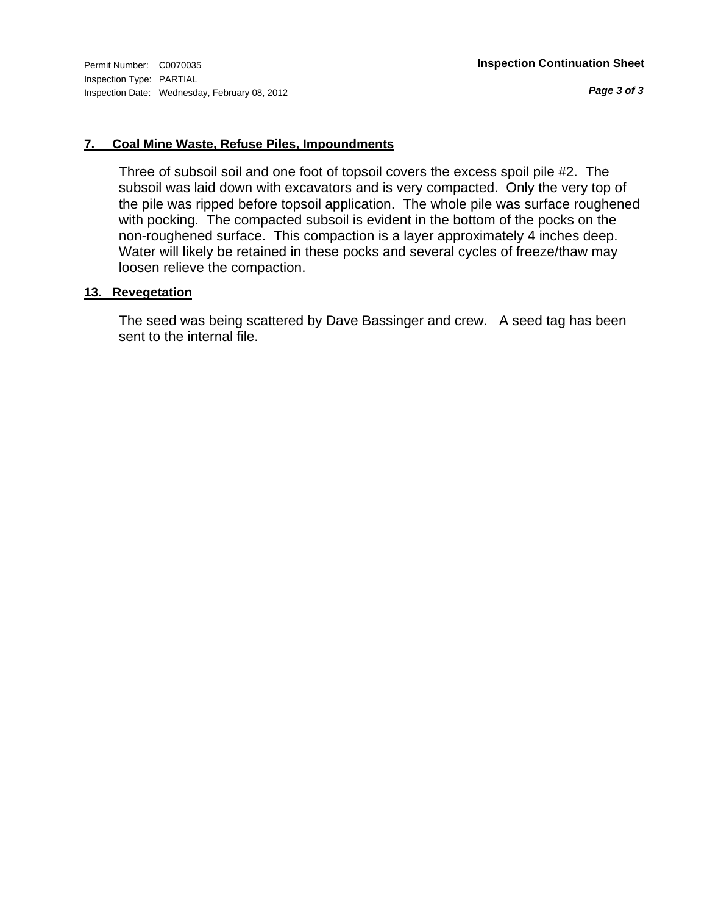## 7. Coal Mine Waste, Refuse Piles, Impoundments

Three of subsoil soil and one foot of topsoil covers the excess spoil pile #2. The subsoil was laid down with excavators and is very compacted. Only the very top of the pile was ripped before topsoil application. The whole pile was surface roughened with pocking. The compacted subsoil is evident in the bottom of the pocks on the non-roughened surface. This compaction is a layer approximately 4 inches deep. Water will likely be retained in these pocks and several cycles of freeze/thaw may loosen relieve the compaction.

## 13. Revegetation

The seed was being scattered by Dave Bassinger and crew. A seed tag has been sent to the internal file.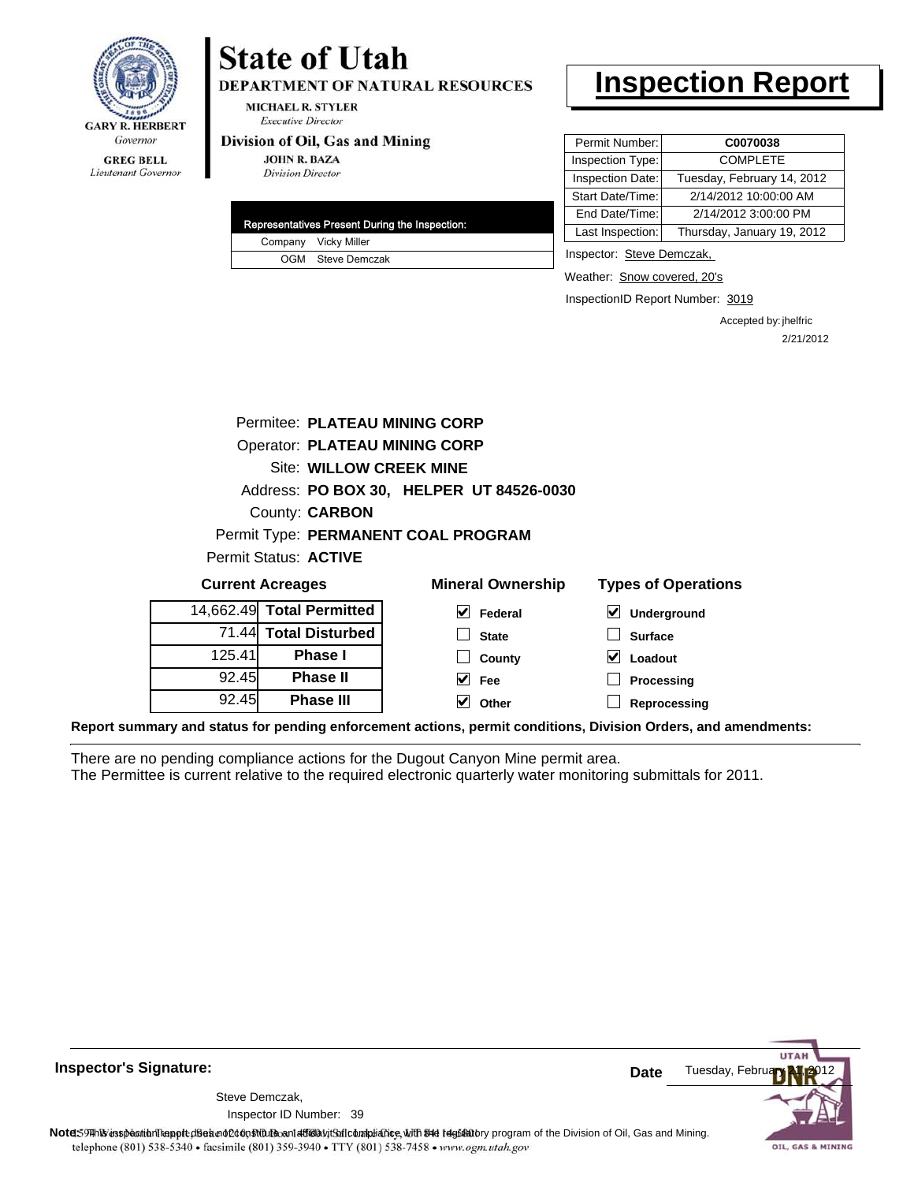# State of Utah

**DEPARTMENT OF NATURAL RESOURCES**

MICHAEL R. STYLER
*Executive Director*

**Division of Oil, Gas and Mining**

JOHN R. BAZA
*Division Director*

GARY R. HERBERT
*Governor*

GREG BELL
*Lieutenant Governor*

# Inspection Report

| Permit Number: | **C0070038** |
|---|---|
| Inspection Type: | COMPLETE |
| Inspection Date: | Tuesday, February 14, 2012 |
| Start Date/Time: | 2/14/2012 10:00:00 AM |
| End Date/Time: | 2/14/2012 3:00:00 PM |
| Last Inspection: | Thursday, January 19, 2012 |

| Representatives Present During the Inspection: | |
|---|---|
| Company | Vicky Miller |
| OGM | Steve Demczak |

Inspector: Steve Demczak,

Weather: Snow covered, 20's

InspectionID Report Number: 3019

Accepted by: jhelfric
2/21/2012

Permitee: **PLATEAU MINING CORP**
Operator: **PLATEAU MINING CORP**
Site: **WILLOW CREEK MINE**
Address: **PO BOX 30, HELPER UT 84526-0030**
County: **CARBON**
Permit Type: **PERMANENT COAL PROGRAM**
Permit Status: **ACTIVE**

**Current Acreages**

| | |
|---|---|
| 14,662.49 | **Total Permitted** |
| 71.44 | **Total Disturbed** |
| 125.41 | **Phase I** |
| 92.45 | **Phase II** |
| 92.45 | **Phase III** |

**Mineral Ownership**

- [x] Federal
- [ ] State
- [ ] County
- [x] Fee
- [x] Other

**Types of Operations**

- [x] Underground
- [ ] Surface
- [x] Loadout
- [ ] Processing
- [ ] Reprocessing

**Report summary and status for pending enforcement actions, permit conditions, Division Orders, and amendments:**

There are no pending compliance actions for the Dugout Canyon Mine permit area.
The Permittee is current relative to the required electronic quarterly water monitoring submittals for 2011.

**Inspector's Signature:**

Steve Demczak,
Inspector ID Number: 39

**Date** Tuesday, February 21, 2012

**Note:** This inspection report does not constitute an affidavit of compliance with the regulatory program of the Division of Oil, Gas and Mining.

telephone (801) 538-5340 • facsimile (801) 359-3940 • TTY (801) 538-7458 • www.ogm.utah.gov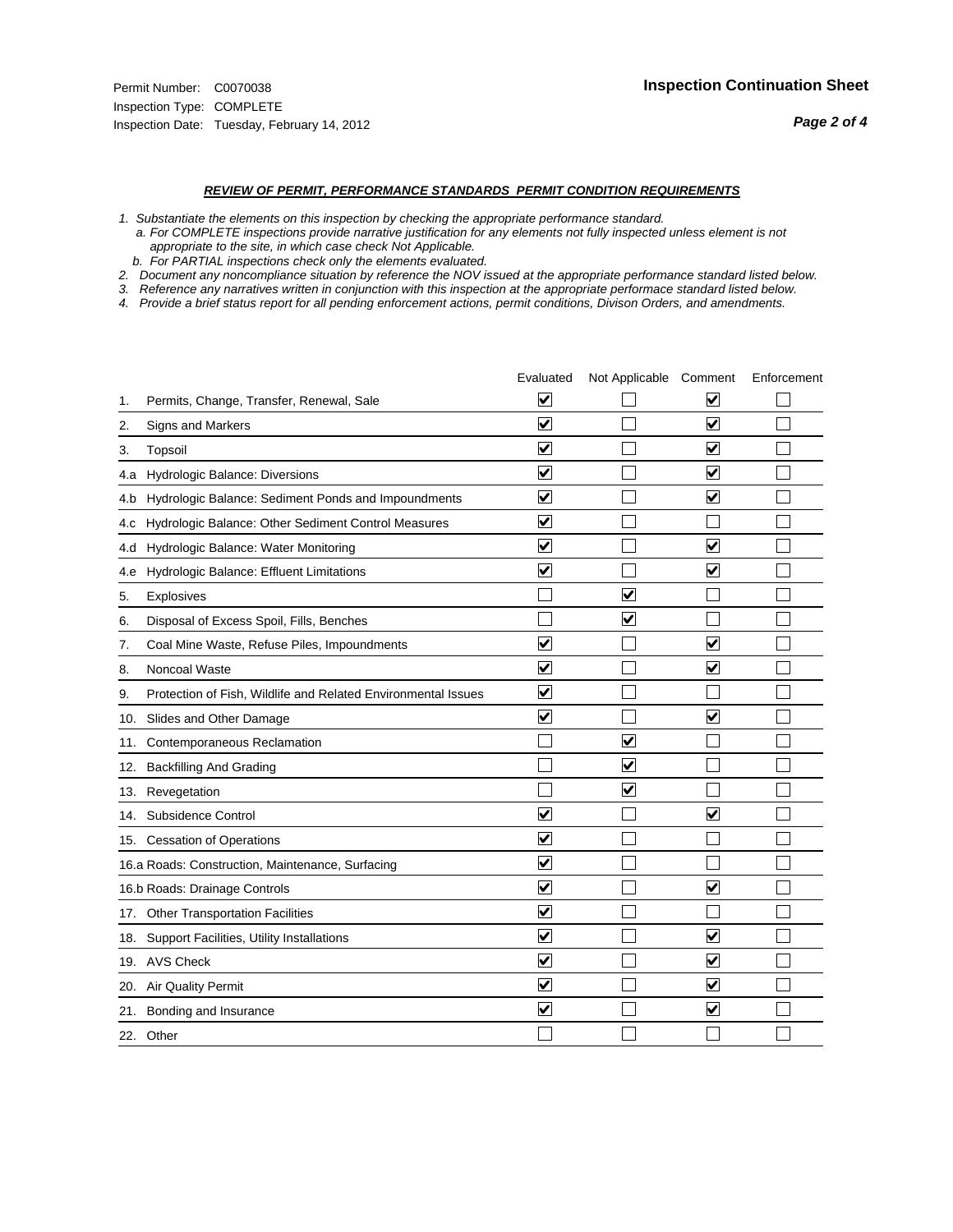Permit Number: C0070038
Inspection Type: COMPLETE
Inspection Date: Tuesday, February 14, 2012

**Inspection Continuation Sheet**

***Page 2 of 4***

### ***REVIEW OF PERMIT, PERFORMANCE STANDARDS PERMIT CONDITION REQUIREMENTS***

*1. Substantiate the elements on this inspection by checking the appropriate performance standard.*
*a. For COMPLETE inspections provide narrative justification for any elements not fully inspected unless element is not appropriate to the site, in which case check Not Applicable.*
*b. For PARTIAL inspections check only the elements evaluated.*
*2. Document any noncompliance situation by reference the NOV issued at the appropriate performance standard listed below.*
*3. Reference any narratives written in conjunction with this inspection at the appropriate performace standard listed below.*
*4. Provide a brief status report for all pending enforcement actions, permit conditions, Divison Orders, and amendments.*

| | Evaluated | Not Applicable | Comment | Enforcement |
|---|---|---|---|---|
| 1. Permits, Change, Transfer, Renewal, Sale | ☑ | ☐ | ☑ | ☐ |
| 2. Signs and Markers | ☑ | ☐ | ☑ | ☐ |
| 3. Topsoil | ☑ | ☐ | ☑ | ☐ |
| 4.a Hydrologic Balance: Diversions | ☑ | ☐ | ☑ | ☐ |
| 4.b Hydrologic Balance: Sediment Ponds and Impoundments | ☑ | ☐ | ☑ | ☐ |
| 4.c Hydrologic Balance: Other Sediment Control Measures | ☑ | ☐ | ☐ | ☐ |
| 4.d Hydrologic Balance: Water Monitoring | ☑ | ☐ | ☑ | ☐ |
| 4.e Hydrologic Balance: Effluent Limitations | ☑ | ☐ | ☑ | ☐ |
| 5. Explosives | ☐ | ☑ | ☐ | ☐ |
| 6. Disposal of Excess Spoil, Fills, Benches | ☐ | ☑ | ☐ | ☐ |
| 7. Coal Mine Waste, Refuse Piles, Impoundments | ☑ | ☐ | ☑ | ☐ |
| 8. Noncoal Waste | ☑ | ☐ | ☑ | ☐ |
| 9. Protection of Fish, Wildlife and Related Environmental Issues | ☑ | ☐ | ☐ | ☐ |
| 10. Slides and Other Damage | ☑ | ☐ | ☑ | ☐ |
| 11. Contemporaneous Reclamation | ☐ | ☑ | ☐ | ☐ |
| 12. Backfilling And Grading | ☐ | ☑ | ☐ | ☐ |
| 13. Revegetation | ☐ | ☑ | ☐ | ☐ |
| 14. Subsidence Control | ☑ | ☐ | ☑ | ☐ |
| 15. Cessation of Operations | ☑ | ☐ | ☐ | ☐ |
| 16.a Roads: Construction, Maintenance, Surfacing | ☑ | ☐ | ☐ | ☐ |
| 16.b Roads: Drainage Controls | ☑ | ☐ | ☑ | ☐ |
| 17. Other Transportation Facilities | ☑ | ☐ | ☐ | ☐ |
| 18. Support Facilities, Utility Installations | ☑ | ☐ | ☑ | ☐ |
| 19. AVS Check | ☑ | ☐ | ☑ | ☐ |
| 20. Air Quality Permit | ☑ | ☐ | ☑ | ☐ |
| 21. Bonding and Insurance | ☑ | ☐ | ☑ | ☐ |
| 22. Other | ☐ | ☐ | ☐ | ☐ |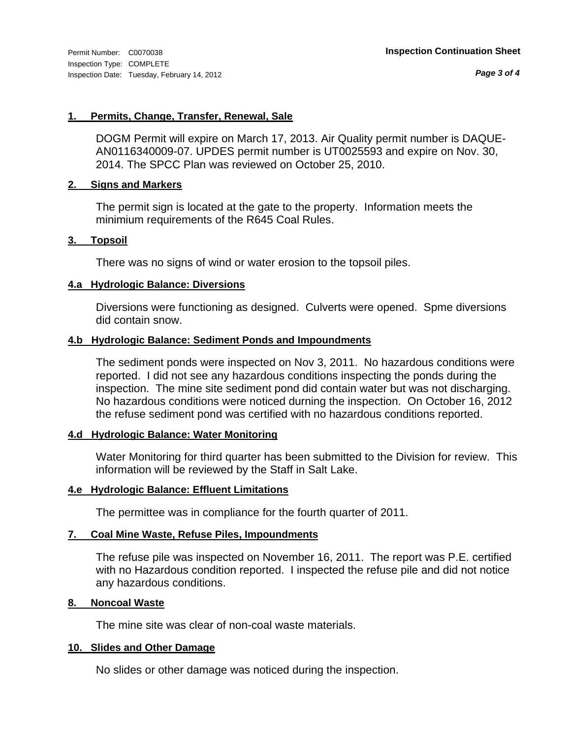**1. Permits, Change, Transfer, Renewal, Sale**

DOGM Permit will expire on March 17, 2013. Air Quality permit number is DAQUE-AN0116340009-07. UPDES permit number is UT0025593 and expire on Nov. 30, 2014. The SPCC Plan was reviewed on October 25, 2010.

**2. Signs and Markers**

The permit sign is located at the gate to the property. Information meets the minimium requirements of the R645 Coal Rules.

**3. Topsoil**

There was no signs of wind or water erosion to the topsoil piles.

**4.a Hydrologic Balance: Diversions**

Diversions were functioning as designed. Culverts were opened. Spme diversions did contain snow.

**4.b Hydrologic Balance: Sediment Ponds and Impoundments**

The sediment ponds were inspected on Nov 3, 2011. No hazardous conditions were reported. I did not see any hazardous conditions inspecting the ponds during the inspection. The mine site sediment pond did contain water but was not discharging. No hazardous conditions were noticed durning the inspection. On October 16, 2012 the refuse sediment pond was certified with no hazardous conditions reported.

**4.d Hydrologic Balance: Water Monitoring**

Water Monitoring for third quarter has been submitted to the Division for review. This information will be reviewed by the Staff in Salt Lake.

**4.e Hydrologic Balance: Effluent Limitations**

The permittee was in compliance for the fourth quarter of 2011.

**7. Coal Mine Waste, Refuse Piles, Impoundments**

The refuse pile was inspected on November 16, 2011. The report was P.E. certified with no Hazardous condition reported. I inspected the refuse pile and did not notice any hazardous conditions.

**8. Noncoal Waste**

The mine site was clear of non-coal waste materials.

**10. Slides and Other Damage**

No slides or other damage was noticed during the inspection.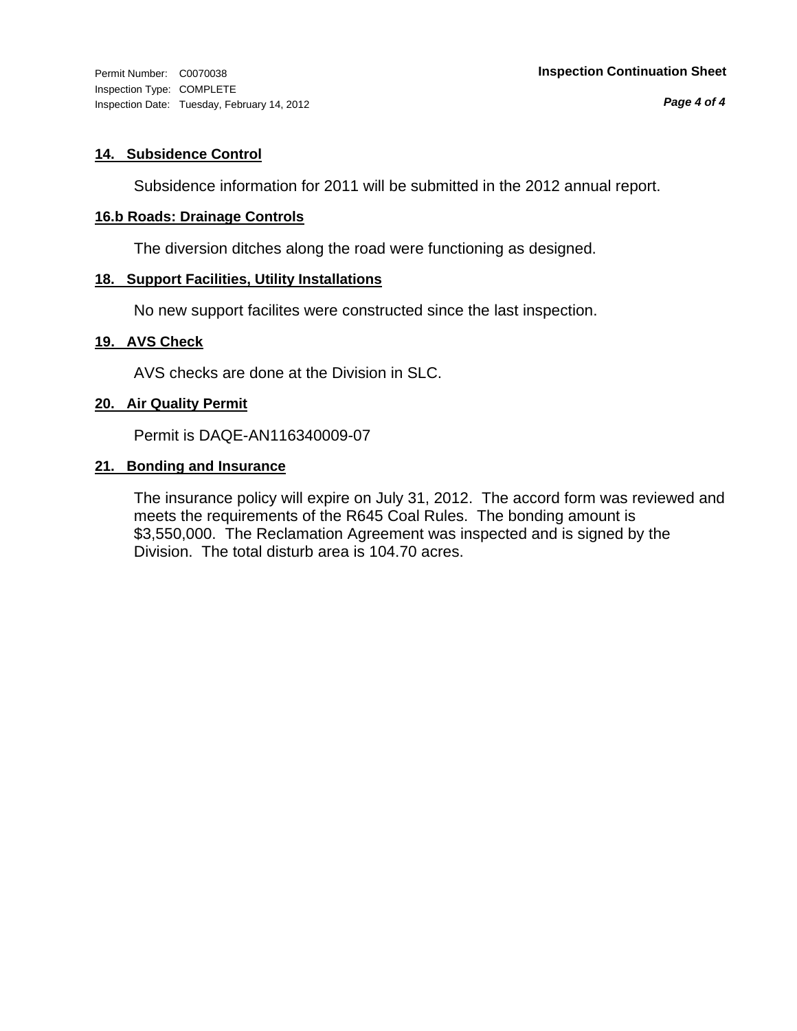#### 14. Subsidence Control

Subsidence information for 2011 will be submitted in the 2012 annual report.

#### 16.b Roads: Drainage Controls

The diversion ditches along the road were functioning as designed.

#### 18. Support Facilities, Utility Installations

No new support facilites were constructed since the last inspection.

#### 19. AVS Check

AVS checks are done at the Division in SLC.

#### 20. Air Quality Permit

Permit is DAQE-AN116340009-07

#### 21. Bonding and Insurance

The insurance policy will expire on July 31, 2012. The accord form was reviewed and meets the requirements of the R645 Coal Rules. The bonding amount is $3,550,000. The Reclamation Agreement was inspected and is signed by the Division. The total disturb area is 104.70 acres.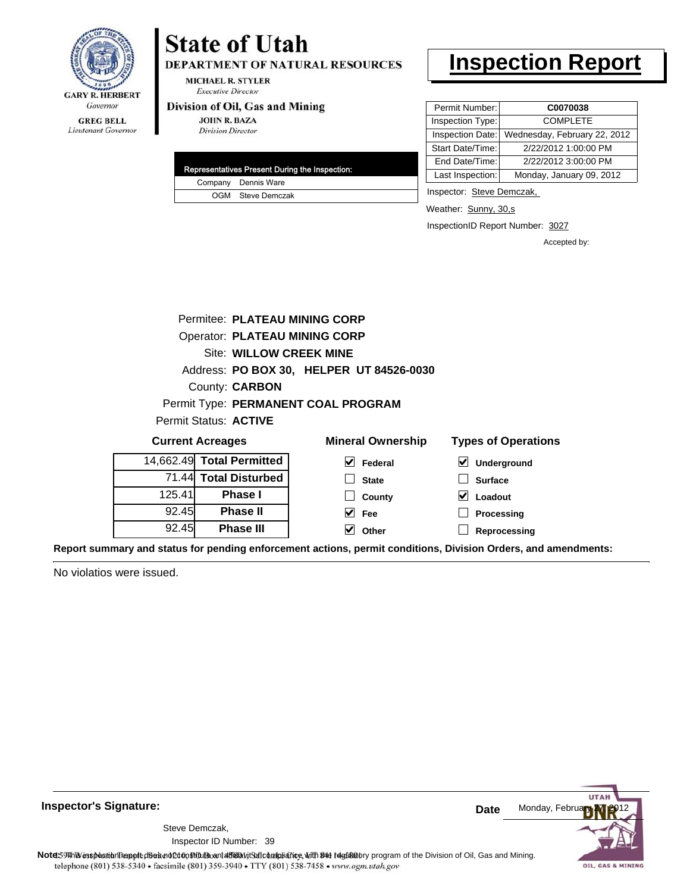GARY R. HERBERT
*Governor*

GREG BELL
*Lieutenant Governor*

# State of Utah

**DEPARTMENT OF NATURAL RESOURCES**

MICHAEL R. STYLER
*Executive Director*

**Division of Oil, Gas and Mining**

JOHN R. BAZA
*Division Director*

# Inspection Report

| Permit Number: | **C0070038** |
|---|---|
| Inspection Type: | COMPLETE |
| Inspection Date: | Wednesday, February 22, 2012 |
| Start Date/Time: | 2/22/2012 1:00:00 PM |
| End Date/Time: | 2/22/2012 3:00:00 PM |
| Last Inspection: | Monday, January 09, 2012 |

| Representatives Present During the Inspection: | |
|---|---|
| Company | Dennis Ware |
| OGM | Steve Demczak |

Inspector: Steve Demczak,

Weather: Sunny, 30,s

InspectionID Report Number: 3027

Accepted by:

Permitee: **PLATEAU MINING CORP**
Operator: **PLATEAU MINING CORP**
Site: **WILLOW CREEK MINE**
Address: **PO BOX 30, HELPER UT 84526-0030**
County: **CARBON**
Permit Type: **PERMANENT COAL PROGRAM**
Permit Status: **ACTIVE**

**Current Acreages**

| | |
|---|---|
| 14,662.49 | **Total Permitted** |
| 71.44 | **Total Disturbed** |
| 125.41 | **Phase I** |
| 92.45 | **Phase II** |
| 92.45 | **Phase III** |

**Mineral Ownership**

- [x] Federal
- [ ] State
- [ ] County
- [x] Fee
- [x] Other

**Types of Operations**

- [x] Underground
- [ ] Surface
- [x] Loadout
- [ ] Processing
- [ ] Reprocessing

**Report summary and status for pending enforcement actions, permit conditions, Division Orders, and amendments:**

No violatios were issued.

**Inspector's Signature:**

Steve Demczak,
Inspector ID Number: 39

**Date** Monday, February 27, 2012

**Note:** This inspection report does not constitute an affidavit of compliance with the regulatory program of the Division of Oil, Gas and Mining.

telephone (801) 538-5340 • facsimile (801) 359-3940 • TTY (801) 538-7458 • www.ogm.utah.gov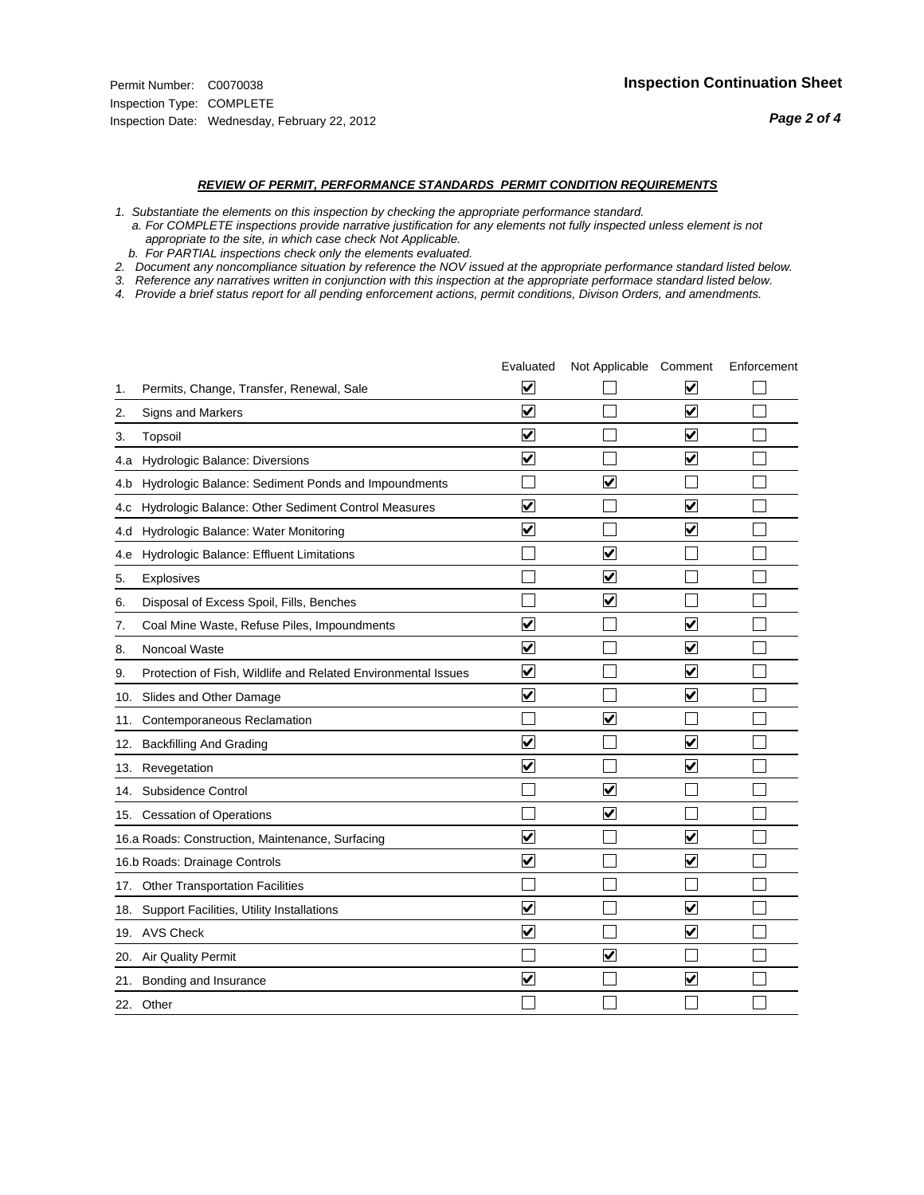Permit Number: C0070038
Inspection Type: COMPLETE
Inspection Date: Wednesday, February 22, 2012

## Inspection Continuation Sheet

### *REVIEW OF PERMIT, PERFORMANCE STANDARDS PERMIT CONDITION REQUIREMENTS*

*1. Substantiate the elements on this inspection by checking the appropriate performance standard.*
*a. For COMPLETE inspections provide narrative justification for any elements not fully inspected unless element is not appropriate to the site, in which case check Not Applicable.*
*b. For PARTIAL inspections check only the elements evaluated.*
*2. Document any noncompliance situation by reference the NOV issued at the appropriate performance standard listed below.*
*3. Reference any narratives written in conjunction with this inspection at the appropriate performace standard listed below.*
*4. Provide a brief status report for all pending enforcement actions, permit conditions, Divison Orders, and amendments.*

| | Evaluated | Not Applicable | Comment | Enforcement |
|---|---|---|---|---|
| 1. Permits, Change, Transfer, Renewal, Sale | ☑ | ☐ | ☑ | ☐ |
| 2. Signs and Markers | ☑ | ☐ | ☑ | ☐ |
| 3. Topsoil | ☑ | ☐ | ☑ | ☐ |
| 4.a Hydrologic Balance: Diversions | ☑ | ☐ | ☑ | ☐ |
| 4.b Hydrologic Balance: Sediment Ponds and Impoundments | ☐ | ☑ | ☐ | ☐ |
| 4.c Hydrologic Balance: Other Sediment Control Measures | ☑ | ☐ | ☑ | ☐ |
| 4.d Hydrologic Balance: Water Monitoring | ☑ | ☐ | ☑ | ☐ |
| 4.e Hydrologic Balance: Effluent Limitations | ☐ | ☑ | ☐ | ☐ |
| 5. Explosives | ☐ | ☑ | ☐ | ☐ |
| 6. Disposal of Excess Spoil, Fills, Benches | ☐ | ☑ | ☐ | ☐ |
| 7. Coal Mine Waste, Refuse Piles, Impoundments | ☑ | ☐ | ☑ | ☐ |
| 8. Noncoal Waste | ☑ | ☐ | ☑ | ☐ |
| 9. Protection of Fish, Wildlife and Related Environmental Issues | ☑ | ☐ | ☑ | ☐ |
| 10. Slides and Other Damage | ☑ | ☐ | ☑ | ☐ |
| 11. Contemporaneous Reclamation | ☐ | ☑ | ☐ | ☐ |
| 12. Backfilling And Grading | ☑ | ☐ | ☑ | ☐ |
| 13. Revegetation | ☑ | ☐ | ☑ | ☐ |
| 14. Subsidence Control | ☐ | ☑ | ☐ | ☐ |
| 15. Cessation of Operations | ☐ | ☑ | ☐ | ☐ |
| 16.a Roads: Construction, Maintenance, Surfacing | ☑ | ☐ | ☑ | ☐ |
| 16.b Roads: Drainage Controls | ☑ | ☐ | ☑ | ☐ |
| 17. Other Transportation Facilities | ☐ | ☐ | ☐ | ☐ |
| 18. Support Facilities, Utility Installations | ☑ | ☐ | ☑ | ☐ |
| 19. AVS Check | ☑ | ☐ | ☑ | ☐ |
| 20. Air Quality Permit | ☐ | ☑ | ☐ | ☐ |
| 21. Bonding and Insurance | ☑ | ☐ | ☑ | ☐ |
| 22. Other | ☐ | ☐ | ☐ | ☐ |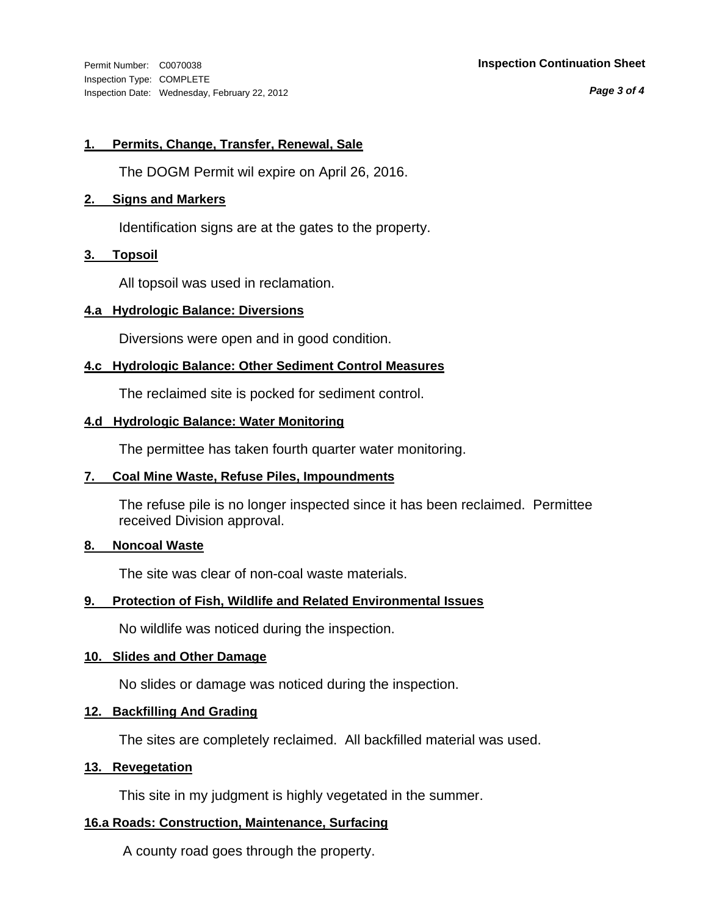Permit Number: C0070038
Inspection Type: COMPLETE
Inspection Date: Wednesday, February 22, 2012

**Inspection Continuation Sheet**

### 1. Permits, Change, Transfer, Renewal, Sale

The DOGM Permit wil expire on April 26, 2016.

### 2. Signs and Markers

Identification signs are at the gates to the property.

### 3. Topsoil

All topsoil was used in reclamation.

### 4.a Hydrologic Balance: Diversions

Diversions were open and in good condition.

### 4.c Hydrologic Balance: Other Sediment Control Measures

The reclaimed site is pocked for sediment control.

### 4.d Hydrologic Balance: Water Monitoring

The permittee has taken fourth quarter water monitoring.

### 7. Coal Mine Waste, Refuse Piles, Impoundments

The refuse pile is no longer inspected since it has been reclaimed. Permittee received Division approval.

### 8. Noncoal Waste

The site was clear of non-coal waste materials.

### 9. Protection of Fish, Wildlife and Related Environmental Issues

No wildlife was noticed during the inspection.

### 10. Slides and Other Damage

No slides or damage was noticed during the inspection.

### 12. Backfilling And Grading

The sites are completely reclaimed. All backfilled material was used.

### 13. Revegetation

This site in my judgment is highly vegetated in the summer.

### 16.a Roads: Construction, Maintenance, Surfacing

A county road goes through the property.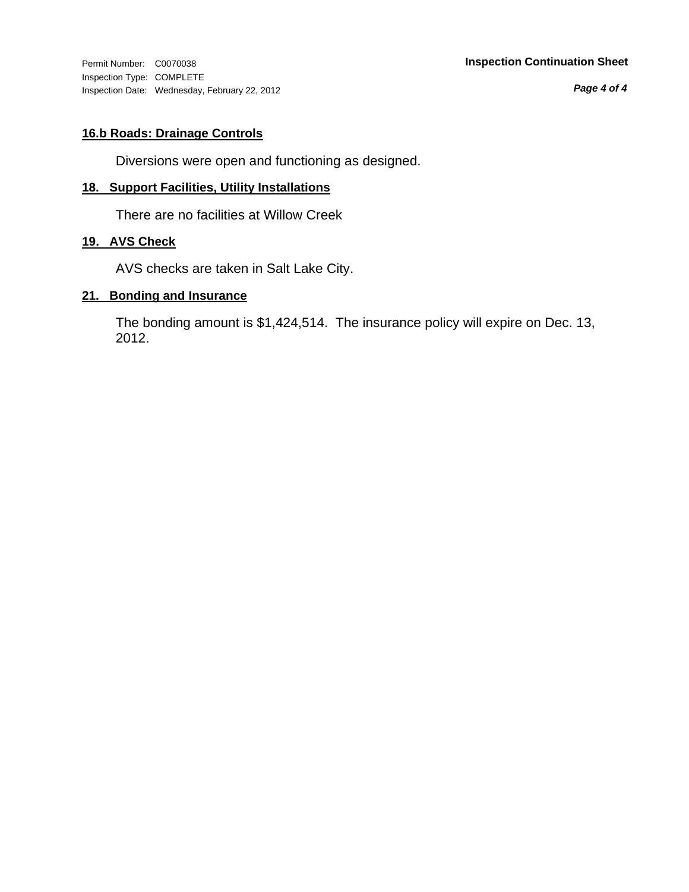### 16.b Roads: Drainage Controls

Diversions were open and functioning as designed.

### 18. Support Facilities, Utility Installations

There are no facilities at Willow Creek

### 19. AVS Check

AVS checks are taken in Salt Lake City.

### 21. Bonding and Insurance

The bonding amount is $1,424,514. The insurance policy will expire on Dec. 13, 2012.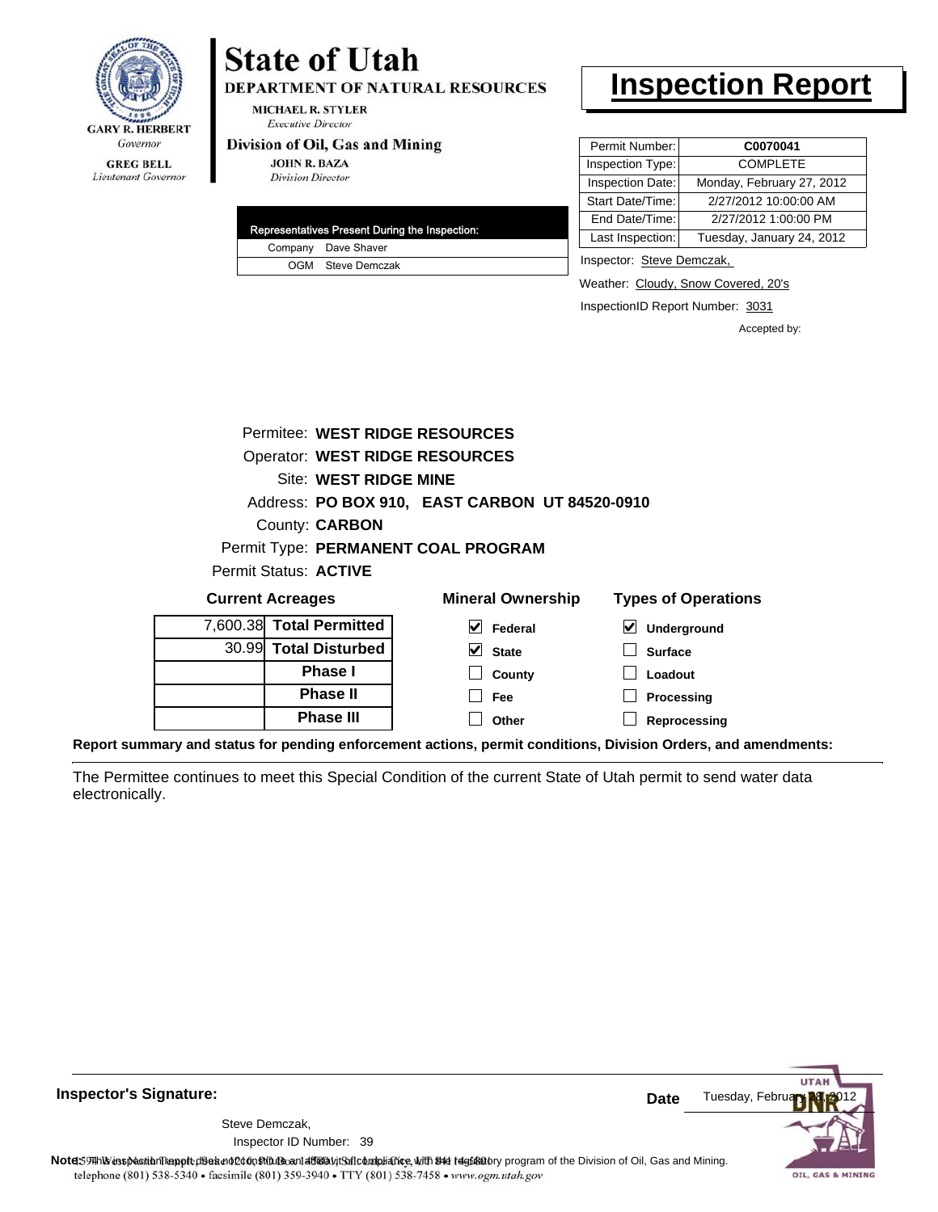GARY R. HERBERT
*Governor*

GREG BELL
*Lieutenant Governor*

# State of Utah

**DEPARTMENT OF NATURAL RESOURCES**

MICHAEL R. STYLER
*Executive Director*

**Division of Oil, Gas and Mining**

JOHN R. BAZA
*Division Director*

# Inspection Report

| | |
|---|---|
| Permit Number: | **C0070041** |
| Inspection Type: | COMPLETE |
| Inspection Date: | Monday, February 27, 2012 |
| Start Date/Time: | 2/27/2012 10:00:00 AM |
| End Date/Time: | 2/27/2012 1:00:00 PM |
| Last Inspection: | Tuesday, January 24, 2012 |

| Representatives Present During the Inspection: | |
|---|---|
| Company | Dave Shaver |
| OGM | Steve Demczak |

Inspector: Steve Demczak,

Weather: Cloudy, Snow Covered, 20's

InspectionID Report Number: 3031

Accepted by:

Permitee: **WEST RIDGE RESOURCES**
Operator: **WEST RIDGE RESOURCES**
Site: **WEST RIDGE MINE**
Address: **PO BOX 910, EAST CARBON UT 84520-0910**
County: **CARBON**
Permit Type: **PERMANENT COAL PROGRAM**
Permit Status: **ACTIVE**

**Current Acreages**

| | |
|---|---|
| 7,600.38 | **Total Permitted** |
| 30.99 | **Total Disturbed** |
| | **Phase I** |
| | **Phase II** |
| | **Phase III** |

**Mineral Ownership**

- [x] Federal
- [x] State
- [ ] County
- [ ] Fee
- [ ] Other

**Types of Operations**

- [x] Underground
- [ ] Surface
- [ ] Loadout
- [ ] Processing
- [ ] Reprocessing

**Report summary and status for pending enforcement actions, permit conditions, Division Orders, and amendments:**

The Permittee continues to meet this Special Condition of the current State of Utah permit to send water data electronically.

**Inspector's Signature:**

Steve Demczak,
Inspector ID Number: 39

**Date** Tuesday, February 28, 2012

**Note:** This inspection report does not constitute an affidavit of compliance with the regulatory program of the Division of Oil, Gas and Mining.

telephone (801) 538-5340 • facsimile (801) 359-3940 • TTY (801) 538-7458 • www.ogm.utah.gov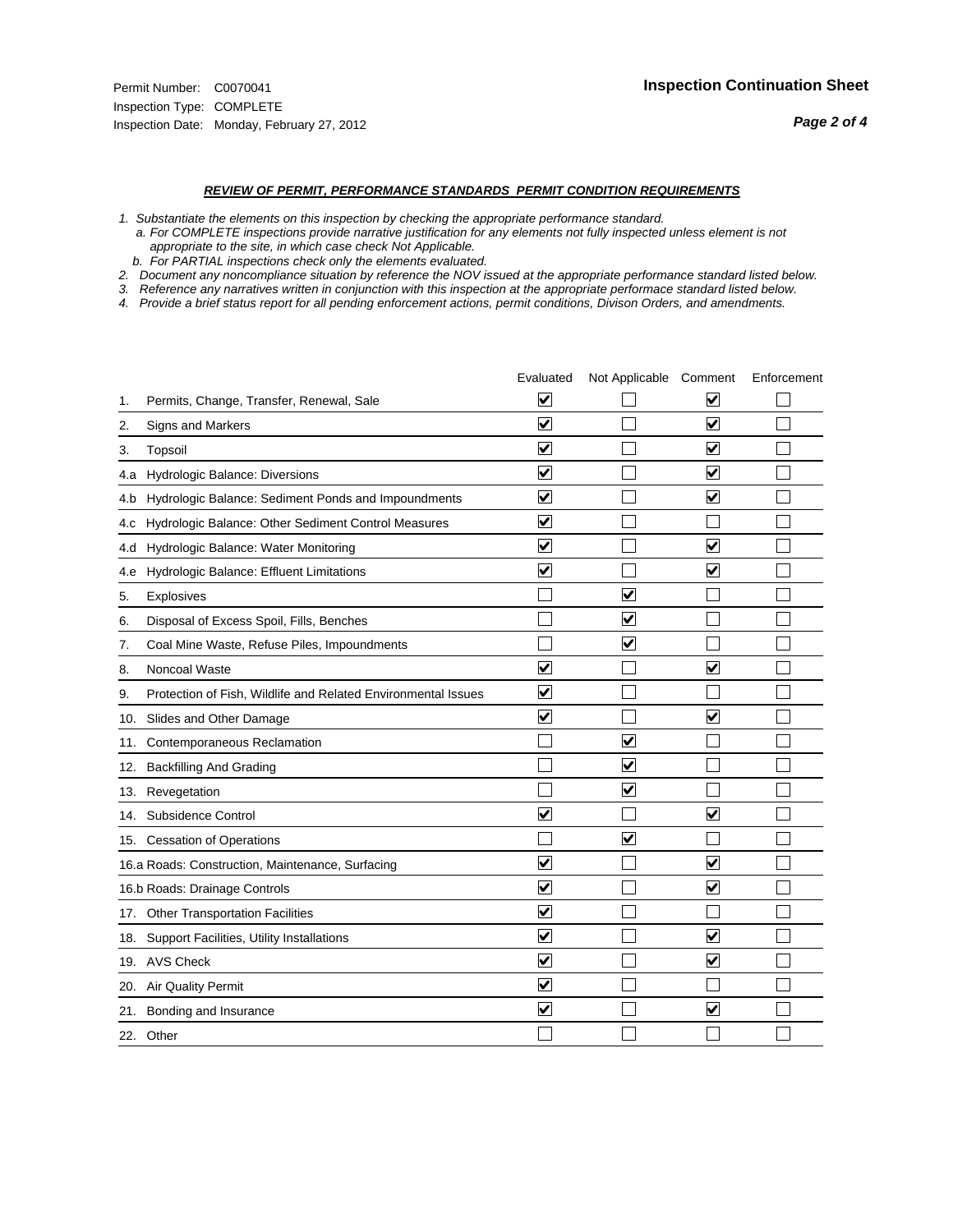Permit Number: C0070041
Inspection Type: COMPLETE
Inspection Date: Monday, February 27, 2012

**Inspection Continuation Sheet**

***REVIEW OF PERMIT, PERFORMANCE STANDARDS PERMIT CONDITION REQUIREMENTS***

*1. Substantiate the elements on this inspection by checking the appropriate performance standard.*
*a. For COMPLETE inspections provide narrative justification for any elements not fully inspected unless element is not appropriate to the site, in which case check Not Applicable.*
*b. For PARTIAL inspections check only the elements evaluated.*
*2. Document any noncompliance situation by reference the NOV issued at the appropriate performance standard listed below.*
*3. Reference any narratives written in conjunction with this inspection at the appropriate performace standard listed below.*
*4. Provide a brief status report for all pending enforcement actions, permit conditions, Divison Orders, and amendments.*

| | | Evaluated | Not Applicable | Comment | Enforcement |
|---|---|---|---|---|---|
| 1. | Permits, Change, Transfer, Renewal, Sale | ☑ | ☐ | ☑ | ☐ |
| 2. | Signs and Markers | ☑ | ☐ | ☑ | ☐ |
| 3. | Topsoil | ☑ | ☐ | ☑ | ☐ |
| 4.a | Hydrologic Balance: Diversions | ☑ | ☐ | ☑ | ☐ |
| 4.b | Hydrologic Balance: Sediment Ponds and Impoundments | ☑ | ☐ | ☑ | ☐ |
| 4.c | Hydrologic Balance: Other Sediment Control Measures | ☑ | ☐ | ☐ | ☐ |
| 4.d | Hydrologic Balance: Water Monitoring | ☑ | ☐ | ☑ | ☐ |
| 4.e | Hydrologic Balance: Effluent Limitations | ☑ | ☐ | ☑ | ☐ |
| 5. | Explosives | ☐ | ☑ | ☐ | ☐ |
| 6. | Disposal of Excess Spoil, Fills, Benches | ☐ | ☑ | ☐ | ☐ |
| 7. | Coal Mine Waste, Refuse Piles, Impoundments | ☐ | ☑ | ☐ | ☐ |
| 8. | Noncoal Waste | ☑ | ☐ | ☑ | ☐ |
| 9. | Protection of Fish, Wildlife and Related Environmental Issues | ☑ | ☐ | ☐ | ☐ |
| 10. | Slides and Other Damage | ☑ | ☐ | ☑ | ☐ |
| 11. | Contemporaneous Reclamation | ☐ | ☑ | ☐ | ☐ |
| 12. | Backfilling And Grading | ☐ | ☑ | ☐ | ☐ |
| 13. | Revegetation | ☐ | ☑ | ☐ | ☐ |
| 14. | Subsidence Control | ☑ | ☐ | ☑ | ☐ |
| 15. | Cessation of Operations | ☐ | ☑ | ☐ | ☐ |
| 16.a | Roads: Construction, Maintenance, Surfacing | ☑ | ☐ | ☑ | ☐ |
| 16.b | Roads: Drainage Controls | ☑ | ☐ | ☑ | ☐ |
| 17. | Other Transportation Facilities | ☑ | ☐ | ☐ | ☐ |
| 18. | Support Facilities, Utility Installations | ☑ | ☐ | ☑ | ☐ |
| 19. | AVS Check | ☑ | ☐ | ☑ | ☐ |
| 20. | Air Quality Permit | ☑ | ☐ | ☐ | ☐ |
| 21. | Bonding and Insurance | ☑ | ☐ | ☑ | ☐ |
| 22. | Other | ☐ | ☐ | ☐ | ☐ |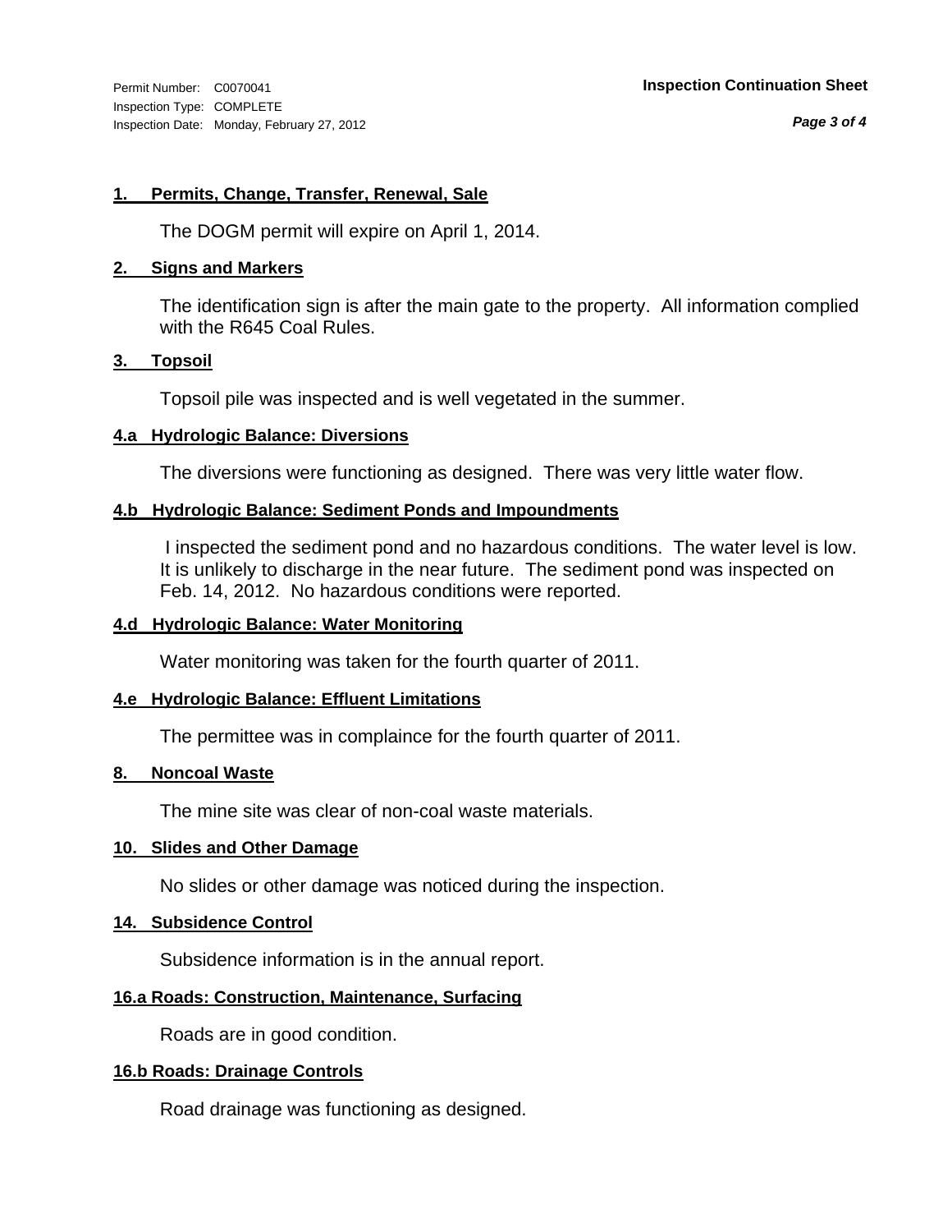Permit Number: C0070041
Inspection Type: COMPLETE
Inspection Date: Monday, February 27, 2012

**Inspection Continuation Sheet**

#### 1. Permits, Change, Transfer, Renewal, Sale

The DOGM permit will expire on April 1, 2014.

#### 2. Signs and Markers

The identification sign is after the main gate to the property. All information complied with the R645 Coal Rules.

#### 3. Topsoil

Topsoil pile was inspected and is well vegetated in the summer.

#### 4.a Hydrologic Balance: Diversions

The diversions were functioning as designed. There was very little water flow.

#### 4.b Hydrologic Balance: Sediment Ponds and Impoundments

I inspected the sediment pond and no hazardous conditions. The water level is low. It is unlikely to discharge in the near future. The sediment pond was inspected on Feb. 14, 2012. No hazardous conditions were reported.

#### 4.d Hydrologic Balance: Water Monitoring

Water monitoring was taken for the fourth quarter of 2011.

#### 4.e Hydrologic Balance: Effluent Limitations

The permittee was in complaince for the fourth quarter of 2011.

#### 8. Noncoal Waste

The mine site was clear of non-coal waste materials.

#### 10. Slides and Other Damage

No slides or other damage was noticed during the inspection.

#### 14. Subsidence Control

Subsidence information is in the annual report.

#### 16.a Roads: Construction, Maintenance, Surfacing

Roads are in good condition.

#### 16.b Roads: Drainage Controls

Road drainage was functioning as designed.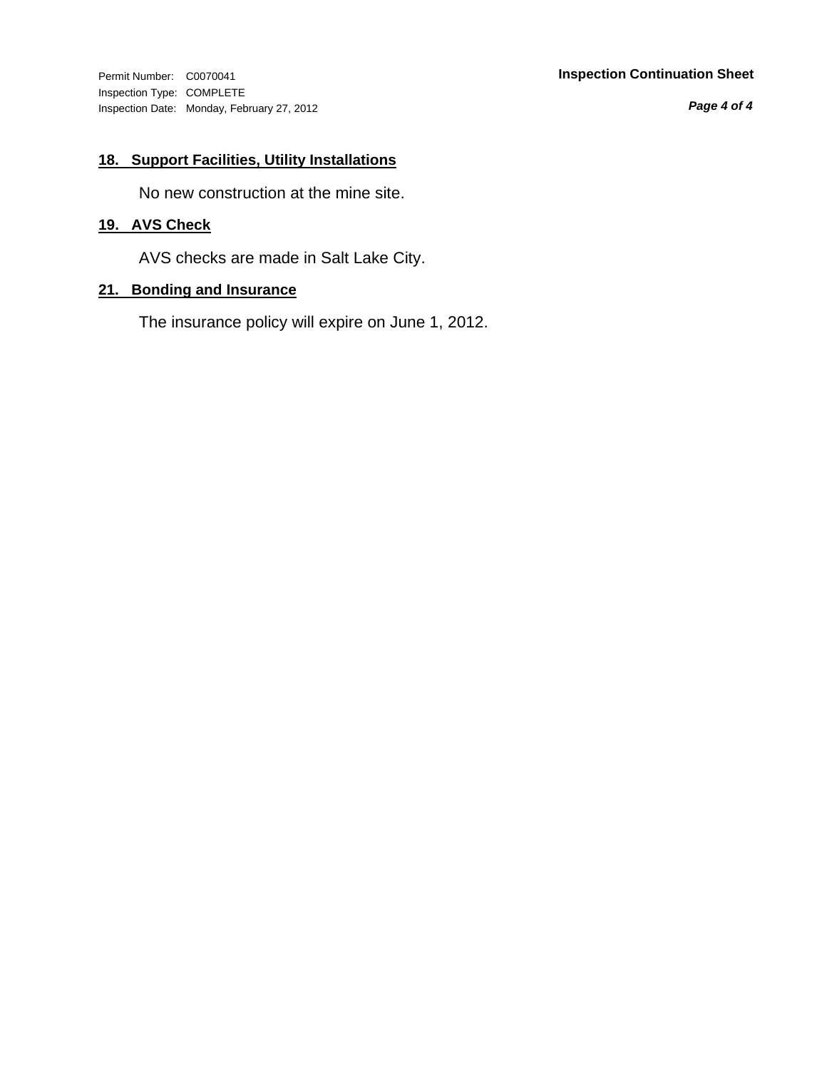Permit Number: C0070041
Inspection Type: COMPLETE
Inspection Date: Monday, February 27, 2012

**Inspection Continuation Sheet**

## 18. Support Facilities, Utility Installations

No new construction at the mine site.

## 19. AVS Check

AVS checks are made in Salt Lake City.

## 21. Bonding and Insurance

The insurance policy will expire on June 1, 2012.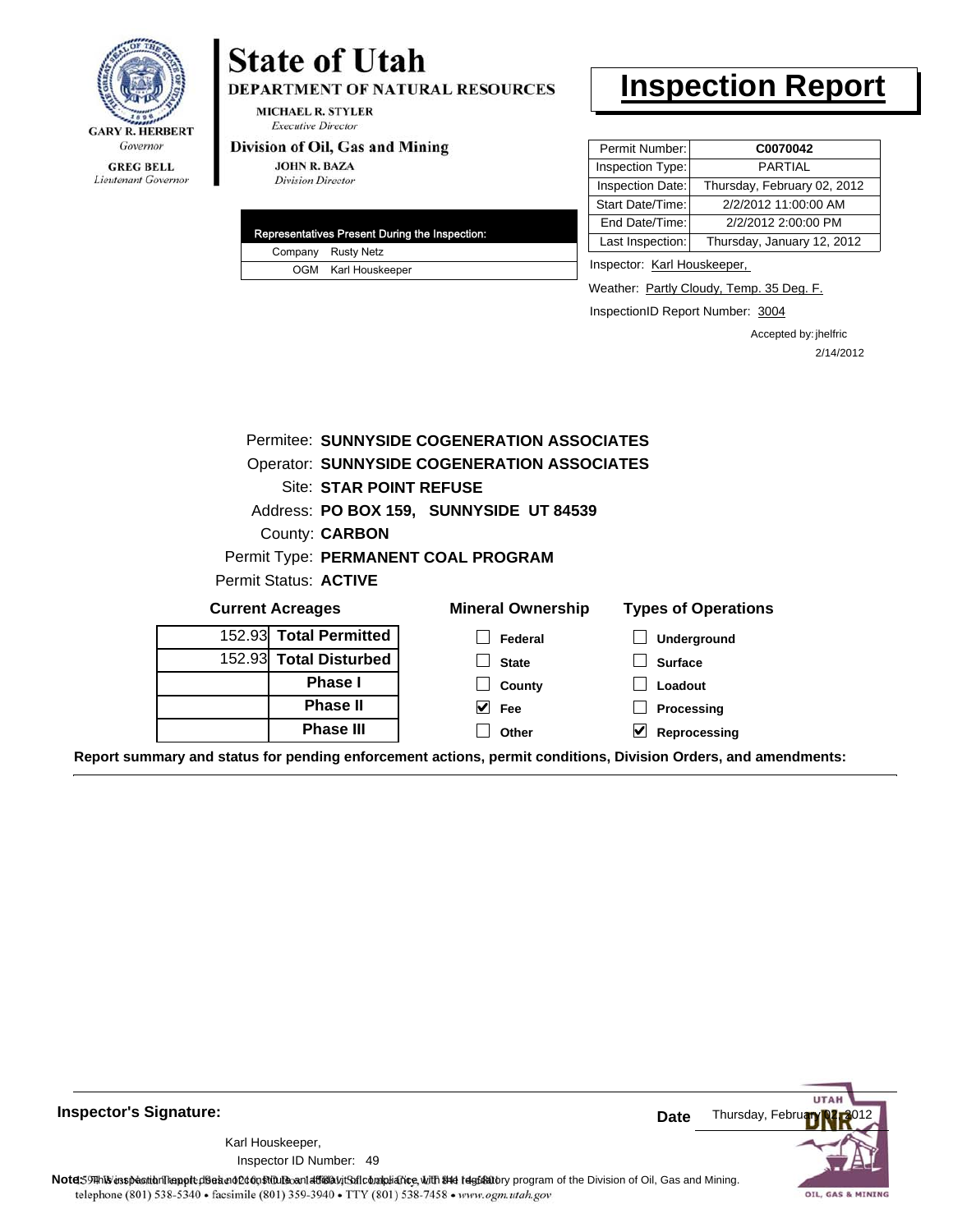# State of Utah

**DEPARTMENT OF NATURAL RESOURCES**

MICHAEL R. STYLER
*Executive Director*

**Division of Oil, Gas and Mining**

JOHN R. BAZA
*Division Director*

GARY R. HERBERT
*Governor*

GREG BELL
*Lieutenant Governor*

# Inspection Report

| Representatives Present During the Inspection: | |
|---|---|
| Company | Rusty Netz |
| OGM | Karl Houskeeper |

| | |
|---|---|
| Permit Number: | **C0070042** |
| Inspection Type: | PARTIAL |
| Inspection Date: | Thursday, February 02, 2012 |
| Start Date/Time: | 2/2/2012 11:00:00 AM |
| End Date/Time: | 2/2/2012 2:00:00 PM |
| Last Inspection: | Thursday, January 12, 2012 |

Inspector: Karl Houskeeper,

Weather: Partly Cloudy, Temp. 35 Deg. F.

InspectionID Report Number: 3004

Accepted by: jhelfric
2/14/2012

Permitee: **SUNNYSIDE COGENERATION ASSOCIATES**
Operator: **SUNNYSIDE COGENERATION ASSOCIATES**
Site: **STAR POINT REFUSE**
Address: **PO BOX 159, SUNNYSIDE UT 84539**
County: **CARBON**
Permit Type: **PERMANENT COAL PROGRAM**
Permit Status: **ACTIVE**

**Current Acreages**

| | |
|---|---|
| 152.93 | **Total Permitted** |
| 152.93 | **Total Disturbed** |
| | **Phase I** |
| | **Phase II** |
| | **Phase III** |

**Mineral Ownership**

- [ ] Federal
- [ ] State
- [ ] County
- [x] Fee
- [ ] Other

**Types of Operations**

- [ ] Underground
- [ ] Surface
- [ ] Loadout
- [ ] Processing
- [x] Reprocessing

**Report summary and status for pending enforcement actions, permit conditions, Division Orders, and amendments:**

**Inspector's Signature:**

Karl Houskeeper,
Inspector ID Number: 49

**Date** Thursday, February 02, 2012

**Note:** This inspection report does not constitute an affidavit of compliance with the regulatory program of the Division of Oil, Gas and Mining.

telephone (801) 538-5340 • facsimile (801) 359-3940 • TTY (801) 538-7458 • www.ogm.utah.gov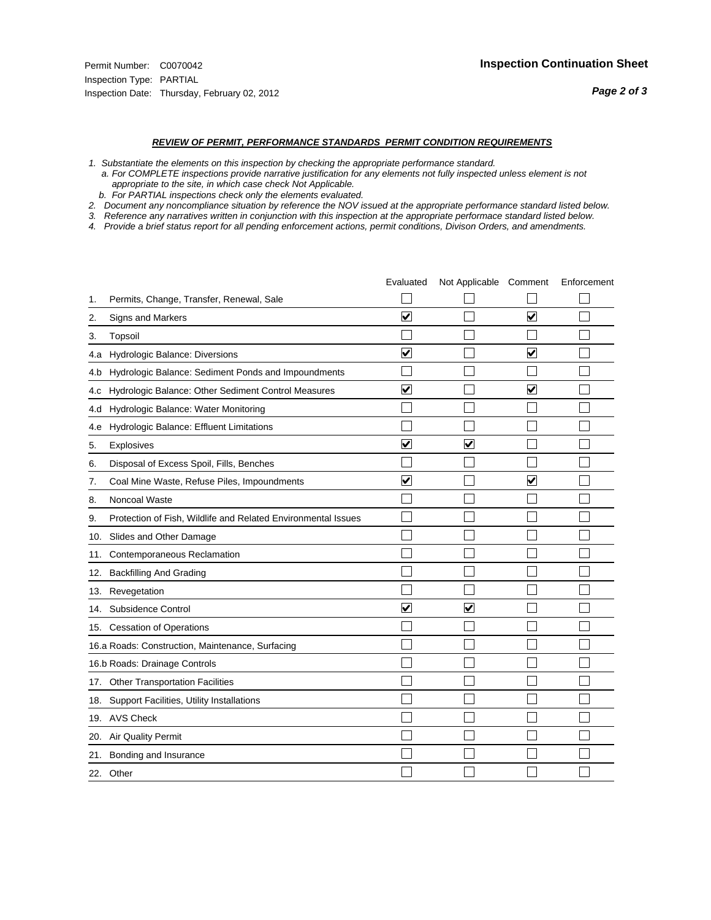Permit Number: C0070042
Inspection Type: PARTIAL
Inspection Date: Thursday, February 02, 2012

**Inspection Continuation Sheet**

### *REVIEW OF PERMIT, PERFORMANCE STANDARDS PERMIT CONDITION REQUIREMENTS*

*1. Substantiate the elements on this inspection by checking the appropriate performance standard.*
*a. For COMPLETE inspections provide narrative justification for any elements not fully inspected unless element is not appropriate to the site, in which case check Not Applicable.*
*b. For PARTIAL inspections check only the elements evaluated.*
*2. Document any noncompliance situation by reference the NOV issued at the appropriate performance standard listed below.*
*3. Reference any narratives written in conjunction with this inspection at the appropriate performace standard listed below.*
*4. Provide a brief status report for all pending enforcement actions, permit conditions, Divison Orders, and amendments.*

| | Evaluated | Not Applicable | Comment | Enforcement |
|---|---|---|---|---|
| 1. Permits, Change, Transfer, Renewal, Sale | ☐ | ☐ | ☐ | ☐ |
| 2. Signs and Markers | ☑ | ☐ | ☑ | ☐ |
| 3. Topsoil | ☐ | ☐ | ☐ | ☐ |
| 4.a Hydrologic Balance: Diversions | ☑ | ☐ | ☑ | ☐ |
| 4.b Hydrologic Balance: Sediment Ponds and Impoundments | ☐ | ☐ | ☐ | ☐ |
| 4.c Hydrologic Balance: Other Sediment Control Measures | ☑ | ☐ | ☑ | ☐ |
| 4.d Hydrologic Balance: Water Monitoring | ☐ | ☐ | ☐ | ☐ |
| 4.e Hydrologic Balance: Effluent Limitations | ☐ | ☐ | ☐ | ☐ |
| 5. Explosives | ☑ | ☑ | ☐ | ☐ |
| 6. Disposal of Excess Spoil, Fills, Benches | ☐ | ☐ | ☐ | ☐ |
| 7. Coal Mine Waste, Refuse Piles, Impoundments | ☑ | ☐ | ☑ | ☐ |
| 8. Noncoal Waste | ☐ | ☐ | ☐ | ☐ |
| 9. Protection of Fish, Wildlife and Related Environmental Issues | ☐ | ☐ | ☐ | ☐ |
| 10. Slides and Other Damage | ☐ | ☐ | ☐ | ☐ |
| 11. Contemporaneous Reclamation | ☐ | ☐ | ☐ | ☐ |
| 12. Backfilling And Grading | ☐ | ☐ | ☐ | ☐ |
| 13. Revegetation | ☐ | ☐ | ☐ | ☐ |
| 14. Subsidence Control | ☑ | ☑ | ☐ | ☐ |
| 15. Cessation of Operations | ☐ | ☐ | ☐ | ☐ |
| 16.a Roads: Construction, Maintenance, Surfacing | ☐ | ☐ | ☐ | ☐ |
| 16.b Roads: Drainage Controls | ☐ | ☐ | ☐ | ☐ |
| 17. Other Transportation Facilities | ☐ | ☐ | ☐ | ☐ |
| 18. Support Facilities, Utility Installations | ☐ | ☐ | ☐ | ☐ |
| 19. AVS Check | ☐ | ☐ | ☐ | ☐ |
| 20. Air Quality Permit | ☐ | ☐ | ☐ | ☐ |
| 21. Bonding and Insurance | ☐ | ☐ | ☐ | ☐ |
| 22. Other | ☐ | ☐ | ☐ | ☐ |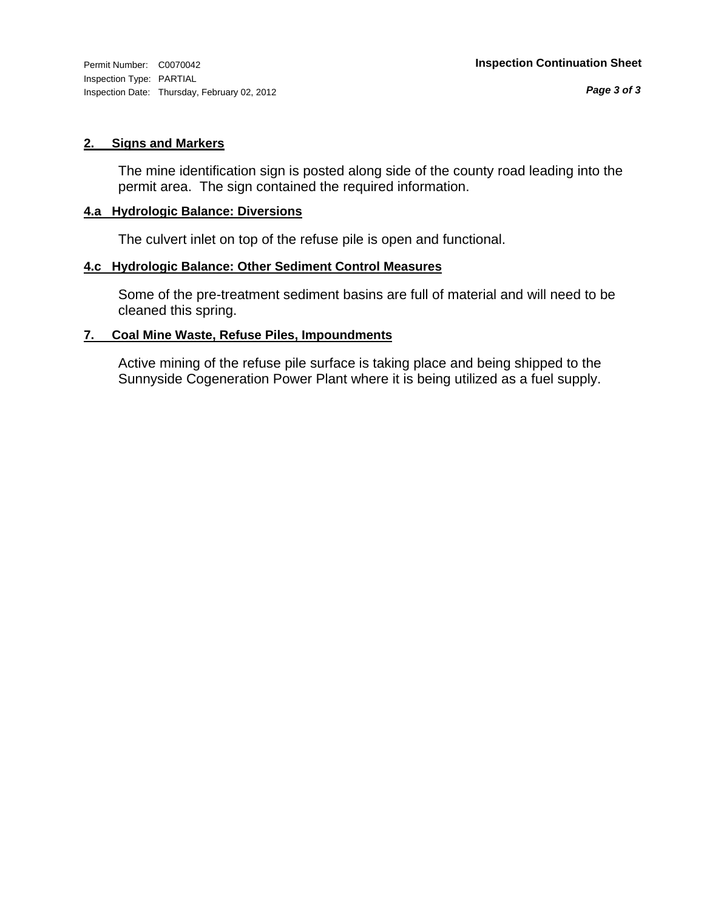## 2. Signs and Markers

The mine identification sign is posted along side of the county road leading into the permit area. The sign contained the required information.

## 4.a Hydrologic Balance: Diversions

The culvert inlet on top of the refuse pile is open and functional.

## 4.c Hydrologic Balance: Other Sediment Control Measures

Some of the pre-treatment sediment basins are full of material and will need to be cleaned this spring.

## 7. Coal Mine Waste, Refuse Piles, Impoundments

Active mining of the refuse pile surface is taking place and being shipped to the Sunnyside Cogeneration Power Plant where it is being utilized as a fuel supply.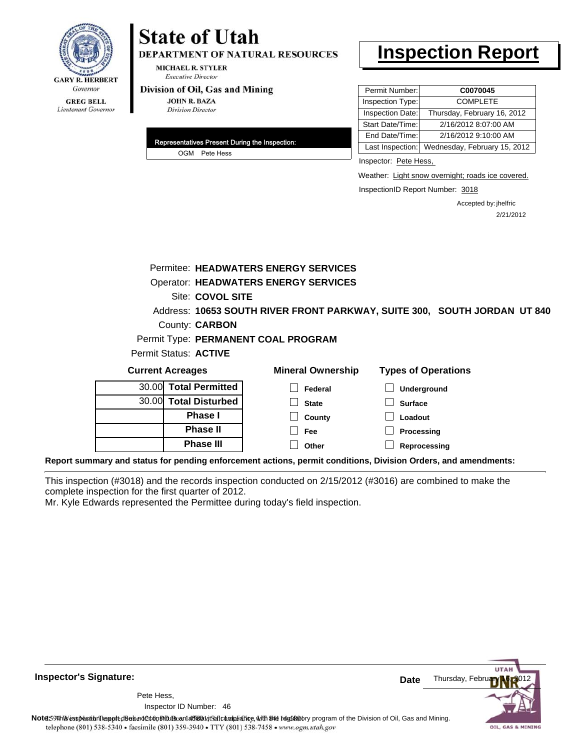GARY R. HERBERT
Governor

GREG BELL
Lieutenant Governor

# State of Utah

**DEPARTMENT OF NATURAL RESOURCES**

MICHAEL R. STYLER
*Executive Director*

**Division of Oil, Gas and Mining**

JOHN R. BAZA
*Division Director*

# Inspection Report

| Permit Number: | C0070045 |
|---|---|
| Inspection Type: | COMPLETE |
| Inspection Date: | Thursday, February 16, 2012 |
| Start Date/Time: | 2/16/2012 8:07:00 AM |
| End Date/Time: | 2/16/2012 9:10:00 AM |
| Last Inspection: | Wednesday, February 15, 2012 |

**Representatives Present During the Inspection:**

OGM Pete Hess

Inspector: Pete Hess,

Weather: Light snow overnight; roads ice covered.

InspectionID Report Number: 3018

Accepted by: jhelfric
2/21/2012

Permitee: **HEADWATERS ENERGY SERVICES**
Operator: **HEADWATERS ENERGY SERVICES**
Site: **COVOL SITE**
Address: **10653 SOUTH RIVER FRONT PARKWAY, SUITE 300, SOUTH JORDAN UT 840**
County: **CARBON**
Permit Type: **PERMANENT COAL PROGRAM**
Permit Status: **ACTIVE**

**Current Acreages**

| | |
|---|---|
| 30.00 | **Total Permitted** |
| 30.00 | **Total Disturbed** |
| | **Phase I** |
| | **Phase II** |
| | **Phase III** |

**Mineral Ownership**

- ☐ Federal
- ☐ State
- ☐ County
- ☐ Fee
- ☐ Other

**Types of Operations**

- ☐ Underground
- ☐ Surface
- ☐ Loadout
- ☐ Processing
- ☐ Reprocessing

**Report summary and status for pending enforcement actions, permit conditions, Division Orders, and amendments:**

This inspection (#3018) and the records inspection conducted on 2/15/2012 (#3016) are combined to make the complete inspection for the first quarter of 2012.
Mr. Kyle Edwards represented the Permittee during today's field inspection.

**Inspector's Signature:**

Pete Hess,
Inspector ID Number: 46

**Date** Thursday, February 16, 2012

**Note:** This inspection report does not constitute an affidavit of compliance with the regulatory program of the Division of Oil, Gas and Mining.
telephone (801) 538-5340 • facsimile (801) 359-3940 • TTY (801) 538-7458 • www.ogm.utah.gov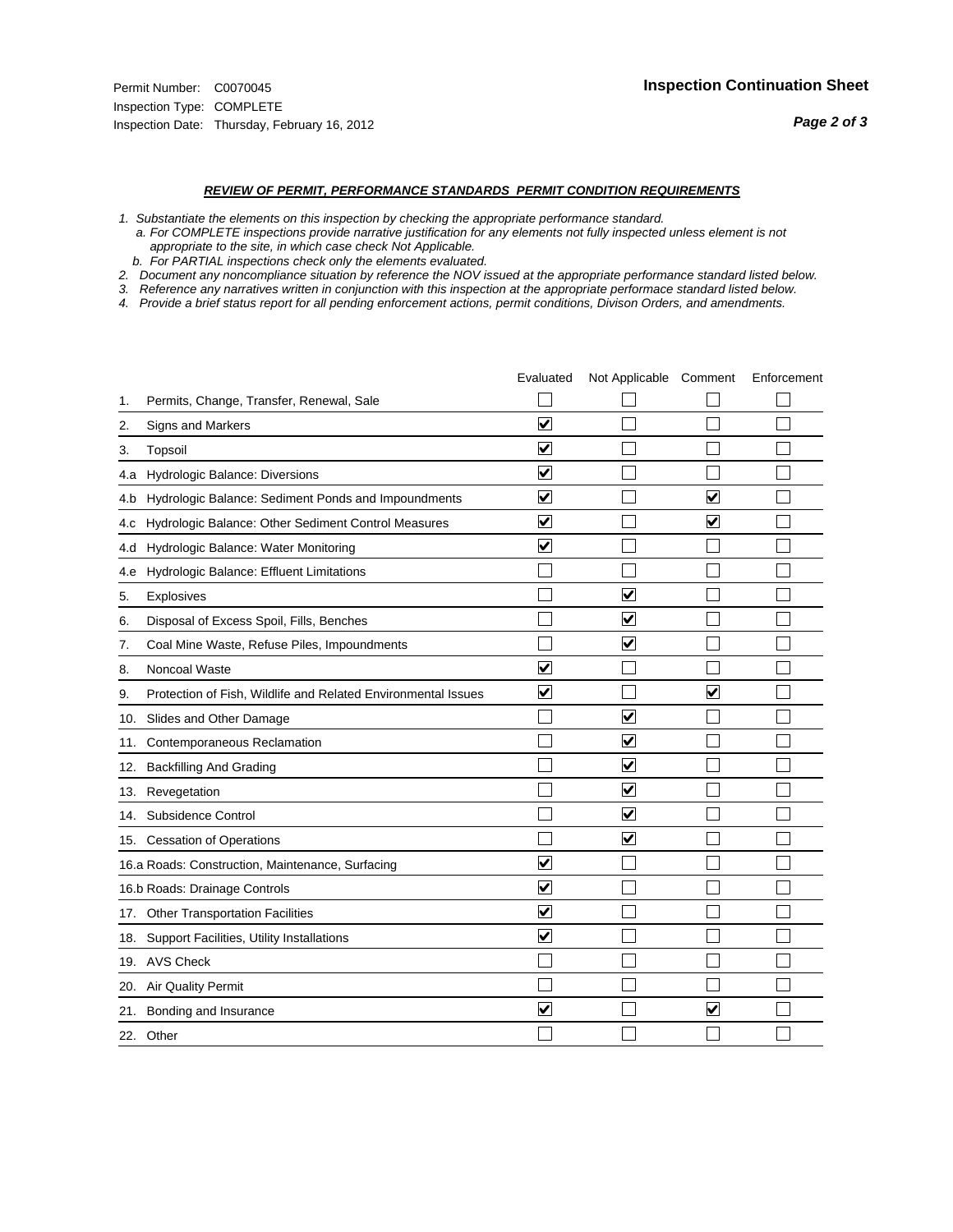Permit Number: C0070045
Inspection Type: COMPLETE
Inspection Date: Thursday, February 16, 2012

**Inspection Continuation Sheet**

***REVIEW OF PERMIT, PERFORMANCE STANDARDS PERMIT CONDITION REQUIREMENTS***

*1. Substantiate the elements on this inspection by checking the appropriate performance standard.*
*a. For COMPLETE inspections provide narrative justification for any elements not fully inspected unless element is not appropriate to the site, in which case check Not Applicable.*
*b. For PARTIAL inspections check only the elements evaluated.*
*2. Document any noncompliance situation by reference the NOV issued at the appropriate performance standard listed below.*
*3. Reference any narratives written in conjunction with this inspection at the appropriate performace standard listed below.*
*4. Provide a brief status report for all pending enforcement actions, permit conditions, Divison Orders, and amendments.*

| | Evaluated | Not Applicable | Comment | Enforcement |
|---|---|---|---|---|
| 1. Permits, Change, Transfer, Renewal, Sale | ☐ | ☐ | ☐ | ☐ |
| 2. Signs and Markers | ☑ | ☐ | ☐ | ☐ |
| 3. Topsoil | ☑ | ☐ | ☐ | ☐ |
| 4.a Hydrologic Balance: Diversions | ☑ | ☐ | ☐ | ☐ |
| 4.b Hydrologic Balance: Sediment Ponds and Impoundments | ☑ | ☐ | ☑ | ☐ |
| 4.c Hydrologic Balance: Other Sediment Control Measures | ☑ | ☐ | ☑ | ☐ |
| 4.d Hydrologic Balance: Water Monitoring | ☑ | ☐ | ☐ | ☐ |
| 4.e Hydrologic Balance: Effluent Limitations | ☐ | ☐ | ☐ | ☐ |
| 5. Explosives | ☐ | ☑ | ☐ | ☐ |
| 6. Disposal of Excess Spoil, Fills, Benches | ☐ | ☑ | ☐ | ☐ |
| 7. Coal Mine Waste, Refuse Piles, Impoundments | ☐ | ☑ | ☐ | ☐ |
| 8. Noncoal Waste | ☑ | ☐ | ☐ | ☐ |
| 9. Protection of Fish, Wildlife and Related Environmental Issues | ☑ | ☐ | ☑ | ☐ |
| 10. Slides and Other Damage | ☐ | ☑ | ☐ | ☐ |
| 11. Contemporaneous Reclamation | ☐ | ☑ | ☐ | ☐ |
| 12. Backfilling And Grading | ☐ | ☑ | ☐ | ☐ |
| 13. Revegetation | ☐ | ☑ | ☐ | ☐ |
| 14. Subsidence Control | ☐ | ☑ | ☐ | ☐ |
| 15. Cessation of Operations | ☐ | ☑ | ☐ | ☐ |
| 16.a Roads: Construction, Maintenance, Surfacing | ☑ | ☐ | ☐ | ☐ |
| 16.b Roads: Drainage Controls | ☑ | ☐ | ☐ | ☐ |
| 17. Other Transportation Facilities | ☑ | ☐ | ☐ | ☐ |
| 18. Support Facilities, Utility Installations | ☑ | ☐ | ☐ | ☐ |
| 19. AVS Check | ☐ | ☐ | ☐ | ☐ |
| 20. Air Quality Permit | ☐ | ☐ | ☐ | ☐ |
| 21. Bonding and Insurance | ☑ | ☐ | ☑ | ☐ |
| 22. Other | ☐ | ☐ | ☐ | ☐ |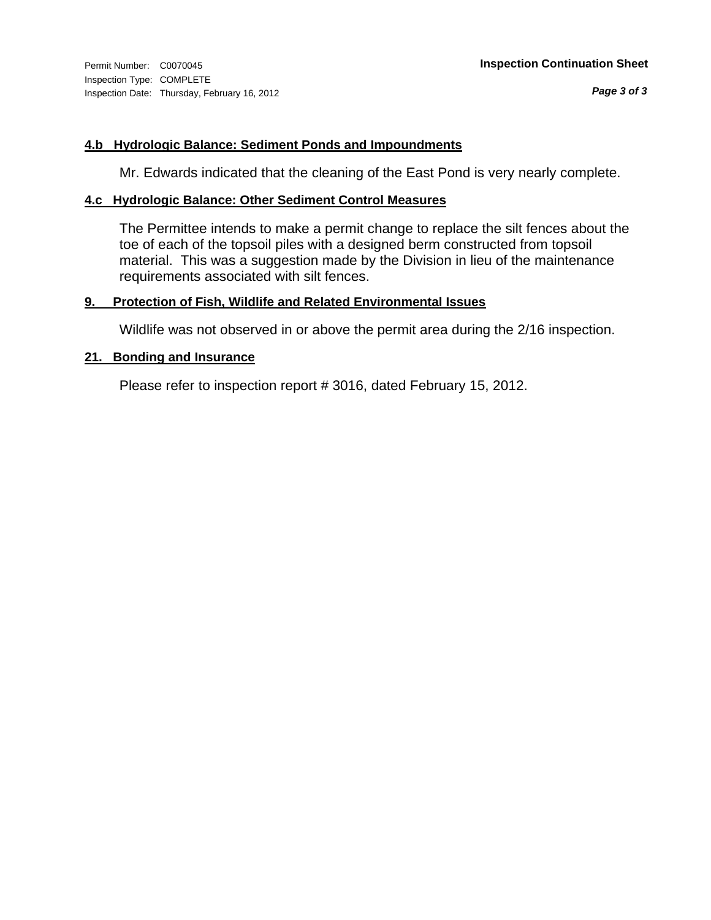Permit Number: C0070045
Inspection Type: COMPLETE
Inspection Date: Thursday, February 16, 2012

**Inspection Continuation Sheet**

### 4.b Hydrologic Balance: Sediment Ponds and Impoundments

Mr. Edwards indicated that the cleaning of the East Pond is very nearly complete.

### 4.c Hydrologic Balance: Other Sediment Control Measures

The Permittee intends to make a permit change to replace the silt fences about the toe of each of the topsoil piles with a designed berm constructed from topsoil material. This was a suggestion made by the Division in lieu of the maintenance requirements associated with silt fences.

### 9. Protection of Fish, Wildlife and Related Environmental Issues

Wildlife was not observed in or above the permit area during the 2/16 inspection.

### 21. Bonding and Insurance

Please refer to inspection report # 3016, dated February 15, 2012.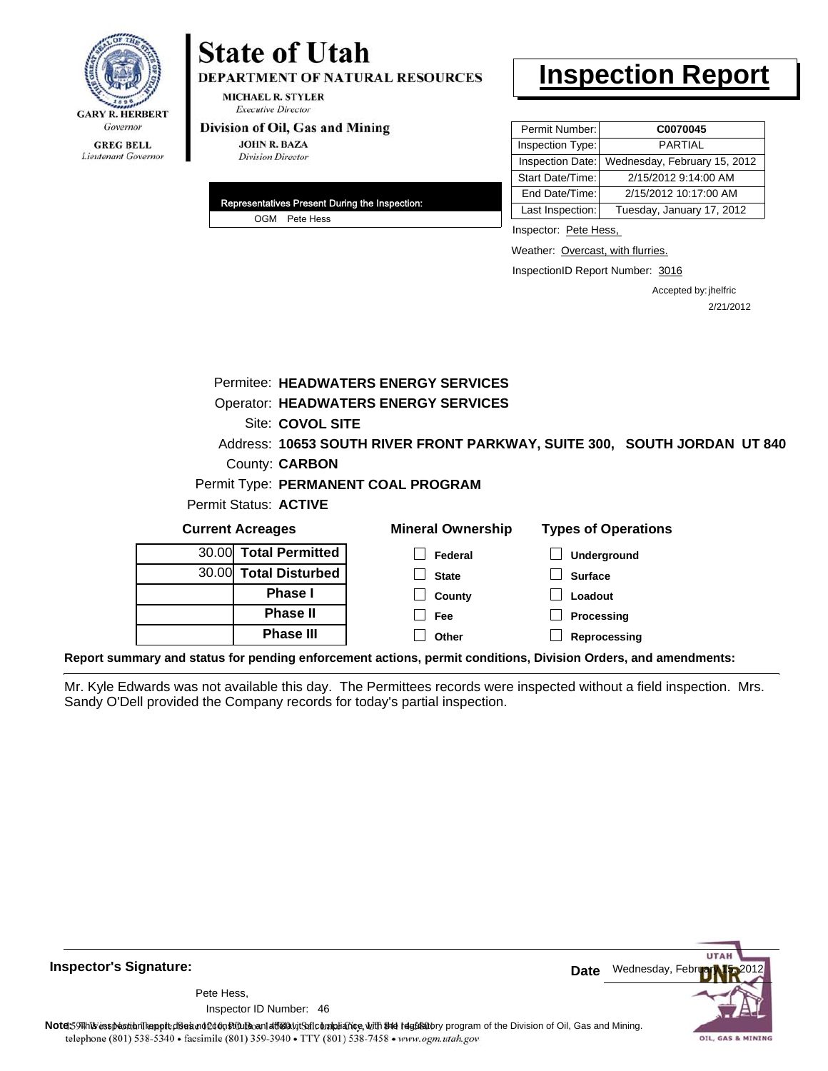**GARY R. HERBERT**
*Governor*

**GREG BELL**
*Lieutenant Governor*

# State of Utah

**DEPARTMENT OF NATURAL RESOURCES**

**MICHAEL R. STYLER**
*Executive Director*

**Division of Oil, Gas and Mining**

**JOHN R. BAZA**
*Division Director*

# Inspection Report

| | |
|---|---|
| Permit Number: | **C0070045** |
| Inspection Type: | PARTIAL |
| Inspection Date: | Wednesday, February 15, 2012 |
| Start Date/Time: | 2/15/2012 9:14:00 AM |
| End Date/Time: | 2/15/2012 10:17:00 AM |
| Last Inspection: | Tuesday, January 17, 2012 |

**Representatives Present During the Inspection:**

OGM Pete Hess

Inspector: Pete Hess,

Weather: Overcast, with flurries.

InspectionID Report Number: 3016

Accepted by: jhelfric
2/21/2012

Permitee: **HEADWATERS ENERGY SERVICES**
Operator: **HEADWATERS ENERGY SERVICES**
Site: **COVOL SITE**
Address: **10653 SOUTH RIVER FRONT PARKWAY, SUITE 300, SOUTH JORDAN UT 840**
County: **CARBON**
Permit Type: **PERMANENT COAL PROGRAM**
Permit Status: **ACTIVE**

**Current Acreages**

| | |
|---|---|
| 30.00 | **Total Permitted** |
| 30.00 | **Total Disturbed** |
| | **Phase I** |
| | **Phase II** |
| | **Phase III** |

**Mineral Ownership**

- ☐ Federal
- ☐ State
- ☐ County
- ☐ Fee
- ☐ Other

**Types of Operations**

- ☐ Underground
- ☐ Surface
- ☐ Loadout
- ☐ Processing
- ☐ Reprocessing

**Report summary and status for pending enforcement actions, permit conditions, Division Orders, and amendments:**

Mr. Kyle Edwards was not available this day. The Permittees records were inspected without a field inspection. Mrs. Sandy O'Dell provided the Company records for today's partial inspection.

**Inspector's Signature:**

Pete Hess,
Inspector ID Number: 46

**Date** Wednesday, February 15, 2012

**Note:** This inspection report does not constitute an affidavit of compliance with the regulatory program of the Division of Oil, Gas and Mining.
telephone (801) 538-5340 • facsimile (801) 359-3940 • TTY (801) 538-7458 • www.ogm.utah.gov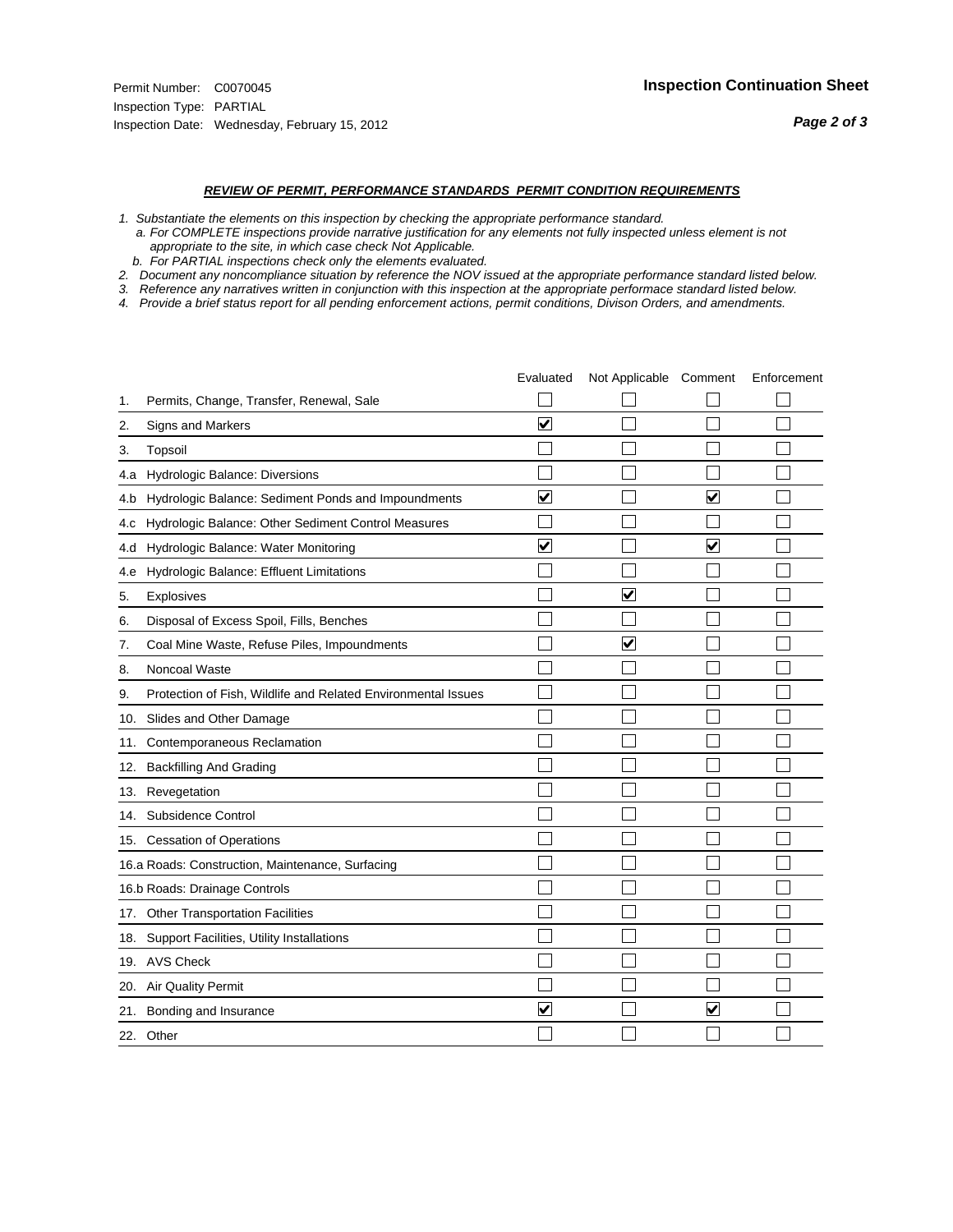Permit Number: C0070045
Inspection Type: PARTIAL
Inspection Date: Wednesday, February 15, 2012

**Inspection Continuation Sheet**

***REVIEW OF PERMIT, PERFORMANCE STANDARDS PERMIT CONDITION REQUIREMENTS***

*1. Substantiate the elements on this inspection by checking the appropriate performance standard.*
*a. For COMPLETE inspections provide narrative justification for any elements not fully inspected unless element is not appropriate to the site, in which case check Not Applicable.*
*b. For PARTIAL inspections check only the elements evaluated.*
*2. Document any noncompliance situation by reference the NOV issued at the appropriate performance standard listed below.*
*3. Reference any narratives written in conjunction with this inspection at the appropriate performace standard listed below.*
*4. Provide a brief status report for all pending enforcement actions, permit conditions, Divison Orders, and amendments.*

| | Evaluated | Not Applicable | Comment | Enforcement |
|---|---|---|---|---|
| 1. Permits, Change, Transfer, Renewal, Sale | ☐ | ☐ | ☐ | ☐ |
| 2. Signs and Markers | ☑ | ☐ | ☐ | ☐ |
| 3. Topsoil | ☐ | ☐ | ☐ | ☐ |
| 4.a Hydrologic Balance: Diversions | ☐ | ☐ | ☐ | ☐ |
| 4.b Hydrologic Balance: Sediment Ponds and Impoundments | ☑ | ☐ | ☑ | ☐ |
| 4.c Hydrologic Balance: Other Sediment Control Measures | ☐ | ☐ | ☐ | ☐ |
| 4.d Hydrologic Balance: Water Monitoring | ☑ | ☐ | ☑ | ☐ |
| 4.e Hydrologic Balance: Effluent Limitations | ☐ | ☐ | ☐ | ☐ |
| 5. Explosives | ☐ | ☑ | ☐ | ☐ |
| 6. Disposal of Excess Spoil, Fills, Benches | ☐ | ☐ | ☐ | ☐ |
| 7. Coal Mine Waste, Refuse Piles, Impoundments | ☐ | ☑ | ☐ | ☐ |
| 8. Noncoal Waste | ☐ | ☐ | ☐ | ☐ |
| 9. Protection of Fish, Wildlife and Related Environmental Issues | ☐ | ☐ | ☐ | ☐ |
| 10. Slides and Other Damage | ☐ | ☐ | ☐ | ☐ |
| 11. Contemporaneous Reclamation | ☐ | ☐ | ☐ | ☐ |
| 12. Backfilling And Grading | ☐ | ☐ | ☐ | ☐ |
| 13. Revegetation | ☐ | ☐ | ☐ | ☐ |
| 14. Subsidence Control | ☐ | ☐ | ☐ | ☐ |
| 15. Cessation of Operations | ☐ | ☐ | ☐ | ☐ |
| 16.a Roads: Construction, Maintenance, Surfacing | ☐ | ☐ | ☐ | ☐ |
| 16.b Roads: Drainage Controls | ☐ | ☐ | ☐ | ☐ |
| 17. Other Transportation Facilities | ☐ | ☐ | ☐ | ☐ |
| 18. Support Facilities, Utility Installations | ☐ | ☐ | ☐ | ☐ |
| 19. AVS Check | ☐ | ☐ | ☐ | ☐ |
| 20. Air Quality Permit | ☐ | ☐ | ☐ | ☐ |
| 21. Bonding and Insurance | ☑ | ☐ | ☑ | ☐ |
| 22. Other | ☐ | ☐ | ☐ | ☐ |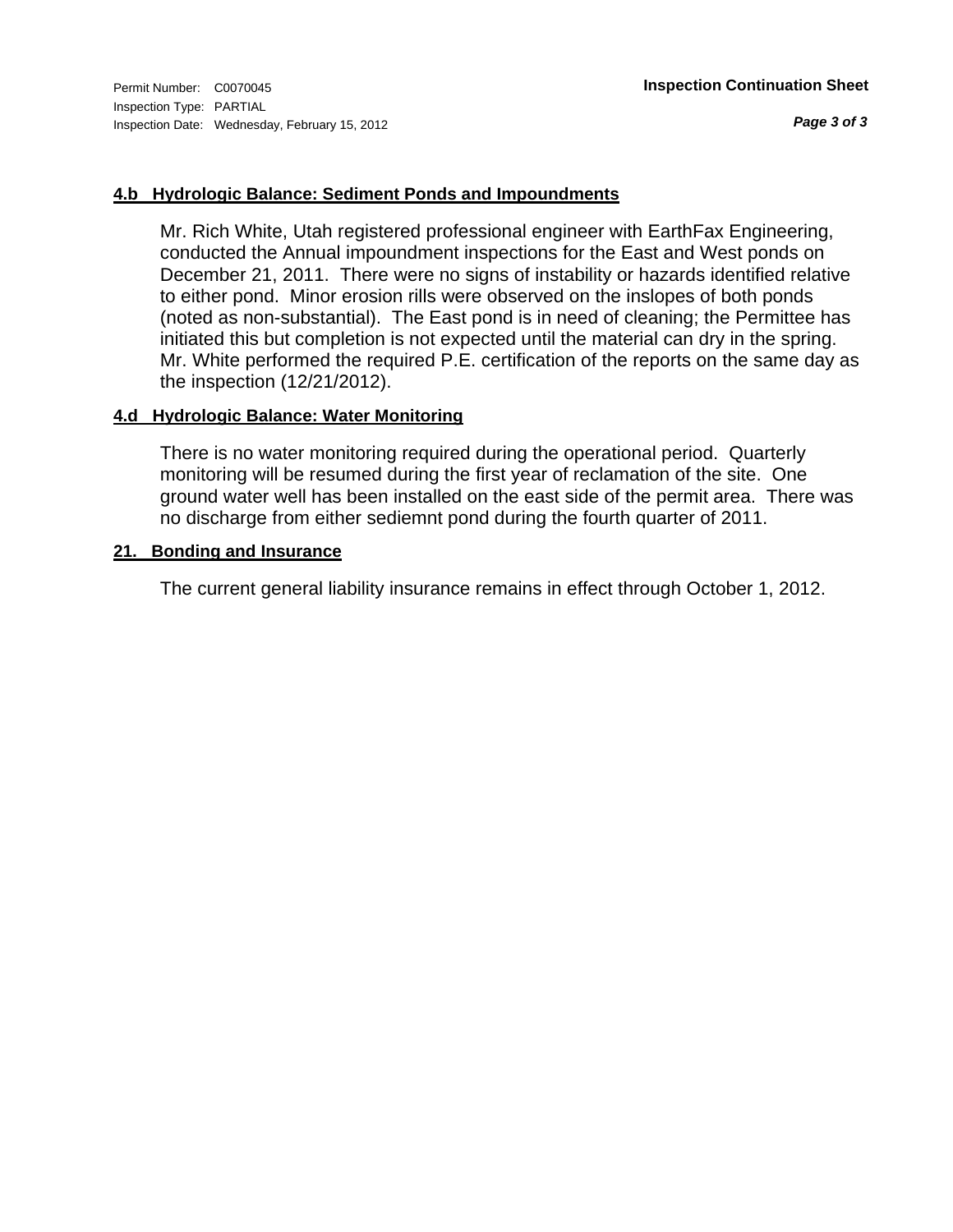#### 4.b Hydrologic Balance: Sediment Ponds and Impoundments

Mr. Rich White, Utah registered professional engineer with EarthFax Engineering, conducted the Annual impoundment inspections for the East and West ponds on December 21, 2011. There were no signs of instability or hazards identified relative to either pond. Minor erosion rills were observed on the inslopes of both ponds (noted as non-substantial). The East pond is in need of cleaning; the Permittee has initiated this but completion is not expected until the material can dry in the spring. Mr. White performed the required P.E. certification of the reports on the same day as the inspection (12/21/2012).

#### 4.d Hydrologic Balance: Water Monitoring

There is no water monitoring required during the operational period. Quarterly monitoring will be resumed during the first year of reclamation of the site. One ground water well has been installed on the east side of the permit area. There was no discharge from either sediemnt pond during the fourth quarter of 2011.

#### 21. Bonding and Insurance

The current general liability insurance remains in effect through October 1, 2012.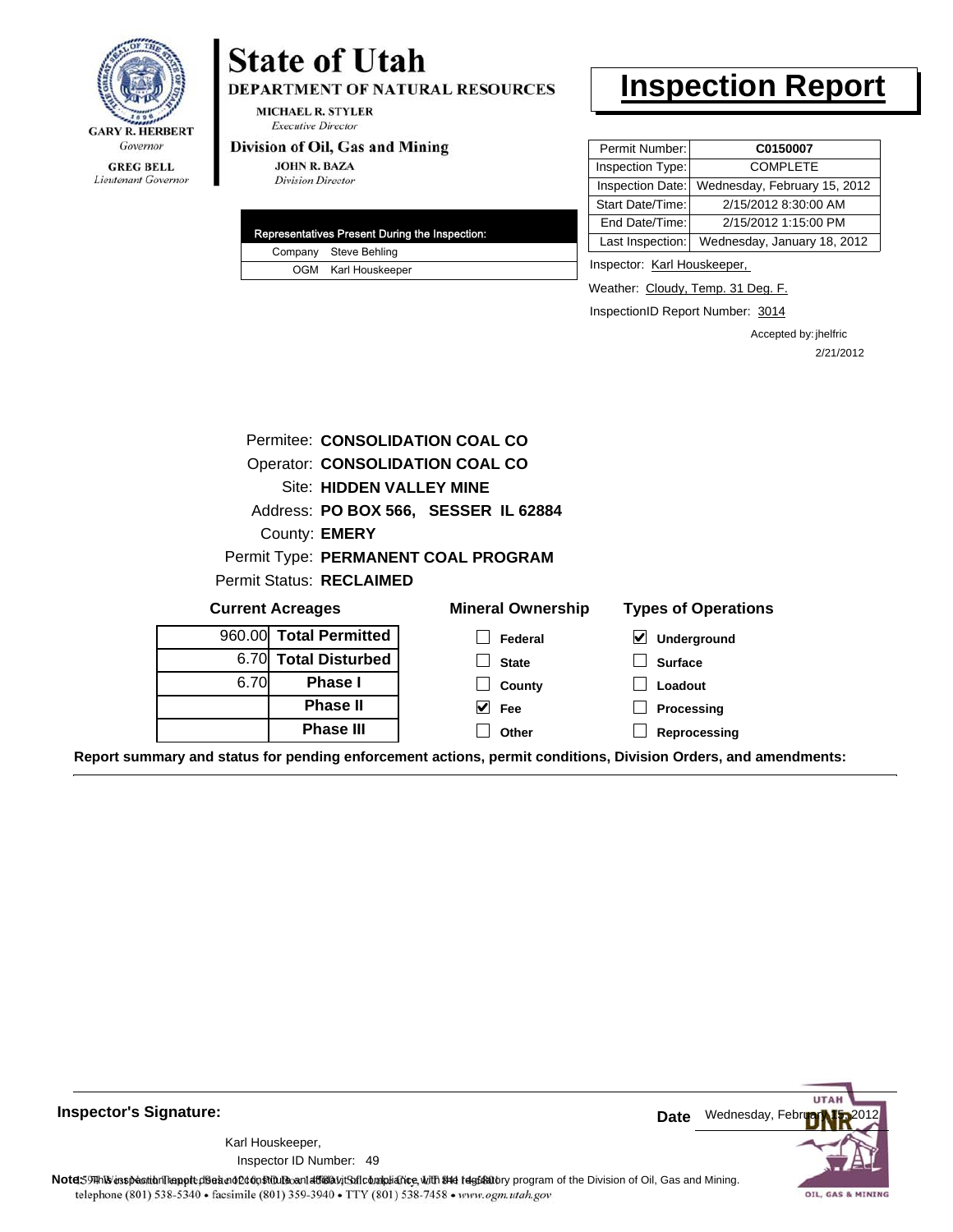GARY R. HERBERT
*Governor*

GREG BELL
*Lieutenant Governor*

# State of Utah

**DEPARTMENT OF NATURAL RESOURCES**

MICHAEL R. STYLER
*Executive Director*

**Division of Oil, Gas and Mining**

JOHN R. BAZA
*Division Director*

# Inspection Report

| | |
|---|---|
| Permit Number: | **C0150007** |
| Inspection Type: | COMPLETE |
| Inspection Date: | Wednesday, February 15, 2012 |
| Start Date/Time: | 2/15/2012 8:30:00 AM |
| End Date/Time: | 2/15/2012 1:15:00 PM |
| Last Inspection: | Wednesday, January 18, 2012 |

Inspector: Karl Houskeeper,

Weather: Cloudy, Temp. 31 Deg. F.

InspectionID Report Number: 3014

Accepted by: jhelfric
2/21/2012

| Representatives Present During the Inspection: | |
|---|---|
| Company | Steve Behling |
| OGM | Karl Houskeeper |

Permitee: **CONSOLIDATION COAL CO**
Operator: **CONSOLIDATION COAL CO**
Site: **HIDDEN VALLEY MINE**
Address: **PO BOX 566, SESSER IL 62884**
County: **EMERY**
Permit Type: **PERMANENT COAL PROGRAM**
Permit Status: **RECLAIMED**

**Current Acreages**

| | |
|---|---|
| 960.00 | **Total Permitted** |
| 6.70 | **Total Disturbed** |
| 6.70 | **Phase I** |
| | **Phase II** |
| | **Phase III** |

**Mineral Ownership**

- [ ] Federal
- [ ] State
- [ ] County
- [x] Fee
- [ ] Other

**Types of Operations**

- [x] Underground
- [ ] Surface
- [ ] Loadout
- [ ] Processing
- [ ] Reprocessing

**Report summary and status for pending enforcement actions, permit conditions, Division Orders, and amendments:**

**Inspector's Signature:**

Karl Houskeeper,
Inspector ID Number: 49

**Date** Wednesday, February 15, 2012

**Note:** This inspection report does not constitute an affidavit of compliance with the regulatory program of the Division of Oil, Gas and Mining.
1594 West North Temple, Suite 1210, Box 145801, Salt Lake City, UT 84114-5801
telephone (801) 538-5340 • facsimile (801) 359-3940 • TTY (801) 538-7458 • www.ogm.utah.gov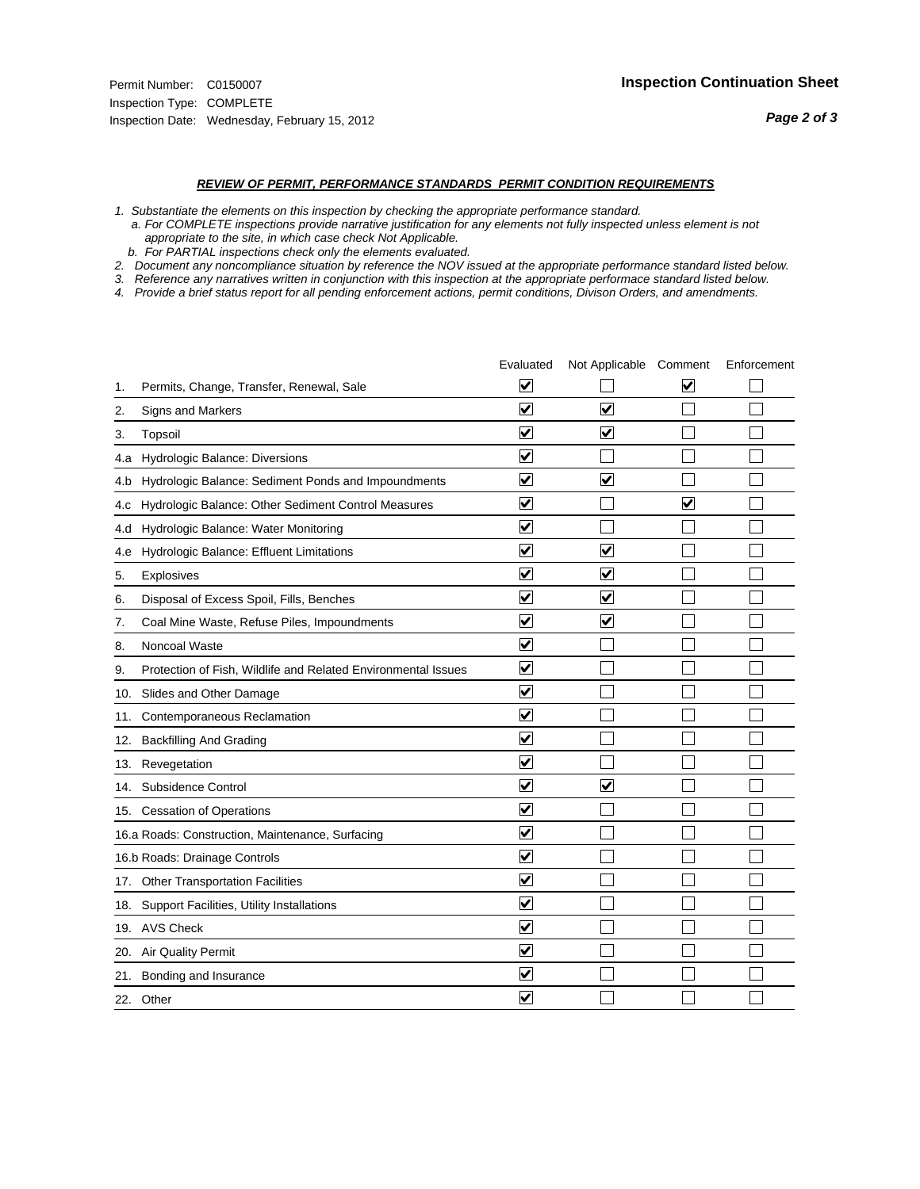Permit Number: C0150007
Inspection Type: COMPLETE
Inspection Date: Wednesday, February 15, 2012

## Inspection Continuation Sheet

### *REVIEW OF PERMIT, PERFORMANCE STANDARDS PERMIT CONDITION REQUIREMENTS*

*1. Substantiate the elements on this inspection by checking the appropriate performance standard.*
*a. For COMPLETE inspections provide narrative justification for any elements not fully inspected unless element is not appropriate to the site, in which case check Not Applicable.*
*b. For PARTIAL inspections check only the elements evaluated.*
*2. Document any noncompliance situation by reference the NOV issued at the appropriate performance standard listed below.*
*3. Reference any narratives written in conjunction with this inspection at the appropriate performace standard listed below.*
*4. Provide a brief status report for all pending enforcement actions, permit conditions, Divison Orders, and amendments.*

| | Evaluated | Not Applicable | Comment | Enforcement |
|---|---|---|---|---|
| 1. Permits, Change, Transfer, Renewal, Sale | ☑ | ☐ | ☑ | ☐ |
| 2. Signs and Markers | ☑ | ☑ | ☐ | ☐ |
| 3. Topsoil | ☑ | ☑ | ☐ | ☐ |
| 4.a Hydrologic Balance: Diversions | ☑ | ☐ | ☐ | ☐ |
| 4.b Hydrologic Balance: Sediment Ponds and Impoundments | ☑ | ☑ | ☐ | ☐ |
| 4.c Hydrologic Balance: Other Sediment Control Measures | ☑ | ☐ | ☑ | ☐ |
| 4.d Hydrologic Balance: Water Monitoring | ☑ | ☐ | ☐ | ☐ |
| 4.e Hydrologic Balance: Effluent Limitations | ☑ | ☑ | ☐ | ☐ |
| 5. Explosives | ☑ | ☑ | ☐ | ☐ |
| 6. Disposal of Excess Spoil, Fills, Benches | ☑ | ☑ | ☐ | ☐ |
| 7. Coal Mine Waste, Refuse Piles, Impoundments | ☑ | ☑ | ☐ | ☐ |
| 8. Noncoal Waste | ☑ | ☐ | ☐ | ☐ |
| 9. Protection of Fish, Wildlife and Related Environmental Issues | ☑ | ☐ | ☐ | ☐ |
| 10. Slides and Other Damage | ☑ | ☐ | ☐ | ☐ |
| 11. Contemporaneous Reclamation | ☑ | ☐ | ☐ | ☐ |
| 12. Backfilling And Grading | ☑ | ☐ | ☐ | ☐ |
| 13. Revegetation | ☑ | ☐ | ☐ | ☐ |
| 14. Subsidence Control | ☑ | ☑ | ☐ | ☐ |
| 15. Cessation of Operations | ☑ | ☐ | ☐ | ☐ |
| 16.a Roads: Construction, Maintenance, Surfacing | ☑ | ☐ | ☐ | ☐ |
| 16.b Roads: Drainage Controls | ☑ | ☐ | ☐ | ☐ |
| 17. Other Transportation Facilities | ☑ | ☐ | ☐ | ☐ |
| 18. Support Facilities, Utility Installations | ☑ | ☐ | ☐ | ☐ |
| 19. AVS Check | ☑ | ☐ | ☐ | ☐ |
| 20. Air Quality Permit | ☑ | ☐ | ☐ | ☐ |
| 21. Bonding and Insurance | ☑ | ☐ | ☐ | ☐ |
| 22. Other | ☑ | ☐ | ☐ | ☐ |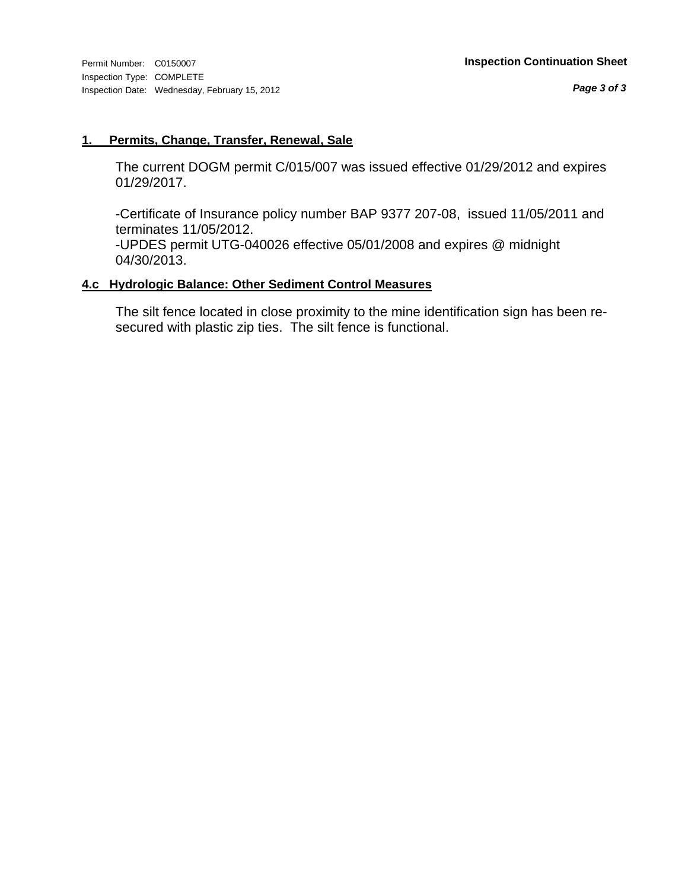## 1. Permits, Change, Transfer, Renewal, Sale

The current DOGM permit C/015/007 was issued effective 01/29/2012 and expires 01/29/2017.

-Certificate of Insurance policy number BAP 9377 207-08, issued 11/05/2011 and terminates 11/05/2012.
-UPDES permit UTG-040026 effective 05/01/2008 and expires @ midnight 04/30/2013.

## 4.c Hydrologic Balance: Other Sediment Control Measures

The silt fence located in close proximity to the mine identification sign has been re-secured with plastic zip ties. The silt fence is functional.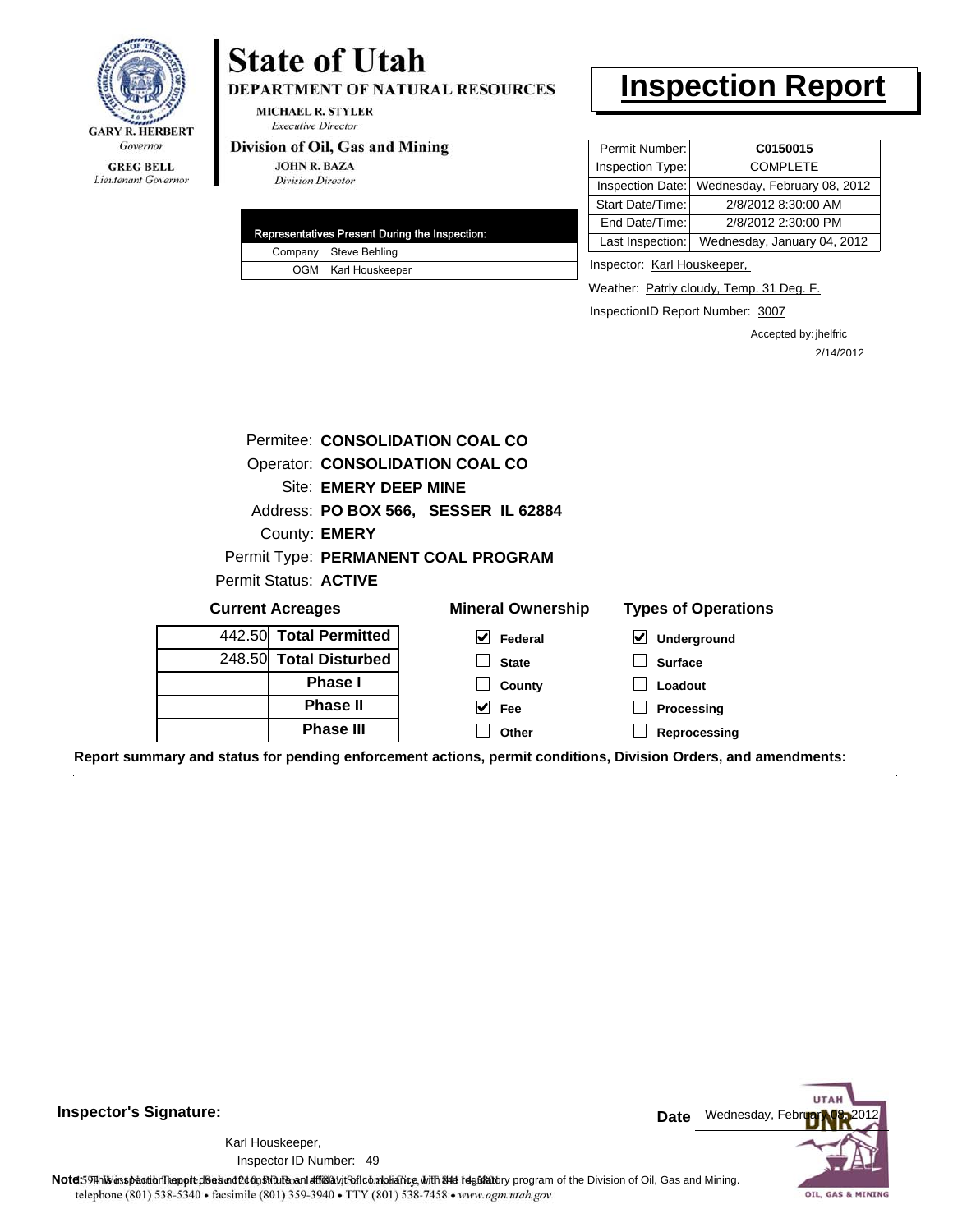# State of Utah

**DEPARTMENT OF NATURAL RESOURCES**

MICHAEL R. STYLER
*Executive Director*

**Division of Oil, Gas and Mining**

JOHN R. BAZA
*Division Director*

GARY R. HERBERT
*Governor*

GREG BELL
*Lieutenant Governor*

# Inspection Report

| | |
|---|---|
| Permit Number: | **C0150015** |
| Inspection Type: | COMPLETE |
| Inspection Date: | Wednesday, February 08, 2012 |
| Start Date/Time: | 2/8/2012 8:30:00 AM |
| End Date/Time: | 2/8/2012 2:30:00 PM |
| Last Inspection: | Wednesday, January 04, 2012 |

| Representatives Present During the Inspection: | |
|---|---|
| Company | Steve Behling |
| OGM | Karl Houskeeper |

Inspector: Karl Houskeeper,

Weather: Patrly cloudy, Temp. 31 Deg. F.

InspectionID Report Number: 3007

Accepted by: jhelfric
2/14/2012

Permitee: **CONSOLIDATION COAL CO**
Operator: **CONSOLIDATION COAL CO**
Site: **EMERY DEEP MINE**
Address: **PO BOX 566, SESSER IL 62884**
County: **EMERY**
Permit Type: **PERMANENT COAL PROGRAM**
Permit Status: **ACTIVE**

**Current Acreages**

| | |
|---|---|
| 442.50 | **Total Permitted** |
| 248.50 | **Total Disturbed** |
| | **Phase I** |
| | **Phase II** |
| | **Phase III** |

**Mineral Ownership**

- [x] Federal
- [ ] State
- [ ] County
- [x] Fee
- [ ] Other

**Types of Operations**

- [x] Underground
- [ ] Surface
- [ ] Loadout
- [ ] Processing
- [ ] Reprocessing

**Report summary and status for pending enforcement actions, permit conditions, Division Orders, and amendments:**

**Inspector's Signature:**

Karl Houskeeper,
Inspector ID Number: 49

**Date** Wednesday, February 08, 2012

**Note:** This inspection report does not constitute an affidavit of compliance with the regulatory program of the Division of Oil, Gas and Mining.

telephone (801) 538-5340 • facsimile (801) 359-3940 • TTY (801) 538-7458 • www.ogm.utah.gov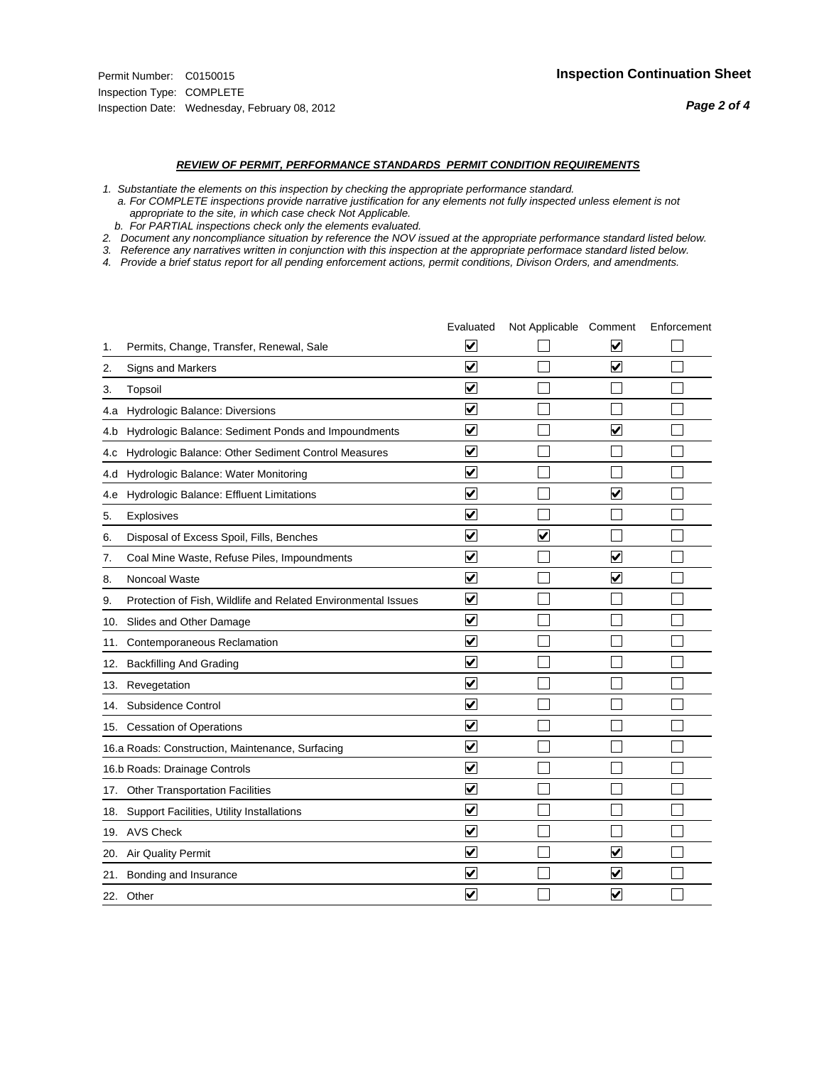Permit Number: C0150015
Inspection Type: COMPLETE
Inspection Date: Wednesday, February 08, 2012

**Inspection Continuation Sheet**

### *REVIEW OF PERMIT, PERFORMANCE STANDARDS PERMIT CONDITION REQUIREMENTS*

*1. Substantiate the elements on this inspection by checking the appropriate performance standard.*
*a. For COMPLETE inspections provide narrative justification for any elements not fully inspected unless element is not appropriate to the site, in which case check Not Applicable.*
*b. For PARTIAL inspections check only the elements evaluated.*
*2. Document any noncompliance situation by reference the NOV issued at the appropriate performance standard listed below.*
*3. Reference any narratives written in conjunction with this inspection at the appropriate performace standard listed below.*
*4. Provide a brief status report for all pending enforcement actions, permit conditions, Divison Orders, and amendments.*

| | | Evaluated | Not Applicable | Comment | Enforcement |
|---|---|---|---|---|---|
| 1. | Permits, Change, Transfer, Renewal, Sale | ☑ | ☐ | ☑ | ☐ |
| 2. | Signs and Markers | ☑ | ☐ | ☑ | ☐ |
| 3. | Topsoil | ☑ | ☐ | ☐ | ☐ |
| 4.a | Hydrologic Balance: Diversions | ☑ | ☐ | ☐ | ☐ |
| 4.b | Hydrologic Balance: Sediment Ponds and Impoundments | ☑ | ☐ | ☑ | ☐ |
| 4.c | Hydrologic Balance: Other Sediment Control Measures | ☑ | ☐ | ☐ | ☐ |
| 4.d | Hydrologic Balance: Water Monitoring | ☑ | ☐ | ☐ | ☐ |
| 4.e | Hydrologic Balance: Effluent Limitations | ☑ | ☐ | ☑ | ☐ |
| 5. | Explosives | ☑ | ☐ | ☐ | ☐ |
| 6. | Disposal of Excess Spoil, Fills, Benches | ☑ | ☑ | ☐ | ☐ |
| 7. | Coal Mine Waste, Refuse Piles, Impoundments | ☑ | ☐ | ☑ | ☐ |
| 8. | Noncoal Waste | ☑ | ☐ | ☑ | ☐ |
| 9. | Protection of Fish, Wildlife and Related Environmental Issues | ☑ | ☐ | ☐ | ☐ |
| 10. | Slides and Other Damage | ☑ | ☐ | ☐ | ☐ |
| 11. | Contemporaneous Reclamation | ☑ | ☐ | ☐ | ☐ |
| 12. | Backfilling And Grading | ☑ | ☐ | ☐ | ☐ |
| 13. | Revegetation | ☑ | ☐ | ☐ | ☐ |
| 14. | Subsidence Control | ☑ | ☐ | ☐ | ☐ |
| 15. | Cessation of Operations | ☑ | ☐ | ☐ | ☐ |
| 16.a | Roads: Construction, Maintenance, Surfacing | ☑ | ☐ | ☐ | ☐ |
| 16.b | Roads: Drainage Controls | ☑ | ☐ | ☐ | ☐ |
| 17. | Other Transportation Facilities | ☑ | ☐ | ☐ | ☐ |
| 18. | Support Facilities, Utility Installations | ☑ | ☐ | ☐ | ☐ |
| 19. | AVS Check | ☑ | ☐ | ☐ | ☐ |
| 20. | Air Quality Permit | ☑ | ☐ | ☑ | ☐ |
| 21. | Bonding and Insurance | ☑ | ☐ | ☑ | ☐ |
| 22. | Other | ☑ | ☐ | ☑ | ☐ |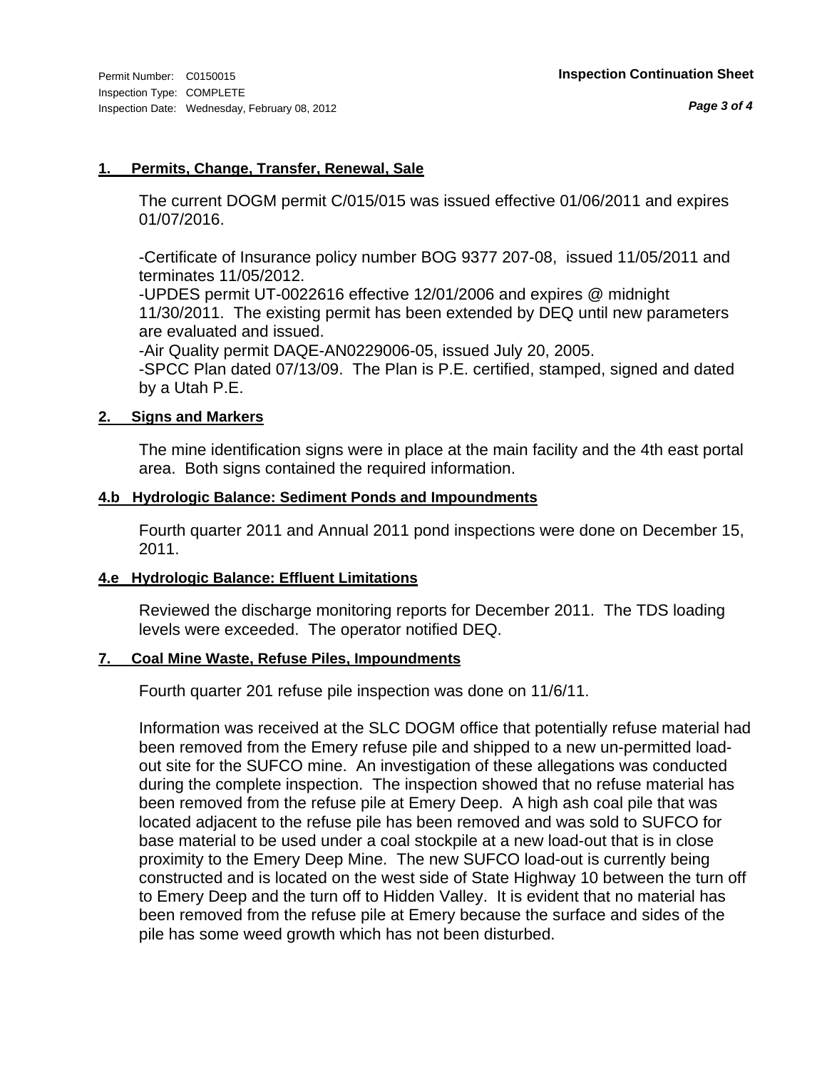**1. Permits, Change, Transfer, Renewal, Sale**

The current DOGM permit C/015/015 was issued effective 01/06/2011 and expires 01/07/2016.

-Certificate of Insurance policy number BOG 9377 207-08, issued 11/05/2011 and terminates 11/05/2012.
-UPDES permit UT-0022616 effective 12/01/2006 and expires @ midnight 11/30/2011. The existing permit has been extended by DEQ until new parameters are evaluated and issued.
-Air Quality permit DAQE-AN0229006-05, issued July 20, 2005.
-SPCC Plan dated 07/13/09. The Plan is P.E. certified, stamped, signed and dated by a Utah P.E.

**2. Signs and Markers**

The mine identification signs were in place at the main facility and the 4th east portal area. Both signs contained the required information.

**4.b Hydrologic Balance: Sediment Ponds and Impoundments**

Fourth quarter 2011 and Annual 2011 pond inspections were done on December 15, 2011.

**4.e Hydrologic Balance: Effluent Limitations**

Reviewed the discharge monitoring reports for December 2011. The TDS loading levels were exceeded. The operator notified DEQ.

**7. Coal Mine Waste, Refuse Piles, Impoundments**

Fourth quarter 201 refuse pile inspection was done on 11/6/11.

Information was received at the SLC DOGM office that potentially refuse material had been removed from the Emery refuse pile and shipped to a new un-permitted load-out site for the SUFCO mine. An investigation of these allegations was conducted during the complete inspection. The inspection showed that no refuse material has been removed from the refuse pile at Emery Deep. A high ash coal pile that was located adjacent to the refuse pile has been removed and was sold to SUFCO for base material to be used under a coal stockpile at a new load-out that is in close proximity to the Emery Deep Mine. The new SUFCO load-out is currently being constructed and is located on the west side of State Highway 10 between the turn off to Emery Deep and the turn off to Hidden Valley. It is evident that no material has been removed from the refuse pile at Emery because the surface and sides of the pile has some weed growth which has not been disturbed.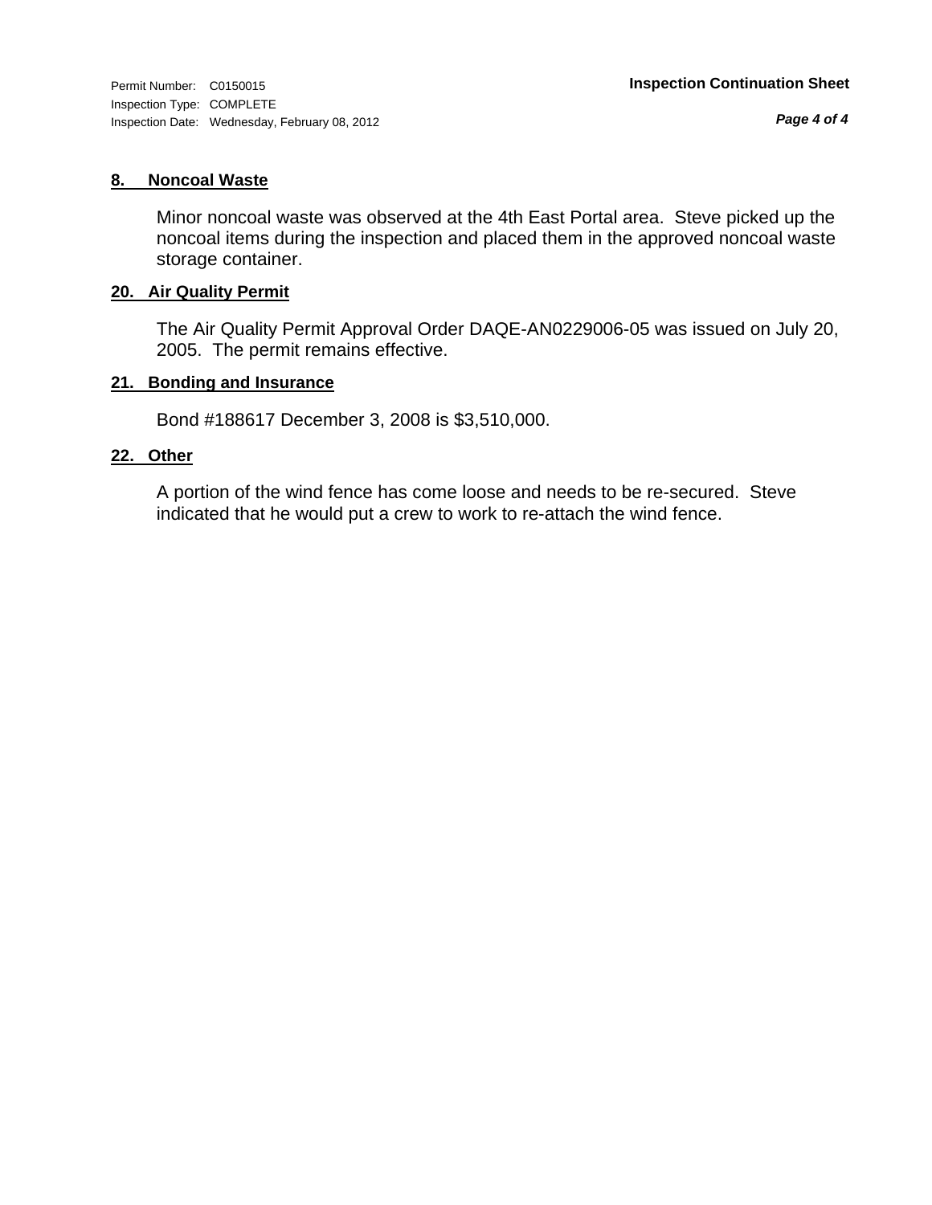## 8. Noncoal Waste

Minor noncoal waste was observed at the 4th East Portal area. Steve picked up the noncoal items during the inspection and placed them in the approved noncoal waste storage container.

## 20. Air Quality Permit

The Air Quality Permit Approval Order DAQE-AN0229006-05 was issued on July 20, 2005. The permit remains effective.

## 21. Bonding and Insurance

Bond #188617 December 3, 2008 is $3,510,000.

## 22. Other

A portion of the wind fence has come loose and needs to be re-secured. Steve indicated that he would put a crew to work to re-attach the wind fence.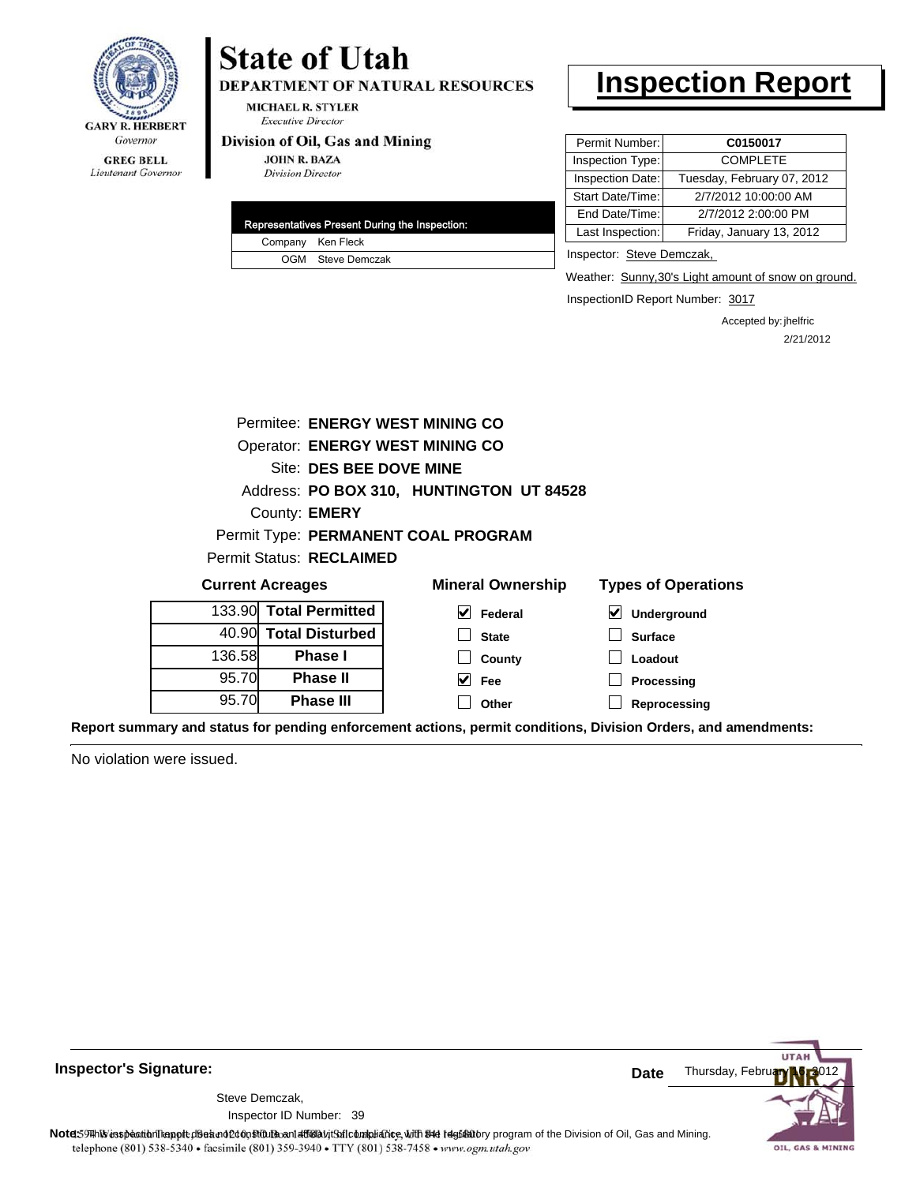**State of Utah**

**DEPARTMENT OF NATURAL RESOURCES**

MICHAEL R. STYLER
*Executive Director*

**Division of Oil, Gas and Mining**

JOHN R. BAZA
*Division Director*

GARY R. HERBERT
*Governor*

GREG BELL
*Lieutenant Governor*

# Inspection Report

| Permit Number: | C0150017 |
|---|---|
| Inspection Type: | COMPLETE |
| Inspection Date: | Tuesday, February 07, 2012 |
| Start Date/Time: | 2/7/2012 10:00:00 AM |
| End Date/Time: | 2/7/2012 2:00:00 PM |
| Last Inspection: | Friday, January 13, 2012 |

Inspector: Steve Demczak,

Weather: Sunny,30's Light amount of snow on ground.

InspectionID Report Number: 3017

Accepted by: jhelfric
2/21/2012

| Representatives Present During the Inspection: | |
|---|---|
| Company | Ken Fleck |
| OGM | Steve Demczak |

Permitee: **ENERGY WEST MINING CO**
Operator: **ENERGY WEST MINING CO**
Site: **DES BEE DOVE MINE**
Address: **PO BOX 310, HUNTINGTON UT 84528**
County: **EMERY**
Permit Type: **PERMANENT COAL PROGRAM**
Permit Status: **RECLAIMED**

**Current Acreages**

| Acres | |
|---|---|
| 133.90 | **Total Permitted** |
| 40.90 | **Total Disturbed** |
| 136.58 | **Phase I** |
| 95.70 | **Phase II** |
| 95.70 | **Phase III** |

**Mineral Ownership**

- [x] Federal
- [ ] State
- [ ] County
- [x] Fee
- [ ] Other

**Types of Operations**

- [x] Underground
- [ ] Surface
- [ ] Loadout
- [ ] Processing
- [ ] Reprocessing

**Report summary and status for pending enforcement actions, permit conditions, Division Orders, and amendments:**

No violation were issued.

**Inspector's Signature:**

Steve Demczak,
Inspector ID Number: 39

**Date** Thursday, February 16, 2012

**Note:** This inspection report does not constitute an affidavit of compliance with the regulatory program of the Division of Oil, Gas and Mining.

telephone (801) 538-5340 • facsimile (801) 359-3940 • TTY (801) 538-7458 • www.ogm.utah.gov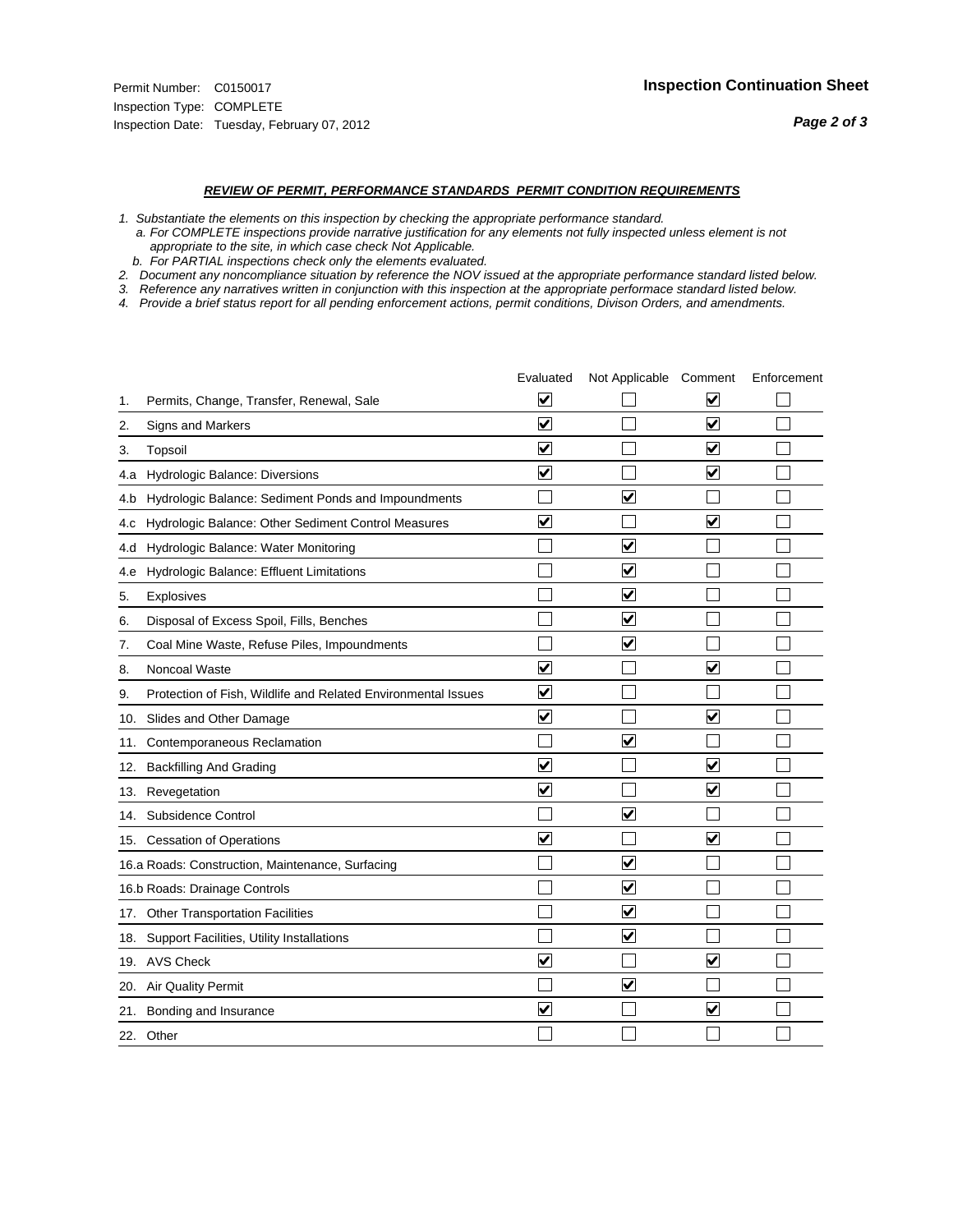Permit Number: C0150017
Inspection Type: COMPLETE
Inspection Date: Tuesday, February 07, 2012

**Inspection Continuation Sheet**

***REVIEW OF PERMIT, PERFORMANCE STANDARDS PERMIT CONDITION REQUIREMENTS***

*1. Substantiate the elements on this inspection by checking the appropriate performance standard.*
*a. For COMPLETE inspections provide narrative justification for any elements not fully inspected unless element is not appropriate to the site, in which case check Not Applicable.*
*b. For PARTIAL inspections check only the elements evaluated.*
*2. Document any noncompliance situation by reference the NOV issued at the appropriate performance standard listed below.*
*3. Reference any narratives written in conjunction with this inspection at the appropriate performace standard listed below.*
*4. Provide a brief status report for all pending enforcement actions, permit conditions, Divison Orders, and amendments.*

| | Evaluated | Not Applicable | Comment | Enforcement |
|---|---|---|---|---|
| 1. Permits, Change, Transfer, Renewal, Sale | ☑ | ☐ | ☑ | ☐ |
| 2. Signs and Markers | ☑ | ☐ | ☑ | ☐ |
| 3. Topsoil | ☑ | ☐ | ☑ | ☐ |
| 4.a Hydrologic Balance: Diversions | ☑ | ☐ | ☑ | ☐ |
| 4.b Hydrologic Balance: Sediment Ponds and Impoundments | ☐ | ☑ | ☐ | ☐ |
| 4.c Hydrologic Balance: Other Sediment Control Measures | ☑ | ☐ | ☑ | ☐ |
| 4.d Hydrologic Balance: Water Monitoring | ☐ | ☑ | ☐ | ☐ |
| 4.e Hydrologic Balance: Effluent Limitations | ☐ | ☑ | ☐ | ☐ |
| 5. Explosives | ☐ | ☑ | ☐ | ☐ |
| 6. Disposal of Excess Spoil, Fills, Benches | ☐ | ☑ | ☐ | ☐ |
| 7. Coal Mine Waste, Refuse Piles, Impoundments | ☐ | ☑ | ☐ | ☐ |
| 8. Noncoal Waste | ☑ | ☐ | ☑ | ☐ |
| 9. Protection of Fish, Wildlife and Related Environmental Issues | ☑ | ☐ | ☐ | ☐ |
| 10. Slides and Other Damage | ☑ | ☐ | ☑ | ☐ |
| 11. Contemporaneous Reclamation | ☐ | ☑ | ☐ | ☐ |
| 12. Backfilling And Grading | ☑ | ☐ | ☑ | ☐ |
| 13. Revegetation | ☑ | ☐ | ☑ | ☐ |
| 14. Subsidence Control | ☐ | ☑ | ☐ | ☐ |
| 15. Cessation of Operations | ☑ | ☐ | ☑ | ☐ |
| 16.a Roads: Construction, Maintenance, Surfacing | ☐ | ☑ | ☐ | ☐ |
| 16.b Roads: Drainage Controls | ☐ | ☑ | ☐ | ☐ |
| 17. Other Transportation Facilities | ☐ | ☑ | ☐ | ☐ |
| 18. Support Facilities, Utility Installations | ☐ | ☑ | ☐ | ☐ |
| 19. AVS Check | ☑ | ☐ | ☑ | ☐ |
| 20. Air Quality Permit | ☐ | ☑ | ☐ | ☐ |
| 21. Bonding and Insurance | ☑ | ☐ | ☑ | ☐ |
| 22. Other | ☐ | ☐ | ☐ | ☐ |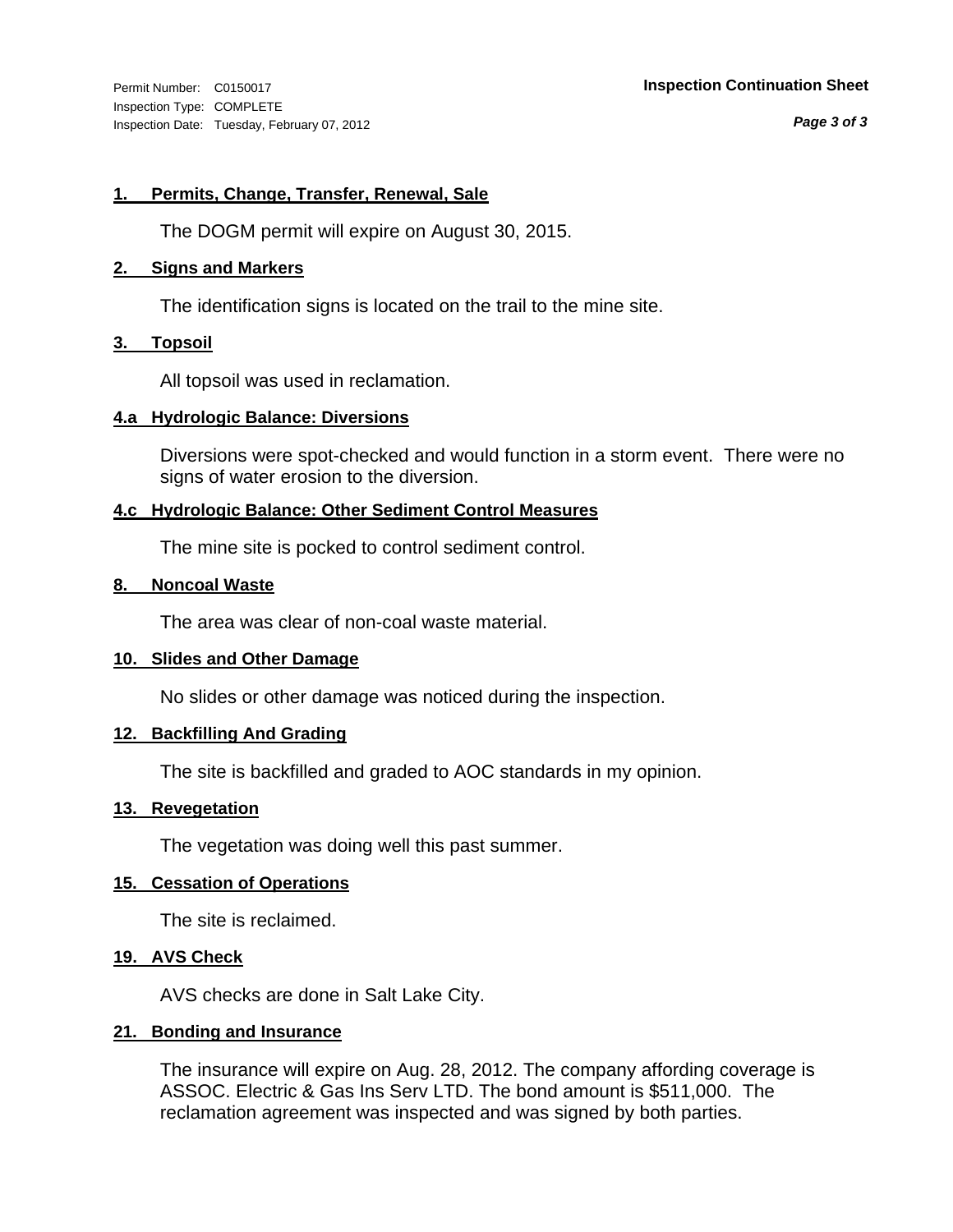Permit Number: C0150017
Inspection Type: COMPLETE
Inspection Date: Tuesday, February 07, 2012

**Inspection Continuation Sheet**

#### 1. Permits, Change, Transfer, Renewal, Sale

The DOGM permit will expire on August 30, 2015.

#### 2. Signs and Markers

The identification signs is located on the trail to the mine site.

#### 3. Topsoil

All topsoil was used in reclamation.

#### 4.a Hydrologic Balance: Diversions

Diversions were spot-checked and would function in a storm event. There were no signs of water erosion to the diversion.

#### 4.c Hydrologic Balance: Other Sediment Control Measures

The mine site is pocked to control sediment control.

#### 8. Noncoal Waste

The area was clear of non-coal waste material.

#### 10. Slides and Other Damage

No slides or other damage was noticed during the inspection.

#### 12. Backfilling And Grading

The site is backfilled and graded to AOC standards in my opinion.

#### 13. Revegetation

The vegetation was doing well this past summer.

#### 15. Cessation of Operations

The site is reclaimed.

#### 19. AVS Check

AVS checks are done in Salt Lake City.

#### 21. Bonding and Insurance

The insurance will expire on Aug. 28, 2012. The company affording coverage is ASSOC. Electric & Gas Ins Serv LTD. The bond amount is $511,000. The reclamation agreement was inspected and was signed by both parties.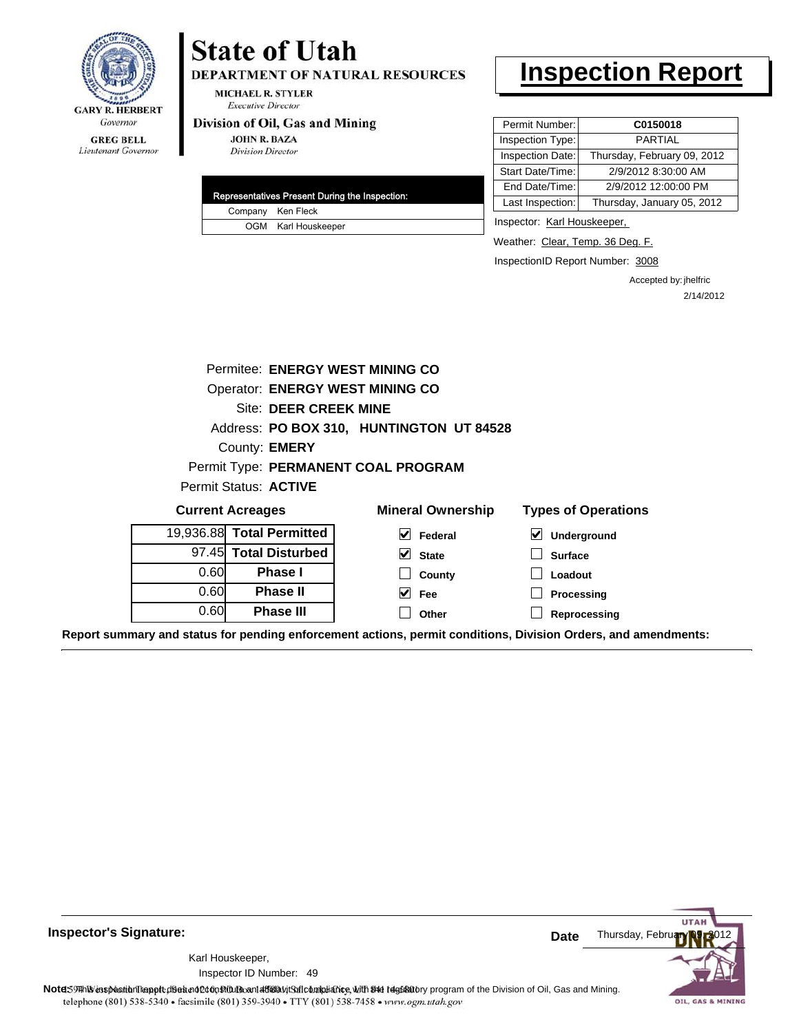**State of Utah**

**DEPARTMENT OF NATURAL RESOURCES**

MICHAEL R. STYLER
*Executive Director*

**Division of Oil, Gas and Mining**

JOHN R. BAZA
*Division Director*

GARY R. HERBERT
*Governor*

GREG BELL
*Lieutenant Governor*

# Inspection Report

| Representatives Present During the Inspection: | |
|---|---|
| Company | Ken Fleck |
| OGM | Karl Houskeeper |

| | |
|---|---|
| Permit Number: | **C0150018** |
| Inspection Type: | PARTIAL |
| Inspection Date: | Thursday, February 09, 2012 |
| Start Date/Time: | 2/9/2012 8:30:00 AM |
| End Date/Time: | 2/9/2012 12:00:00 PM |
| Last Inspection: | Thursday, January 05, 2012 |

Inspector: Karl Houskeeper,

Weather: Clear, Temp. 36 Deg. F.

InspectionID Report Number: 3008

Accepted by: jhelfric
2/14/2012

Permitee: **ENERGY WEST MINING CO**
Operator: **ENERGY WEST MINING CO**
Site: **DEER CREEK MINE**
Address: **PO BOX 310, HUNTINGTON UT 84528**
County: **EMERY**
Permit Type: **PERMANENT COAL PROGRAM**
Permit Status: **ACTIVE**

**Current Acreages**

| | |
|---|---|
| 19,936.88 | **Total Permitted** |
| 97.45 | **Total Disturbed** |
| 0.60 | **Phase I** |
| 0.60 | **Phase II** |
| 0.60 | **Phase III** |

**Mineral Ownership**

- [x] **Federal**
- [x] **State**
- [ ] **County**
- [x] **Fee**
- [ ] **Other**

**Types of Operations**

- [x] **Underground**
- [ ] **Surface**
- [ ] **Loadout**
- [ ] **Processing**
- [ ] **Reprocessing**

**Report summary and status for pending enforcement actions, permit conditions, Division Orders, and amendments:**

**Inspector's Signature:**

Karl Houskeeper,
Inspector ID Number: 49

**Date** Thursday, February 09, 2012

**Note:** This inspection report does not constitute an affidavit of compliance with the regulatory program of the Division of Oil, Gas and Mining.

1594 West North Temple, Suite 1210, PO Box 145801, Salt Lake City, UT 84114-5801
telephone (801) 538-5340 • facsimile (801) 359-3940 • TTY (801) 538-7458 • www.ogm.utah.gov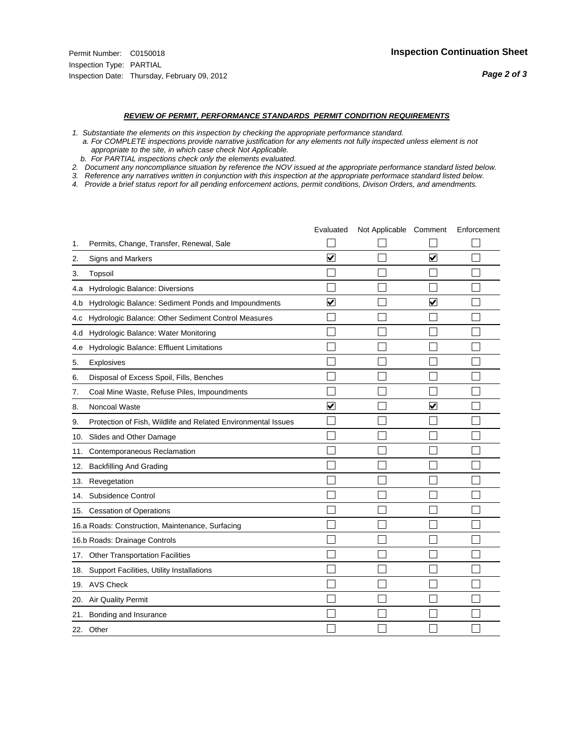Permit Number: C0150018
Inspection Type: PARTIAL
Inspection Date: Thursday, February 09, 2012

## Inspection Continuation Sheet

### *REVIEW OF PERMIT, PERFORMANCE STANDARDS PERMIT CONDITION REQUIREMENTS*

*1. Substantiate the elements on this inspection by checking the appropriate performance standard.*
*a. For COMPLETE inspections provide narrative justification for any elements not fully inspected unless element is not appropriate to the site, in which case check Not Applicable.*
*b. For PARTIAL inspections check only the elements evaluated.*
*2. Document any noncompliance situation by reference the NOV issued at the appropriate performance standard listed below.*
*3. Reference any narratives written in conjunction with this inspection at the appropriate performace standard listed below.*
*4. Provide a brief status report for all pending enforcement actions, permit conditions, Divison Orders, and amendments.*

| | Evaluated | Not Applicable | Comment | Enforcement |
|---|---|---|---|---|
| 1. Permits, Change, Transfer, Renewal, Sale | ☐ | ☐ | ☐ | ☐ |
| 2. Signs and Markers | ☑ | ☐ | ☑ | ☐ |
| 3. Topsoil | ☐ | ☐ | ☐ | ☐ |
| 4.a Hydrologic Balance: Diversions | ☐ | ☐ | ☐ | ☐ |
| 4.b Hydrologic Balance: Sediment Ponds and Impoundments | ☑ | ☐ | ☑ | ☐ |
| 4.c Hydrologic Balance: Other Sediment Control Measures | ☐ | ☐ | ☐ | ☐ |
| 4.d Hydrologic Balance: Water Monitoring | ☐ | ☐ | ☐ | ☐ |
| 4.e Hydrologic Balance: Effluent Limitations | ☐ | ☐ | ☐ | ☐ |
| 5. Explosives | ☐ | ☐ | ☐ | ☐ |
| 6. Disposal of Excess Spoil, Fills, Benches | ☐ | ☐ | ☐ | ☐ |
| 7. Coal Mine Waste, Refuse Piles, Impoundments | ☐ | ☐ | ☐ | ☐ |
| 8. Noncoal Waste | ☑ | ☐ | ☑ | ☐ |
| 9. Protection of Fish, Wildlife and Related Environmental Issues | ☐ | ☐ | ☐ | ☐ |
| 10. Slides and Other Damage | ☐ | ☐ | ☐ | ☐ |
| 11. Contemporaneous Reclamation | ☐ | ☐ | ☐ | ☐ |
| 12. Backfilling And Grading | ☐ | ☐ | ☐ | ☐ |
| 13. Revegetation | ☐ | ☐ | ☐ | ☐ |
| 14. Subsidence Control | ☐ | ☐ | ☐ | ☐ |
| 15. Cessation of Operations | ☐ | ☐ | ☐ | ☐ |
| 16.a Roads: Construction, Maintenance, Surfacing | ☐ | ☐ | ☐ | ☐ |
| 16.b Roads: Drainage Controls | ☐ | ☐ | ☐ | ☐ |
| 17. Other Transportation Facilities | ☐ | ☐ | ☐ | ☐ |
| 18. Support Facilities, Utility Installations | ☐ | ☐ | ☐ | ☐ |
| 19. AVS Check | ☐ | ☐ | ☐ | ☐ |
| 20. Air Quality Permit | ☐ | ☐ | ☐ | ☐ |
| 21. Bonding and Insurance | ☐ | ☐ | ☐ | ☐ |
| 22. Other | ☐ | ☐ | ☐ | ☐ |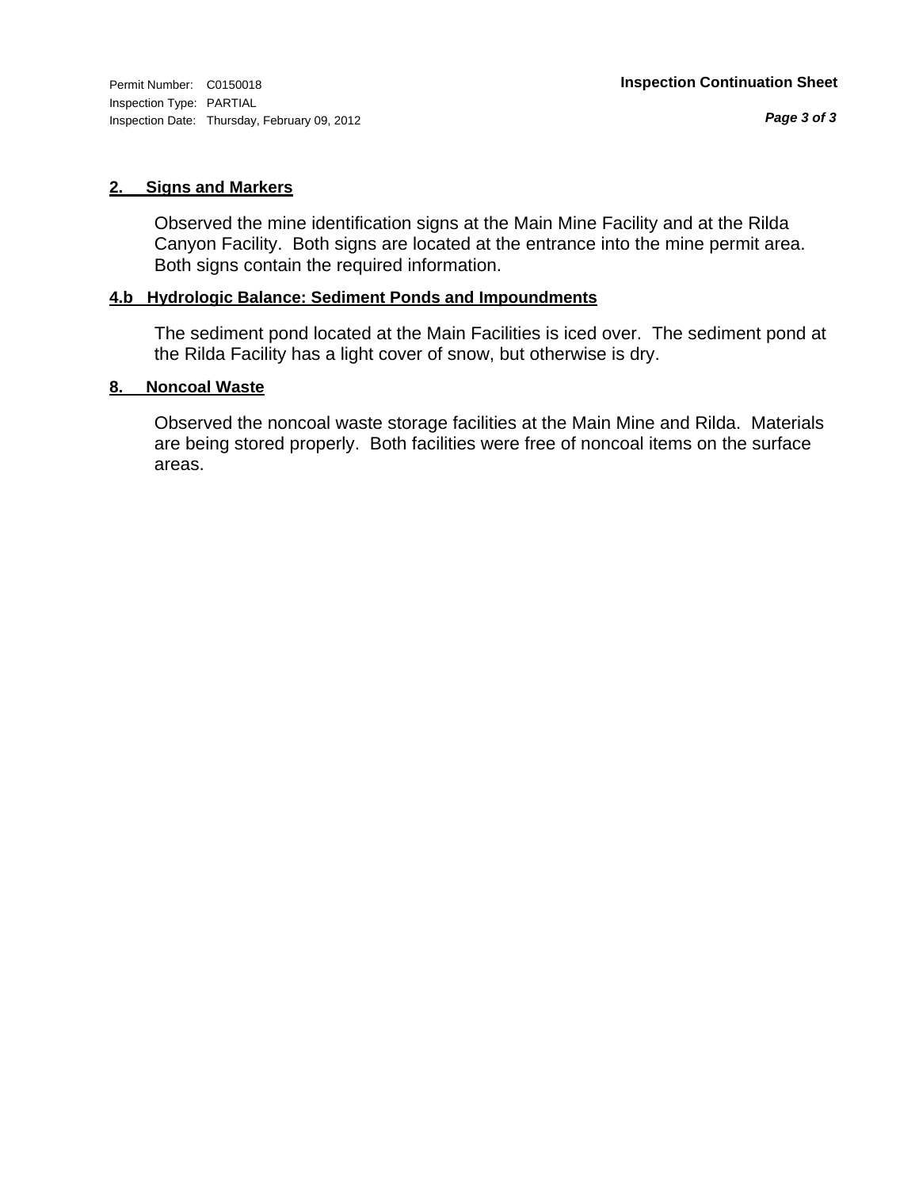Permit Number: C0150018
Inspection Type: PARTIAL
Inspection Date: Thursday, February 09, 2012

**Inspection Continuation Sheet**

## 2. Signs and Markers

Observed the mine identification signs at the Main Mine Facility and at the Rilda Canyon Facility. Both signs are located at the entrance into the mine permit area. Both signs contain the required information.

## 4.b Hydrologic Balance: Sediment Ponds and Impoundments

The sediment pond located at the Main Facilities is iced over. The sediment pond at the Rilda Facility has a light cover of snow, but otherwise is dry.

## 8. Noncoal Waste

Observed the noncoal waste storage facilities at the Main Mine and Rilda. Materials are being stored properly. Both facilities were free of noncoal items on the surface areas.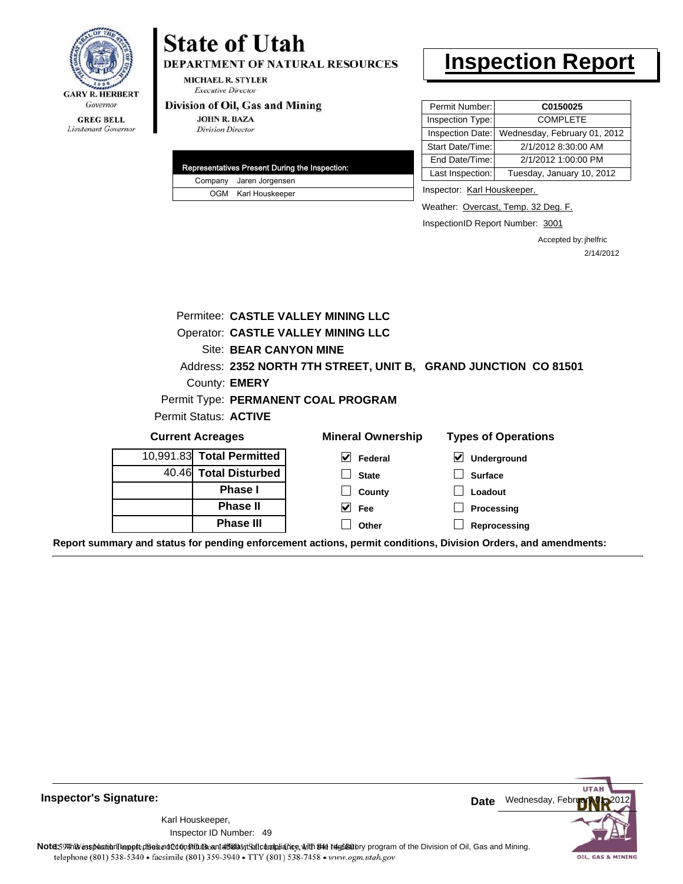GARY R. HERBERT
*Governor*

GREG BELL
*Lieutenant Governor*

# State of Utah

**DEPARTMENT OF NATURAL RESOURCES**

MICHAEL R. STYLER
*Executive Director*

**Division of Oil, Gas and Mining**

JOHN R. BAZA
*Division Director*

# Inspection Report

| Representatives Present During the Inspection: | |
|---|---|
| Company | Jaren Jorgensen |
| OGM | Karl Houskeeper |

| | |
|---|---|
| Permit Number: | **C0150025** |
| Inspection Type: | COMPLETE |
| Inspection Date: | Wednesday, February 01, 2012 |
| Start Date/Time: | 2/1/2012 8:30:00 AM |
| End Date/Time: | 2/1/2012 1:00:00 PM |
| Last Inspection: | Tuesday, January 10, 2012 |

Inspector: Karl Houskeeper,

Weather: Overcast, Temp. 32 Deg. F.

InspectionID Report Number: 3001

Accepted by: jhelfric
2/14/2012

Permitee: **CASTLE VALLEY MINING LLC**
Operator: **CASTLE VALLEY MINING LLC**
Site: **BEAR CANYON MINE**
Address: **2352 NORTH 7TH STREET, UNIT B, GRAND JUNCTION CO 81501**
County: **EMERY**
Permit Type: **PERMANENT COAL PROGRAM**
Permit Status: **ACTIVE**

**Current Acreages**

| | |
|---|---|
| 10,991.83 | **Total Permitted** |
| 40.46 | **Total Disturbed** |
| | **Phase I** |
| | **Phase II** |
| | **Phase III** |

**Mineral Ownership**

- [x] Federal
- [ ] State
- [ ] County
- [x] Fee
- [ ] Other

**Types of Operations**

- [x] Underground
- [ ] Surface
- [ ] Loadout
- [ ] Processing
- [ ] Reprocessing

**Report summary and status for pending enforcement actions, permit conditions, Division Orders, and amendments:**

---

**Inspector's Signature:**

Karl Houskeeper,
Inspector ID Number: 49

**Date** Wednesday, February 01, 2012

**Note:** This inspection report does not constitute an affidavit of compliance with the regulatory program of the Division of Oil, Gas and Mining.
telephone (801) 538-5340 • facsimile (801) 359-3940 • TTY (801) 538-7458 • www.ogm.utah.gov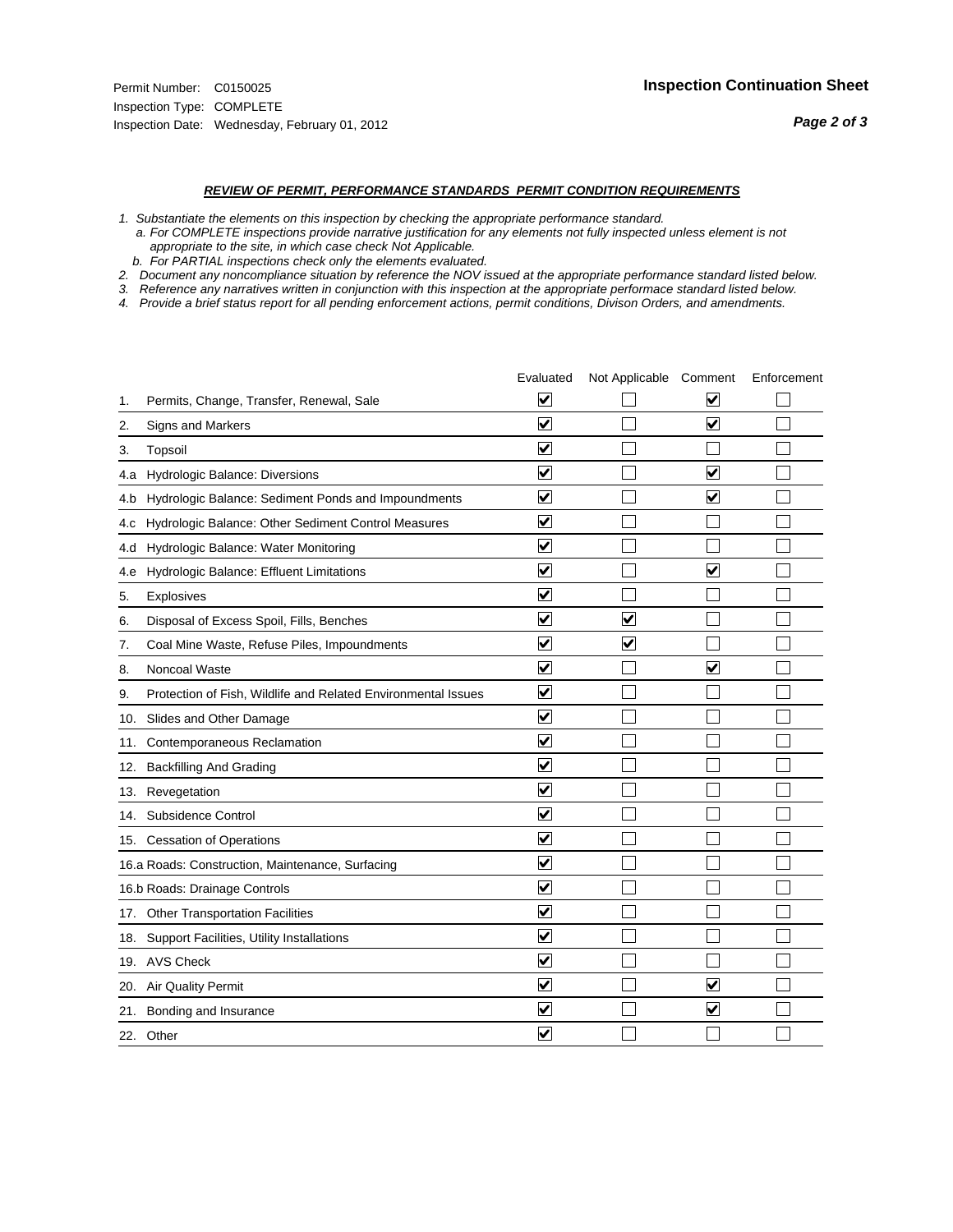Permit Number: C0150025
Inspection Type: COMPLETE
Inspection Date: Wednesday, February 01, 2012

# Inspection Continuation Sheet

***REVIEW OF PERMIT, PERFORMANCE STANDARDS PERMIT CONDITION REQUIREMENTS***

*1. Substantiate the elements on this inspection by checking the appropriate performance standard.*
*a. For COMPLETE inspections provide narrative justification for any elements not fully inspected unless element is not appropriate to the site, in which case check Not Applicable.*
*b. For PARTIAL inspections check only the elements evaluated.*
*2. Document any noncompliance situation by reference the NOV issued at the appropriate performance standard listed below.*
*3. Reference any narratives written in conjunction with this inspection at the appropriate performace standard listed below.*
*4. Provide a brief status report for all pending enforcement actions, permit conditions, Divison Orders, and amendments.*

| | | Evaluated | Not Applicable | Comment | Enforcement |
|---|---|---|---|---|---|
| 1. | Permits, Change, Transfer, Renewal, Sale | ☑ | ☐ | ☑ | ☐ |
| 2. | Signs and Markers | ☑ | ☐ | ☑ | ☐ |
| 3. | Topsoil | ☑ | ☐ | ☐ | ☐ |
| 4.a | Hydrologic Balance: Diversions | ☑ | ☐ | ☑ | ☐ |
| 4.b | Hydrologic Balance: Sediment Ponds and Impoundments | ☑ | ☐ | ☑ | ☐ |
| 4.c | Hydrologic Balance: Other Sediment Control Measures | ☑ | ☐ | ☐ | ☐ |
| 4.d | Hydrologic Balance: Water Monitoring | ☑ | ☐ | ☐ | ☐ |
| 4.e | Hydrologic Balance: Effluent Limitations | ☑ | ☐ | ☑ | ☐ |
| 5. | Explosives | ☑ | ☐ | ☐ | ☐ |
| 6. | Disposal of Excess Spoil, Fills, Benches | ☑ | ☑ | ☐ | ☐ |
| 7. | Coal Mine Waste, Refuse Piles, Impoundments | ☑ | ☑ | ☐ | ☐ |
| 8. | Noncoal Waste | ☑ | ☐ | ☑ | ☐ |
| 9. | Protection of Fish, Wildlife and Related Environmental Issues | ☑ | ☐ | ☐ | ☐ |
| 10. | Slides and Other Damage | ☑ | ☐ | ☐ | ☐ |
| 11. | Contemporaneous Reclamation | ☑ | ☐ | ☐ | ☐ |
| 12. | Backfilling And Grading | ☑ | ☐ | ☐ | ☐ |
| 13. | Revegetation | ☑ | ☐ | ☐ | ☐ |
| 14. | Subsidence Control | ☑ | ☐ | ☐ | ☐ |
| 15. | Cessation of Operations | ☑ | ☐ | ☐ | ☐ |
| 16.a | Roads: Construction, Maintenance, Surfacing | ☑ | ☐ | ☐ | ☐ |
| 16.b | Roads: Drainage Controls | ☑ | ☐ | ☐ | ☐ |
| 17. | Other Transportation Facilities | ☑ | ☐ | ☐ | ☐ |
| 18. | Support Facilities, Utility Installations | ☑ | ☐ | ☐ | ☐ |
| 19. | AVS Check | ☑ | ☐ | ☐ | ☐ |
| 20. | Air Quality Permit | ☑ | ☐ | ☑ | ☐ |
| 21. | Bonding and Insurance | ☑ | ☐ | ☑ | ☐ |
| 22. | Other | ☑ | ☐ | ☐ | ☐ |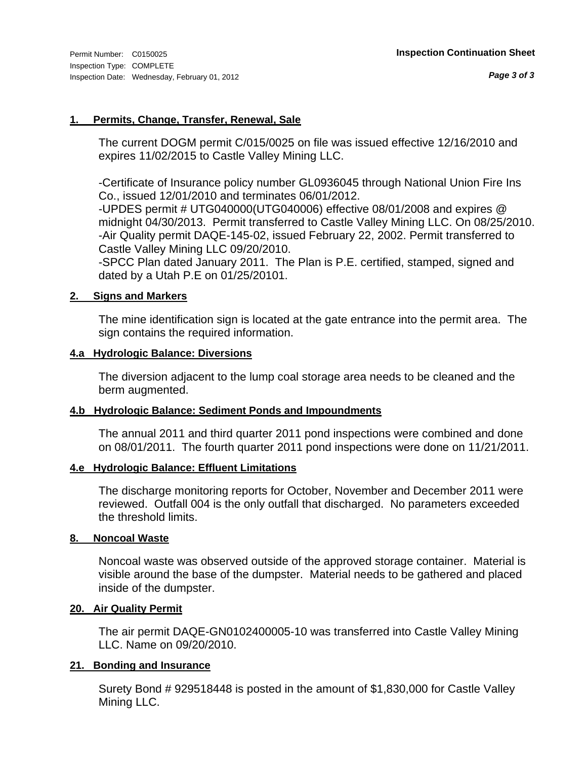Permit Number: C0150025
Inspection Type: COMPLETE
Inspection Date: Wednesday, February 01, 2012

**Inspection Continuation Sheet**

**1. Permits, Change, Transfer, Renewal, Sale**

The current DOGM permit C/015/0025 on file was issued effective 12/16/2010 and expires 11/02/2015 to Castle Valley Mining LLC.

-Certificate of Insurance policy number GL0936045 through National Union Fire Ins Co., issued 12/01/2010 and terminates 06/01/2012.
-UPDES permit # UTG040000(UTG040006) effective 08/01/2008 and expires @ midnight 04/30/2013. Permit transferred to Castle Valley Mining LLC. On 08/25/2010.
-Air Quality permit DAQE-145-02, issued February 22, 2002. Permit transferred to Castle Valley Mining LLC 09/20/2010.
-SPCC Plan dated January 2011. The Plan is P.E. certified, stamped, signed and dated by a Utah P.E on 01/25/20101.

**2. Signs and Markers**

The mine identification sign is located at the gate entrance into the permit area. The sign contains the required information.

**4.a Hydrologic Balance: Diversions**

The diversion adjacent to the lump coal storage area needs to be cleaned and the berm augmented.

**4.b Hydrologic Balance: Sediment Ponds and Impoundments**

The annual 2011 and third quarter 2011 pond inspections were combined and done on 08/01/2011. The fourth quarter 2011 pond inspections were done on 11/21/2011.

**4.e Hydrologic Balance: Effluent Limitations**

The discharge monitoring reports for October, November and December 2011 were reviewed. Outfall 004 is the only outfall that discharged. No parameters exceeded the threshold limits.

**8. Noncoal Waste**

Noncoal waste was observed outside of the approved storage container. Material is visible around the base of the dumpster. Material needs to be gathered and placed inside of the dumpster.

**20. Air Quality Permit**

The air permit DAQE-GN0102400005-10 was transferred into Castle Valley Mining LLC. Name on 09/20/2010.

**21. Bonding and Insurance**

Surety Bond # 929518448 is posted in the amount of $1,830,000 for Castle Valley Mining LLC.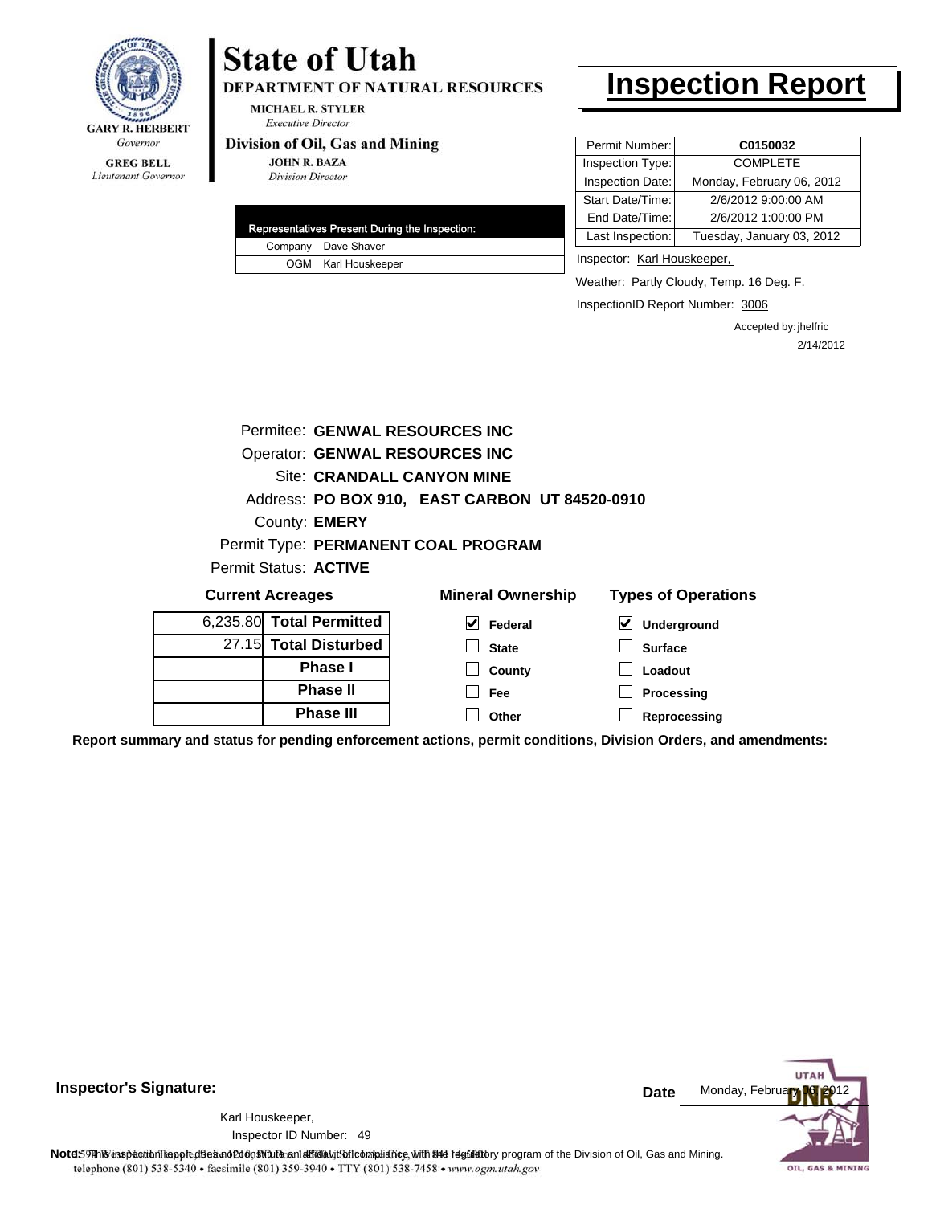GARY R. HERBERT
*Governor*

GREG BELL
*Lieutenant Governor*

# State of Utah

**DEPARTMENT OF NATURAL RESOURCES**

MICHAEL R. STYLER
*Executive Director*

**Division of Oil, Gas and Mining**

JOHN R. BAZA
*Division Director*

# Inspection Report

| Permit Number: | C0150032 |
|---|---|
| Inspection Type: | COMPLETE |
| Inspection Date: | Monday, February 06, 2012 |
| Start Date/Time: | 2/6/2012 9:00:00 AM |
| End Date/Time: | 2/6/2012 1:00:00 PM |
| Last Inspection: | Tuesday, January 03, 2012 |

| Representatives Present During the Inspection: | |
|---|---|
| Company | Dave Shaver |
| OGM | Karl Houskeeper |

Inspector: Karl Houskeeper,

Weather: Partly Cloudy, Temp. 16 Deg. F.

InspectionID Report Number: 3006

Accepted by: jhelfric
2/14/2012

Permitee: **GENWAL RESOURCES INC**
Operator: **GENWAL RESOURCES INC**
Site: **CRANDALL CANYON MINE**
Address: **PO BOX 910, EAST CARBON UT 84520-0910**
County: **EMERY**
Permit Type: **PERMANENT COAL PROGRAM**
Permit Status: **ACTIVE**

**Current Acreages**

| | |
|---|---|
| 6,235.80 | **Total Permitted** |
| 27.15 | **Total Disturbed** |
| | **Phase I** |
| | **Phase II** |
| | **Phase III** |

**Mineral Ownership**

- [x] Federal
- [ ] State
- [ ] County
- [ ] Fee
- [ ] Other

**Types of Operations**

- [x] Underground
- [ ] Surface
- [ ] Loadout
- [ ] Processing
- [ ] Reprocessing

**Report summary and status for pending enforcement actions, permit conditions, Division Orders, and amendments:**

**Inspector's Signature:**

Karl Houskeeper,
Inspector ID Number: 49

**Date** Monday, February 06, 2012

**Note:** This inspection report does not constitute an affidavit of compliance with the regulatory program of the Division of Oil, Gas and Mining.

telephone (801) 538-5340 • facsimile (801) 359-3940 • TTY (801) 538-7458 • www.ogm.utah.gov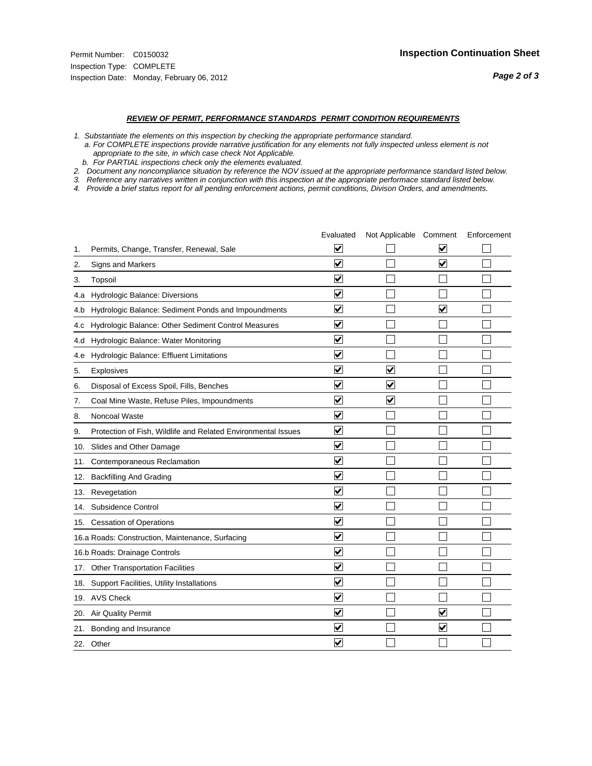Permit Number: C0150032
Inspection Type: COMPLETE
Inspection Date: Monday, February 06, 2012

**Inspection Continuation Sheet**

***Page 2 of 3***

***REVIEW OF PERMIT, PERFORMANCE STANDARDS PERMIT CONDITION REQUIREMENTS***

*1. Substantiate the elements on this inspection by checking the appropriate performance standard.*
*a. For COMPLETE inspections provide narrative justification for any elements not fully inspected unless element is not appropriate to the site, in which case check Not Applicable.*
*b. For PARTIAL inspections check only the elements evaluated.*
*2. Document any noncompliance situation by reference the NOV issued at the appropriate performance standard listed below.*
*3. Reference any narratives written in conjunction with this inspection at the appropriate performace standard listed below.*
*4. Provide a brief status report for all pending enforcement actions, permit conditions, Divison Orders, and amendments.*

| | Evaluated | Not Applicable | Comment | Enforcement |
|---|---|---|---|---|
| 1. Permits, Change, Transfer, Renewal, Sale | ☑ | ☐ | ☑ | ☐ |
| 2. Signs and Markers | ☑ | ☐ | ☑ | ☐ |
| 3. Topsoil | ☑ | ☐ | ☐ | ☐ |
| 4.a Hydrologic Balance: Diversions | ☑ | ☐ | ☐ | ☐ |
| 4.b Hydrologic Balance: Sediment Ponds and Impoundments | ☑ | ☐ | ☑ | ☐ |
| 4.c Hydrologic Balance: Other Sediment Control Measures | ☑ | ☐ | ☐ | ☐ |
| 4.d Hydrologic Balance: Water Monitoring | ☑ | ☐ | ☐ | ☐ |
| 4.e Hydrologic Balance: Effluent Limitations | ☑ | ☐ | ☐ | ☐ |
| 5. Explosives | ☑ | ☑ | ☐ | ☐ |
| 6. Disposal of Excess Spoil, Fills, Benches | ☑ | ☑ | ☐ | ☐ |
| 7. Coal Mine Waste, Refuse Piles, Impoundments | ☑ | ☑ | ☐ | ☐ |
| 8. Noncoal Waste | ☑ | ☐ | ☐ | ☐ |
| 9. Protection of Fish, Wildlife and Related Environmental Issues | ☑ | ☐ | ☐ | ☐ |
| 10. Slides and Other Damage | ☑ | ☐ | ☐ | ☐ |
| 11. Contemporaneous Reclamation | ☑ | ☐ | ☐ | ☐ |
| 12. Backfilling And Grading | ☑ | ☐ | ☐ | ☐ |
| 13. Revegetation | ☑ | ☐ | ☐ | ☐ |
| 14. Subsidence Control | ☑ | ☐ | ☐ | ☐ |
| 15. Cessation of Operations | ☑ | ☐ | ☐ | ☐ |
| 16.a Roads: Construction, Maintenance, Surfacing | ☑ | ☐ | ☐ | ☐ |
| 16.b Roads: Drainage Controls | ☑ | ☐ | ☐ | ☐ |
| 17. Other Transportation Facilities | ☑ | ☐ | ☐ | ☐ |
| 18. Support Facilities, Utility Installations | ☑ | ☐ | ☐ | ☐ |
| 19. AVS Check | ☑ | ☐ | ☐ | ☐ |
| 20. Air Quality Permit | ☑ | ☐ | ☑ | ☐ |
| 21. Bonding and Insurance | ☑ | ☐ | ☑ | ☐ |
| 22. Other | ☑ | ☐ | ☐ | ☐ |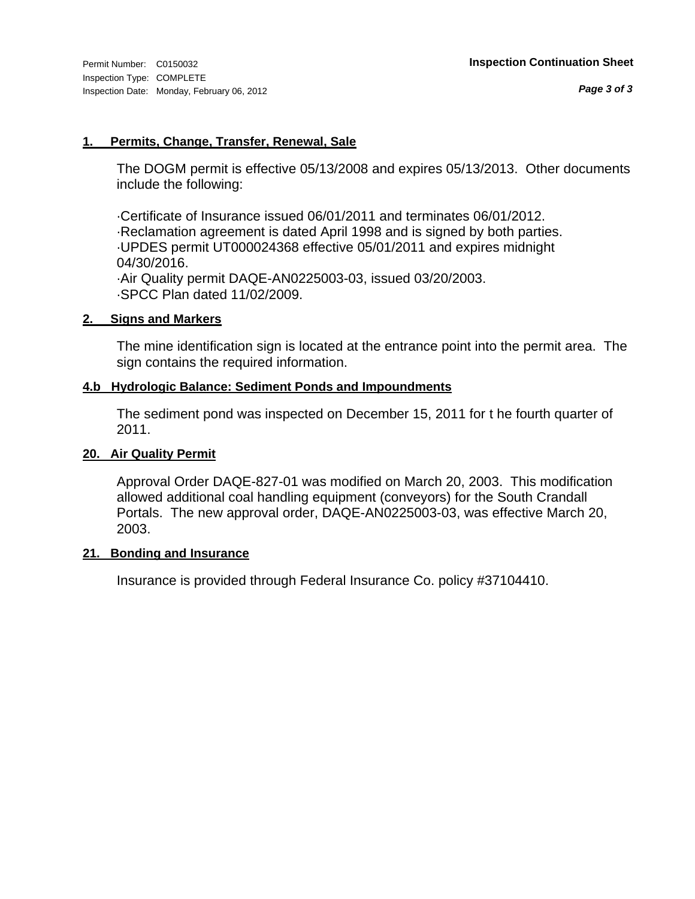Permit Number: C0150032
Inspection Type: COMPLETE
Inspection Date: Monday, February 06, 2012

**Inspection Continuation Sheet**

### 1. Permits, Change, Transfer, Renewal, Sale

The DOGM permit is effective 05/13/2008 and expires 05/13/2013. Other documents include the following:

·Certificate of Insurance issued 06/01/2011 and terminates 06/01/2012.
·Reclamation agreement is dated April 1998 and is signed by both parties.
·UPDES permit UT000024368 effective 05/01/2011 and expires midnight 04/30/2016.
·Air Quality permit DAQE-AN0225003-03, issued 03/20/2003.
·SPCC Plan dated 11/02/2009.

### 2. Signs and Markers

The mine identification sign is located at the entrance point into the permit area. The sign contains the required information.

### 4.b Hydrologic Balance: Sediment Ponds and Impoundments

The sediment pond was inspected on December 15, 2011 for t he fourth quarter of 2011.

### 20. Air Quality Permit

Approval Order DAQE-827-01 was modified on March 20, 2003. This modification allowed additional coal handling equipment (conveyors) for the South Crandall Portals. The new approval order, DAQE-AN0225003-03, was effective March 20, 2003.

### 21. Bonding and Insurance

Insurance is provided through Federal Insurance Co. policy #37104410.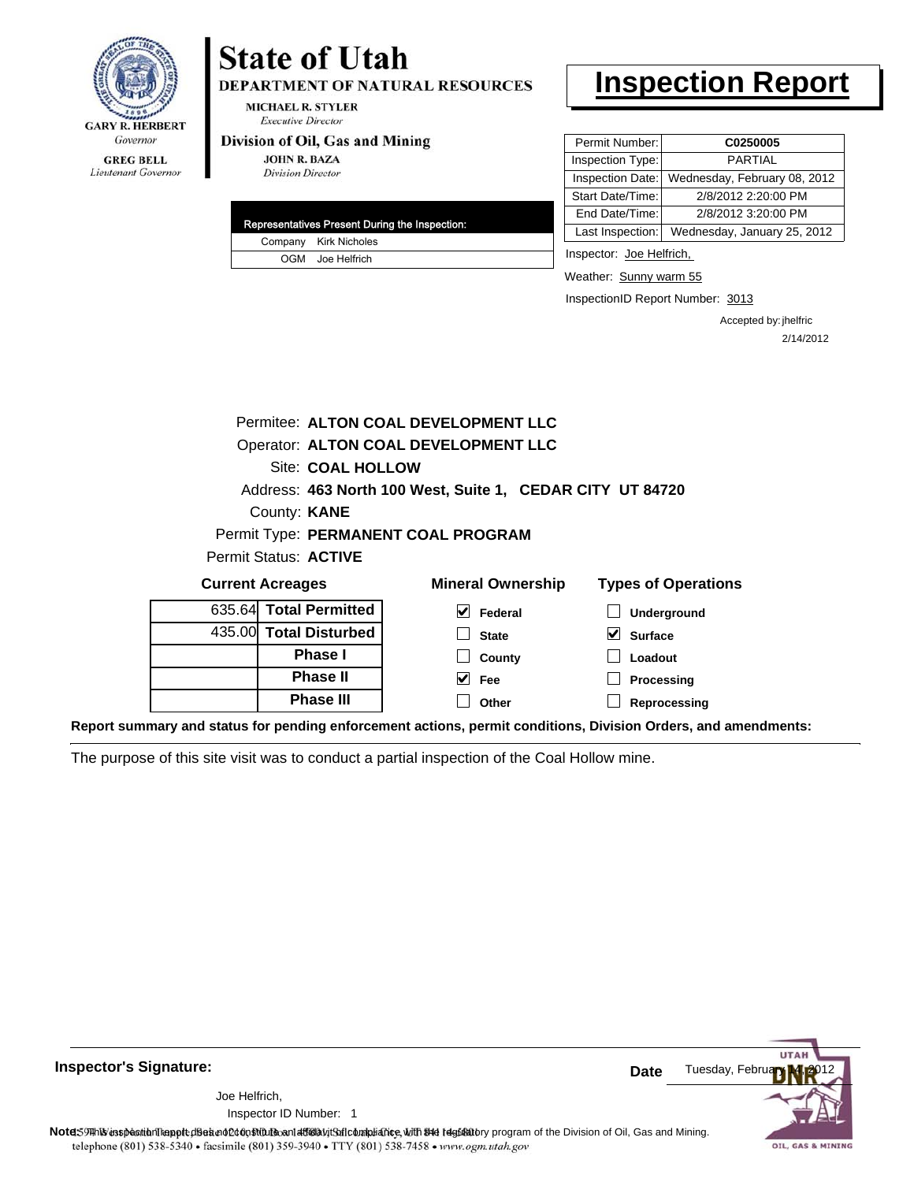**State of Utah**
**DEPARTMENT OF NATURAL RESOURCES**

MICHAEL R. STYLER
*Executive Director*

**Division of Oil, Gas and Mining**
JOHN R. BAZA
*Division Director*

GARY R. HERBERT
*Governor*

GREG BELL
*Lieutenant Governor*

# Inspection Report

| Permit Number: | C0250005 |
|---|---|
| Inspection Type: | PARTIAL |
| Inspection Date: | Wednesday, February 08, 2012 |
| Start Date/Time: | 2/8/2012 2:20:00 PM |
| End Date/Time: | 2/8/2012 3:20:00 PM |
| Last Inspection: | Wednesday, January 25, 2012 |

| Representatives Present During the Inspection: | |
|---|---|
| Company | Kirk Nicholes |
| OGM | Joe Helfrich |

Inspector: Joe Helfrich,

Weather: Sunny warm 55

InspectionID Report Number: 3013

Accepted by: jhelfric
2/14/2012

Permitee: **ALTON COAL DEVELOPMENT LLC**
Operator: **ALTON COAL DEVELOPMENT LLC**
Site: **COAL HOLLOW**
Address: **463 North 100 West, Suite 1, CEDAR CITY UT 84720**
County: **KANE**
Permit Type: **PERMANENT COAL PROGRAM**
Permit Status: **ACTIVE**

**Current Acreages**

| | |
|---|---|
| 635.64 | **Total Permitted** |
| 435.00 | **Total Disturbed** |
| | **Phase I** |
| | **Phase II** |
| | **Phase III** |

**Mineral Ownership**

- [x] Federal
- [ ] State
- [ ] County
- [x] Fee
- [ ] Other

**Types of Operations**

- [ ] Underground
- [x] Surface
- [ ] Loadout
- [ ] Processing
- [ ] Reprocessing

**Report summary and status for pending enforcement actions, permit conditions, Division Orders, and amendments:**

The purpose of this site visit was to conduct a partial inspection of the Coal Hollow mine.

**Inspector's Signature:**

Joe Helfrich,
Inspector ID Number: 1

**Date** Tuesday, February 14, 2012

**Note:** This inspection report does not constitute an affidavit of compliance with the regulatory program of the Division of Oil, Gas and Mining.
telephone (801) 538-5340 • facsimile (801) 359-3940 • TTY (801) 538-7458 • www.ogm.utah.gov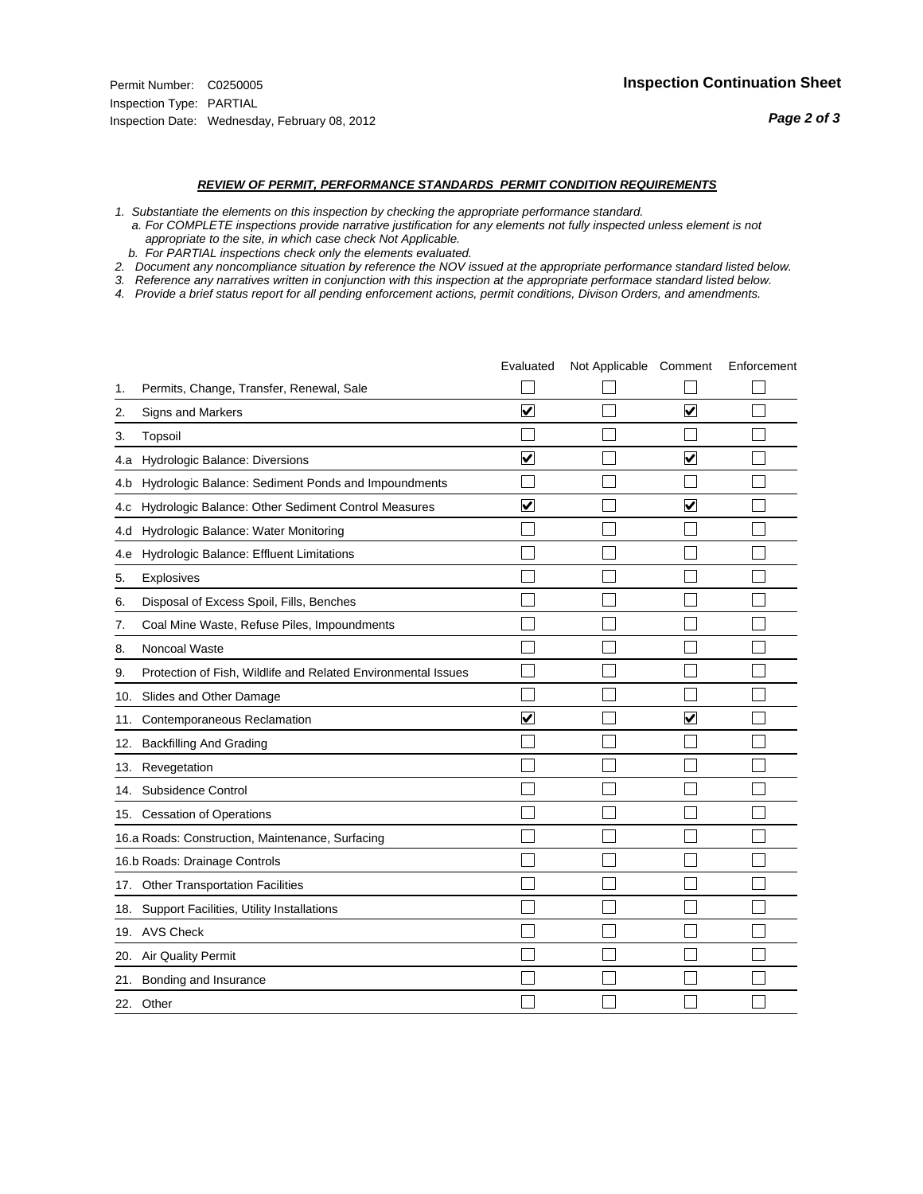Permit Number: C0250005
Inspection Type: PARTIAL
Inspection Date: Wednesday, February 08, 2012

## Inspection Continuation Sheet

***REVIEW OF PERMIT, PERFORMANCE STANDARDS PERMIT CONDITION REQUIREMENTS***

*1. Substantiate the elements on this inspection by checking the appropriate performance standard.*
*a. For COMPLETE inspections provide narrative justification for any elements not fully inspected unless element is not appropriate to the site, in which case check Not Applicable.*
*b. For PARTIAL inspections check only the elements evaluated.*
*2. Document any noncompliance situation by reference the NOV issued at the appropriate performance standard listed below.*
*3. Reference any narratives written in conjunction with this inspection at the appropriate performace standard listed below.*
*4. Provide a brief status report for all pending enforcement actions, permit conditions, Divison Orders, and amendments.*

| | Evaluated | Not Applicable | Comment | Enforcement |
|---|---|---|---|---|
| 1. Permits, Change, Transfer, Renewal, Sale | ☐ | ☐ | ☐ | ☐ |
| 2. Signs and Markers | ☑ | ☐ | ☑ | ☐ |
| 3. Topsoil | ☐ | ☐ | ☐ | ☐ |
| 4.a Hydrologic Balance: Diversions | ☑ | ☐ | ☑ | ☐ |
| 4.b Hydrologic Balance: Sediment Ponds and Impoundments | ☐ | ☐ | ☐ | ☐ |
| 4.c Hydrologic Balance: Other Sediment Control Measures | ☑ | ☐ | ☑ | ☐ |
| 4.d Hydrologic Balance: Water Monitoring | ☐ | ☐ | ☐ | ☐ |
| 4.e Hydrologic Balance: Effluent Limitations | ☐ | ☐ | ☐ | ☐ |
| 5. Explosives | ☐ | ☐ | ☐ | ☐ |
| 6. Disposal of Excess Spoil, Fills, Benches | ☐ | ☐ | ☐ | ☐ |
| 7. Coal Mine Waste, Refuse Piles, Impoundments | ☐ | ☐ | ☐ | ☐ |
| 8. Noncoal Waste | ☐ | ☐ | ☐ | ☐ |
| 9. Protection of Fish, Wildlife and Related Environmental Issues | ☐ | ☐ | ☐ | ☐ |
| 10. Slides and Other Damage | ☐ | ☐ | ☐ | ☐ |
| 11. Contemporaneous Reclamation | ☑ | ☐ | ☑ | ☐ |
| 12. Backfilling And Grading | ☐ | ☐ | ☐ | ☐ |
| 13. Revegetation | ☐ | ☐ | ☐ | ☐ |
| 14. Subsidence Control | ☐ | ☐ | ☐ | ☐ |
| 15. Cessation of Operations | ☐ | ☐ | ☐ | ☐ |
| 16.a Roads: Construction, Maintenance, Surfacing | ☐ | ☐ | ☐ | ☐ |
| 16.b Roads: Drainage Controls | ☐ | ☐ | ☐ | ☐ |
| 17. Other Transportation Facilities | ☐ | ☐ | ☐ | ☐ |
| 18. Support Facilities, Utility Installations | ☐ | ☐ | ☐ | ☐ |
| 19. AVS Check | ☐ | ☐ | ☐ | ☐ |
| 20. Air Quality Permit | ☐ | ☐ | ☐ | ☐ |
| 21. Bonding and Insurance | ☐ | ☐ | ☐ | ☐ |
| 22. Other | ☐ | ☐ | ☐ | ☐ |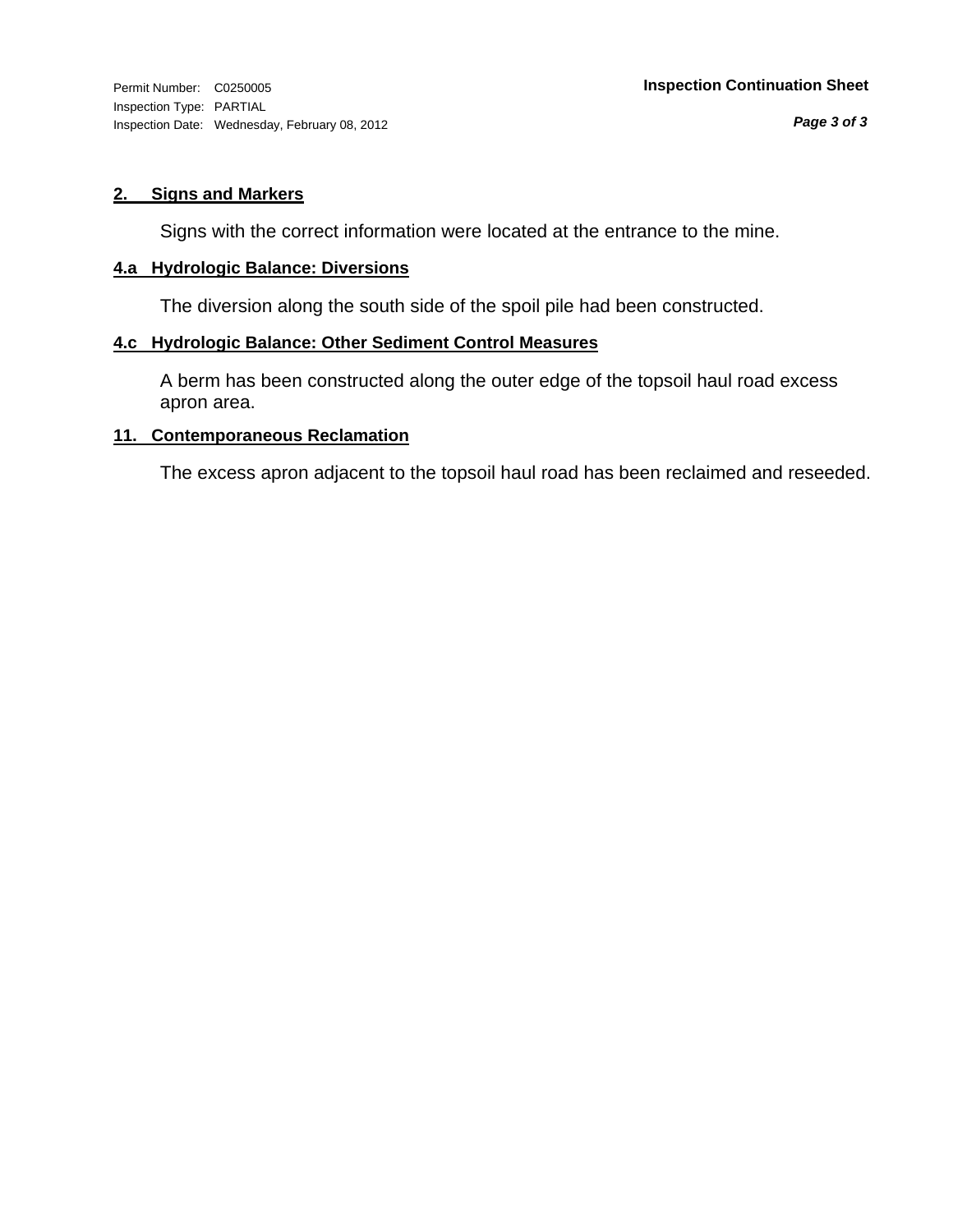Permit Number: C0250005
Inspection Type: PARTIAL
Inspection Date: Wednesday, February 08, 2012

**Inspection Continuation Sheet**

## 2. Signs and Markers

Signs with the correct information were located at the entrance to the mine.

## 4.a Hydrologic Balance: Diversions

The diversion along the south side of the spoil pile had been constructed.

## 4.c Hydrologic Balance: Other Sediment Control Measures

A berm has been constructed along the outer edge of the topsoil haul road excess apron area.

## 11. Contemporaneous Reclamation

The excess apron adjacent to the topsoil haul road has been reclaimed and reseeded.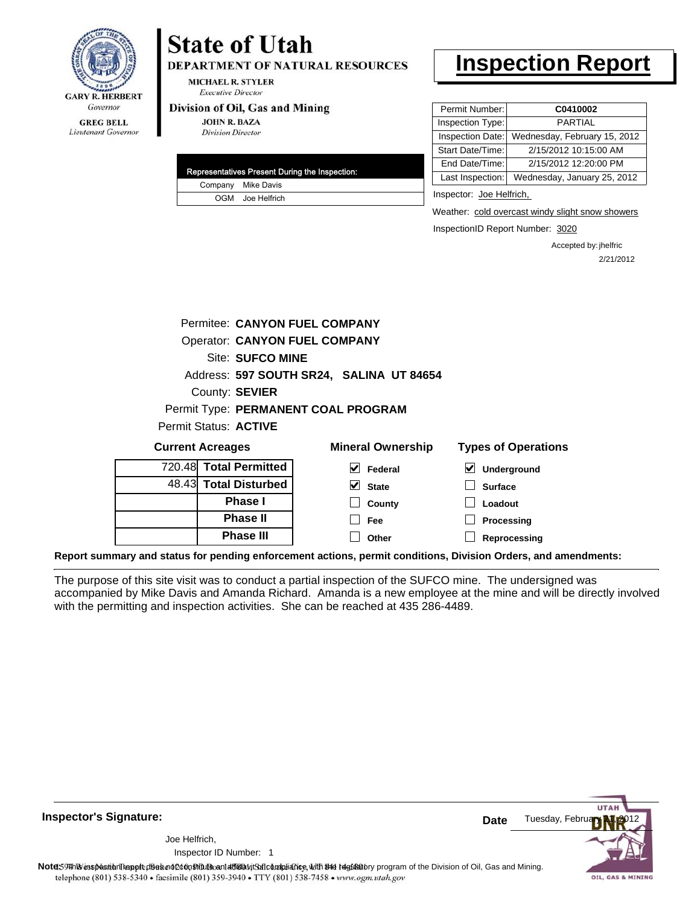GARY R. HERBERT
*Governor*

GREG BELL
*Lieutenant Governor*

# State of Utah

**DEPARTMENT OF NATURAL RESOURCES**

MICHAEL R. STYLER
*Executive Director*

**Division of Oil, Gas and Mining**

JOHN R. BAZA
*Division Director*

# Inspection Report

| | |
|---|---|
| Permit Number: | **C0410002** |
| Inspection Type: | PARTIAL |
| Inspection Date: | Wednesday, February 15, 2012 |
| Start Date/Time: | 2/15/2012 10:15:00 AM |
| End Date/Time: | 2/15/2012 12:20:00 PM |
| Last Inspection: | Wednesday, January 25, 2012 |

| Representatives Present During the Inspection: | |
|---|---|
| Company | Mike Davis |
| OGM | Joe Helfrich |

Inspector: Joe Helfrich,

Weather: cold overcast windy slight snow showers

InspectionID Report Number: 3020

Accepted by: jhelfric
2/21/2012

Permitee: **CANYON FUEL COMPANY**
Operator: **CANYON FUEL COMPANY**
Site: **SUFCO MINE**
Address: **597 SOUTH SR24, SALINA UT 84654**
County: **SEVIER**
Permit Type: **PERMANENT COAL PROGRAM**
Permit Status: **ACTIVE**

**Current Acreages**

| | |
|---|---|
| 720.48 | **Total Permitted** |
| 48.43 | **Total Disturbed** |
| | **Phase I** |
| | **Phase II** |
| | **Phase III** |

**Mineral Ownership**

- [x] Federal
- [x] State
- [ ] County
- [ ] Fee
- [ ] Other

**Types of Operations**

- [x] Underground
- [ ] Surface
- [ ] Loadout
- [ ] Processing
- [ ] Reprocessing

**Report summary and status for pending enforcement actions, permit conditions, Division Orders, and amendments:**

The purpose of this site visit was to conduct a partial inspection of the SUFCO mine. The undersigned was accompanied by Mike Davis and Amanda Richard. Amanda is a new employee at the mine and will be directly involved with the permitting and inspection activities. She can be reached at 435 286-4489.

**Inspector's Signature:**

Joe Helfrich,
Inspector ID Number: 1

**Date** Tuesday, February 21, 2012

**Note:** This inspection report does not constitute an affidavit of compliance with the regulatory program of the Division of Oil, Gas and Mining.

1594 West North Temple, Suite 1210, PO Box 145801, Salt Lake City, UT 84114-5801
telephone (801) 538-5340 • facsimile (801) 359-3940 • TTY (801) 538-7458 • www.ogm.utah.gov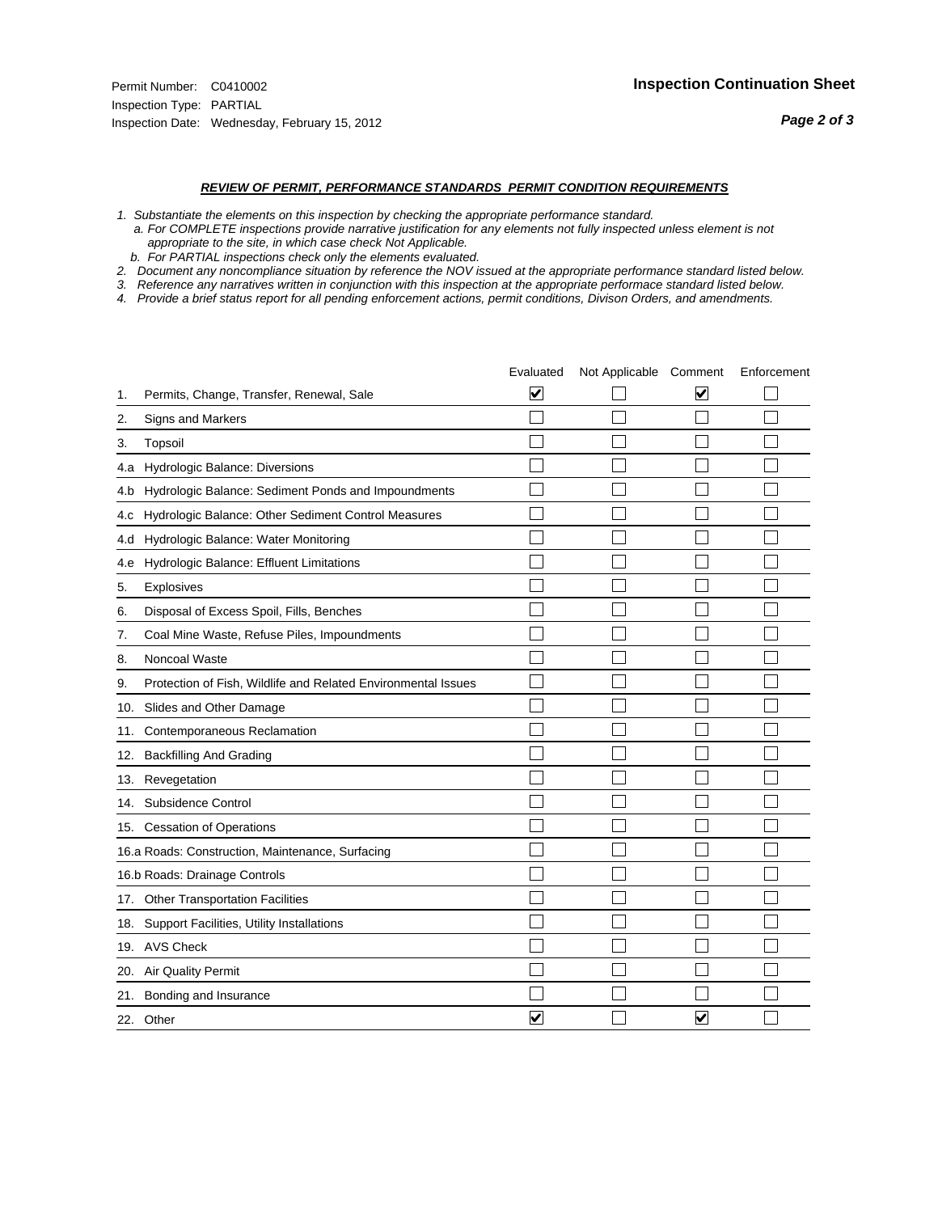Permit Number: C0410002
Inspection Type: PARTIAL
Inspection Date: Wednesday, February 15, 2012

**Inspection Continuation Sheet**

***REVIEW OF PERMIT, PERFORMANCE STANDARDS PERMIT CONDITION REQUIREMENTS***

*1. Substantiate the elements on this inspection by checking the appropriate performance standard.*
*a. For COMPLETE inspections provide narrative justification for any elements not fully inspected unless element is not appropriate to the site, in which case check Not Applicable.*
*b. For PARTIAL inspections check only the elements evaluated.*
*2. Document any noncompliance situation by reference the NOV issued at the appropriate performance standard listed below.*
*3. Reference any narratives written in conjunction with this inspection at the appropriate performace standard listed below.*
*4. Provide a brief status report for all pending enforcement actions, permit conditions, Divison Orders, and amendments.*

| | Evaluated | Not Applicable | Comment | Enforcement |
|---|---|---|---|---|
| 1. Permits, Change, Transfer, Renewal, Sale | ☑ | ☐ | ☑ | ☐ |
| 2. Signs and Markers | ☐ | ☐ | ☐ | ☐ |
| 3. Topsoil | ☐ | ☐ | ☐ | ☐ |
| 4.a Hydrologic Balance: Diversions | ☐ | ☐ | ☐ | ☐ |
| 4.b Hydrologic Balance: Sediment Ponds and Impoundments | ☐ | ☐ | ☐ | ☐ |
| 4.c Hydrologic Balance: Other Sediment Control Measures | ☐ | ☐ | ☐ | ☐ |
| 4.d Hydrologic Balance: Water Monitoring | ☐ | ☐ | ☐ | ☐ |
| 4.e Hydrologic Balance: Effluent Limitations | ☐ | ☐ | ☐ | ☐ |
| 5. Explosives | ☐ | ☐ | ☐ | ☐ |
| 6. Disposal of Excess Spoil, Fills, Benches | ☐ | ☐ | ☐ | ☐ |
| 7. Coal Mine Waste, Refuse Piles, Impoundments | ☐ | ☐ | ☐ | ☐ |
| 8. Noncoal Waste | ☐ | ☐ | ☐ | ☐ |
| 9. Protection of Fish, Wildlife and Related Environmental Issues | ☐ | ☐ | ☐ | ☐ |
| 10. Slides and Other Damage | ☐ | ☐ | ☐ | ☐ |
| 11. Contemporaneous Reclamation | ☐ | ☐ | ☐ | ☐ |
| 12. Backfilling And Grading | ☐ | ☐ | ☐ | ☐ |
| 13. Revegetation | ☐ | ☐ | ☐ | ☐ |
| 14. Subsidence Control | ☐ | ☐ | ☐ | ☐ |
| 15. Cessation of Operations | ☐ | ☐ | ☐ | ☐ |
| 16.a Roads: Construction, Maintenance, Surfacing | ☐ | ☐ | ☐ | ☐ |
| 16.b Roads: Drainage Controls | ☐ | ☐ | ☐ | ☐ |
| 17. Other Transportation Facilities | ☐ | ☐ | ☐ | ☐ |
| 18. Support Facilities, Utility Installations | ☐ | ☐ | ☐ | ☐ |
| 19. AVS Check | ☐ | ☐ | ☐ | ☐ |
| 20. Air Quality Permit | ☐ | ☐ | ☐ | ☐ |
| 21. Bonding and Insurance | ☐ | ☐ | ☐ | ☐ |
| 22. Other | ☑ | ☐ | ☑ | ☐ |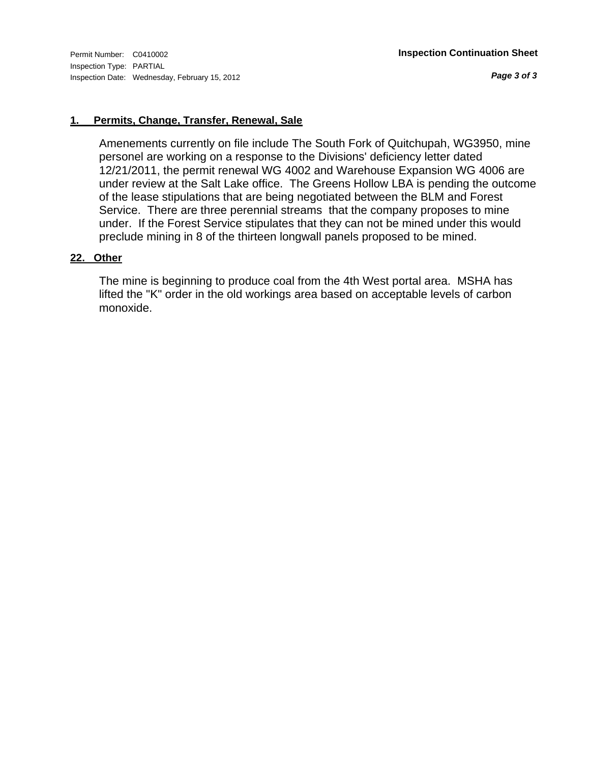Permit Number: C0410002
Inspection Type: PARTIAL
Inspection Date: Wednesday, February 15, 2012

**Inspection Continuation Sheet**

## 1. Permits, Change, Transfer, Renewal, Sale

Amenements currently on file include The South Fork of Quitchupah, WG3950, mine personel are working on a response to the Divisions' deficiency letter dated 12/21/2011, the permit renewal WG 4002 and Warehouse Expansion WG 4006 are under review at the Salt Lake office. The Greens Hollow LBA is pending the outcome of the lease stipulations that are being negotiated between the BLM and Forest Service. There are three perennial streams that the company proposes to mine under. If the Forest Service stipulates that they can not be mined under this would preclude mining in 8 of the thirteen longwall panels proposed to be mined.

## 22. Other

The mine is beginning to produce coal from the 4th West portal area. MSHA has lifted the "K" order in the old workings area based on acceptable levels of carbon monoxide.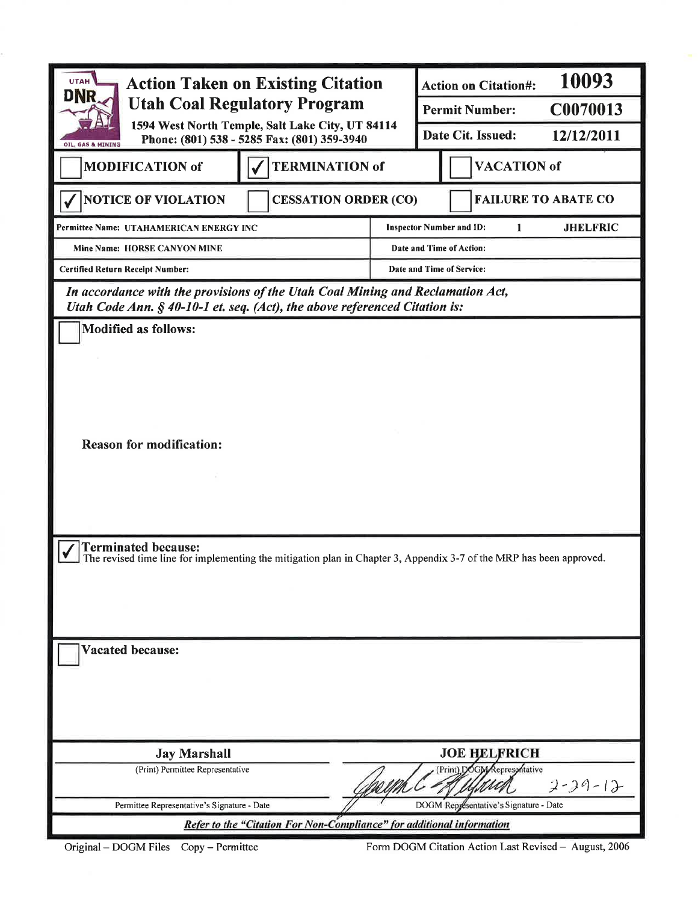# Action Taken on Existing Citation
## Utah Coal Regulatory Program

UTAH DNR OIL, GAS & MINING

1594 West North Temple, Salt Lake City, UT 84114
Phone: (801) 538 - 5285 Fax: (801) 359-3940

| | |
|---|---|
| Action on Citation#: | 10093 |
| Permit Number: | C0070013 |
| Date Cit. Issued: | 12/12/2011 |

☐ MODIFICATION of ☑ TERMINATION of ☐ VACATION of

☑ NOTICE OF VIOLATION ☐ CESSATION ORDER (CO) ☐ FAILURE TO ABATE CO

| | |
|---|---|
| Permittee Name: UTAHAMERICAN ENERGY INC | Inspector Number and ID: 1 JHELFRIC |
| Mine Name: HORSE CANYON MINE | Date and Time of Action: |
| Certified Return Receipt Number: | Date and Time of Service: |

***In accordance with the provisions of the Utah Coal Mining and Reclamation Act, Utah Code Ann. § 40-10-1 et. seq. (Act), the above referenced Citation is:***

☐ **Modified as follows:**

**Reason for modification:**

☑ **Terminated because:**
The revised time line for implementing the mitigation plan in Chapter 3, Appendix 3-7 of the MRP has been approved.

☐ **Vacated because:**

| | |
|---|---|
| **Jay Marshall** | **JOE HELFRICH** |
| (Print) Permittee Representative | (Print) DOGM Representative |
| | Joseph C. Helfrich 2-29-12 |
| Permittee Representative's Signature - Date | DOGM Representative's Signature - Date |

***Refer to the "Citation For Non-Compliance" for additional information***

Original – DOGM Files Copy – Permittee

Form DOGM Citation Action Last Revised – August, 2006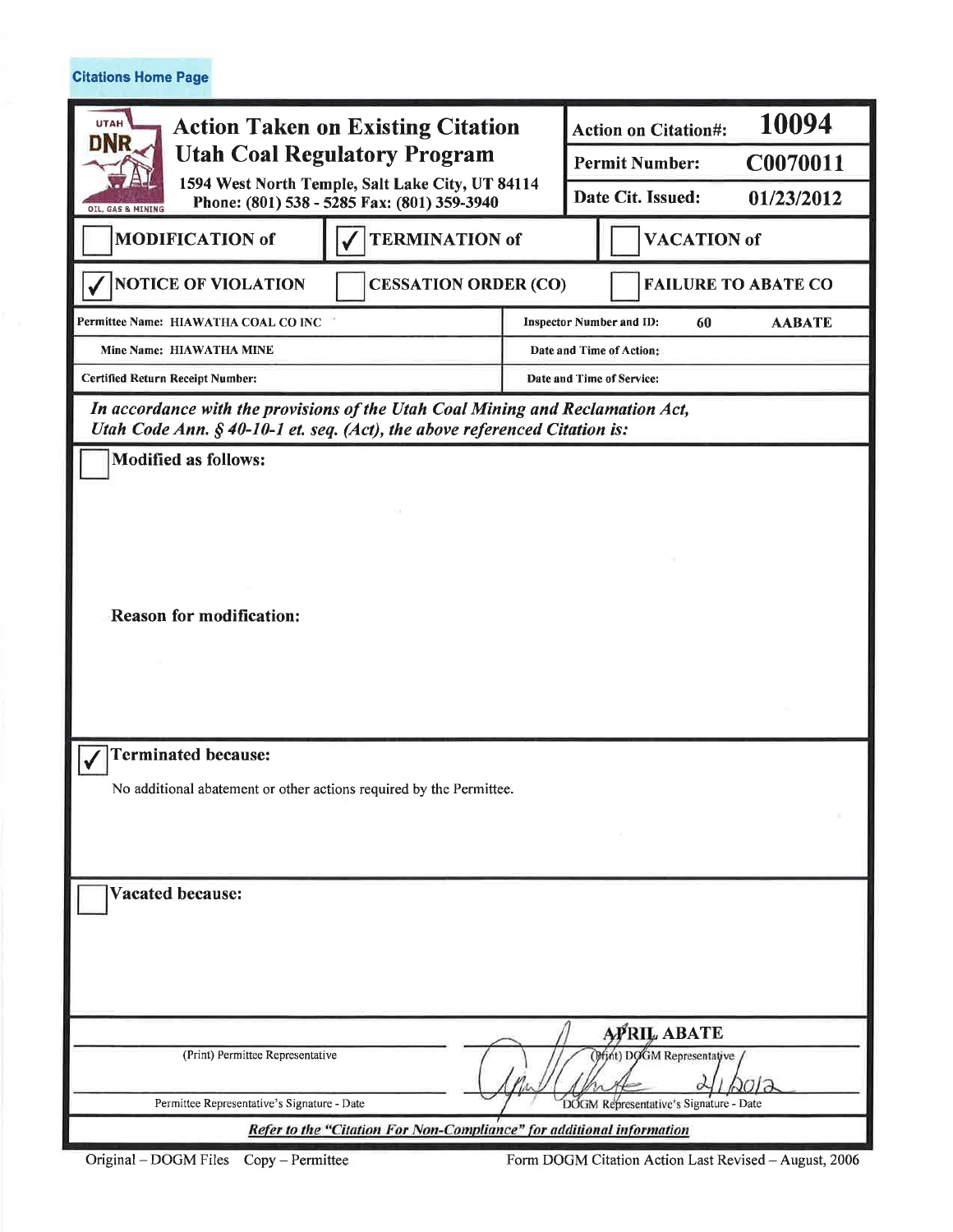Citations Home Page

# Action Taken on Existing Citation
## Utah Coal Regulatory Program

1594 West North Temple, Salt Lake City, UT 84114
Phone: (801) 538 - 5285 Fax: (801) 359-3940

| | |
|---|---|
| **Action on Citation#:** | **10094** |
| **Permit Number:** | **C0070011** |
| **Date Cit. Issued:** | **01/23/2012** |

☐ **MODIFICATION of** ☑ **TERMINATION of** ☐ **VACATION of**

☑ **NOTICE OF VIOLATION** ☐ **CESSATION ORDER (CO)** ☐ **FAILURE TO ABATE CO**

| | |
|---|---|
| Permittee Name: HIAWATHA COAL CO INC | Inspector Number and ID: 60 AABATE |
| Mine Name: HIAWATHA MINE | Date and Time of Action: |
| Certified Return Receipt Number: | Date and Time of Service: |

*In accordance with the provisions of the Utah Coal Mining and Reclamation Act, Utah Code Ann. § 40-10-1 et. seq. (Act), the above referenced Citation is:*

☐ **Modified as follows:**

**Reason for modification:**

☑ **Terminated because:**

No additional abatement or other actions required by the Permittee.

☐ **Vacated because:**

| | |
|---|---|
| | APRIL ABATE |
| (Print) Permittee Representative | (Print) DOGM Representative |
| | 2/1/2012 |
| Permittee Representative's Signature - Date | DOGM Representative's Signature - Date |

*Refer to the "Citation For Non-Compliance" for additional information*

Original – DOGM Files Copy – Permittee Form DOGM Citation Action Last Revised – August, 2006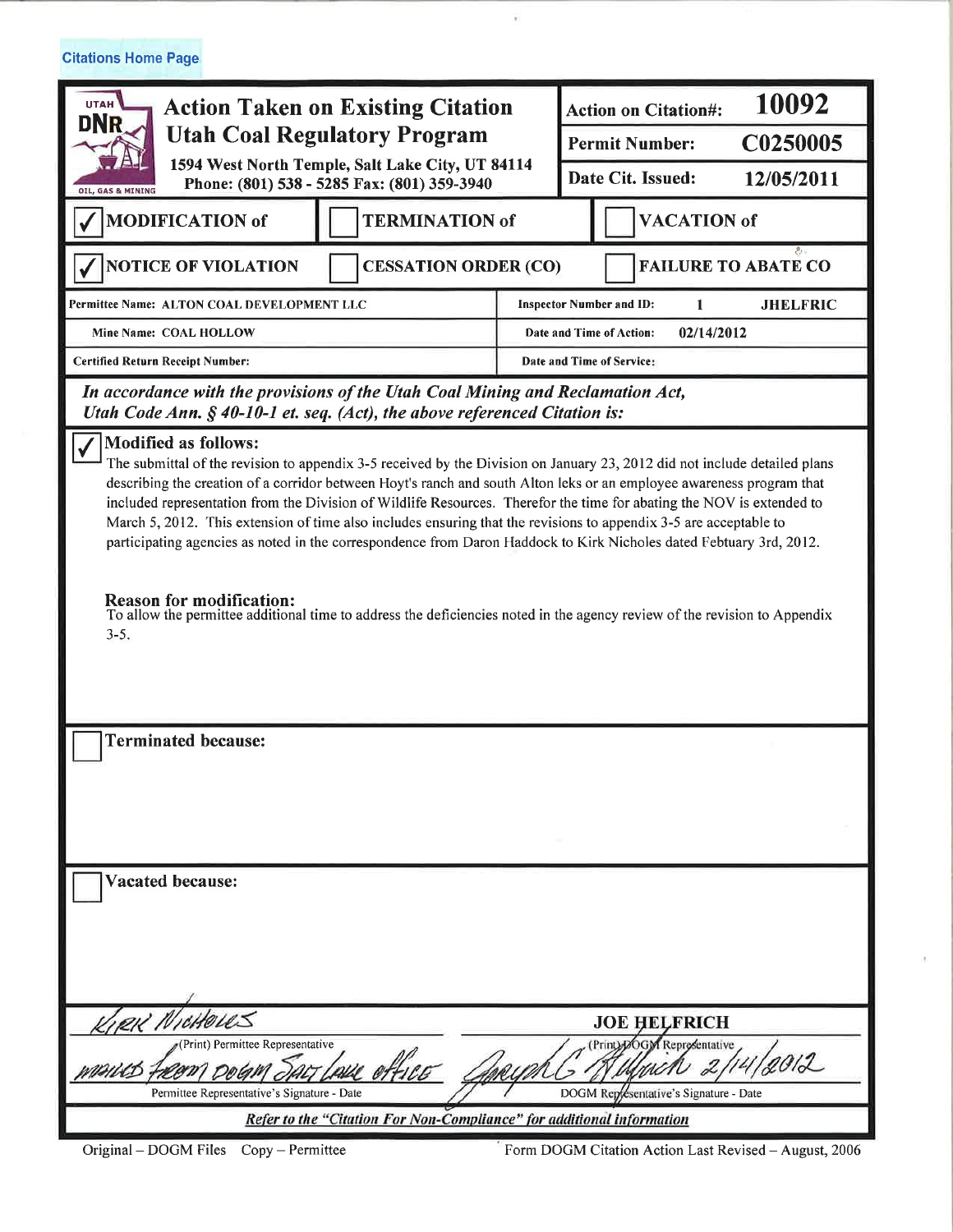Citations Home Page

# Action Taken on Existing Citation

## Utah Coal Regulatory Program

UTAH DNR OIL, GAS & MINING

1594 West North Temple, Salt Lake City, UT 84114
Phone: (801) 538 - 5285 Fax: (801) 359-3940

| | |
|---|---|
| **Action on Citation#:** | **10092** |
| **Permit Number:** | **C0250005** |
| **Date Cit. Issued:** | **12/05/2011** |

☑ **MODIFICATION of** ☐ **TERMINATION of** ☐ **VACATION of**

☑ **NOTICE OF VIOLATION** ☐ **CESSATION ORDER (CO)** ☐ **FAILURE TO ABATE CO**

| | |
|---|---|
| **Permittee Name:** ALTON COAL DEVELOPMENT LLC | **Inspector Number and ID:** 1 JHELFRIC |
| **Mine Name:** COAL HOLLOW | **Date and Time of Action:** 02/14/2012 |
| **Certified Return Receipt Number:** | **Date and Time of Service:** |

***In accordance with the provisions of the Utah Coal Mining and Reclamation Act, Utah Code Ann. § 40-10-1 et. seq. (Act), the above referenced Citation is:***

☑ **Modified as follows:**

The submittal of the revision to appendix 3-5 received by the Division on January 23, 2012 did not include detailed plans describing the creation of a corridor between Hoyt's ranch and south Alton leks or an employee awareness program that included representation from the Division of Wildlife Resources. Therefor the time for abating the NOV is extended to March 5, 2012. This extension of time also includes ensuring that the revisions to appendix 3-5 are acceptable to participating agencies as noted in the correspondence from Daron Haddock to Kirk Nicholes dated Febtuary 3rd, 2012.

**Reason for modification:**
To allow the permittee additional time to address the deficiencies noted in the agency review of the revision to Appendix 3-5.

☐ **Terminated because:**

☐ **Vacated because:**

| | |
|---|---|
| KIRK NICHOLES | **JOE HELFRICH** |
| (Print) Permittee Representative | (Print) DOGM Representative |
| MAILED FROM DOGM SALT LAKE OFFICE | Joseph C. Helfrich 2/14/2012 |
| Permittee Representative's Signature - Date | DOGM Representative's Signature - Date |

***Refer to the "Citation For Non-Compliance" for additional information***

Original – DOGM Files Copy – Permittee

Form DOGM Citation Action Last Revised – August, 2006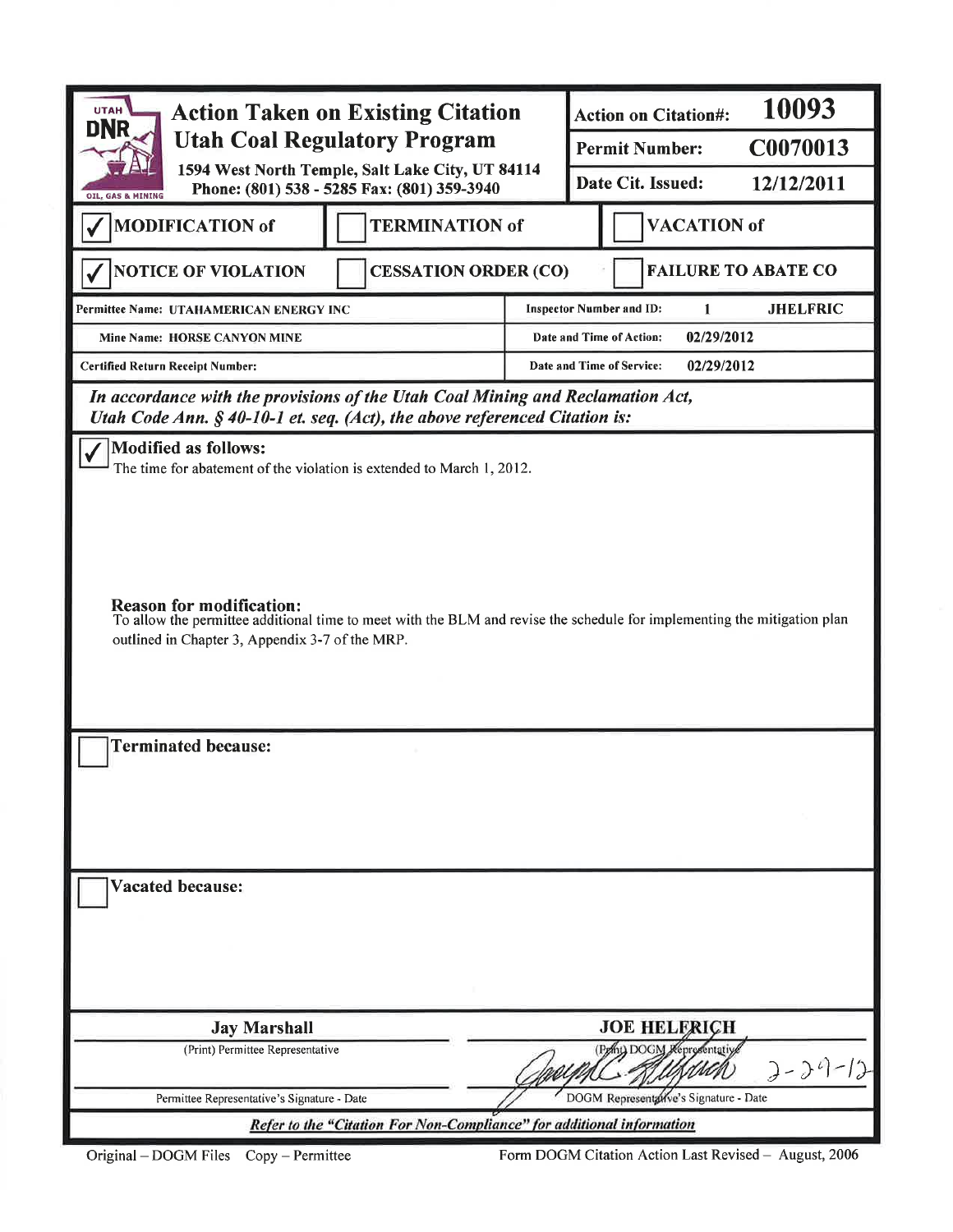UTAH DNR OIL, GAS & MINING

# Action Taken on Existing Citation
## Utah Coal Regulatory Program

1594 West North Temple, Salt Lake City, UT 84114
Phone: (801) 538 - 5285 Fax: (801) 359-3940

| | |
|---|---|
| Action on Citation#: | 10093 |
| Permit Number: | C0070013 |
| Date Cit. Issued: | 12/12/2011 |

☑ MODIFICATION of ☐ TERMINATION of ☐ VACATION of

☑ NOTICE OF VIOLATION ☐ CESSATION ORDER (CO) ☐ FAILURE TO ABATE CO

| | |
|---|---|
| Permittee Name: UTAHAMERICAN ENERGY INC | Inspector Number and ID: 1 JHELFRIC |
| Mine Name: HORSE CANYON MINE | Date and Time of Action: 02/29/2012 |
| Certified Return Receipt Number: | Date and Time of Service: 02/29/2012 |

*In accordance with the provisions of the Utah Coal Mining and Reclamation Act, Utah Code Ann. § 40-10-1 et. seq. (Act), the above referenced Citation is:*

☑ **Modified as follows:**

The time for abatement of the violation is extended to March 1, 2012.

**Reason for modification:**

To allow the permittee additional time to meet with the BLM and revise the schedule for implementing the mitigation plan outlined in Chapter 3, Appendix 3-7 of the MRP.

☐ **Terminated because:**

☐ **Vacated because:**

| | |
|---|---|
| Jay Marshall | JOE HELFRICH |
| (Print) Permittee Representative | (Print) DOGM Representative |
| | Joseph C. Helfrich 2-29-12 |
| Permittee Representative's Signature - Date | DOGM Representative's Signature - Date |

***Refer to the "Citation For Non-Compliance" for additional information***

Original – DOGM Files Copy – Permittee

Form DOGM Citation Action Last Revised – August, 2006